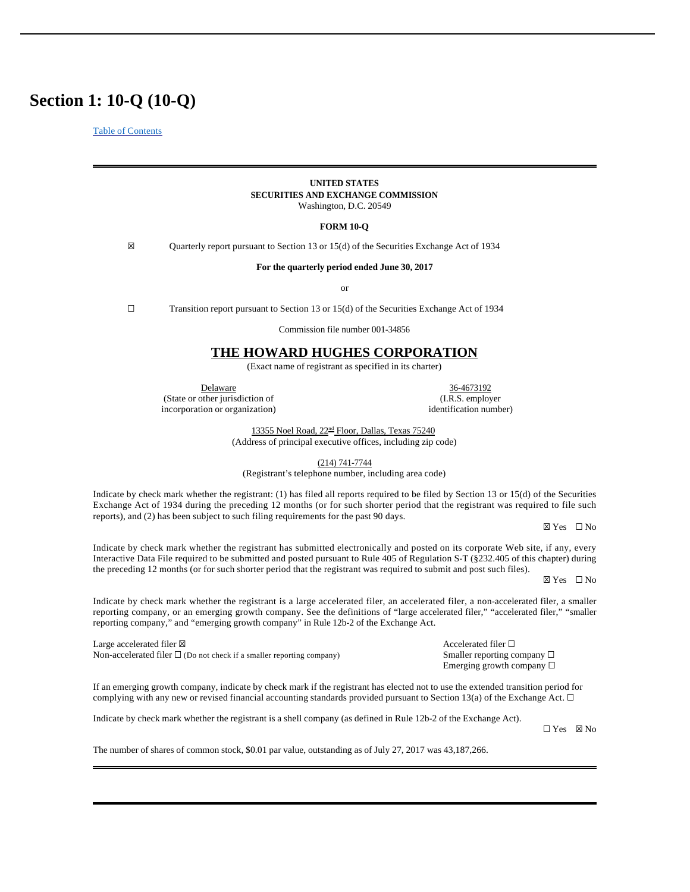# Section 1: 10-Q (10-Q)

Table of Contents

**UNITED STATES**
**SECURITIES AND EXCHANGE COMMISSION**
Washington, D.C. 20549

**FORM 10-Q**

☒ Quarterly report pursuant to Section 13 or 15(d) of the Securities Exchange Act of 1934

**For the quarterly period ended June 30, 2017**

or

☐ Transition report pursuant to Section 13 or 15(d) of the Securities Exchange Act of 1934

Commission file number 001-34856

## THE HOWARD HUGHES CORPORATION

(Exact name of registrant as specified in its charter)

| Delaware | 36-4673192 |
|---|---|
| (State or other jurisdiction of incorporation or organization) | (I.R.S. employer identification number) |

13355 Noel Road, 22nd Floor, Dallas, Texas 75240
(Address of principal executive offices, including zip code)

(214) 741-7744
(Registrant's telephone number, including area code)

Indicate by check mark whether the registrant: (1) has filed all reports required to be filed by Section 13 or 15(d) of the Securities Exchange Act of 1934 during the preceding 12 months (or for such shorter period that the registrant was required to file such reports), and (2) has been subject to such filing requirements for the past 90 days.

☒ Yes ☐ No

Indicate by check mark whether the registrant has submitted electronically and posted on its corporate Web site, if any, every Interactive Data File required to be submitted and posted pursuant to Rule 405 of Regulation S-T (§232.405 of this chapter) during the preceding 12 months (or for such shorter period that the registrant was required to submit and post such files).

☒ Yes ☐ No

Indicate by check mark whether the registrant is a large accelerated filer, an accelerated filer, a non-accelerated filer, a smaller reporting company, or an emerging growth company. See the definitions of "large accelerated filer," "accelerated filer," "smaller reporting company," and "emerging growth company" in Rule 12b-2 of the Exchange Act.

| | |
|---|---|
| Large accelerated filer ☒ | Accelerated filer ☐ |
| Non-accelerated filer ☐ (Do not check if a smaller reporting company) | Smaller reporting company ☐ |
| | Emerging growth company ☐ |

If an emerging growth company, indicate by check mark if the registrant has elected not to use the extended transition period for complying with any new or revised financial accounting standards provided pursuant to Section 13(a) of the Exchange Act. ☐

Indicate by check mark whether the registrant is a shell company (as defined in Rule 12b-2 of the Exchange Act).

☐ Yes ☒ No

The number of shares of common stock, $0.01 par value, outstanding as of July 27, 2017 was 43,187,266.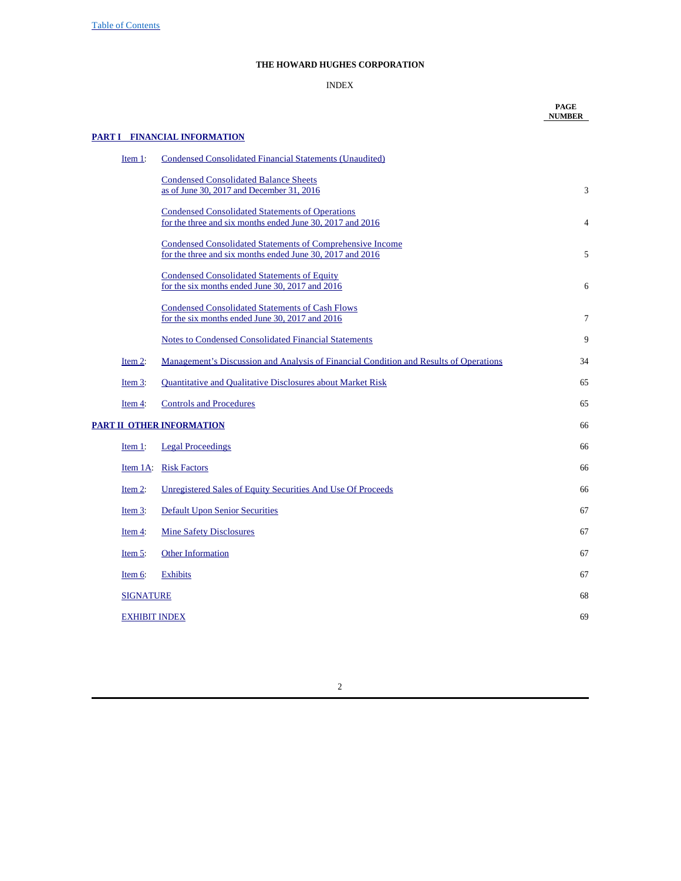**THE HOWARD HUGHES CORPORATION**

INDEX

| | | PAGE NUMBER |
|---|---|---|
| **PART I FINANCIAL INFORMATION** | | |
| Item 1: | Condensed Consolidated Financial Statements (Unaudited) | |
| | Condensed Consolidated Balance Sheets as of June 30, 2017 and December 31, 2016 | 3 |
| | Condensed Consolidated Statements of Operations for the three and six months ended June 30, 2017 and 2016 | 4 |
| | Condensed Consolidated Statements of Comprehensive Income for the three and six months ended June 30, 2017 and 2016 | 5 |
| | Condensed Consolidated Statements of Equity for the six months ended June 30, 2017 and 2016 | 6 |
| | Condensed Consolidated Statements of Cash Flows for the six months ended June 30, 2017 and 2016 | 7 |
| | Notes to Condensed Consolidated Financial Statements | 9 |
| Item 2: | Management's Discussion and Analysis of Financial Condition and Results of Operations | 34 |
| Item 3: | Quantitative and Qualitative Disclosures about Market Risk | 65 |
| Item 4: | Controls and Procedures | 65 |
| **PART II OTHER INFORMATION** | | 66 |
| Item 1: | Legal Proceedings | 66 |
| Item 1A: | Risk Factors | 66 |
| Item 2: | Unregistered Sales of Equity Securities And Use Of Proceeds | 66 |
| Item 3: | Default Upon Senior Securities | 67 |
| Item 4: | Mine Safety Disclosures | 67 |
| Item 5: | Other Information | 67 |
| Item 6: | Exhibits | 67 |
| SIGNATURE | | 68 |
| EXHIBIT INDEX | | 69 |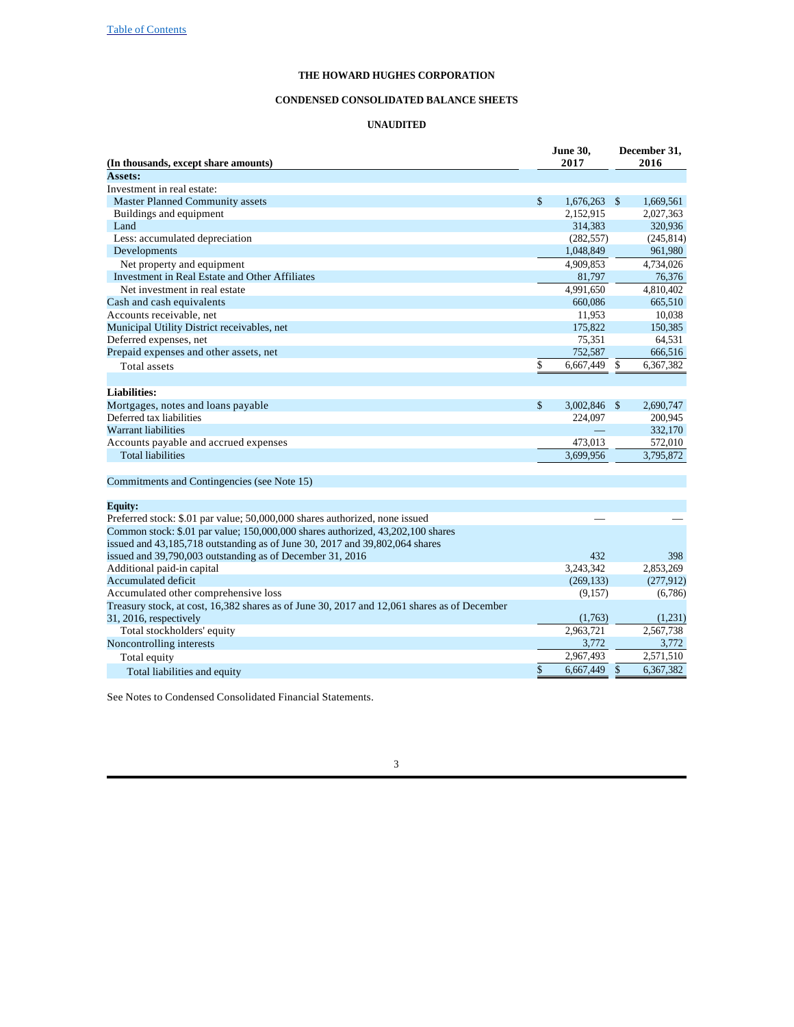# THE HOWARD HUGHES CORPORATION

## CONDENSED CONSOLIDATED BALANCE SHEETS

### UNAUDITED

| (In thousands, except share amounts) | June 30, 2017 | December 31, 2016 |
|---|---|---|
| **Assets:** | | |
| Investment in real estate: | | |
| Master Planned Community assets | $ 1,676,263 | $ 1,669,561 |
| Buildings and equipment | 2,152,915 | 2,027,363 |
| Land | 314,383 | 320,936 |
| Less: accumulated depreciation | (282,557) | (245,814) |
| Developments | 1,048,849 | 961,980 |
| Net property and equipment | 4,909,853 | 4,734,026 |
| Investment in Real Estate and Other Affiliates | 81,797 | 76,376 |
| Net investment in real estate | 4,991,650 | 4,810,402 |
| Cash and cash equivalents | 660,086 | 665,510 |
| Accounts receivable, net | 11,953 | 10,038 |
| Municipal Utility District receivables, net | 175,822 | 150,385 |
| Deferred expenses, net | 75,351 | 64,531 |
| Prepaid expenses and other assets, net | 752,587 | 666,516 |
| Total assets | $ 6,667,449 | $ 6,367,382 |
| | | |
| **Liabilities:** | | |
| Mortgages, notes and loans payable | $ 3,002,846 | $ 2,690,747 |
| Deferred tax liabilities | 224,097 | 200,945 |
| Warrant liabilities | — | 332,170 |
| Accounts payable and accrued expenses | 473,013 | 572,010 |
| Total liabilities | 3,699,956 | 3,795,872 |
| | | |
| Commitments and Contingencies (see Note 15) | | |
| | | |
| **Equity:** | | |
| Preferred stock: $.01 par value; 50,000,000 shares authorized, none issued | — | — |
| Common stock: $.01 par value; 150,000,000 shares authorized, 43,202,100 shares issued and 43,185,718 outstanding as of June 30, 2017 and 39,802,064 shares issued and 39,790,003 outstanding as of December 31, 2016 | 432 | 398 |
| Additional paid-in capital | 3,243,342 | 2,853,269 |
| Accumulated deficit | (269,133) | (277,912) |
| Accumulated other comprehensive loss | (9,157) | (6,786) |
| Treasury stock, at cost, 16,382 shares as of June 30, 2017 and 12,061 shares as of December 31, 2016, respectively | (1,763) | (1,231) |
| Total stockholders' equity | 2,963,721 | 2,567,738 |
| Noncontrolling interests | 3,772 | 3,772 |
| Total equity | 2,967,493 | 2,571,510 |
| Total liabilities and equity | $ 6,667,449 | $ 6,367,382 |

See Notes to Condensed Consolidated Financial Statements.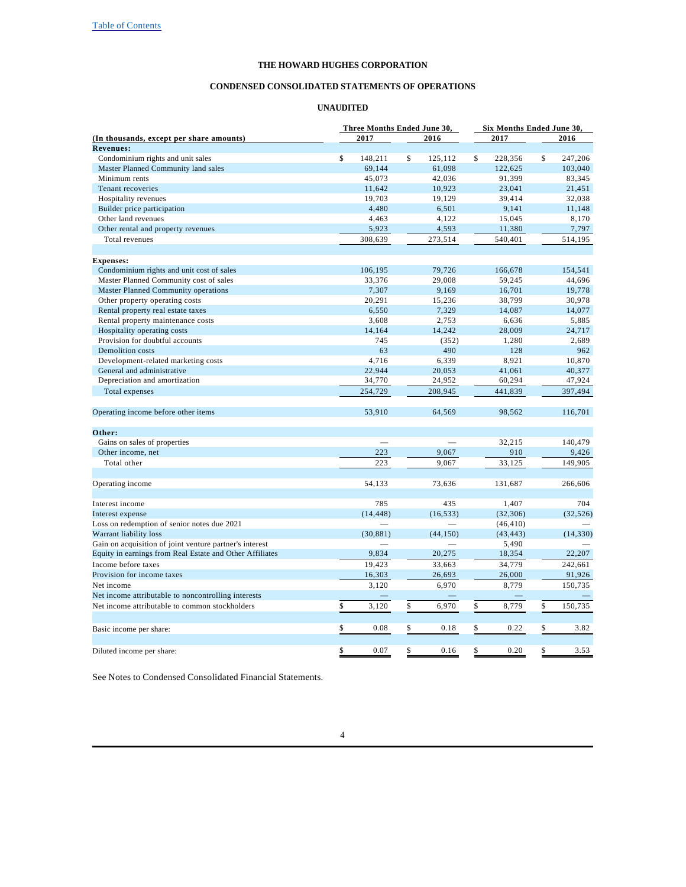# THE HOWARD HUGHES CORPORATION

## CONDENSED CONSOLIDATED STATEMENTS OF OPERATIONS

### UNAUDITED

| (In thousands, except per share amounts) | Three Months Ended June 30, 2017 | Three Months Ended June 30, 2016 | Six Months Ended June 30, 2017 | Six Months Ended June 30, 2016 |
|---|---|---|---|---|
| **Revenues:** | | | | |
| Condominium rights and unit sales | $ 148,211 | $ 125,112 | $ 228,356 | $ 247,206 |
| Master Planned Community land sales | 69,144 | 61,098 | 122,625 | 103,040 |
| Minimum rents | 45,073 | 42,036 | 91,399 | 83,345 |
| Tenant recoveries | 11,642 | 10,923 | 23,041 | 21,451 |
| Hospitality revenues | 19,703 | 19,129 | 39,414 | 32,038 |
| Builder price participation | 4,480 | 6,501 | 9,141 | 11,148 |
| Other land revenues | 4,463 | 4,122 | 15,045 | 8,170 |
| Other rental and property revenues | 5,923 | 4,593 | 11,380 | 7,797 |
| Total revenues | 308,639 | 273,514 | 540,401 | 514,195 |
| | | | | |
| **Expenses:** | | | | |
| Condominium rights and unit cost of sales | 106,195 | 79,726 | 166,678 | 154,541 |
| Master Planned Community cost of sales | 33,376 | 29,008 | 59,245 | 44,696 |
| Master Planned Community operations | 7,307 | 9,169 | 16,701 | 19,778 |
| Other property operating costs | 20,291 | 15,236 | 38,799 | 30,978 |
| Rental property real estate taxes | 6,550 | 7,329 | 14,087 | 14,077 |
| Rental property maintenance costs | 3,608 | 2,753 | 6,636 | 5,885 |
| Hospitality operating costs | 14,164 | 14,242 | 28,009 | 24,717 |
| Provision for doubtful accounts | 745 | (352) | 1,280 | 2,689 |
| Demolition costs | 63 | 490 | 128 | 962 |
| Development-related marketing costs | 4,716 | 6,339 | 8,921 | 10,870 |
| General and administrative | 22,944 | 20,053 | 41,061 | 40,377 |
| Depreciation and amortization | 34,770 | 24,952 | 60,294 | 47,924 |
| Total expenses | 254,729 | 208,945 | 441,839 | 397,494 |
| | | | | |
| Operating income before other items | 53,910 | 64,569 | 98,562 | 116,701 |
| | | | | |
| **Other:** | | | | |
| Gains on sales of properties | — | — | 32,215 | 140,479 |
| Other income, net | 223 | 9,067 | 910 | 9,426 |
| Total other | 223 | 9,067 | 33,125 | 149,905 |
| | | | | |
| Operating income | 54,133 | 73,636 | 131,687 | 266,606 |
| | | | | |
| Interest income | 785 | 435 | 1,407 | 704 |
| Interest expense | (14,448) | (16,533) | (32,306) | (32,526) |
| Loss on redemption of senior notes due 2021 | — | — | (46,410) | — |
| Warrant liability loss | (30,881) | (44,150) | (43,443) | (14,330) |
| Gain on acquisition of joint venture partner's interest | — | — | 5,490 | — |
| Equity in earnings from Real Estate and Other Affiliates | 9,834 | 20,275 | 18,354 | 22,207 |
| Income before taxes | 19,423 | 33,663 | 34,779 | 242,661 |
| Provision for income taxes | 16,303 | 26,693 | 26,000 | 91,926 |
| Net income | 3,120 | 6,970 | 8,779 | 150,735 |
| Net income attributable to noncontrolling interests | — | — | — | — |
| Net income attributable to common stockholders | $ 3,120 | $ 6,970 | $ 8,779 | $ 150,735 |
| | | | | |
| Basic income per share: | $ 0.08 | $ 0.18 | $ 0.22 | $ 3.82 |
| | | | | |
| Diluted income per share: | $ 0.07 | $ 0.16 | $ 0.20 | $ 3.53 |

See Notes to Condensed Consolidated Financial Statements.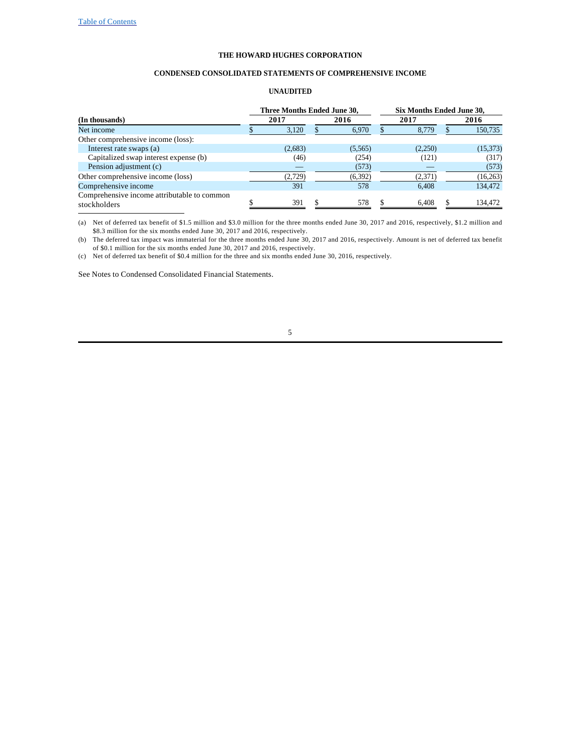THE HOWARD HUGHES CORPORATION

CONDENSED CONSOLIDATED STATEMENTS OF COMPREHENSIVE INCOME

UNAUDITED

| (In thousands) | Three Months Ended June 30, 2017 | Three Months Ended June 30, 2016 | Six Months Ended June 30, 2017 | Six Months Ended June 30, 2016 |
|---|---|---|---|---|
| Net income | $ 3,120 | $ 6,970 | $ 8,779 | $ 150,735 |
| Other comprehensive income (loss): | | | | |
| Interest rate swaps (a) | (2,683) | (5,565) | (2,250) | (15,373) |
| Capitalized swap interest expense (b) | (46) | (254) | (121) | (317) |
| Pension adjustment (c) | — | (573) | — | (573) |
| Other comprehensive income (loss) | (2,729) | (6,392) | (2,371) | (16,263) |
| Comprehensive income | 391 | 578 | 6,408 | 134,472 |
| Comprehensive income attributable to common stockholders | $ 391 | $ 578 | $ 6,408 | $ 134,472 |

(a) Net of deferred tax benefit of $1.5 million and $3.0 million for the three months ended June 30, 2017 and 2016, respectively, $1.2 million and $8.3 million for the six months ended June 30, 2017 and 2016, respectively.

(b) The deferred tax impact was immaterial for the three months ended June 30, 2017 and 2016, respectively. Amount is net of deferred tax benefit of $0.1 million for the six months ended June 30, 2017 and 2016, respectively.

(c) Net of deferred tax benefit of $0.4 million for the three and six months ended June 30, 2016, respectively.

See Notes to Condensed Consolidated Financial Statements.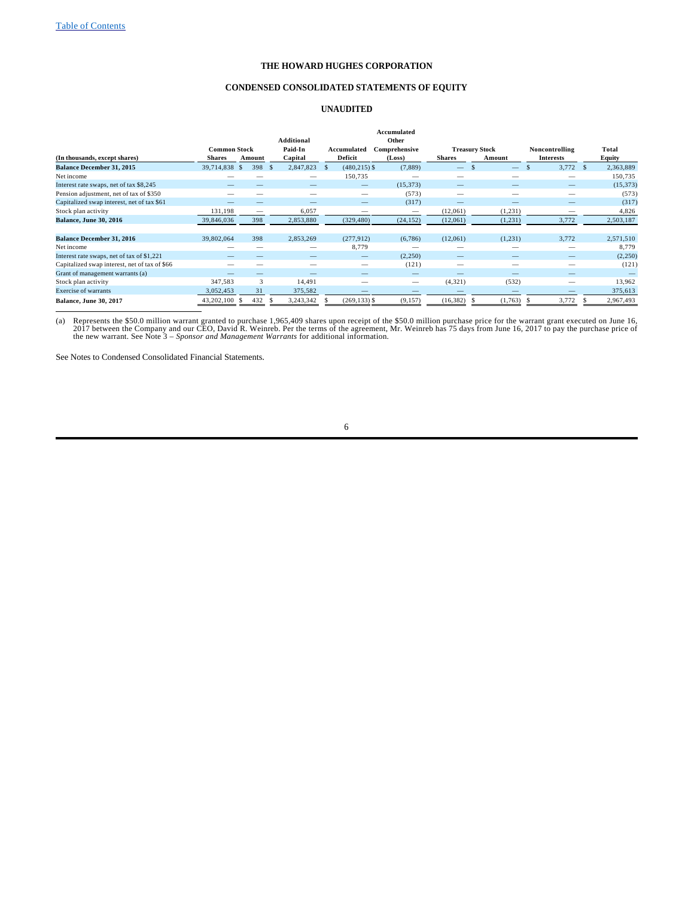# THE HOWARD HUGHES CORPORATION

## CONDENSED CONSOLIDATED STATEMENTS OF EQUITY

### UNAUDITED

| (In thousands, except shares) | Common Stock Shares | Common Stock Amount | Additional Paid-In Capital | Accumulated Deficit | Accumulated Other Comprehensive (Loss) | Treasury Stock Shares | Treasury Stock Amount | Noncontrolling Interests | Total Equity |
|---|---|---|---|---|---|---|---|---|---|
| **Balance December 31, 2015** | 39,714,838 | $ 398 | $ 2,847,823 | $ (480,215) | $ (7,889) | — | $ — | $ 3,772 | $ 2,363,889 |
| Net income | — | — | — | 150,735 | — | — | — | — | 150,735 |
| Interest rate swaps, net of tax $8,245 | — | — | — | — | (15,373) | — | — | — | (15,373) |
| Pension adjustment, net of tax of $350 | — | — | — | — | (573) | — | — | — | (573) |
| Capitalized swap interest, net of tax $61 | — | — | — | — | (317) | — | — | — | (317) |
| Stock plan activity | 131,198 | — | 6,057 | — | — | (12,061) | (1,231) | — | 4,826 |
| **Balance, June 30, 2016** | 39,846,036 | 398 | 2,853,880 | (329,480) | (24,152) | (12,061) | (1,231) | 3,772 | 2,503,187 |
| | | | | | | | | | |
| **Balance December 31, 2016** | 39,802,064 | 398 | 2,853,269 | (277,912) | (6,786) | (12,061) | (1,231) | 3,772 | 2,571,510 |
| Net income | — | — | — | 8,779 | — | — | — | — | 8,779 |
| Interest rate swaps, net of tax of $1,221 | — | — | — | — | (2,250) | — | — | — | (2,250) |
| Capitalized swap interest, net of tax of $66 | — | — | — | — | (121) | — | — | — | (121) |
| Grant of management warrants (a) | — | — | — | — | — | — | — | — | — |
| Stock plan activity | 347,583 | 3 | 14,491 | — | — | (4,321) | (532) | — | 13,962 |
| Exercise of warrants | 3,052,453 | 31 | 375,582 | — | — | — | — | — | 375,613 |
| **Balance, June 30, 2017** | 43,202,100 | $ 432 | $ 3,243,342 | $ (269,133) | $ (9,157) | (16,382) | $ (1,763) | $ 3,772 | $ 2,967,493 |

(a) Represents the $50.0 million warrant granted to purchase 1,965,409 shares upon receipt of the $50.0 million purchase price for the warrant grant executed on June 16, 2017 between the Company and our CEO, David R. Weinreb. Per the terms of the agreement, Mr. Weinreb has 75 days from June 16, 2017 to pay the purchase price of the new warrant. See Note 3 – *Sponsor and Management Warrants* for additional information.

See Notes to Condensed Consolidated Financial Statements.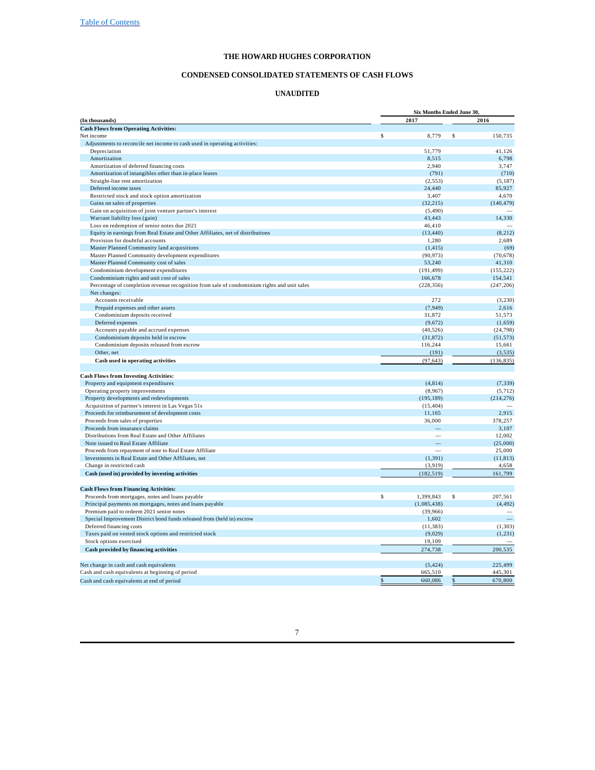# THE HOWARD HUGHES CORPORATION

## CONDENSED CONSOLIDATED STATEMENTS OF CASH FLOWS

### UNAUDITED

| (In thousands) | Six Months Ended June 30, 2017 | 2016 |
|---|---|---|
| **Cash Flows from Operating Activities:** | | |
| Net income | $ 8,779 | $ 150,735 |
| Adjustments to reconcile net income to cash used in operating activities: | | |
| Depreciation | 51,779 | 41,126 |
| Amortization | 8,515 | 6,798 |
| Amortization of deferred financing costs | 2,940 | 3,747 |
| Amortization of intangibles other than in-place leases | (791) | (710) |
| Straight-line rent amortization | (2,553) | (5,187) |
| Deferred income taxes | 24,440 | 85,927 |
| Restricted stock and stock option amortization | 3,407 | 4,670 |
| Gains on sales of properties | (32,215) | (140,479) |
| Gain on acquisition of joint venture partner's interest | (5,490) | — |
| Warrant liability loss (gain) | 43,443 | 14,330 |
| Loss on redemption of senior notes due 2021 | 46,410 | — |
| Equity in earnings from Real Estate and Other Affiliates, net of distributions | (13,440) | (8,212) |
| Provision for doubtful accounts | 1,280 | 2,689 |
| Master Planned Community land acquisitions | (1,415) | (69) |
| Master Planned Community development expenditures | (90,973) | (70,678) |
| Master Planned Community cost of sales | 53,240 | 41,310 |
| Condominium development expenditures | (191,499) | (155,222) |
| Condominium rights and unit cost of sales | 166,678 | 154,541 |
| Percentage of completion revenue recognition from sale of condominium rights and unit sales | (228,356) | (247,206) |
| Net changes: | | |
| Accounts receivable | 272 | (3,230) |
| Prepaid expenses and other assets | (7,949) | 2,616 |
| Condominium deposits received | 31,872 | 51,573 |
| Deferred expenses | (9,672) | (1,659) |
| Accounts payable and accrued expenses | (40,526) | (24,798) |
| Condominium deposits held in escrow | (31,872) | (51,573) |
| Condominium deposits released from escrow | 116,244 | 15,661 |
| Other, net | (191) | (3,535) |
| **Cash used in operating activities** | (97,643) | (136,835) |
| | | |
| **Cash Flows from Investing Activities:** | | |
| Property and equipment expenditures | (4,814) | (7,339) |
| Operating property improvements | (8,967) | (5,712) |
| Property developments and redevelopments | (195,189) | (214,276) |
| Acquisition of partner's interest in Las Vegas 51s | (15,404) | — |
| Proceeds for reimbursement of development costs | 11,165 | 2,915 |
| Proceeds from sales of properties | 36,000 | 378,257 |
| Proceeds from insurance claims | — | 3,107 |
| Distributions from Real Estate and Other Affiliates | — | 12,002 |
| Note issued to Real Estate Affiliate | — | (25,000) |
| Proceeds from repayment of note to Real Estate Affiliate | — | 25,000 |
| Investments in Real Estate and Other Affiliates, net | (1,391) | (11,813) |
| Change in restricted cash | (3,919) | 4,658 |
| **Cash (used in) provided by investing activities** | (182,519) | 161,799 |
| | | |
| **Cash Flows from Financing Activities:** | | |
| Proceeds from mortgages, notes and loans payable | $ 1,399,843 | $ 207,561 |
| Principal payments on mortgages, notes and loans payable | (1,085,438) | (4,492) |
| Premium paid to redeem 2021 senior notes | (39,966) | — |
| Special Improvement District bond funds released from (held in) escrow | 1,602 | — |
| Deferred financing costs | (11,383) | (1,303) |
| Taxes paid on vested stock options and restricted stock | (9,029) | (1,231) |
| Stock options exercised | 19,109 | — |
| **Cash provided by financing activities** | 274,738 | 200,535 |
| | | |
| Net change in cash and cash equivalents | (5,424) | 225,499 |
| Cash and cash equivalents at beginning of period | 665,510 | 445,301 |
| Cash and cash equivalents at end of period | $ 660,086 | $ 670,800 |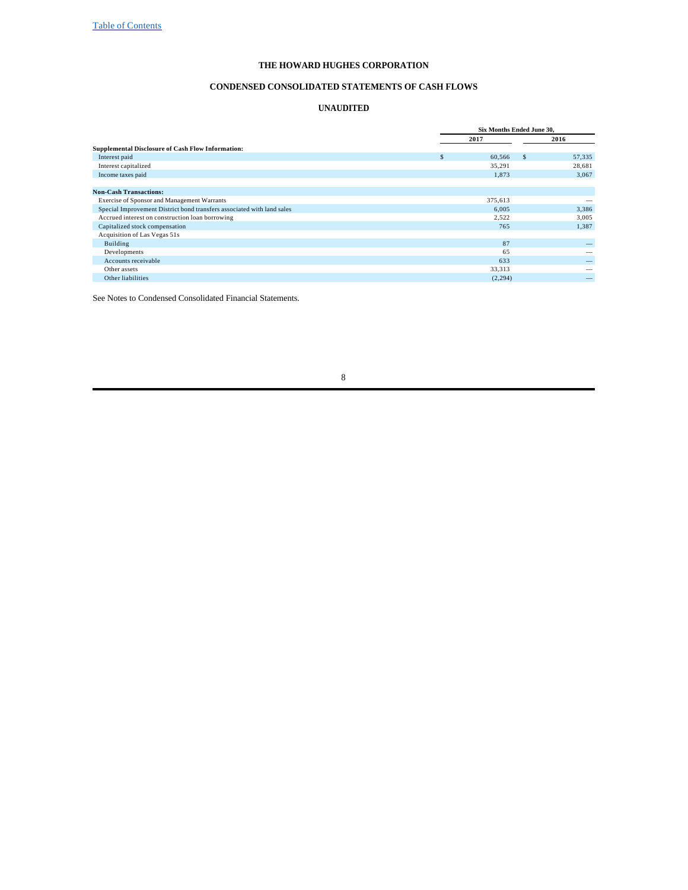THE HOWARD HUGHES CORPORATION

CONDENSED CONSOLIDATED STATEMENTS OF CASH FLOWS

UNAUDITED

| | Six Months Ended June 30, | |
|---|---|---|
| | 2017 | 2016 |
| **Supplemental Disclosure of Cash Flow Information:** | | |
| Interest paid | $ 60,566 | $ 57,335 |
| Interest capitalized | 35,291 | 28,681 |
| Income taxes paid | 1,873 | 3,067 |
| | | |
| **Non-Cash Transactions:** | | |
| Exercise of Sponsor and Management Warrants | 375,613 | — |
| Special Improvement District bond transfers associated with land sales | 6,005 | 3,386 |
| Accrued interest on construction loan borrowing | 2,522 | 3,005 |
| Capitalized stock compensation | 765 | 1,387 |
| Acquisition of Las Vegas 51s | | |
| Building | 87 | — |
| Developments | 65 | — |
| Accounts receivable | 633 | — |
| Other assets | 33,313 | — |
| Other liabilities | (2,294) | — |

See Notes to Condensed Consolidated Financial Statements.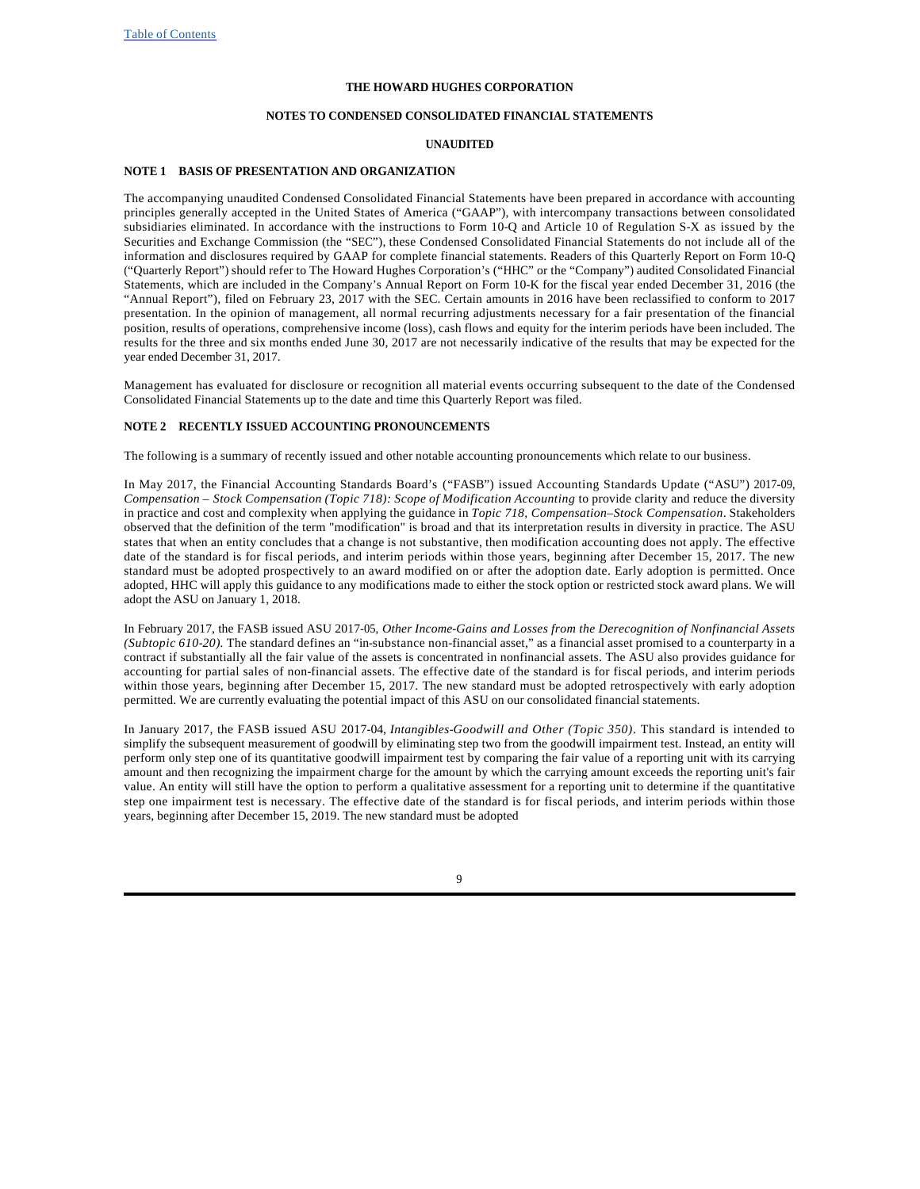**THE HOWARD HUGHES CORPORATION**

**NOTES TO CONDENSED CONSOLIDATED FINANCIAL STATEMENTS**

**UNAUDITED**

## NOTE 1 BASIS OF PRESENTATION AND ORGANIZATION

The accompanying unaudited Condensed Consolidated Financial Statements have been prepared in accordance with accounting principles generally accepted in the United States of America ("GAAP"), with intercompany transactions between consolidated subsidiaries eliminated. In accordance with the instructions to Form 10-Q and Article 10 of Regulation S-X as issued by the Securities and Exchange Commission (the "SEC"), these Condensed Consolidated Financial Statements do not include all of the information and disclosures required by GAAP for complete financial statements. Readers of this Quarterly Report on Form 10-Q ("Quarterly Report") should refer to The Howard Hughes Corporation's ("HHC" or the "Company") audited Consolidated Financial Statements, which are included in the Company's Annual Report on Form 10-K for the fiscal year ended December 31, 2016 (the "Annual Report"), filed on February 23, 2017 with the SEC. Certain amounts in 2016 have been reclassified to conform to 2017 presentation. In the opinion of management, all normal recurring adjustments necessary for a fair presentation of the financial position, results of operations, comprehensive income (loss), cash flows and equity for the interim periods have been included. The results for the three and six months ended June 30, 2017 are not necessarily indicative of the results that may be expected for the year ended December 31, 2017.

Management has evaluated for disclosure or recognition all material events occurring subsequent to the date of the Condensed Consolidated Financial Statements up to the date and time this Quarterly Report was filed.

## NOTE 2 RECENTLY ISSUED ACCOUNTING PRONOUNCEMENTS

The following is a summary of recently issued and other notable accounting pronouncements which relate to our business.

In May 2017, the Financial Accounting Standards Board's ("FASB") issued Accounting Standards Update ("ASU") 2017-09, *Compensation – Stock Compensation (Topic 718): Scope of Modification Accounting* to provide clarity and reduce the diversity in practice and cost and complexity when applying the guidance in *Topic 718, Compensation–Stock Compensation*. Stakeholders observed that the definition of the term "modification" is broad and that its interpretation results in diversity in practice. The ASU states that when an entity concludes that a change is not substantive, then modification accounting does not apply. The effective date of the standard is for fiscal periods, and interim periods within those years, beginning after December 15, 2017. The new standard must be adopted prospectively to an award modified on or after the adoption date. Early adoption is permitted. Once adopted, HHC will apply this guidance to any modifications made to either the stock option or restricted stock award plans. We will adopt the ASU on January 1, 2018.

In February 2017, the FASB issued ASU 2017-05, *Other Income-Gains and Losses from the Derecognition of Nonfinancial Assets (Subtopic 610-20).* The standard defines an "in-substance non-financial asset," as a financial asset promised to a counterparty in a contract if substantially all the fair value of the assets is concentrated in nonfinancial assets. The ASU also provides guidance for accounting for partial sales of non-financial assets. The effective date of the standard is for fiscal periods, and interim periods within those years, beginning after December 15, 2017. The new standard must be adopted retrospectively with early adoption permitted. We are currently evaluating the potential impact of this ASU on our consolidated financial statements.

In January 2017, the FASB issued ASU 2017-04, *Intangibles-Goodwill and Other (Topic 350)*. This standard is intended to simplify the subsequent measurement of goodwill by eliminating step two from the goodwill impairment test. Instead, an entity will perform only step one of its quantitative goodwill impairment test by comparing the fair value of a reporting unit with its carrying amount and then recognizing the impairment charge for the amount by which the carrying amount exceeds the reporting unit's fair value. An entity will still have the option to perform a qualitative assessment for a reporting unit to determine if the quantitative step one impairment test is necessary. The effective date of the standard is for fiscal periods, and interim periods within those years, beginning after December 15, 2019. The new standard must be adopted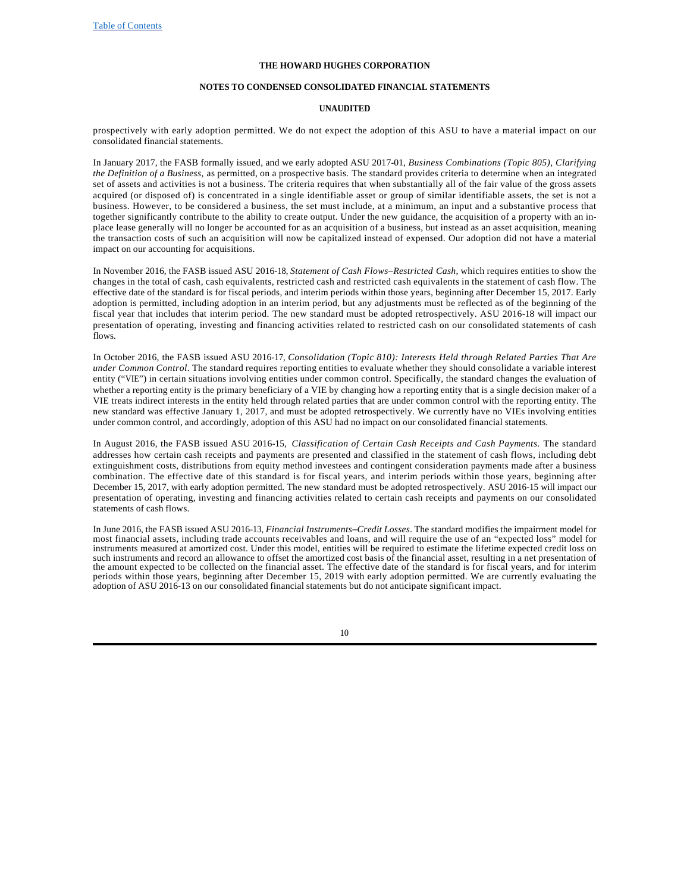prospectively with early adoption permitted. We do not expect the adoption of this ASU to have a material impact on our consolidated financial statements.

In January 2017, the FASB formally issued, and we early adopted ASU 2017-01, *Business Combinations (Topic 805), Clarifying the Definition of a Business,* as permitted, on a prospective basis. The standard provides criteria to determine when an integrated set of assets and activities is not a business. The criteria requires that when substantially all of the fair value of the gross assets acquired (or disposed of) is concentrated in a single identifiable asset or group of similar identifiable assets, the set is not a business. However, to be considered a business, the set must include, at a minimum, an input and a substantive process that together significantly contribute to the ability to create output. Under the new guidance, the acquisition of a property with an in-place lease generally will no longer be accounted for as an acquisition of a business, but instead as an asset acquisition, meaning the transaction costs of such an acquisition will now be capitalized instead of expensed. Our adoption did not have a material impact on our accounting for acquisitions.

In November 2016, the FASB issued ASU 2016-18, *Statement of Cash Flows–Restricted Cash*, which requires entities to show the changes in the total of cash, cash equivalents, restricted cash and restricted cash equivalents in the statement of cash flow. The effective date of the standard is for fiscal periods, and interim periods within those years, beginning after December 15, 2017. Early adoption is permitted, including adoption in an interim period, but any adjustments must be reflected as of the beginning of the fiscal year that includes that interim period. The new standard must be adopted retrospectively. ASU 2016-18 will impact our presentation of operating, investing and financing activities related to restricted cash on our consolidated statements of cash flows.

In October 2016, the FASB issued ASU 2016-17, *Consolidation (Topic 810): Interests Held through Related Parties That Are under Common Control*. The standard requires reporting entities to evaluate whether they should consolidate a variable interest entity ("VIE") in certain situations involving entities under common control. Specifically, the standard changes the evaluation of whether a reporting entity is the primary beneficiary of a VIE by changing how a reporting entity that is a single decision maker of a VIE treats indirect interests in the entity held through related parties that are under common control with the reporting entity. The new standard was effective January 1, 2017, and must be adopted retrospectively. We currently have no VIEs involving entities under common control, and accordingly, adoption of this ASU had no impact on our consolidated financial statements.

In August 2016, the FASB issued ASU 2016-15, *Classification of Certain Cash Receipts and Cash Payments*. The standard addresses how certain cash receipts and payments are presented and classified in the statement of cash flows, including debt extinguishment costs, distributions from equity method investees and contingent consideration payments made after a business combination. The effective date of this standard is for fiscal years, and interim periods within those years, beginning after December 15, 2017, with early adoption permitted. The new standard must be adopted retrospectively. ASU 2016-15 will impact our presentation of operating, investing and financing activities related to certain cash receipts and payments on our consolidated statements of cash flows.

In June 2016, the FASB issued ASU 2016-13, *Financial Instruments–Credit Losses*. The standard modifies the impairment model for most financial assets, including trade accounts receivables and loans, and will require the use of an "expected loss" model for instruments measured at amortized cost. Under this model, entities will be required to estimate the lifetime expected credit loss on such instruments and record an allowance to offset the amortized cost basis of the financial asset, resulting in a net presentation of the amount expected to be collected on the financial asset. The effective date of the standard is for fiscal years, and for interim periods within those years, beginning after December 15, 2019 with early adoption permitted. We are currently evaluating the adoption of ASU 2016-13 on our consolidated financial statements but do not anticipate significant impact.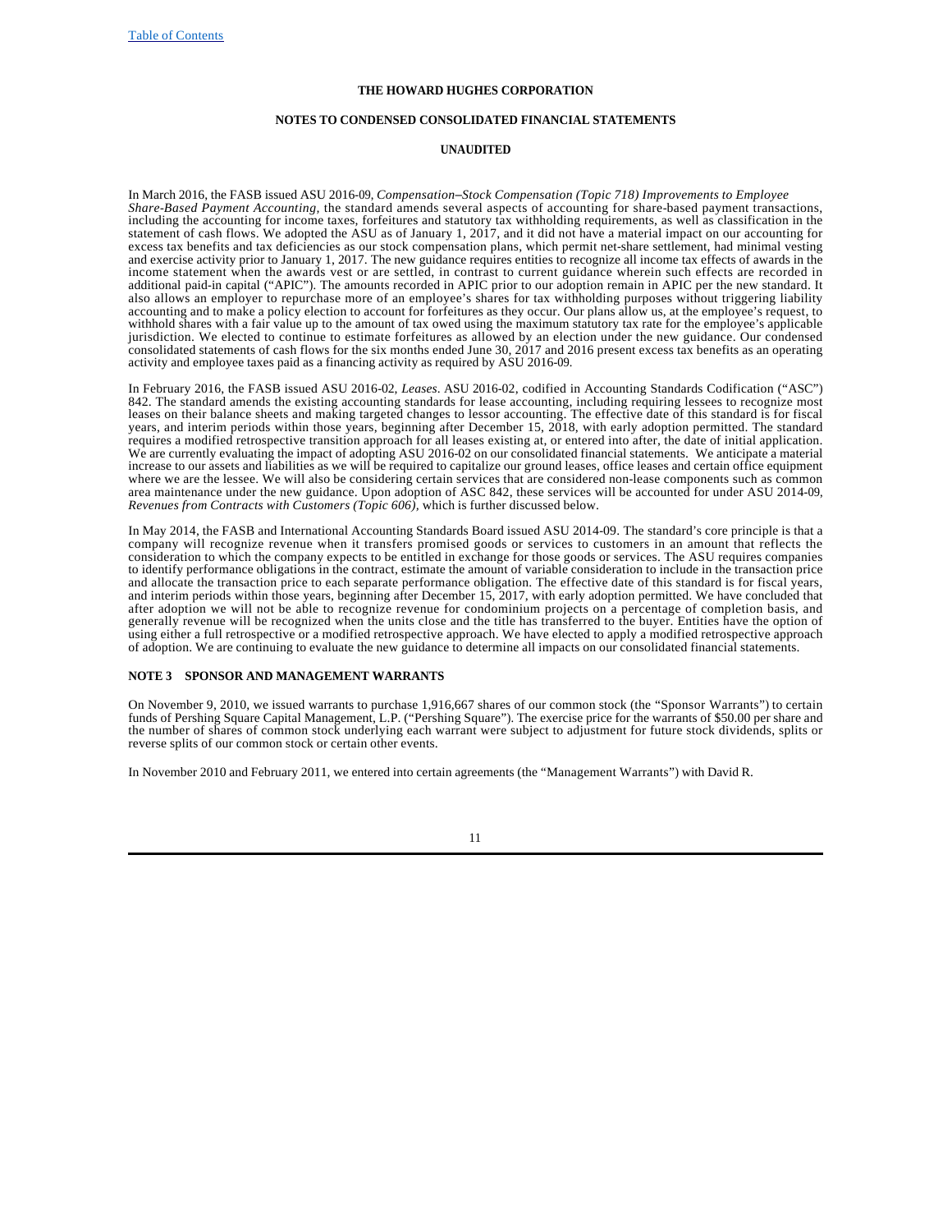In March 2016, the FASB issued ASU 2016-09, *Compensation–Stock Compensation (Topic 718) Improvements to Employee Share-Based Payment Accounting*, the standard amends several aspects of accounting for share-based payment transactions, including the accounting for income taxes, forfeitures and statutory tax withholding requirements, as well as classification in the statement of cash flows. We adopted the ASU as of January 1, 2017, and it did not have a material impact on our accounting for excess tax benefits and tax deficiencies as our stock compensation plans, which permit net-share settlement, had minimal vesting and exercise activity prior to January 1, 2017. The new guidance requires entities to recognize all income tax effects of awards in the income statement when the awards vest or are settled, in contrast to current guidance wherein such effects are recorded in additional paid-in capital ("APIC"). The amounts recorded in APIC prior to our adoption remain in APIC per the new standard. It also allows an employer to repurchase more of an employee's shares for tax withholding purposes without triggering liability accounting and to make a policy election to account for forfeitures as they occur. Our plans allow us, at the employee's request, to withhold shares with a fair value up to the amount of tax owed using the maximum statutory tax rate for the employee's applicable jurisdiction. We elected to continue to estimate forfeitures as allowed by an election under the new guidance. Our condensed consolidated statements of cash flows for the six months ended June 30, 2017 and 2016 present excess tax benefits as an operating activity and employee taxes paid as a financing activity as required by ASU 2016-09.

In February 2016, the FASB issued ASU 2016-02, *Leases*. ASU 2016-02, codified in Accounting Standards Codification ("ASC") 842. The standard amends the existing accounting standards for lease accounting, including requiring lessees to recognize most leases on their balance sheets and making targeted changes to lessor accounting. The effective date of this standard is for fiscal years, and interim periods within those years, beginning after December 15, 2018, with early adoption permitted. The standard requires a modified retrospective transition approach for all leases existing at, or entered into after, the date of initial application. We are currently evaluating the impact of adopting ASU 2016-02 on our consolidated financial statements. We anticipate a material increase to our assets and liabilities as we will be required to capitalize our ground leases, office leases and certain office equipment where we are the lessee. We will also be considering certain services that are considered non-lease components such as common area maintenance under the new guidance. Upon adoption of ASC 842, these services will be accounted for under ASU 2014-09, *Revenues from Contracts with Customers (Topic 606),* which is further discussed below.

In May 2014, the FASB and International Accounting Standards Board issued ASU 2014-09. The standard's core principle is that a company will recognize revenue when it transfers promised goods or services to customers in an amount that reflects the consideration to which the company expects to be entitled in exchange for those goods or services. The ASU requires companies to identify performance obligations in the contract, estimate the amount of variable consideration to include in the transaction price and allocate the transaction price to each separate performance obligation. The effective date of this standard is for fiscal years, and interim periods within those years, beginning after December 15, 2017, with early adoption permitted. We have concluded that after adoption we will not be able to recognize revenue for condominium projects on a percentage of completion basis, and generally revenue will be recognized when the units close and the title has transferred to the buyer. Entities have the option of using either a full retrospective or a modified retrospective approach. We have elected to apply a modified retrospective approach of adoption. We are continuing to evaluate the new guidance to determine all impacts on our consolidated financial statements.

## NOTE 3 SPONSOR AND MANAGEMENT WARRANTS

On November 9, 2010, we issued warrants to purchase 1,916,667 shares of our common stock (the "Sponsor Warrants") to certain funds of Pershing Square Capital Management, L.P. ("Pershing Square"). The exercise price for the warrants of $50.00 per share and the number of shares of common stock underlying each warrant were subject to adjustment for future stock dividends, splits or reverse splits of our common stock or certain other events.

In November 2010 and February 2011, we entered into certain agreements (the "Management Warrants") with David R.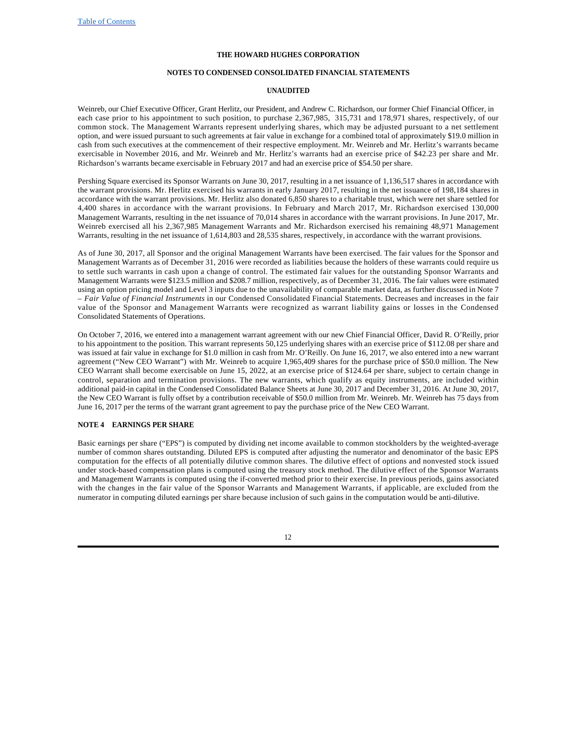Weinreb, our Chief Executive Officer, Grant Herlitz, our President, and Andrew C. Richardson, our former Chief Financial Officer, in each case prior to his appointment to such position, to purchase 2,367,985, 315,731 and 178,971 shares, respectively, of our common stock. The Management Warrants represent underlying shares, which may be adjusted pursuant to a net settlement option, and were issued pursuant to such agreements at fair value in exchange for a combined total of approximately $19.0 million in cash from such executives at the commencement of their respective employment. Mr. Weinreb and Mr. Herlitz's warrants became exercisable in November 2016, and Mr. Weinreb and Mr. Herlitz's warrants had an exercise price of $42.23 per share and Mr. Richardson's warrants became exercisable in February 2017 and had an exercise price of $54.50 per share.

Pershing Square exercised its Sponsor Warrants on June 30, 2017, resulting in a net issuance of 1,136,517 shares in accordance with the warrant provisions. Mr. Herlitz exercised his warrants in early January 2017, resulting in the net issuance of 198,184 shares in accordance with the warrant provisions. Mr. Herlitz also donated 6,850 shares to a charitable trust, which were net share settled for 4,400 shares in accordance with the warrant provisions. In February and March 2017, Mr. Richardson exercised 130,000 Management Warrants, resulting in the net issuance of 70,014 shares in accordance with the warrant provisions. In June 2017, Mr. Weinreb exercised all his 2,367,985 Management Warrants and Mr. Richardson exercised his remaining 48,971 Management Warrants, resulting in the net issuance of 1,614,803 and 28,535 shares, respectively, in accordance with the warrant provisions.

As of June 30, 2017, all Sponsor and the original Management Warrants have been exercised. The fair values for the Sponsor and Management Warrants as of December 31, 2016 were recorded as liabilities because the holders of these warrants could require us to settle such warrants in cash upon a change of control. The estimated fair values for the outstanding Sponsor Warrants and Management Warrants were $123.5 million and $208.7 million, respectively, as of December 31, 2016. The fair values were estimated using an option pricing model and Level 3 inputs due to the unavailability of comparable market data, as further discussed in Note 7 – *Fair Value of Financial Instruments* in our Condensed Consolidated Financial Statements. Decreases and increases in the fair value of the Sponsor and Management Warrants were recognized as warrant liability gains or losses in the Condensed Consolidated Statements of Operations.

On October 7, 2016, we entered into a management warrant agreement with our new Chief Financial Officer, David R. O'Reilly, prior to his appointment to the position. This warrant represents 50,125 underlying shares with an exercise price of $112.08 per share and was issued at fair value in exchange for $1.0 million in cash from Mr. O'Reilly. On June 16, 2017, we also entered into a new warrant agreement ("New CEO Warrant") with Mr. Weinreb to acquire 1,965,409 shares for the purchase price of $50.0 million. The New CEO Warrant shall become exercisable on June 15, 2022, at an exercise price of $124.64 per share, subject to certain change in control, separation and termination provisions. The new warrants, which qualify as equity instruments, are included within additional paid-in capital in the Condensed Consolidated Balance Sheets at June 30, 2017 and December 31, 2016. At June 30, 2017, the New CEO Warrant is fully offset by a contribution receivable of $50.0 million from Mr. Weinreb. Mr. Weinreb has 75 days from June 16, 2017 per the terms of the warrant grant agreement to pay the purchase price of the New CEO Warrant.

## NOTE 4 EARNINGS PER SHARE

Basic earnings per share ("EPS") is computed by dividing net income available to common stockholders by the weighted-average number of common shares outstanding. Diluted EPS is computed after adjusting the numerator and denominator of the basic EPS computation for the effects of all potentially dilutive common shares. The dilutive effect of options and nonvested stock issued under stock-based compensation plans is computed using the treasury stock method. The dilutive effect of the Sponsor Warrants and Management Warrants is computed using the if-converted method prior to their exercise. In previous periods, gains associated with the changes in the fair value of the Sponsor Warrants and Management Warrants, if applicable, are excluded from the numerator in computing diluted earnings per share because inclusion of such gains in the computation would be anti-dilutive.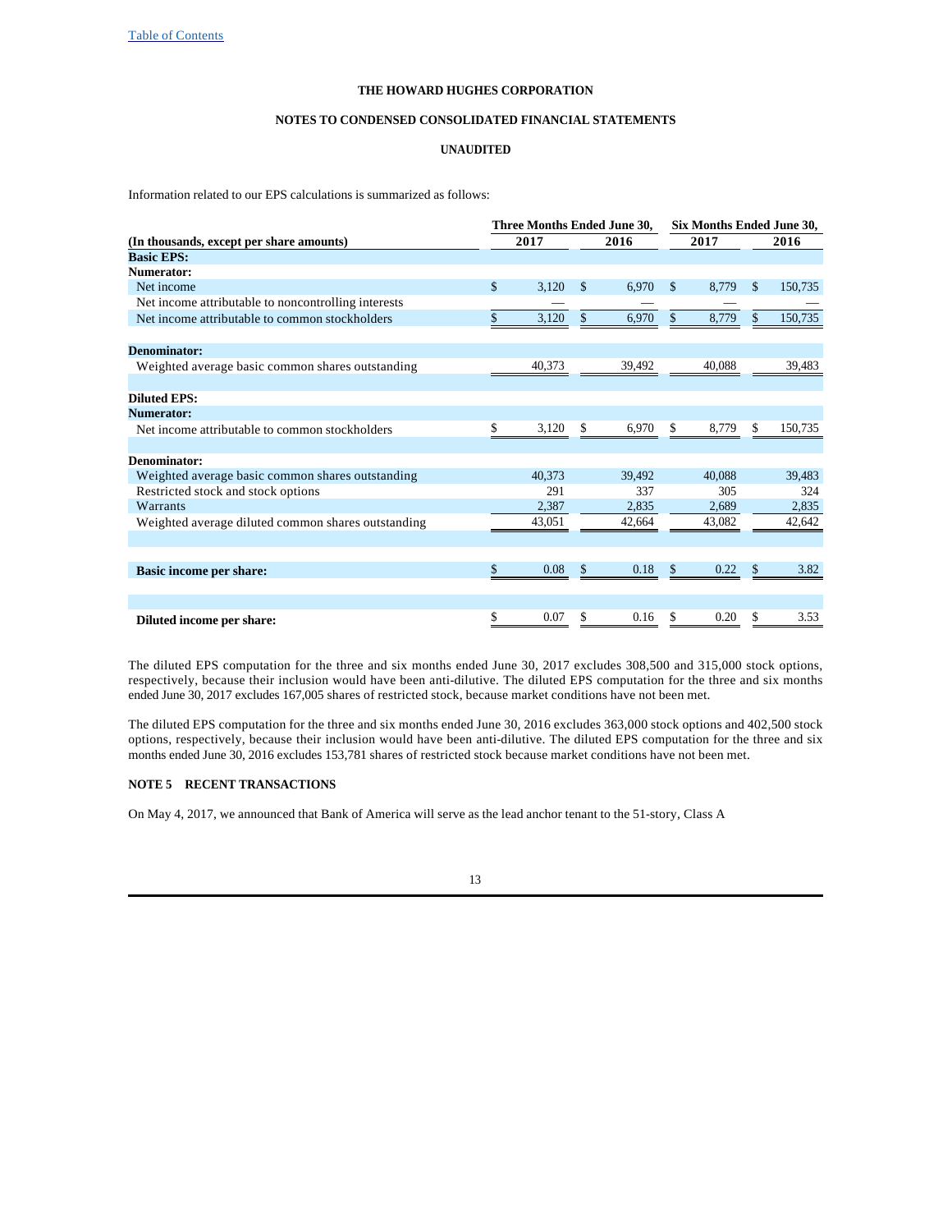THE HOWARD HUGHES CORPORATION

NOTES TO CONDENSED CONSOLIDATED FINANCIAL STATEMENTS

UNAUDITED

Information related to our EPS calculations is summarized as follows:

| | Three Months Ended June 30, | | Six Months Ended June 30, | |
|---|---|---|---|---|
| (In thousands, except per share amounts) | 2017 | 2016 | 2017 | 2016 |
| **Basic EPS:** | | | | |
| **Numerator:** | | | | |
| Net income | $ 3,120 | $ 6,970 | $ 8,779 | $ 150,735 |
| Net income attributable to noncontrolling interests | — | — | — | — |
| Net income attributable to common stockholders | $ 3,120 | $ 6,970 | $ 8,779 | $ 150,735 |
| | | | | |
| **Denominator:** | | | | |
| Weighted average basic common shares outstanding | 40,373 | 39,492 | 40,088 | 39,483 |
| | | | | |
| **Diluted EPS:** | | | | |
| **Numerator:** | | | | |
| Net income attributable to common stockholders | $ 3,120 | $ 6,970 | $ 8,779 | $ 150,735 |
| | | | | |
| **Denominator:** | | | | |
| Weighted average basic common shares outstanding | 40,373 | 39,492 | 40,088 | 39,483 |
| Restricted stock and stock options | 291 | 337 | 305 | 324 |
| Warrants | 2,387 | 2,835 | 2,689 | 2,835 |
| Weighted average diluted common shares outstanding | 43,051 | 42,664 | 43,082 | 42,642 |
| | | | | |
| **Basic income per share:** | $ 0.08 | $ 0.18 | $ 0.22 | $ 3.82 |
| | | | | |
| **Diluted income per share:** | $ 0.07 | $ 0.16 | $ 0.20 | $ 3.53 |

The diluted EPS computation for the three and six months ended June 30, 2017 excludes 308,500 and 315,000 stock options, respectively, because their inclusion would have been anti-dilutive. The diluted EPS computation for the three and six months ended June 30, 2017 excludes 167,005 shares of restricted stock, because market conditions have not been met.

The diluted EPS computation for the three and six months ended June 30, 2016 excludes 363,000 stock options and 402,500 stock options, respectively, because their inclusion would have been anti-dilutive. The diluted EPS computation for the three and six months ended June 30, 2016 excludes 153,781 shares of restricted stock because market conditions have not been met.

**NOTE 5 RECENT TRANSACTIONS**

On May 4, 2017, we announced that Bank of America will serve as the lead anchor tenant to the 51-story, Class A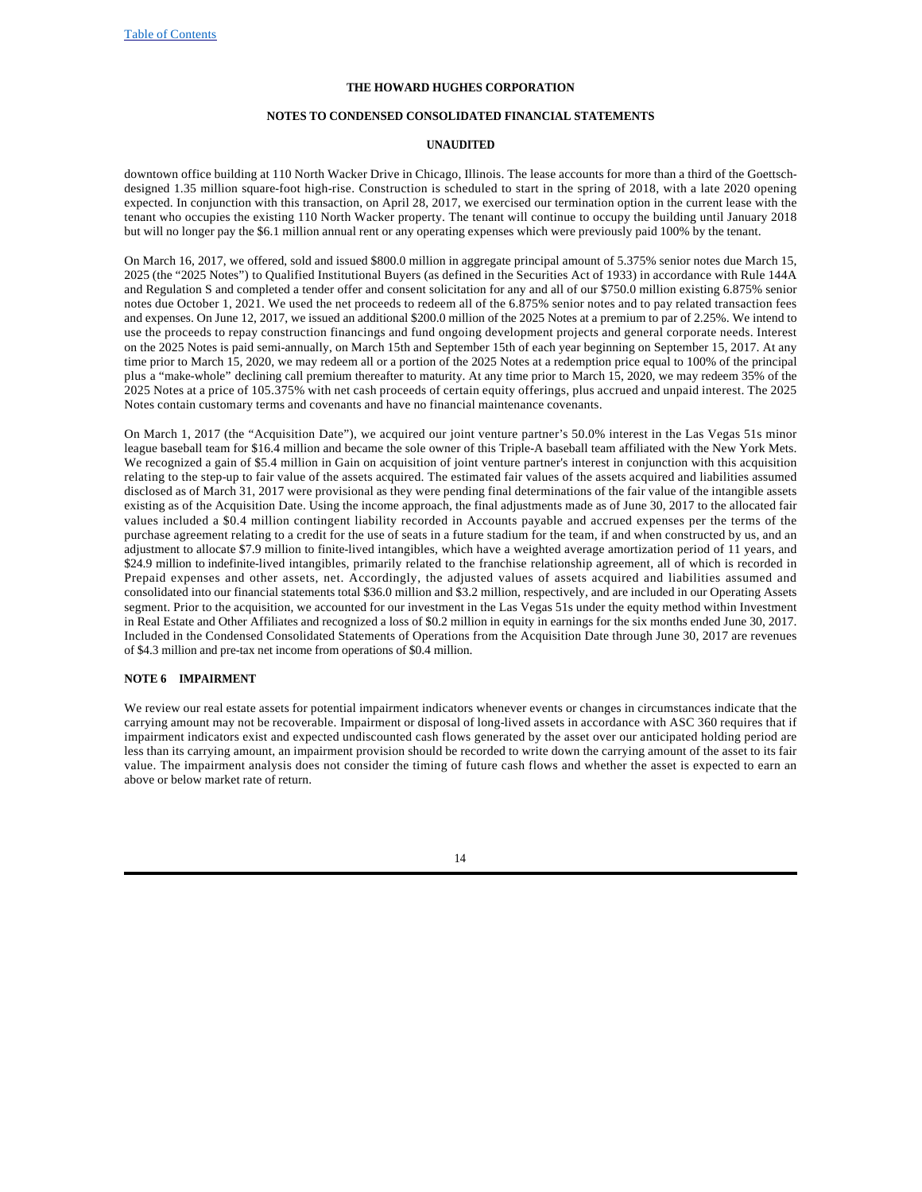downtown office building at 110 North Wacker Drive in Chicago, Illinois. The lease accounts for more than a third of the Goettsch-designed 1.35 million square-foot high-rise. Construction is scheduled to start in the spring of 2018, with a late 2020 opening expected. In conjunction with this transaction, on April 28, 2017, we exercised our termination option in the current lease with the tenant who occupies the existing 110 North Wacker property. The tenant will continue to occupy the building until January 2018 but will no longer pay the $6.1 million annual rent or any operating expenses which were previously paid 100% by the tenant.

On March 16, 2017, we offered, sold and issued $800.0 million in aggregate principal amount of 5.375% senior notes due March 15, 2025 (the "2025 Notes") to Qualified Institutional Buyers (as defined in the Securities Act of 1933) in accordance with Rule 144A and Regulation S and completed a tender offer and consent solicitation for any and all of our $750.0 million existing 6.875% senior notes due October 1, 2021. We used the net proceeds to redeem all of the 6.875% senior notes and to pay related transaction fees and expenses. On June 12, 2017, we issued an additional $200.0 million of the 2025 Notes at a premium to par of 2.25%. We intend to use the proceeds to repay construction financings and fund ongoing development projects and general corporate needs. Interest on the 2025 Notes is paid semi-annually, on March 15th and September 15th of each year beginning on September 15, 2017. At any time prior to March 15, 2020, we may redeem all or a portion of the 2025 Notes at a redemption price equal to 100% of the principal plus a "make-whole" declining call premium thereafter to maturity. At any time prior to March 15, 2020, we may redeem 35% of the 2025 Notes at a price of 105.375% with net cash proceeds of certain equity offerings, plus accrued and unpaid interest. The 2025 Notes contain customary terms and covenants and have no financial maintenance covenants.

On March 1, 2017 (the "Acquisition Date"), we acquired our joint venture partner's 50.0% interest in the Las Vegas 51s minor league baseball team for $16.4 million and became the sole owner of this Triple-A baseball team affiliated with the New York Mets. We recognized a gain of $5.4 million in Gain on acquisition of joint venture partner's interest in conjunction with this acquisition relating to the step-up to fair value of the assets acquired. The estimated fair values of the assets acquired and liabilities assumed disclosed as of March 31, 2017 were provisional as they were pending final determinations of the fair value of the intangible assets existing as of the Acquisition Date. Using the income approach, the final adjustments made as of June 30, 2017 to the allocated fair values included a $0.4 million contingent liability recorded in Accounts payable and accrued expenses per the terms of the purchase agreement relating to a credit for the use of seats in a future stadium for the team, if and when constructed by us, and an adjustment to allocate $7.9 million to finite-lived intangibles, which have a weighted average amortization period of 11 years, and $24.9 million to indefinite-lived intangibles, primarily related to the franchise relationship agreement, all of which is recorded in Prepaid expenses and other assets, net. Accordingly, the adjusted values of assets acquired and liabilities assumed and consolidated into our financial statements total $36.0 million and $3.2 million, respectively, and are included in our Operating Assets segment. Prior to the acquisition, we accounted for our investment in the Las Vegas 51s under the equity method within Investment in Real Estate and Other Affiliates and recognized a loss of $0.2 million in equity in earnings for the six months ended June 30, 2017. Included in the Condensed Consolidated Statements of Operations from the Acquisition Date through June 30, 2017 are revenues of $4.3 million and pre-tax net income from operations of $0.4 million.

## NOTE 6 IMPAIRMENT

We review our real estate assets for potential impairment indicators whenever events or changes in circumstances indicate that the carrying amount may not be recoverable. Impairment or disposal of long-lived assets in accordance with ASC 360 requires that if impairment indicators exist and expected undiscounted cash flows generated by the asset over our anticipated holding period are less than its carrying amount, an impairment provision should be recorded to write down the carrying amount of the asset to its fair value. The impairment analysis does not consider the timing of future cash flows and whether the asset is expected to earn an above or below market rate of return.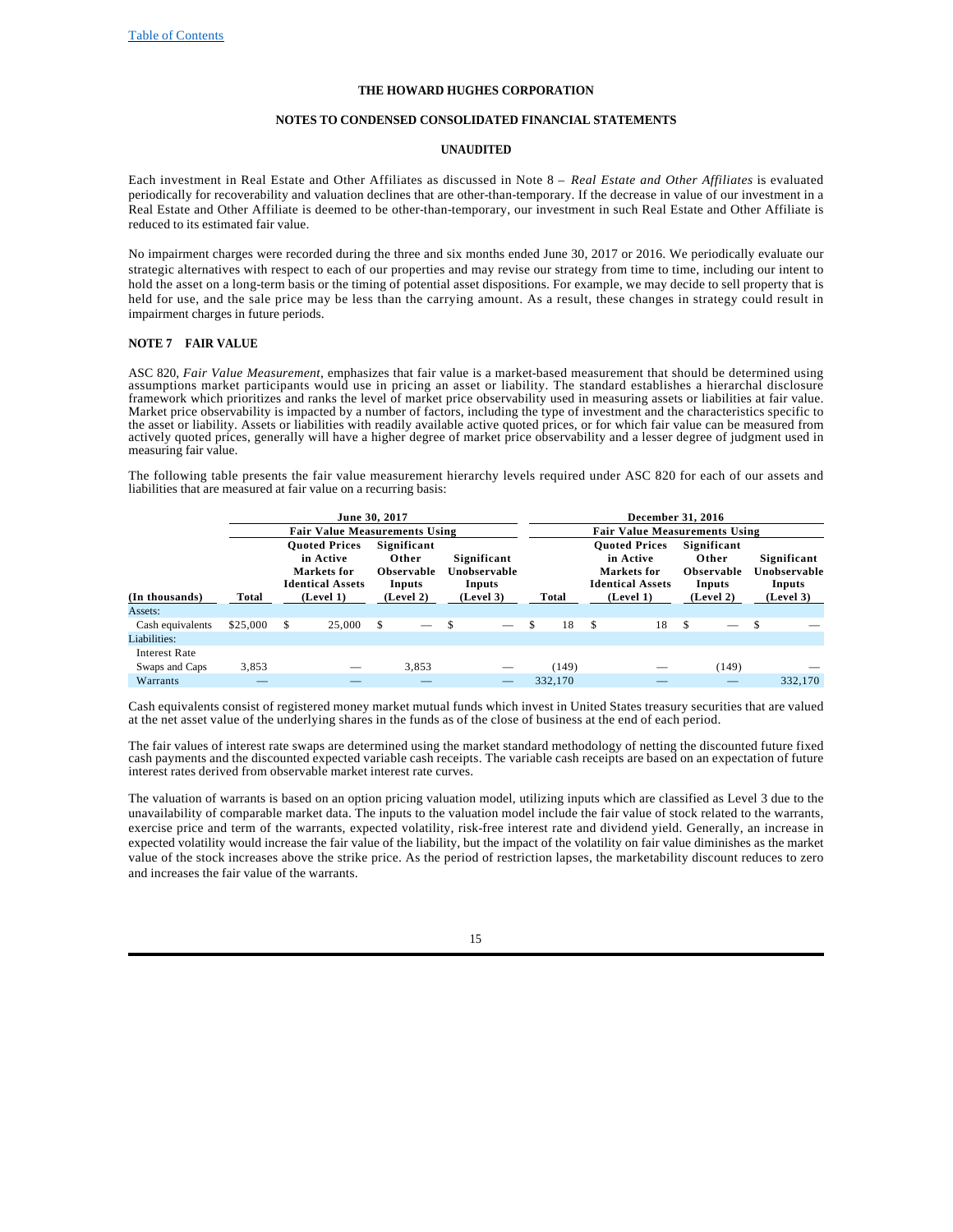Each investment in Real Estate and Other Affiliates as discussed in Note 8 – *Real Estate and Other Affiliates* is evaluated periodically for recoverability and valuation declines that are other-than-temporary. If the decrease in value of our investment in a Real Estate and Other Affiliate is deemed to be other-than-temporary, our investment in such Real Estate and Other Affiliate is reduced to its estimated fair value.

No impairment charges were recorded during the three and six months ended June 30, 2017 or 2016. We periodically evaluate our strategic alternatives with respect to each of our properties and may revise our strategy from time to time, including our intent to hold the asset on a long-term basis or the timing of potential asset dispositions. For example, we may decide to sell property that is held for use, and the sale price may be less than the carrying amount. As a result, these changes in strategy could result in impairment charges in future periods.

**NOTE 7 FAIR VALUE**

ASC 820, *Fair Value Measurement*, emphasizes that fair value is a market-based measurement that should be determined using assumptions market participants would use in pricing an asset or liability. The standard establishes a hierarchal disclosure framework which prioritizes and ranks the level of market price observability used in measuring assets or liabilities at fair value. Market price observability is impacted by a number of factors, including the type of investment and the characteristics specific to the asset or liability. Assets or liabilities with readily available active quoted prices, or for which fair value can be measured from actively quoted prices, generally will have a higher degree of market price observability and a lesser degree of judgment used in measuring fair value.

The following table presents the fair value measurement hierarchy levels required under ASC 820 for each of our assets and liabilities that are measured at fair value on a recurring basis:

| | June 30, 2017 | | | | December 31, 2016 | | | |
|---|---|---|---|---|---|---|---|---|
| | | Fair Value Measurements Using | | | | Fair Value Measurements Using | | |
| (In thousands) | Total | Quoted Prices in Active Markets for Identical Assets (Level 1) | Significant Other Observable Inputs (Level 2) | Significant Unobservable Inputs (Level 3) | Total | Quoted Prices in Active Markets for Identical Assets (Level 1) | Significant Other Observable Inputs (Level 2) | Significant Unobservable Inputs (Level 3) |
| Assets: | | | | | | | | |
| Cash equivalents | $25,000 | $ 25,000 | $ — | $ — | $ 18 | $ 18 | $ — | $ — |
| Liabilities: | | | | | | | | |
| Interest Rate Swaps and Caps | 3,853 | — | 3,853 | — | (149) | — | (149) | — |
| Warrants | — | — | — | — | 332,170 | — | — | 332,170 |

Cash equivalents consist of registered money market mutual funds which invest in United States treasury securities that are valued at the net asset value of the underlying shares in the funds as of the close of business at the end of each period.

The fair values of interest rate swaps are determined using the market standard methodology of netting the discounted future fixed cash payments and the discounted expected variable cash receipts. The variable cash receipts are based on an expectation of future interest rates derived from observable market interest rate curves.

The valuation of warrants is based on an option pricing valuation model, utilizing inputs which are classified as Level 3 due to the unavailability of comparable market data. The inputs to the valuation model include the fair value of stock related to the warrants, exercise price and term of the warrants, expected volatility, risk-free interest rate and dividend yield. Generally, an increase in expected volatility would increase the fair value of the liability, but the impact of the volatility on fair value diminishes as the market value of the stock increases above the strike price. As the period of restriction lapses, the marketability discount reduces to zero and increases the fair value of the warrants.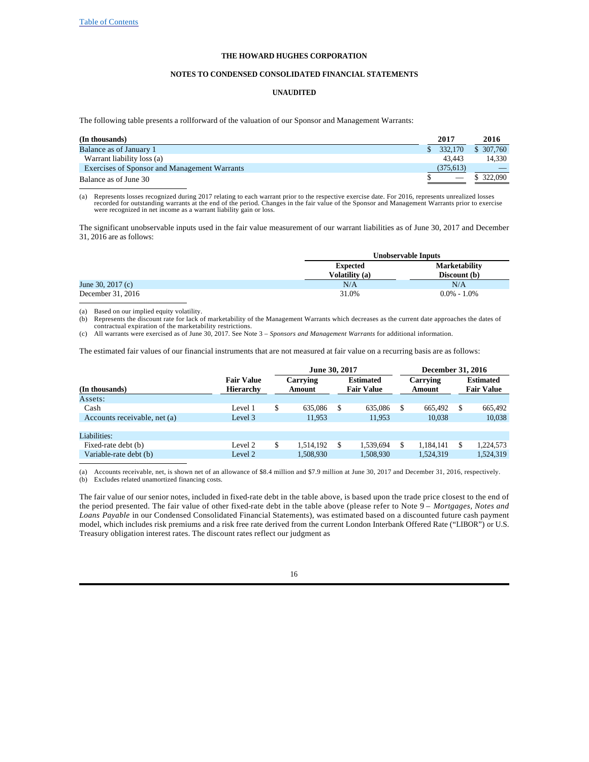Table of Contents

**THE HOWARD HUGHES CORPORATION**

**NOTES TO CONDENSED CONSOLIDATED FINANCIAL STATEMENTS**

**UNAUDITED**

The following table presents a rollforward of the valuation of our Sponsor and Management Warrants:

| (In thousands) | 2017 | 2016 |
|---|---|---|
| Balance as of January 1 | $ 332,170 | $ 307,760 |
| Warrant liability loss (a) | 43,443 | 14,330 |
| Exercises of Sponsor and Management Warrants | (375,613) | — |
| Balance as of June 30 | $ — | $ 322,090 |

(a) Represents losses recognized during 2017 relating to each warrant prior to the respective exercise date. For 2016, represents unrealized losses recorded for outstanding warrants at the end of the period. Changes in the fair value of the Sponsor and Management Warrants prior to exercise were recognized in net income as a warrant liability gain or loss.

The significant unobservable inputs used in the fair value measurement of our warrant liabilities as of June 30, 2017 and December 31, 2016 are as follows:

| | Unobservable Inputs | |
|---|---|---|
| | Expected Volatility (a) | Marketability Discount (b) |
| June 30, 2017 (c) | N/A | N/A |
| December 31, 2016 | 31.0% | 0.0% - 1.0% |

(a) Based on our implied equity volatility.
(b) Represents the discount rate for lack of marketability of the Management Warrants which decreases as the current date approaches the dates of contractual expiration of the marketability restrictions.
(c) All warrants were exercised as of June 30, 2017. See Note 3 – *Sponsors and Management Warrants* for additional information.

The estimated fair values of our financial instruments that are not measured at fair value on a recurring basis are as follows:

| | | June 30, 2017 | | December 31, 2016 | |
|---|---|---|---|---|---|
| (In thousands) | Fair Value Hierarchy | Carrying Amount | Estimated Fair Value | Carrying Amount | Estimated Fair Value |
| Assets: | | | | | |
| Cash | Level 1 | $ 635,086 | $ 635,086 | $ 665,492 | $ 665,492 |
| Accounts receivable, net (a) | Level 3 | 11,953 | 11,953 | 10,038 | 10,038 |
| Liabilities: | | | | | |
| Fixed-rate debt (b) | Level 2 | $ 1,514,192 | $ 1,539,694 | $ 1,184,141 | $ 1,224,573 |
| Variable-rate debt (b) | Level 2 | 1,508,930 | 1,508,930 | 1,524,319 | 1,524,319 |

(a) Accounts receivable, net, is shown net of an allowance of $8.4 million and $7.9 million at June 30, 2017 and December 31, 2016, respectively.
(b) Excludes related unamortized financing costs.

The fair value of our senior notes, included in fixed-rate debt in the table above, is based upon the trade price closest to the end of the period presented. The fair value of other fixed-rate debt in the table above (please refer to Note 9 – *Mortgages, Notes and Loans Payable* in our Condensed Consolidated Financial Statements), was estimated based on a discounted future cash payment model, which includes risk premiums and a risk free rate derived from the current London Interbank Offered Rate ("LIBOR") or U.S. Treasury obligation interest rates. The discount rates reflect our judgment as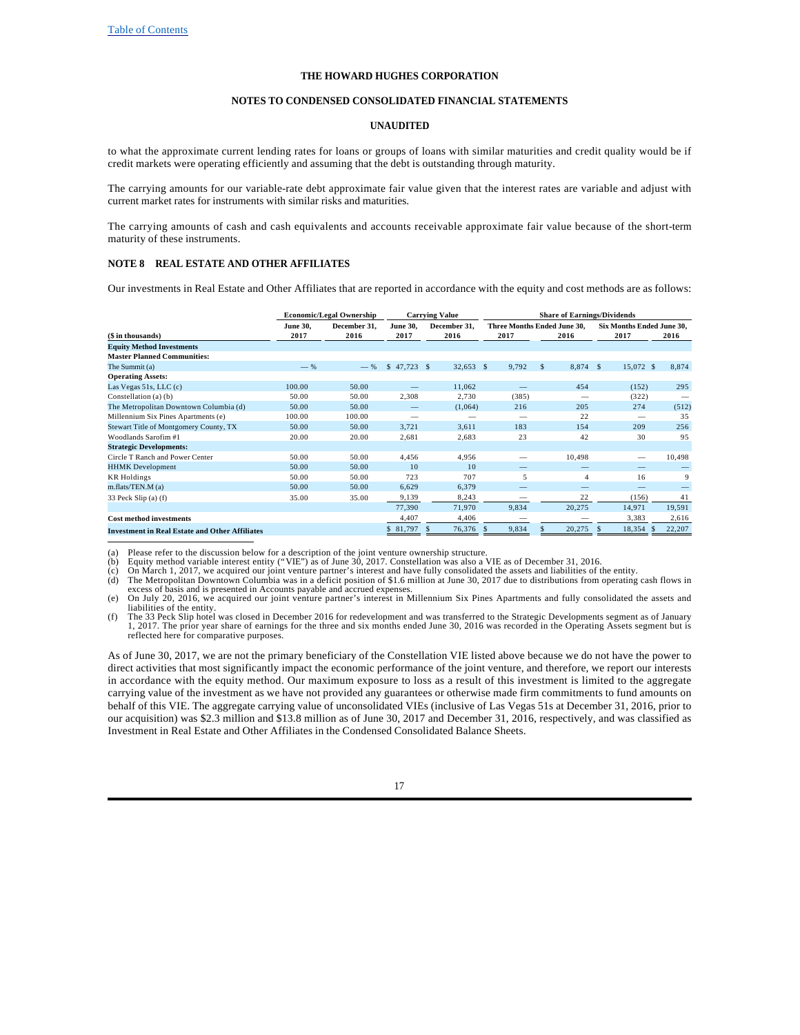THE HOWARD HUGHES CORPORATION

NOTES TO CONDENSED CONSOLIDATED FINANCIAL STATEMENTS

UNAUDITED

to what the approximate current lending rates for loans or groups of loans with similar maturities and credit quality would be if credit markets were operating efficiently and assuming that the debt is outstanding through maturity.

The carrying amounts for our variable-rate debt approximate fair value given that the interest rates are variable and adjust with current market rates for instruments with similar risks and maturities.

The carrying amounts of cash and cash equivalents and accounts receivable approximate fair value because of the short-term maturity of these instruments.

## NOTE 8 REAL ESTATE AND OTHER AFFILIATES

Our investments in Real Estate and Other Affiliates that are reported in accordance with the equity and cost methods are as follows:

| | Economic/Legal Ownership | | Carrying Value | | Share of Earnings/Dividends | | | |
|---|---|---|---|---|---|---|---|---|
| | | | | | Three Months Ended June 30, | | Six Months Ended June 30, | |
| ($ in thousands) | June 30, 2017 | December 31, 2016 | June 30, 2017 | December 31, 2016 | 2017 | 2016 | 2017 | 2016 |
| **Equity Method Investments** | | | | | | | | |
| **Master Planned Communities:** | | | | | | | | |
| The Summit (a) | — % | — % | $ 47,723 | $ 32,653 | $ 9,792 | $ 8,874 | $ 15,072 | $ 8,874 |
| **Operating Assets:** | | | | | | | | |
| Las Vegas 51s, LLC (c) | 100.00 | 50.00 | — | 11,062 | — | 454 | (152) | 295 |
| Constellation (a) (b) | 50.00 | 50.00 | 2,308 | 2,730 | (385) | — | (322) | — |
| The Metropolitan Downtown Columbia (d) | 50.00 | 50.00 | — | (1,064) | 216 | 205 | 274 | (512) |
| Millennium Six Pines Apartments (e) | 100.00 | 100.00 | — | — | — | 22 | — | 35 |
| Stewart Title of Montgomery County, TX | 50.00 | 50.00 | 3,721 | 3,611 | 183 | 154 | 209 | 256 |
| Woodlands Sarofim #1 | 20.00 | 20.00 | 2,681 | 2,683 | 23 | 42 | 30 | 95 |
| **Strategic Developments:** | | | | | | | | |
| Circle T Ranch and Power Center | 50.00 | 50.00 | 4,456 | 4,956 | — | 10,498 | — | 10,498 |
| HHMK Development | 50.00 | 50.00 | 10 | 10 | — | — | — | — |
| KR Holdings | 50.00 | 50.00 | 723 | 707 | 5 | 4 | 16 | 9 |
| m.flats/TEN.M (a) | 50.00 | 50.00 | 6,629 | 6,379 | — | — | — | — |
| 33 Peck Slip (a) (f) | 35.00 | 35.00 | 9,139 | 8,243 | — | 22 | (156) | 41 |
| | | | 77,390 | 71,970 | 9,834 | 20,275 | 14,971 | 19,591 |
| **Cost method investments** | | | 4,407 | 4,406 | — | — | 3,383 | 2,616 |
| **Investment in Real Estate and Other Affiliates** | | | $ 81,797 | $ 76,376 | $ 9,834 | $ 20,275 | $ 18,354 | $ 22,207 |

(a) Please refer to the discussion below for a description of the joint venture ownership structure.
(b) Equity method variable interest entity ("VIE") as of June 30, 2017. Constellation was also a VIE as of December 31, 2016.
(c) On March 1, 2017, we acquired our joint venture partner's interest and have fully consolidated the assets and liabilities of the entity.
(d) The Metropolitan Downtown Columbia was in a deficit position of $1.6 million at June 30, 2017 due to distributions from operating cash flows in excess of basis and is presented in Accounts payable and accrued expenses.
(e) On July 20, 2016, we acquired our joint venture partner's interest in Millennium Six Pines Apartments and fully consolidated the assets and liabilities of the entity.
(f) The 33 Peck Slip hotel was closed in December 2016 for redevelopment and was transferred to the Strategic Developments segment as of January 1, 2017. The prior year share of earnings for the three and six months ended June 30, 2016 was recorded in the Operating Assets segment but is reflected here for comparative purposes.

As of June 30, 2017, we are not the primary beneficiary of the Constellation VIE listed above because we do not have the power to direct activities that most significantly impact the economic performance of the joint venture, and therefore, we report our interests in accordance with the equity method. Our maximum exposure to loss as a result of this investment is limited to the aggregate carrying value of the investment as we have not provided any guarantees or otherwise made firm commitments to fund amounts on behalf of this VIE. The aggregate carrying value of unconsolidated VIEs (inclusive of Las Vegas 51s at December 31, 2016, prior to our acquisition) was $2.3 million and $13.8 million as of June 30, 2017 and December 31, 2016, respectively, and was classified as Investment in Real Estate and Other Affiliates in the Condensed Consolidated Balance Sheets.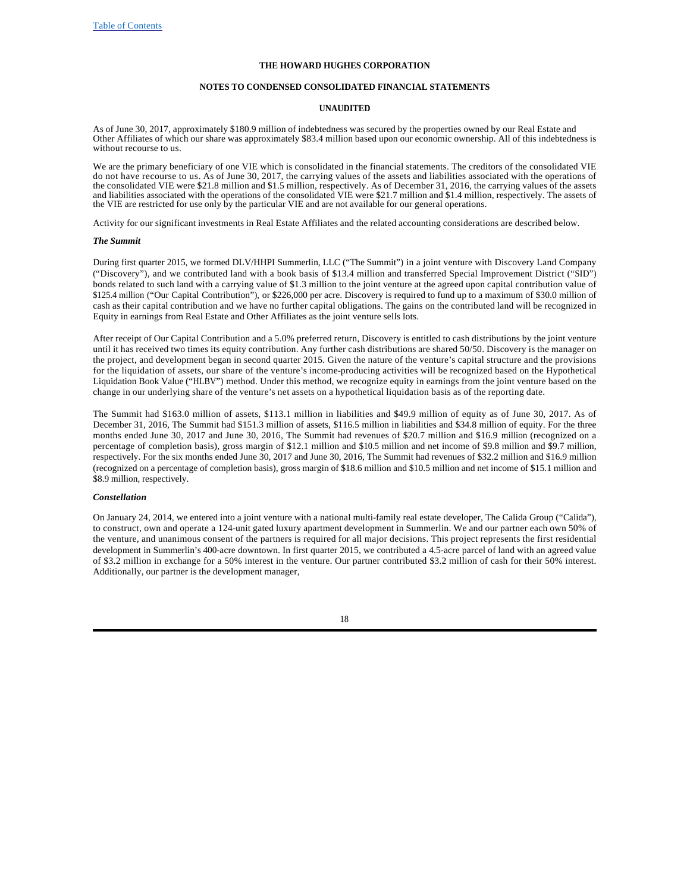THE HOWARD HUGHES CORPORATION

NOTES TO CONDENSED CONSOLIDATED FINANCIAL STATEMENTS

UNAUDITED

As of June 30, 2017, approximately $180.9 million of indebtedness was secured by the properties owned by our Real Estate and Other Affiliates of which our share was approximately $83.4 million based upon our economic ownership. All of this indebtedness is without recourse to us.

We are the primary beneficiary of one VIE which is consolidated in the financial statements. The creditors of the consolidated VIE do not have recourse to us. As of June 30, 2017, the carrying values of the assets and liabilities associated with the operations of the consolidated VIE were $21.8 million and $1.5 million, respectively. As of December 31, 2016, the carrying values of the assets and liabilities associated with the operations of the consolidated VIE were $21.7 million and $1.4 million, respectively. The assets of the VIE are restricted for use only by the particular VIE and are not available for our general operations.

Activity for our significant investments in Real Estate Affiliates and the related accounting considerations are described below.

***The Summit***

During first quarter 2015, we formed DLV/HHPI Summerlin, LLC ("The Summit") in a joint venture with Discovery Land Company ("Discovery"), and we contributed land with a book basis of $13.4 million and transferred Special Improvement District ("SID") bonds related to such land with a carrying value of $1.3 million to the joint venture at the agreed upon capital contribution value of $125.4 million ("Our Capital Contribution"), or $226,000 per acre. Discovery is required to fund up to a maximum of $30.0 million of cash as their capital contribution and we have no further capital obligations. The gains on the contributed land will be recognized in Equity in earnings from Real Estate and Other Affiliates as the joint venture sells lots.

After receipt of Our Capital Contribution and a 5.0% preferred return, Discovery is entitled to cash distributions by the joint venture until it has received two times its equity contribution. Any further cash distributions are shared 50/50. Discovery is the manager on the project, and development began in second quarter 2015. Given the nature of the venture's capital structure and the provisions for the liquidation of assets, our share of the venture's income-producing activities will be recognized based on the Hypothetical Liquidation Book Value ("HLBV") method. Under this method, we recognize equity in earnings from the joint venture based on the change in our underlying share of the venture's net assets on a hypothetical liquidation basis as of the reporting date.

The Summit had $163.0 million of assets, $113.1 million in liabilities and $49.9 million of equity as of June 30, 2017. As of December 31, 2016, The Summit had $151.3 million of assets, $116.5 million in liabilities and $34.8 million of equity. For the three months ended June 30, 2017 and June 30, 2016, The Summit had revenues of $20.7 million and $16.9 million (recognized on a percentage of completion basis), gross margin of $12.1 million and $10.5 million and net income of $9.8 million and $9.7 million, respectively. For the six months ended June 30, 2017 and June 30, 2016, The Summit had revenues of $32.2 million and $16.9 million (recognized on a percentage of completion basis), gross margin of $18.6 million and $10.5 million and net income of $15.1 million and $8.9 million, respectively.

***Constellation***

On January 24, 2014, we entered into a joint venture with a national multi-family real estate developer, The Calida Group ("Calida"), to construct, own and operate a 124-unit gated luxury apartment development in Summerlin. We and our partner each own 50% of the venture, and unanimous consent of the partners is required for all major decisions. This project represents the first residential development in Summerlin's 400-acre downtown. In first quarter 2015, we contributed a 4.5-acre parcel of land with an agreed value of $3.2 million in exchange for a 50% interest in the venture. Our partner contributed $3.2 million of cash for their 50% interest. Additionally, our partner is the development manager,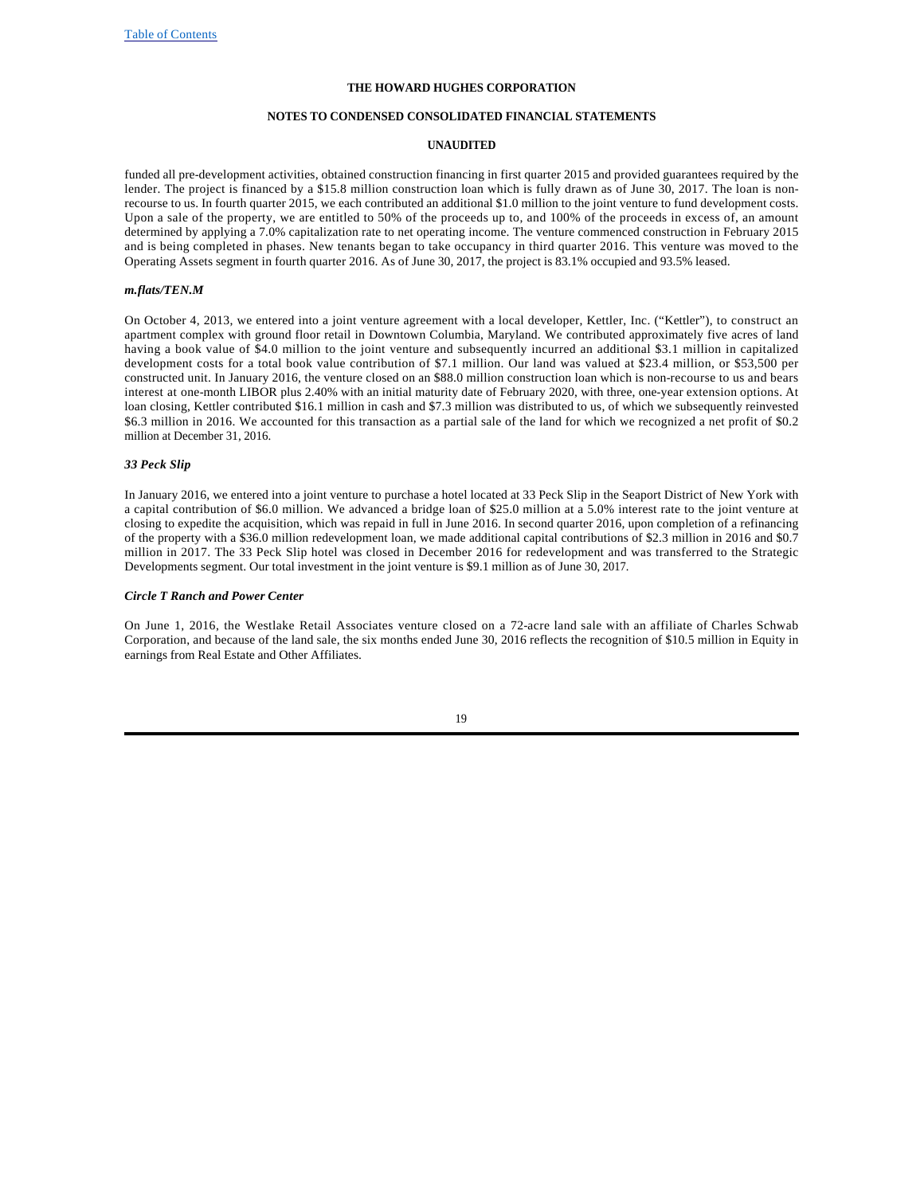funded all pre-development activities, obtained construction financing in first quarter 2015 and provided guarantees required by the lender. The project is financed by a $15.8 million construction loan which is fully drawn as of June 30, 2017. The loan is non-recourse to us. In fourth quarter 2015, we each contributed an additional $1.0 million to the joint venture to fund development costs. Upon a sale of the property, we are entitled to 50% of the proceeds up to, and 100% of the proceeds in excess of, an amount determined by applying a 7.0% capitalization rate to net operating income. The venture commenced construction in February 2015 and is being completed in phases. New tenants began to take occupancy in third quarter 2016. This venture was moved to the Operating Assets segment in fourth quarter 2016. As of June 30, 2017, the project is 83.1% occupied and 93.5% leased.

***m.flats/TEN.M***

On October 4, 2013, we entered into a joint venture agreement with a local developer, Kettler, Inc. ("Kettler"), to construct an apartment complex with ground floor retail in Downtown Columbia, Maryland. We contributed approximately five acres of land having a book value of $4.0 million to the joint venture and subsequently incurred an additional $3.1 million in capitalized development costs for a total book value contribution of $7.1 million. Our land was valued at $23.4 million, or $53,500 per constructed unit. In January 2016, the venture closed on an $88.0 million construction loan which is non-recourse to us and bears interest at one-month LIBOR plus 2.40% with an initial maturity date of February 2020, with three, one-year extension options. At loan closing, Kettler contributed $16.1 million in cash and $7.3 million was distributed to us, of which we subsequently reinvested $6.3 million in 2016. We accounted for this transaction as a partial sale of the land for which we recognized a net profit of $0.2 million at December 31, 2016.

***33 Peck Slip***

In January 2016, we entered into a joint venture to purchase a hotel located at 33 Peck Slip in the Seaport District of New York with a capital contribution of $6.0 million. We advanced a bridge loan of $25.0 million at a 5.0% interest rate to the joint venture at closing to expedite the acquisition, which was repaid in full in June 2016. In second quarter 2016, upon completion of a refinancing of the property with a $36.0 million redevelopment loan, we made additional capital contributions of $2.3 million in 2016 and $0.7 million in 2017. The 33 Peck Slip hotel was closed in December 2016 for redevelopment and was transferred to the Strategic Developments segment. Our total investment in the joint venture is $9.1 million as of June 30, 2017.

***Circle T Ranch and Power Center***

On June 1, 2016, the Westlake Retail Associates venture closed on a 72-acre land sale with an affiliate of Charles Schwab Corporation, and because of the land sale, the six months ended June 30, 2016 reflects the recognition of $10.5 million in Equity in earnings from Real Estate and Other Affiliates.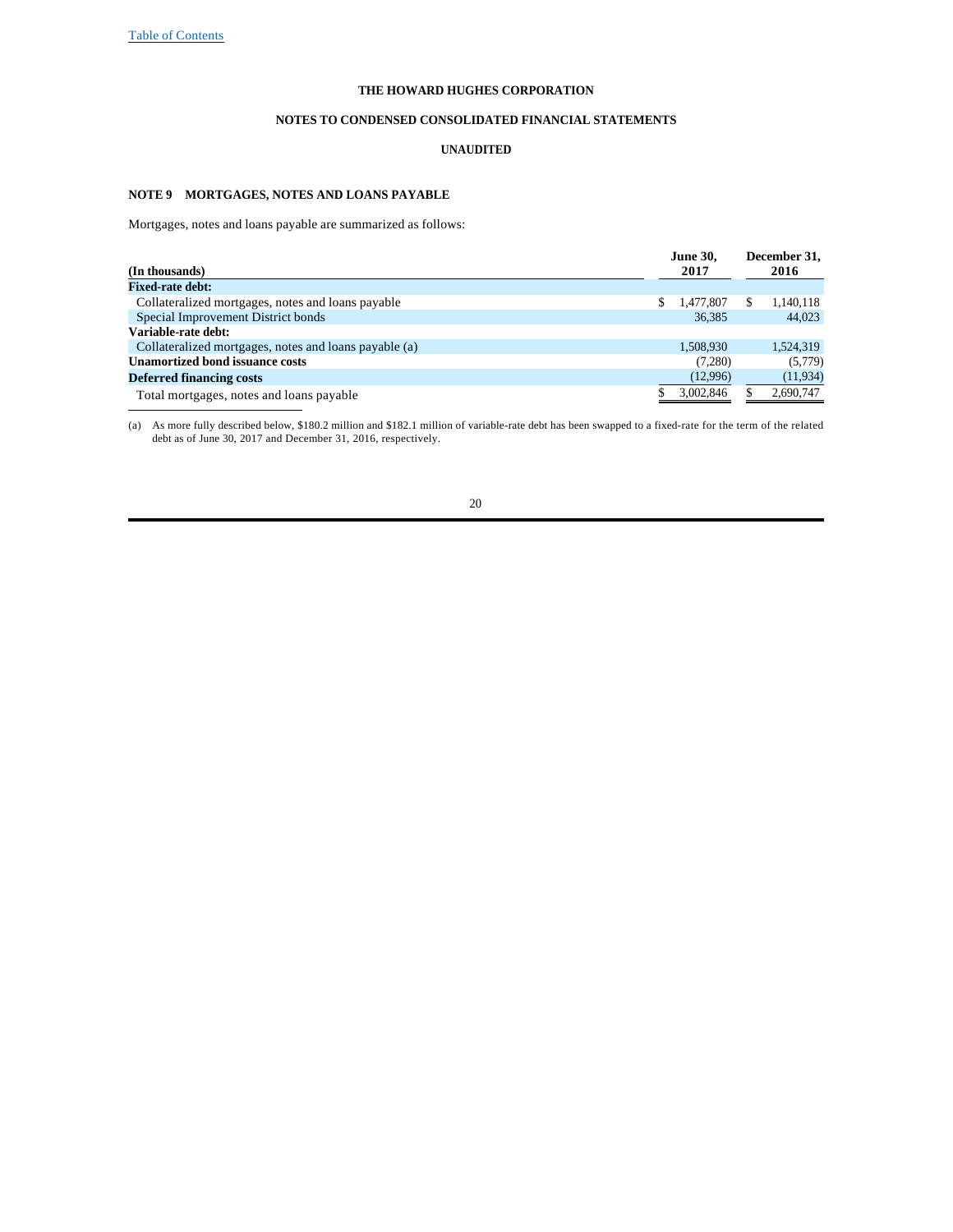THE HOWARD HUGHES CORPORATION

NOTES TO CONDENSED CONSOLIDATED FINANCIAL STATEMENTS

UNAUDITED

## NOTE 9 MORTGAGES, NOTES AND LOANS PAYABLE

Mortgages, notes and loans payable are summarized as follows:

| (In thousands) | June 30, 2017 | December 31, 2016 |
|---|---|---|
| **Fixed-rate debt:** | | |
| Collateralized mortgages, notes and loans payable | $ 1,477,807 | $ 1,140,118 |
| Special Improvement District bonds | 36,385 | 44,023 |
| **Variable-rate debt:** | | |
| Collateralized mortgages, notes and loans payable (a) | 1,508,930 | 1,524,319 |
| **Unamortized bond issuance costs** | (7,280) | (5,779) |
| **Deferred financing costs** | (12,996) | (11,934) |
| Total mortgages, notes and loans payable | $ 3,002,846 | $ 2,690,747 |

(a) As more fully described below, $180.2 million and $182.1 million of variable-rate debt has been swapped to a fixed-rate for the term of the related debt as of June 30, 2017 and December 31, 2016, respectively.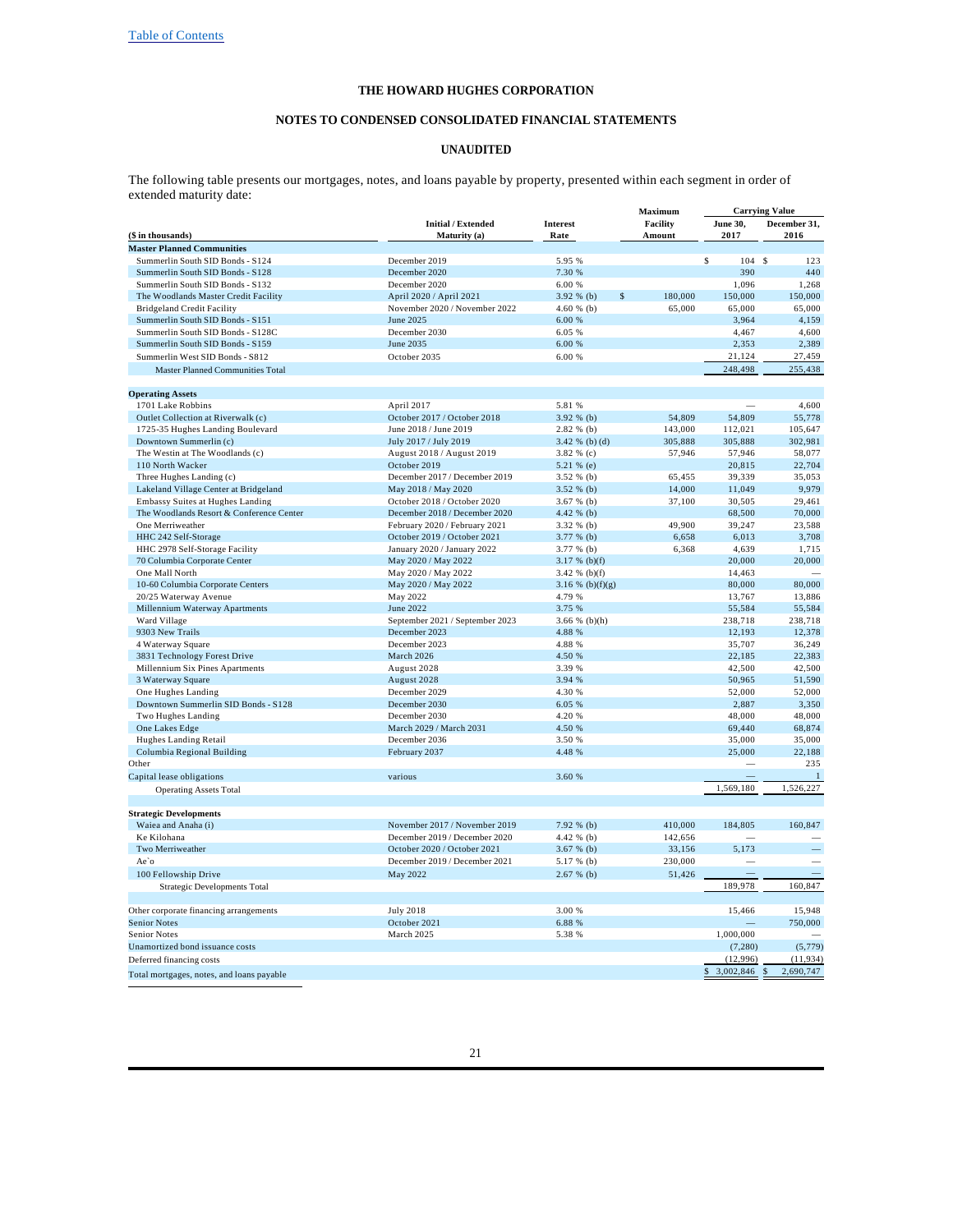THE HOWARD HUGHES CORPORATION

NOTES TO CONDENSED CONSOLIDATED FINANCIAL STATEMENTS

UNAUDITED

The following table presents our mortgages, notes, and loans payable by property, presented within each segment in order of extended maturity date:

| ($ in thousands) | Initial / Extended Maturity (a) | Interest Rate | Maximum Facility Amount | Carrying Value June 30, 2017 | Carrying Value December 31, 2016 |
|---|---|---|---|---|---|
| **Master Planned Communities** | | | | | |
| Summerlin South SID Bonds - S124 | December 2019 | 5.95 % | | $ 104 | $ 123 |
| Summerlin South SID Bonds - S128 | December 2020 | 7.30 % | | 390 | 440 |
| Summerlin South SID Bonds - S132 | December 2020 | 6.00 % | | 1,096 | 1,268 |
| The Woodlands Master Credit Facility | April 2020 / April 2021 | 3.92 % (b) | $ 180,000 | 150,000 | 150,000 |
| Bridgeland Credit Facility | November 2020 / November 2022 | 4.60 % (b) | 65,000 | 65,000 | 65,000 |
| Summerlin South SID Bonds - S151 | June 2025 | 6.00 % | | 3,964 | 4,159 |
| Summerlin South SID Bonds - S128C | December 2030 | 6.05 % | | 4,467 | 4,600 |
| Summerlin South SID Bonds - S159 | June 2035 | 6.00 % | | 2,353 | 2,389 |
| Summerlin West SID Bonds - S812 | October 2035 | 6.00 % | | 21,124 | 27,459 |
| Master Planned Communities Total | | | | 248,498 | 255,438 |
| | | | | | |
| **Operating Assets** | | | | | |
| 1701 Lake Robbins | April 2017 | 5.81 % | | — | 4,600 |
| Outlet Collection at Riverwalk (c) | October 2017 / October 2018 | 3.92 % (b) | 54,809 | 54,809 | 55,778 |
| 1725-35 Hughes Landing Boulevard | June 2018 / June 2019 | 2.82 % (b) | 143,000 | 112,021 | 105,647 |
| Downtown Summerlin (c) | July 2017 / July 2019 | 3.42 % (b) (d) | 305,888 | 305,888 | 302,981 |
| The Westin at The Woodlands (c) | August 2018 / August 2019 | 3.82 % (c) | 57,946 | 57,946 | 58,077 |
| 110 North Wacker | October 2019 | 5.21 % (e) | | 20,815 | 22,704 |
| Three Hughes Landing (c) | December 2017 / December 2019 | 3.52 % (b) | 65,455 | 39,339 | 35,053 |
| Lakeland Village Center at Bridgeland | May 2018 / May 2020 | 3.52 % (b) | 14,000 | 11,049 | 9,979 |
| Embassy Suites at Hughes Landing | October 2018 / October 2020 | 3.67 % (b) | 37,100 | 30,505 | 29,461 |
| The Woodlands Resort & Conference Center | December 2018 / December 2020 | 4.42 % (b) | | 68,500 | 70,000 |
| One Merriweather | February 2020 / February 2021 | 3.32 % (b) | 49,900 | 39,247 | 23,588 |
| HHC 242 Self-Storage | October 2019 / October 2021 | 3.77 % (b) | 6,658 | 6,013 | 3,708 |
| HHC 2978 Self-Storage Facility | January 2020 / January 2022 | 3.77 % (b) | 6,368 | 4,639 | 1,715 |
| 70 Columbia Corporate Center | May 2020 / May 2022 | 3.17 % (b)(f) | | 20,000 | 20,000 |
| One Mall North | May 2020 / May 2022 | 3.42 % (b)(f) | | 14,463 | — |
| 10-60 Columbia Corporate Centers | May 2020 / May 2022 | 3.16 % (b)(f)(g) | | 80,000 | 80,000 |
| 20/25 Waterway Avenue | May 2022 | 4.79 % | | 13,767 | 13,886 |
| Millennium Waterway Apartments | June 2022 | 3.75 % | | 55,584 | 55,584 |
| Ward Village | September 2021 / September 2023 | 3.66 % (b)(h) | | 238,718 | 238,718 |
| 9303 New Trails | December 2023 | 4.88 % | | 12,193 | 12,378 |
| 4 Waterway Square | December 2023 | 4.88 % | | 35,707 | 36,249 |
| 3831 Technology Forest Drive | March 2026 | 4.50 % | | 22,185 | 22,383 |
| Millennium Six Pines Apartments | August 2028 | 3.39 % | | 42,500 | 42,500 |
| 3 Waterway Square | August 2028 | 3.94 % | | 50,965 | 51,590 |
| One Hughes Landing | December 2029 | 4.30 % | | 52,000 | 52,000 |
| Downtown Summerlin SID Bonds - S128 | December 2030 | 6.05 % | | 2,887 | 3,350 |
| Two Hughes Landing | December 2030 | 4.20 % | | 48,000 | 48,000 |
| One Lakes Edge | March 2029 / March 2031 | 4.50 % | | 69,440 | 68,874 |
| Hughes Landing Retail | December 2036 | 3.50 % | | 35,000 | 35,000 |
| Columbia Regional Building | February 2037 | 4.48 % | | 25,000 | 22,188 |
| Other | | | | — | 235 |
| Capital lease obligations | various | 3.60 % | | — | 1 |
| Operating Assets Total | | | | 1,569,180 | 1,526,227 |
| | | | | | |
| **Strategic Developments** | | | | | |
| Waiea and Anaha (i) | November 2017 / November 2019 | 7.92 % (b) | 410,000 | 184,805 | 160,847 |
| Ke Kilohana | December 2019 / December 2020 | 4.42 % (b) | 142,656 | — | — |
| Two Merriweather | October 2020 / October 2021 | 3.67 % (b) | 33,156 | 5,173 | — |
| Ae`o | December 2019 / December 2021 | 5.17 % (b) | 230,000 | — | — |
| 100 Fellowship Drive | May 2022 | 2.67 % (b) | 51,426 | — | — |
| Strategic Developments Total | | | | 189,978 | 160,847 |
| | | | | | |
| Other corporate financing arrangements | July 2018 | 3.00 % | | 15,466 | 15,948 |
| Senior Notes | October 2021 | 6.88 % | | — | 750,000 |
| Senior Notes | March 2025 | 5.38 % | | 1,000,000 | — |
| Unamortized bond issuance costs | | | | (7,280) | (5,779) |
| Deferred financing costs | | | | (12,996) | (11,934) |
| Total mortgages, notes, and loans payable | | | | $ 3,002,846 | $ 2,690,747 |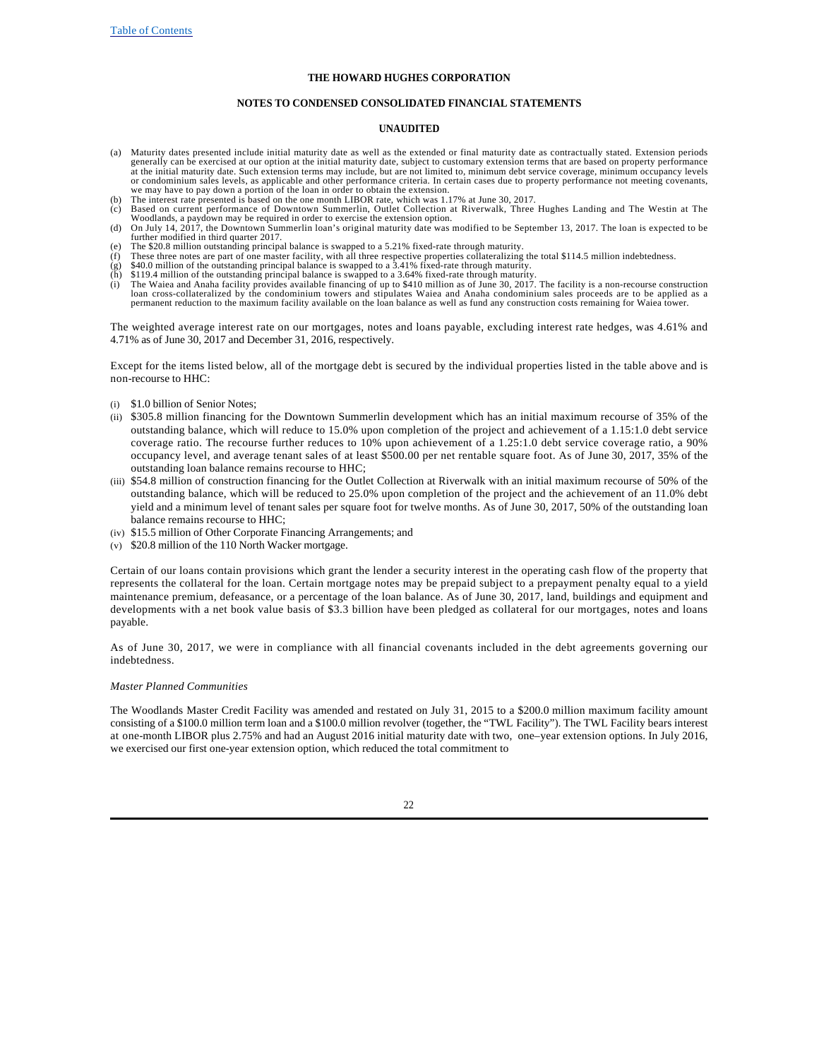**THE HOWARD HUGHES CORPORATION**

**NOTES TO CONDENSED CONSOLIDATED FINANCIAL STATEMENTS**

**UNAUDITED**

(a) Maturity dates presented include initial maturity date as well as the extended or final maturity date as contractually stated. Extension periods generally can be exercised at our option at the initial maturity date, subject to customary extension terms that are based on property performance at the initial maturity date. Such extension terms may include, but are not limited to, minimum debt service coverage, minimum occupancy levels or condominium sales levels, as applicable and other performance criteria. In certain cases due to property performance not meeting covenants, we may have to pay down a portion of the loan in order to obtain the extension.
(b) The interest rate presented is based on the one month LIBOR rate, which was 1.17% at June 30, 2017.
(c) Based on current performance of Downtown Summerlin, Outlet Collection at Riverwalk, Three Hughes Landing and The Westin at The Woodlands, a paydown may be required in order to exercise the extension option.
(d) On July 14, 2017, the Downtown Summerlin loan's original maturity date was modified to be September 13, 2017. The loan is expected to be further modified in third quarter 2017.
(e) The $20.8 million outstanding principal balance is swapped to a 5.21% fixed-rate through maturity.
(f) These three notes are part of one master facility, with all three respective properties collateralizing the total $114.5 million indebtedness.
(g) $40.0 million of the outstanding principal balance is swapped to a 3.41% fixed-rate through maturity.
(h) $119.4 million of the outstanding principal balance is swapped to a 3.64% fixed-rate through maturity.
(i) The Waiea and Anaha facility provides available financing of up to $410 million as of June 30, 2017. The facility is a non-recourse construction loan cross-collateralized by the condominium towers and stipulates Waiea and Anaha condominium sales proceeds are to be applied as a permanent reduction to the maximum facility available on the loan balance as well as fund any construction costs remaining for Waiea tower.

The weighted average interest rate on our mortgages, notes and loans payable, excluding interest rate hedges, was 4.61% and 4.71% as of June 30, 2017 and December 31, 2016, respectively.

Except for the items listed below, all of the mortgage debt is secured by the individual properties listed in the table above and is non-recourse to HHC:

(i) $1.0 billion of Senior Notes;
(ii) $305.8 million financing for the Downtown Summerlin development which has an initial maximum recourse of 35% of the outstanding balance, which will reduce to 15.0% upon completion of the project and achievement of a 1.15:1.0 debt service coverage ratio. The recourse further reduces to 10% upon achievement of a 1.25:1.0 debt service coverage ratio, a 90% occupancy level, and average tenant sales of at least $500.00 per net rentable square foot. As of June 30, 2017, 35% of the outstanding loan balance remains recourse to HHC;
(iii) $54.8 million of construction financing for the Outlet Collection at Riverwalk with an initial maximum recourse of 50% of the outstanding balance, which will be reduced to 25.0% upon completion of the project and the achievement of an 11.0% debt yield and a minimum level of tenant sales per square foot for twelve months. As of June 30, 2017, 50% of the outstanding loan balance remains recourse to HHC;
(iv) $15.5 million of Other Corporate Financing Arrangements; and
(v) $20.8 million of the 110 North Wacker mortgage.

Certain of our loans contain provisions which grant the lender a security interest in the operating cash flow of the property that represents the collateral for the loan. Certain mortgage notes may be prepaid subject to a prepayment penalty equal to a yield maintenance premium, defeasance, or a percentage of the loan balance. As of June 30, 2017, land, buildings and equipment and developments with a net book value basis of $3.3 billion have been pledged as collateral for our mortgages, notes and loans payable.

As of June 30, 2017, we were in compliance with all financial covenants included in the debt agreements governing our indebtedness.

*Master Planned Communities*

The Woodlands Master Credit Facility was amended and restated on July 31, 2015 to a $200.0 million maximum facility amount consisting of a $100.0 million term loan and a $100.0 million revolver (together, the "TWL Facility"). The TWL Facility bears interest at one-month LIBOR plus 2.75% and had an August 2016 initial maturity date with two, one–year extension options. In July 2016, we exercised our first one-year extension option, which reduced the total commitment to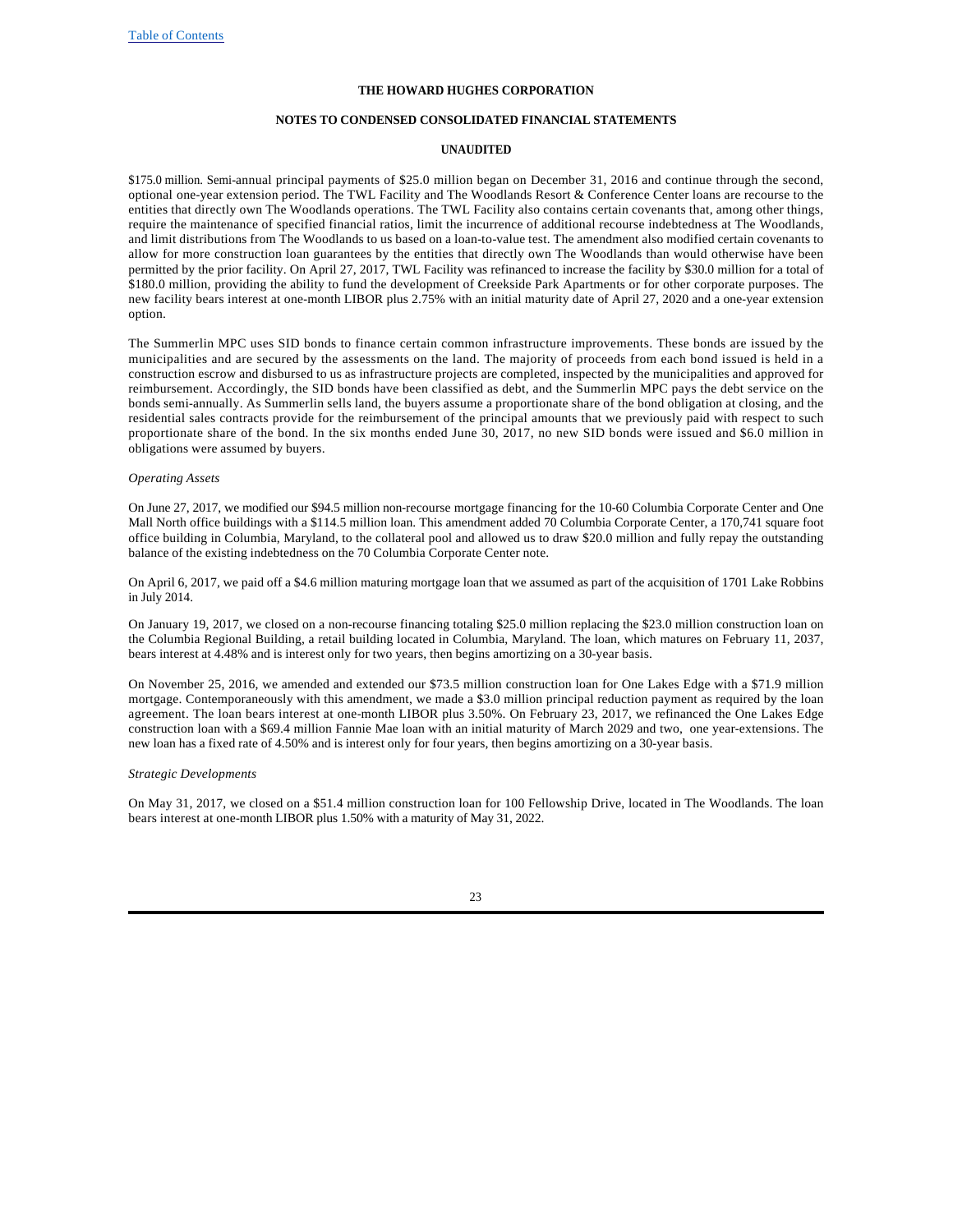$175.0 million. Semi-annual principal payments of $25.0 million began on December 31, 2016 and continue through the second, optional one-year extension period. The TWL Facility and The Woodlands Resort & Conference Center loans are recourse to the entities that directly own The Woodlands operations. The TWL Facility also contains certain covenants that, among other things, require the maintenance of specified financial ratios, limit the incurrence of additional recourse indebtedness at The Woodlands, and limit distributions from The Woodlands to us based on a loan-to-value test. The amendment also modified certain covenants to allow for more construction loan guarantees by the entities that directly own The Woodlands than would otherwise have been permitted by the prior facility. On April 27, 2017, TWL Facility was refinanced to increase the facility by $30.0 million for a total of $180.0 million, providing the ability to fund the development of Creekside Park Apartments or for other corporate purposes. The new facility bears interest at one-month LIBOR plus 2.75% with an initial maturity date of April 27, 2020 and a one-year extension option.

The Summerlin MPC uses SID bonds to finance certain common infrastructure improvements. These bonds are issued by the municipalities and are secured by the assessments on the land. The majority of proceeds from each bond issued is held in a construction escrow and disbursed to us as infrastructure projects are completed, inspected by the municipalities and approved for reimbursement. Accordingly, the SID bonds have been classified as debt, and the Summerlin MPC pays the debt service on the bonds semi-annually. As Summerlin sells land, the buyers assume a proportionate share of the bond obligation at closing, and the residential sales contracts provide for the reimbursement of the principal amounts that we previously paid with respect to such proportionate share of the bond. In the six months ended June 30, 2017, no new SID bonds were issued and $6.0 million in obligations were assumed by buyers.

*Operating Assets*

On June 27, 2017, we modified our $94.5 million non-recourse mortgage financing for the 10-60 Columbia Corporate Center and One Mall North office buildings with a $114.5 million loan. This amendment added 70 Columbia Corporate Center, a 170,741 square foot office building in Columbia, Maryland, to the collateral pool and allowed us to draw $20.0 million and fully repay the outstanding balance of the existing indebtedness on the 70 Columbia Corporate Center note.

On April 6, 2017, we paid off a $4.6 million maturing mortgage loan that we assumed as part of the acquisition of 1701 Lake Robbins in July 2014.

On January 19, 2017, we closed on a non-recourse financing totaling $25.0 million replacing the $23.0 million construction loan on the Columbia Regional Building, a retail building located in Columbia, Maryland. The loan, which matures on February 11, 2037, bears interest at 4.48% and is interest only for two years, then begins amortizing on a 30-year basis.

On November 25, 2016, we amended and extended our $73.5 million construction loan for One Lakes Edge with a $71.9 million mortgage. Contemporaneously with this amendment, we made a $3.0 million principal reduction payment as required by the loan agreement. The loan bears interest at one-month LIBOR plus 3.50%. On February 23, 2017, we refinanced the One Lakes Edge construction loan with a $69.4 million Fannie Mae loan with an initial maturity of March 2029 and two, one year-extensions. The new loan has a fixed rate of 4.50% and is interest only for four years, then begins amortizing on a 30-year basis.

*Strategic Developments*

On May 31, 2017, we closed on a $51.4 million construction loan for 100 Fellowship Drive, located in The Woodlands. The loan bears interest at one-month LIBOR plus 1.50% with a maturity of May 31, 2022.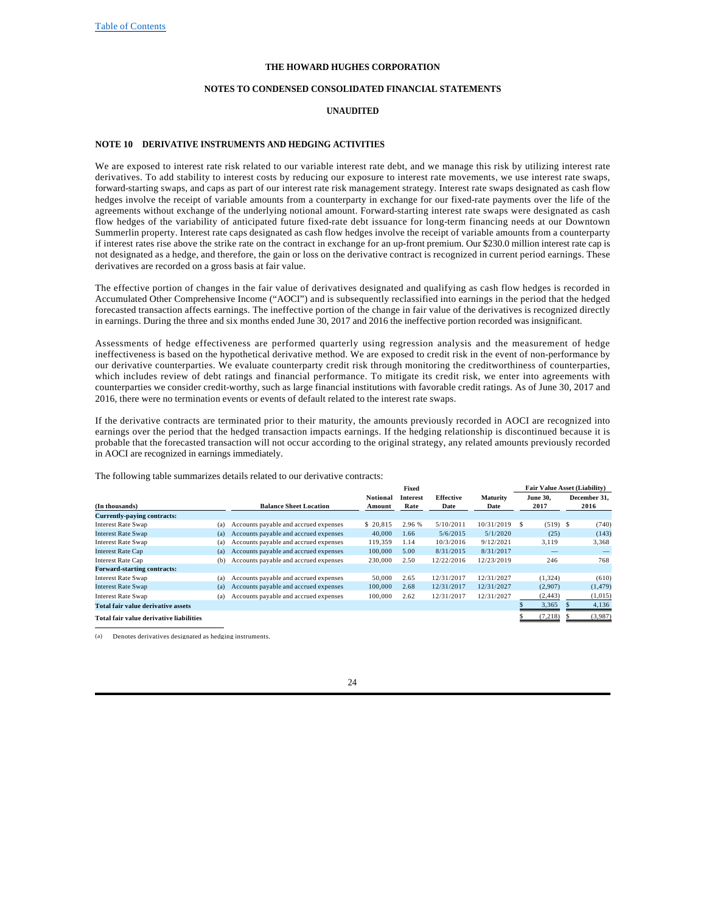THE HOWARD HUGHES CORPORATION

NOTES TO CONDENSED CONSOLIDATED FINANCIAL STATEMENTS

UNAUDITED

## NOTE 10 DERIVATIVE INSTRUMENTS AND HEDGING ACTIVITIES

We are exposed to interest rate risk related to our variable interest rate debt, and we manage this risk by utilizing interest rate derivatives. To add stability to interest costs by reducing our exposure to interest rate movements, we use interest rate swaps, forward-starting swaps, and caps as part of our interest rate risk management strategy. Interest rate swaps designated as cash flow hedges involve the receipt of variable amounts from a counterparty in exchange for our fixed-rate payments over the life of the agreements without exchange of the underlying notional amount. Forward-starting interest rate swaps were designated as cash flow hedges of the variability of anticipated future fixed-rate debt issuance for long-term financing needs at our Downtown Summerlin property. Interest rate caps designated as cash flow hedges involve the receipt of variable amounts from a counterparty if interest rates rise above the strike rate on the contract in exchange for an up-front premium. Our $230.0 million interest rate cap is not designated as a hedge, and therefore, the gain or loss on the derivative contract is recognized in current period earnings. These derivatives are recorded on a gross basis at fair value.

The effective portion of changes in the fair value of derivatives designated and qualifying as cash flow hedges is recorded in Accumulated Other Comprehensive Income ("AOCI") and is subsequently reclassified into earnings in the period that the hedged forecasted transaction affects earnings. The ineffective portion of the change in fair value of the derivatives is recognized directly in earnings. During the three and six months ended June 30, 2017 and 2016 the ineffective portion recorded was insignificant.

Assessments of hedge effectiveness are performed quarterly using regression analysis and the measurement of hedge ineffectiveness is based on the hypothetical derivative method. We are exposed to credit risk in the event of non-performance by our derivative counterparties. We evaluate counterparty credit risk through monitoring the creditworthiness of counterparties, which includes review of debt ratings and financial performance. To mitigate its credit risk, we enter into agreements with counterparties we consider credit-worthy, such as large financial institutions with favorable credit ratings. As of June 30, 2017 and 2016, there were no termination events or events of default related to the interest rate swaps.

If the derivative contracts are terminated prior to their maturity, the amounts previously recorded in AOCI are recognized into earnings over the period that the hedged transaction impacts earnings. If the hedging relationship is discontinued because it is probable that the forecasted transaction will not occur according to the original strategy, any related amounts previously recorded in AOCI are recognized in earnings immediately.

The following table summarizes details related to our derivative contracts:

| (In thousands) | | Balance Sheet Location | Notional Amount | Fixed Interest Rate | Effective Date | Maturity Date | Fair Value Asset (Liability) June 30, 2017 | Fair Value Asset (Liability) December 31, 2016 |
|---|---|---|---|---|---|---|---|---|
| **Currently-paying contracts:** | | | | | | | | |
| Interest Rate Swap | (a) | Accounts payable and accrued expenses | $ 20,815 | 2.96 % | 5/10/2011 | 10/31/2019 | $ (519) | $ (740) |
| Interest Rate Swap | (a) | Accounts payable and accrued expenses | 40,000 | 1.66 | 5/6/2015 | 5/1/2020 | (25) | (143) |
| Interest Rate Swap | (a) | Accounts payable and accrued expenses | 119,359 | 1.14 | 10/3/2016 | 9/12/2021 | 3,119 | 3,368 |
| Interest Rate Cap | (a) | Accounts payable and accrued expenses | 100,000 | 5.00 | 8/31/2015 | 8/31/2017 | — | — |
| Interest Rate Cap | (b) | Accounts payable and accrued expenses | 230,000 | 2.50 | 12/22/2016 | 12/23/2019 | 246 | 768 |
| **Forward-starting contracts:** | | | | | | | | |
| Interest Rate Swap | (a) | Accounts payable and accrued expenses | 50,000 | 2.65 | 12/31/2017 | 12/31/2027 | (1,324) | (610) |
| Interest Rate Swap | (a) | Accounts payable and accrued expenses | 100,000 | 2.68 | 12/31/2017 | 12/31/2027 | (2,907) | (1,479) |
| Interest Rate Swap | (a) | Accounts payable and accrued expenses | 100,000 | 2.62 | 12/31/2017 | 12/31/2027 | (2,443) | (1,015) |
| **Total fair value derivative assets** | | | | | | | $ 3,365 | $ 4,136 |
| **Total fair value derivative liabilities** | | | | | | | $ (7,218) | $ (3,987) |

(a) Denotes derivatives designated as hedging instruments.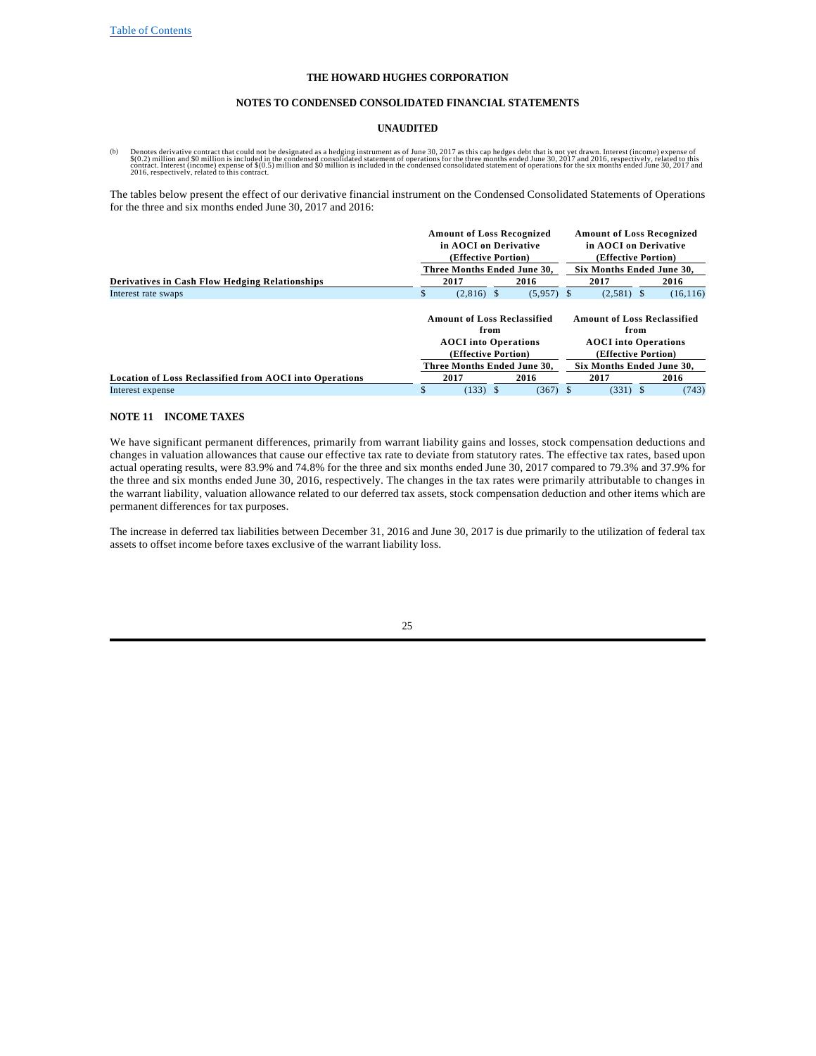THE HOWARD HUGHES CORPORATION

NOTES TO CONDENSED CONSOLIDATED FINANCIAL STATEMENTS

UNAUDITED

(b) Denotes derivative contract that could not be designated as a hedging instrument as of June 30, 2017 as this cap hedges debt that is not yet drawn. Interest (income) expense of $(0.2) million and $0 million is included in the condensed consolidated statement of operations for the three months ended June 30, 2017 and 2016, respectively, related to this contract. Interest (income) expense of $(0.5) million and $0 million is included in the condensed consolidated statement of operations for the six months ended June 30, 2017 and 2016, respectively, related to this contract.

The tables below present the effect of our derivative financial instrument on the Condensed Consolidated Statements of Operations for the three and six months ended June 30, 2017 and 2016:

| | Amount of Loss Recognized in AOCI on Derivative (Effective Portion) | | Amount of Loss Recognized in AOCI on Derivative (Effective Portion) | |
|---|---|---|---|---|
| | Three Months Ended June 30, | | Six Months Ended June 30, | |
| **Derivatives in Cash Flow Hedging Relationships** | **2017** | **2016** | **2017** | **2016** |
| Interest rate swaps | $ (2,816) | $ (5,957) | $ (2,581) | $ (16,116) |

| | Amount of Loss Reclassified from AOCI into Operations (Effective Portion) | | Amount of Loss Reclassified from AOCI into Operations (Effective Portion) | |
|---|---|---|---|---|
| | Three Months Ended June 30, | | Six Months Ended June 30, | |
| **Location of Loss Reclassified from AOCI into Operations** | **2017** | **2016** | **2017** | **2016** |
| Interest expense | $ (133) | $ (367) | $ (331) | $ (743) |

## NOTE 11 INCOME TAXES

We have significant permanent differences, primarily from warrant liability gains and losses, stock compensation deductions and changes in valuation allowances that cause our effective tax rate to deviate from statutory rates. The effective tax rates, based upon actual operating results, were 83.9% and 74.8% for the three and six months ended June 30, 2017 compared to 79.3% and 37.9% for the three and six months ended June 30, 2016, respectively. The changes in the tax rates were primarily attributable to changes in the warrant liability, valuation allowance related to our deferred tax assets, stock compensation deduction and other items which are permanent differences for tax purposes.

The increase in deferred tax liabilities between December 31, 2016 and June 30, 2017 is due primarily to the utilization of federal tax assets to offset income before taxes exclusive of the warrant liability loss.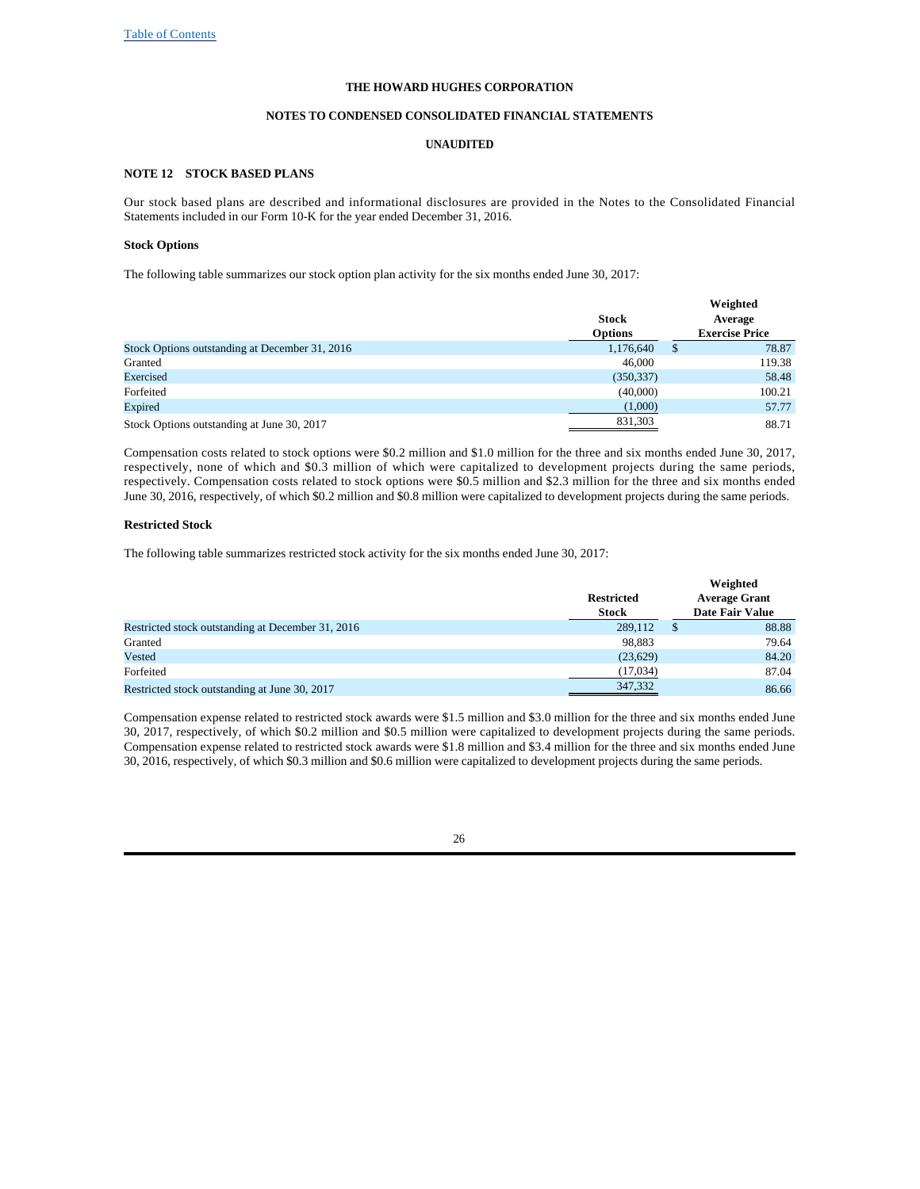THE HOWARD HUGHES CORPORATION

NOTES TO CONDENSED CONSOLIDATED FINANCIAL STATEMENTS

UNAUDITED

## NOTE 12 STOCK BASED PLANS

Our stock based plans are described and informational disclosures are provided in the Notes to the Consolidated Financial Statements included in our Form 10-K for the year ended December 31, 2016.

### Stock Options

The following table summarizes our stock option plan activity for the six months ended June 30, 2017:

| | Stock Options | Weighted Average Exercise Price |
|---|---|---|
| Stock Options outstanding at December 31, 2016 | 1,176,640 | $ 78.87 |
| Granted | 46,000 | 119.38 |
| Exercised | (350,337) | 58.48 |
| Forfeited | (40,000) | 100.21 |
| Expired | (1,000) | 57.77 |
| Stock Options outstanding at June 30, 2017 | 831,303 | 88.71 |

Compensation costs related to stock options were $0.2 million and $1.0 million for the three and six months ended June 30, 2017, respectively, none of which and $0.3 million of which were capitalized to development projects during the same periods, respectively. Compensation costs related to stock options were $0.5 million and $2.3 million for the three and six months ended June 30, 2016, respectively, of which $0.2 million and $0.8 million were capitalized to development projects during the same periods.

### Restricted Stock

The following table summarizes restricted stock activity for the six months ended June 30, 2017:

| | Restricted Stock | Weighted Average Grant Date Fair Value |
|---|---|---|
| Restricted stock outstanding at December 31, 2016 | 289,112 | $ 88.88 |
| Granted | 98,883 | 79.64 |
| Vested | (23,629) | 84.20 |
| Forfeited | (17,034) | 87.04 |
| Restricted stock outstanding at June 30, 2017 | 347,332 | 86.66 |

Compensation expense related to restricted stock awards were $1.5 million and $3.0 million for the three and six months ended June 30, 2017, respectively, of which $0.2 million and $0.5 million were capitalized to development projects during the same periods. Compensation expense related to restricted stock awards were $1.8 million and $3.4 million for the three and six months ended June 30, 2016, respectively, of which $0.3 million and $0.6 million were capitalized to development projects during the same periods.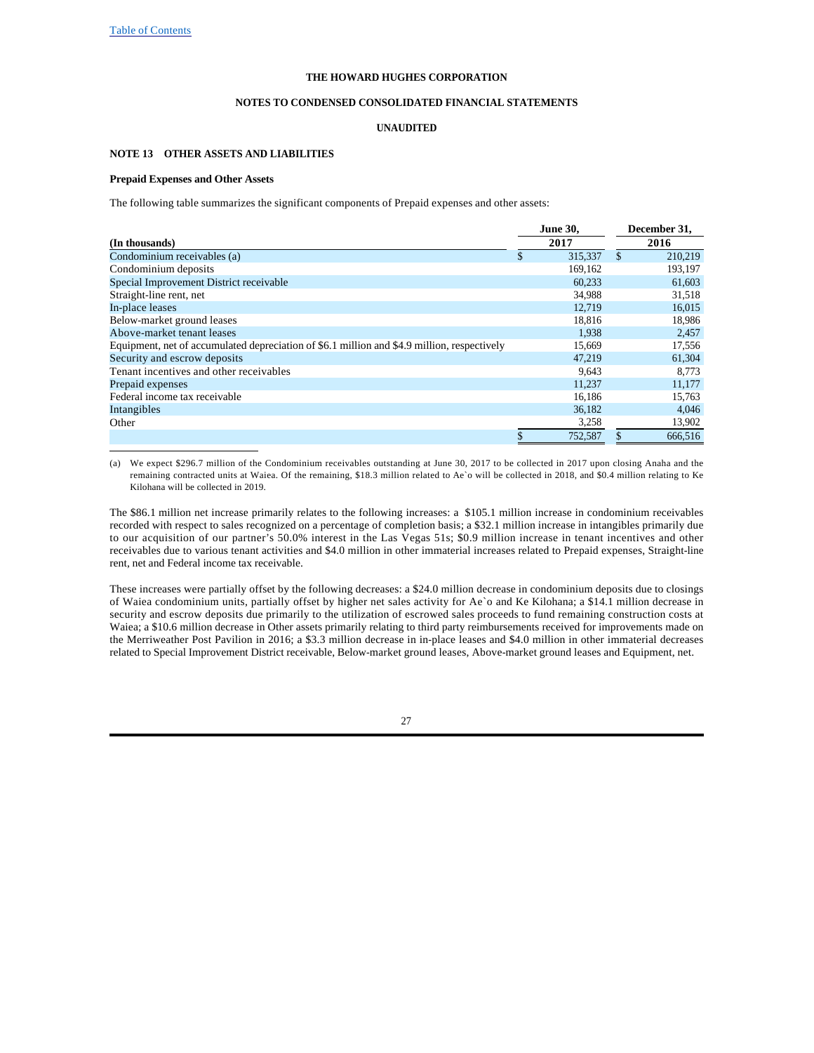THE HOWARD HUGHES CORPORATION

NOTES TO CONDENSED CONSOLIDATED FINANCIAL STATEMENTS

UNAUDITED

### NOTE 13 OTHER ASSETS AND LIABILITIES

**Prepaid Expenses and Other Assets**

The following table summarizes the significant components of Prepaid expenses and other assets:

| (In thousands) | June 30, 2017 | December 31, 2016 |
|---|---|---|
| Condominium receivables (a) | $ 315,337 | $ 210,219 |
| Condominium deposits | 169,162 | 193,197 |
| Special Improvement District receivable | 60,233 | 61,603 |
| Straight-line rent, net | 34,988 | 31,518 |
| In-place leases | 12,719 | 16,015 |
| Below-market ground leases | 18,816 | 18,986 |
| Above-market tenant leases | 1,938 | 2,457 |
| Equipment, net of accumulated depreciation of $6.1 million and $4.9 million, respectively | 15,669 | 17,556 |
| Security and escrow deposits | 47,219 | 61,304 |
| Tenant incentives and other receivables | 9,643 | 8,773 |
| Prepaid expenses | 11,237 | 11,177 |
| Federal income tax receivable | 16,186 | 15,763 |
| Intangibles | 36,182 | 4,046 |
| Other | 3,258 | 13,902 |
| | $ 752,587 | $ 666,516 |

(a) We expect $296.7 million of the Condominium receivables outstanding at June 30, 2017 to be collected in 2017 upon closing Anaha and the remaining contracted units at Waiea. Of the remaining, $18.3 million related to Ae`o will be collected in 2018, and $0.4 million relating to Ke Kilohana will be collected in 2019.

The $86.1 million net increase primarily relates to the following increases: a $105.1 million increase in condominium receivables recorded with respect to sales recognized on a percentage of completion basis; a $32.1 million increase in intangibles primarily due to our acquisition of our partner's 50.0% interest in the Las Vegas 51s; $0.9 million increase in tenant incentives and other receivables due to various tenant activities and $4.0 million in other immaterial increases related to Prepaid expenses, Straight-line rent, net and Federal income tax receivable.

These increases were partially offset by the following decreases: a $24.0 million decrease in condominium deposits due to closings of Waiea condominium units, partially offset by higher net sales activity for Ae`o and Ke Kilohana; a $14.1 million decrease in security and escrow deposits due primarily to the utilization of escrowed sales proceeds to fund remaining construction costs at Waiea; a $10.6 million decrease in Other assets primarily relating to third party reimbursements received for improvements made on the Merriweather Post Pavilion in 2016; a $3.3 million decrease in in-place leases and $4.0 million in other immaterial decreases related to Special Improvement District receivable, Below-market ground leases, Above-market ground leases and Equipment, net.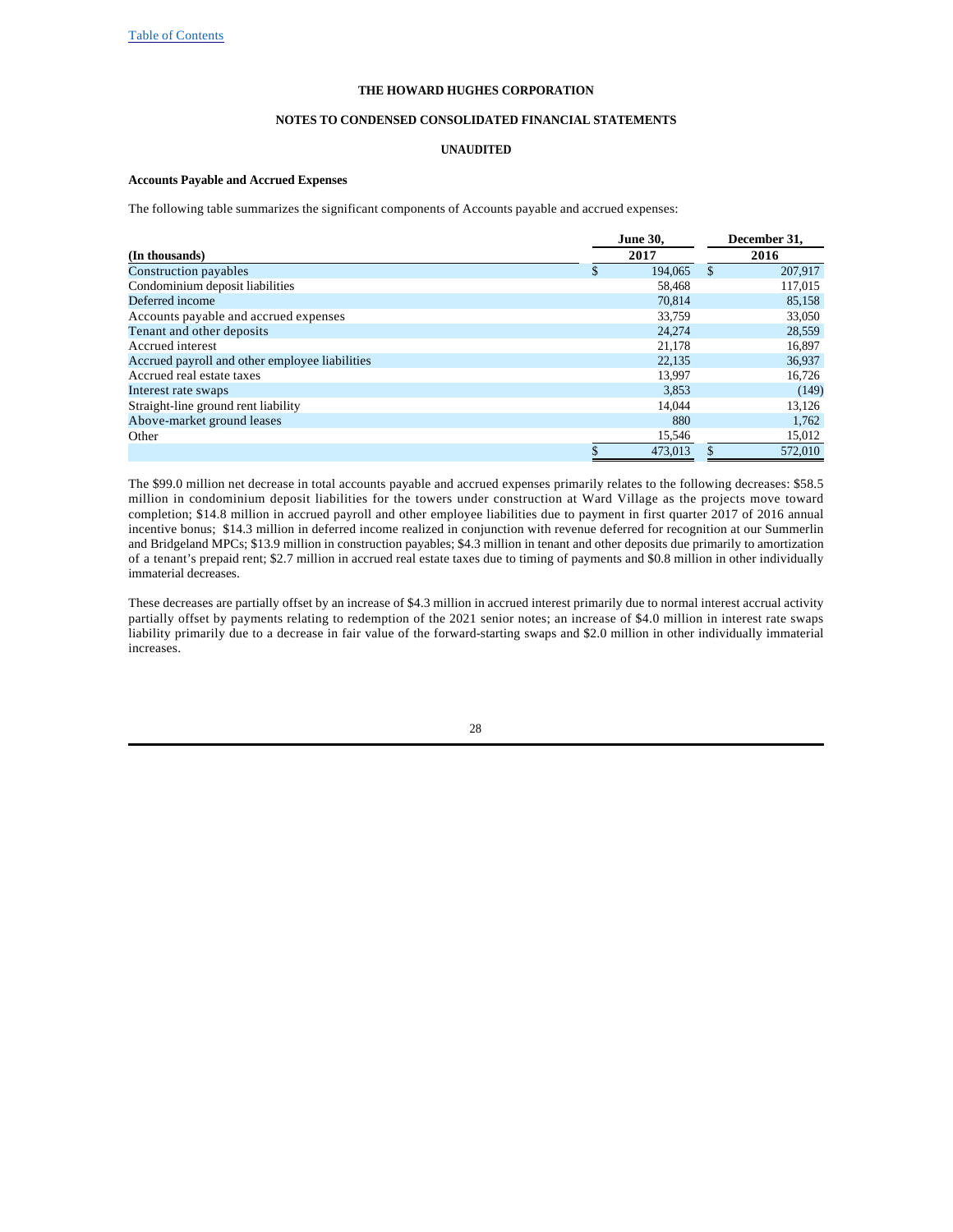Table of Contents

THE HOWARD HUGHES CORPORATION

NOTES TO CONDENSED CONSOLIDATED FINANCIAL STATEMENTS

UNAUDITED

**Accounts Payable and Accrued Expenses**

The following table summarizes the significant components of Accounts payable and accrued expenses:

| (In thousands) | June 30, 2017 | December 31, 2016 |
|---|---|---|
| Construction payables | $ 194,065 | $ 207,917 |
| Condominium deposit liabilities | 58,468 | 117,015 |
| Deferred income | 70,814 | 85,158 |
| Accounts payable and accrued expenses | 33,759 | 33,050 |
| Tenant and other deposits | 24,274 | 28,559 |
| Accrued interest | 21,178 | 16,897 |
| Accrued payroll and other employee liabilities | 22,135 | 36,937 |
| Accrued real estate taxes | 13,997 | 16,726 |
| Interest rate swaps | 3,853 | (149) |
| Straight-line ground rent liability | 14,044 | 13,126 |
| Above-market ground leases | 880 | 1,762 |
| Other | 15,546 | 15,012 |
| | $ 473,013 | $ 572,010 |

The $99.0 million net decrease in total accounts payable and accrued expenses primarily relates to the following decreases: $58.5 million in condominium deposit liabilities for the towers under construction at Ward Village as the projects move toward completion; $14.8 million in accrued payroll and other employee liabilities due to payment in first quarter 2017 of 2016 annual incentive bonus; $14.3 million in deferred income realized in conjunction with revenue deferred for recognition at our Summerlin and Bridgeland MPCs; $13.9 million in construction payables; $4.3 million in tenant and other deposits due primarily to amortization of a tenant's prepaid rent; $2.7 million in accrued real estate taxes due to timing of payments and $0.8 million in other individually immaterial decreases.

These decreases are partially offset by an increase of $4.3 million in accrued interest primarily due to normal interest accrual activity partially offset by payments relating to redemption of the 2021 senior notes; an increase of $4.0 million in interest rate swaps liability primarily due to a decrease in fair value of the forward-starting swaps and $2.0 million in other individually immaterial increases.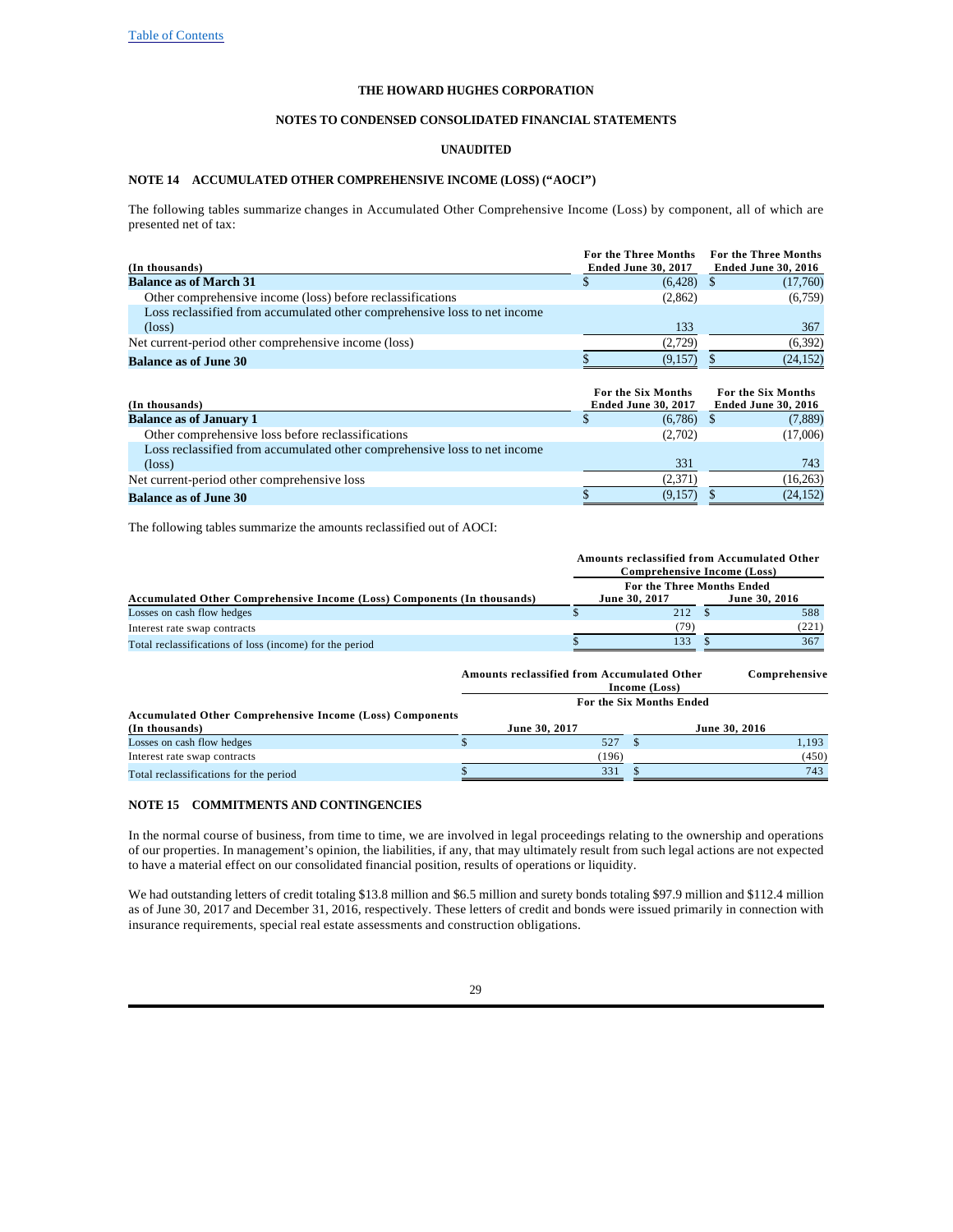THE HOWARD HUGHES CORPORATION

NOTES TO CONDENSED CONSOLIDATED FINANCIAL STATEMENTS

UNAUDITED

## NOTE 14 ACCUMULATED OTHER COMPREHENSIVE INCOME (LOSS) ("AOCI")

The following tables summarize changes in Accumulated Other Comprehensive Income (Loss) by component, all of which are presented net of tax:

| (In thousands) | For the Three Months Ended June 30, 2017 | For the Three Months Ended June 30, 2016 |
|---|---|---|
| **Balance as of March 31** | $ (6,428) | $ (17,760) |
| Other comprehensive income (loss) before reclassifications | (2,862) | (6,759) |
| Loss reclassified from accumulated other comprehensive loss to net income (loss) | 133 | 367 |
| Net current-period other comprehensive income (loss) | (2,729) | (6,392) |
| **Balance as of June 30** | $ (9,157) | $ (24,152) |

| (In thousands) | For the Six Months Ended June 30, 2017 | For the Six Months Ended June 30, 2016 |
|---|---|---|
| **Balance as of January 1** | $ (6,786) | $ (7,889) |
| Other comprehensive loss before reclassifications | (2,702) | (17,006) |
| Loss reclassified from accumulated other comprehensive loss to net income (loss) | 331 | 743 |
| Net current-period other comprehensive loss | (2,371) | (16,263) |
| **Balance as of June 30** | $ (9,157) | $ (24,152) |

The following tables summarize the amounts reclassified out of AOCI:

| | Amounts reclassified from Accumulated Other Comprehensive Income (Loss) | |
|---|---|---|
| | For the Three Months Ended | |
| Accumulated Other Comprehensive Income (Loss) Components (In thousands) | June 30, 2017 | June 30, 2016 |
| Losses on cash flow hedges | $ 212 | $ 588 |
| Interest rate swap contracts | (79) | (221) |
| Total reclassifications of loss (income) for the period | $ 133 | $ 367 |

| | Amounts reclassified from Accumulated Other Comprehensive Income (Loss) | |
|---|---|---|
| | For the Six Months Ended | |
| Accumulated Other Comprehensive Income (Loss) Components (In thousands) | June 30, 2017 | June 30, 2016 |
| Losses on cash flow hedges | $ 527 | $ 1,193 |
| Interest rate swap contracts | (196) | (450) |
| Total reclassifications for the period | $ 331 | $ 743 |

## NOTE 15 COMMITMENTS AND CONTINGENCIES

In the normal course of business, from time to time, we are involved in legal proceedings relating to the ownership and operations of our properties. In management's opinion, the liabilities, if any, that may ultimately result from such legal actions are not expected to have a material effect on our consolidated financial position, results of operations or liquidity.

We had outstanding letters of credit totaling $13.8 million and $6.5 million and surety bonds totaling $97.9 million and $112.4 million as of June 30, 2017 and December 31, 2016, respectively. These letters of credit and bonds were issued primarily in connection with insurance requirements, special real estate assessments and construction obligations.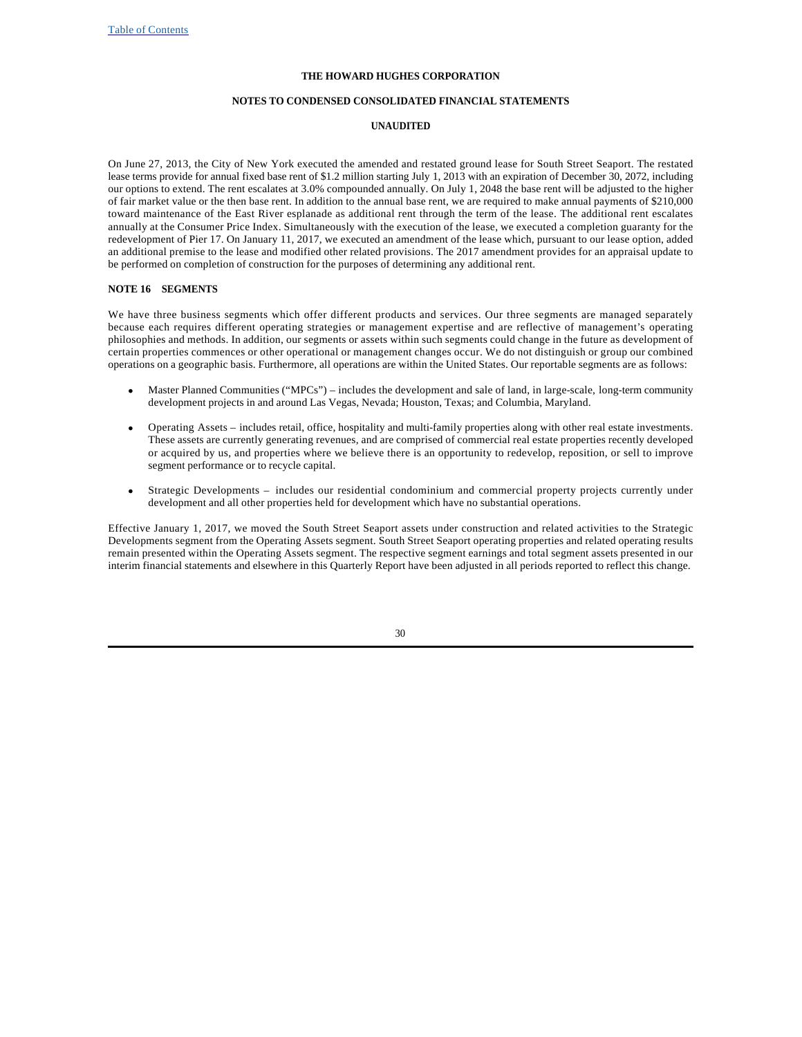On June 27, 2013, the City of New York executed the amended and restated ground lease for South Street Seaport. The restated lease terms provide for annual fixed base rent of $1.2 million starting July 1, 2013 with an expiration of December 30, 2072, including our options to extend. The rent escalates at 3.0% compounded annually. On July 1, 2048 the base rent will be adjusted to the higher of fair market value or the then base rent. In addition to the annual base rent, we are required to make annual payments of $210,000 toward maintenance of the East River esplanade as additional rent through the term of the lease. The additional rent escalates annually at the Consumer Price Index. Simultaneously with the execution of the lease, we executed a completion guaranty for the redevelopment of Pier 17. On January 11, 2017, we executed an amendment of the lease which, pursuant to our lease option, added an additional premise to the lease and modified other related provisions. The 2017 amendment provides for an appraisal update to be performed on completion of construction for the purposes of determining any additional rent.

## NOTE 16 SEGMENTS

We have three business segments which offer different products and services. Our three segments are managed separately because each requires different operating strategies or management expertise and are reflective of management's operating philosophies and methods. In addition, our segments or assets within such segments could change in the future as development of certain properties commences or other operational or management changes occur. We do not distinguish or group our combined operations on a geographic basis. Furthermore, all operations are within the United States. Our reportable segments are as follows:

- Master Planned Communities ("MPCs") – includes the development and sale of land, in large-scale, long-term community development projects in and around Las Vegas, Nevada; Houston, Texas; and Columbia, Maryland.
- Operating Assets – includes retail, office, hospitality and multi-family properties along with other real estate investments. These assets are currently generating revenues, and are comprised of commercial real estate properties recently developed or acquired by us, and properties where we believe there is an opportunity to redevelop, reposition, or sell to improve segment performance or to recycle capital.
- Strategic Developments – includes our residential condominium and commercial property projects currently under development and all other properties held for development which have no substantial operations.

Effective January 1, 2017, we moved the South Street Seaport assets under construction and related activities to the Strategic Developments segment from the Operating Assets segment. South Street Seaport operating properties and related operating results remain presented within the Operating Assets segment. The respective segment earnings and total segment assets presented in our interim financial statements and elsewhere in this Quarterly Report have been adjusted in all periods reported to reflect this change.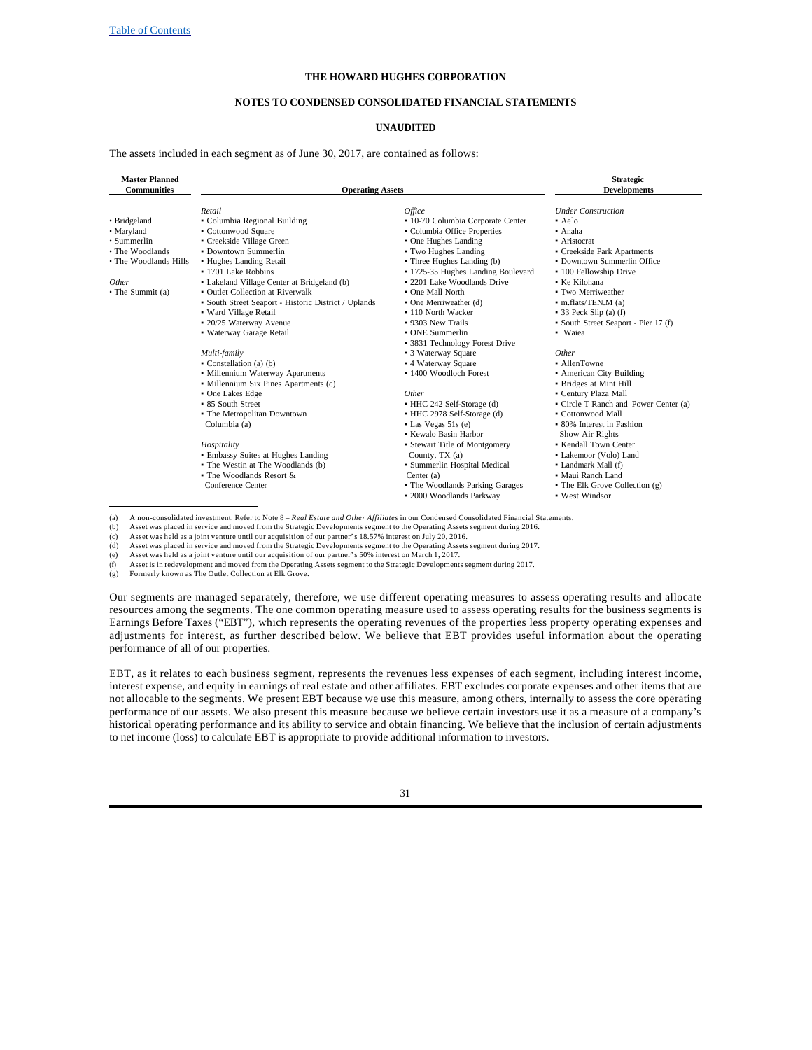Table of Contents

**THE HOWARD HUGHES CORPORATION**

**NOTES TO CONDENSED CONSOLIDATED FINANCIAL STATEMENTS**

**UNAUDITED**

The assets included in each segment as of June 30, 2017, are contained as follows:

| Master Planned Communities | Operating Assets | | Strategic Developments |
|---|---|---|---|
| | *Retail* | *Office* | *Under Construction* |
| • Bridgeland | • Columbia Regional Building | • 10-70 Columbia Corporate Center | • Ae`o |
| • Maryland | • Cottonwood Square | • Columbia Office Properties | • Anaha |
| • Summerlin | • Creekside Village Green | • One Hughes Landing | • Aristocrat |
| • The Woodlands | • Downtown Summerlin | • Two Hughes Landing | • Creekside Park Apartments |
| • The Woodlands Hills | • Hughes Landing Retail | • Three Hughes Landing (b) | • Downtown Summerlin Office |
| | • 1701 Lake Robbins | • 1725-35 Hughes Landing Boulevard | • 100 Fellowship Drive |
| *Other* | • Lakeland Village Center at Bridgeland (b) | • 2201 Lake Woodlands Drive | • Ke Kilohana |
| • The Summit (a) | • Outlet Collection at Riverwalk | • One Mall North | • Two Merriweather |
| | • South Street Seaport - Historic District / Uplands | • One Merriweather (d) | • m.flats/TEN.M (a) |
| | • Ward Village Retail | • 110 North Wacker | • 33 Peck Slip (a) (f) |
| | • 20/25 Waterway Avenue | • 9303 New Trails | • South Street Seaport - Pier 17 (f) |
| | • Waterway Garage Retail | • ONE Summerlin | • Waiea |
| | | • 3831 Technology Forest Drive | |
| | *Multi-family* | • 3 Waterway Square | *Other* |
| | • Constellation (a) (b) | • 4 Waterway Square | • AllenTowne |
| | • Millennium Waterway Apartments | • 1400 Woodloch Forest | • American City Building |
| | • Millennium Six Pines Apartments (c) | | • Bridges at Mint Hill |
| | • One Lakes Edge | *Other* | • Century Plaza Mall |
| | • 85 South Street | • HHC 242 Self-Storage (d) | • Circle T Ranch and Power Center (a) |
| | • The Metropolitan Downtown Columbia (a) | • HHC 2978 Self-Storage (d) | • Cottonwood Mall |
| | | • Las Vegas 51s (e) | • 80% Interest in Fashion Show Air Rights |
| | | • Kewalo Basin Harbor | |
| | *Hospitality* | • Stewart Title of Montgomery County, TX (a) | • Kendall Town Center |
| | • Embassy Suites at Hughes Landing | | • Lakemoor (Volo) Land |
| | • The Westin at The Woodlands (b) | • Summerlin Hospital Medical Center (a) | • Landmark Mall (f) |
| | • The Woodlands Resort & Conference Center | | • Maui Ranch Land |
| | | • The Woodlands Parking Garages | • The Elk Grove Collection (g) |
| | | • 2000 Woodlands Parkway | • West Windsor |

(a) A non-consolidated investment. Refer to Note 8 – *Real Estate and Other Affiliates* in our Condensed Consolidated Financial Statements.
(b) Asset was placed in service and moved from the Strategic Developments segment to the Operating Assets segment during 2016.
(c) Asset was held as a joint venture until our acquisition of our partner's 18.57% interest on July 20, 2016.
(d) Asset was placed in service and moved from the Strategic Developments segment to the Operating Assets segment during 2017.
(e) Asset was held as a joint venture until our acquisition of our partner's 50% interest on March 1, 2017.
(f) Asset is in redevelopment and moved from the Operating Assets segment to the Strategic Developments segment during 2017.
(g) Formerly known as The Outlet Collection at Elk Grove.

Our segments are managed separately, therefore, we use different operating measures to assess operating results and allocate resources among the segments. The one common operating measure used to assess operating results for the business segments is Earnings Before Taxes ("EBT"), which represents the operating revenues of the properties less property operating expenses and adjustments for interest, as further described below. We believe that EBT provides useful information about the operating performance of all of our properties.

EBT, as it relates to each business segment, represents the revenues less expenses of each segment, including interest income, interest expense, and equity in earnings of real estate and other affiliates. EBT excludes corporate expenses and other items that are not allocable to the segments. We present EBT because we use this measure, among others, internally to assess the core operating performance of our assets. We also present this measure because we believe certain investors use it as a measure of a company's historical operating performance and its ability to service and obtain financing. We believe that the inclusion of certain adjustments to net income (loss) to calculate EBT is appropriate to provide additional information to investors.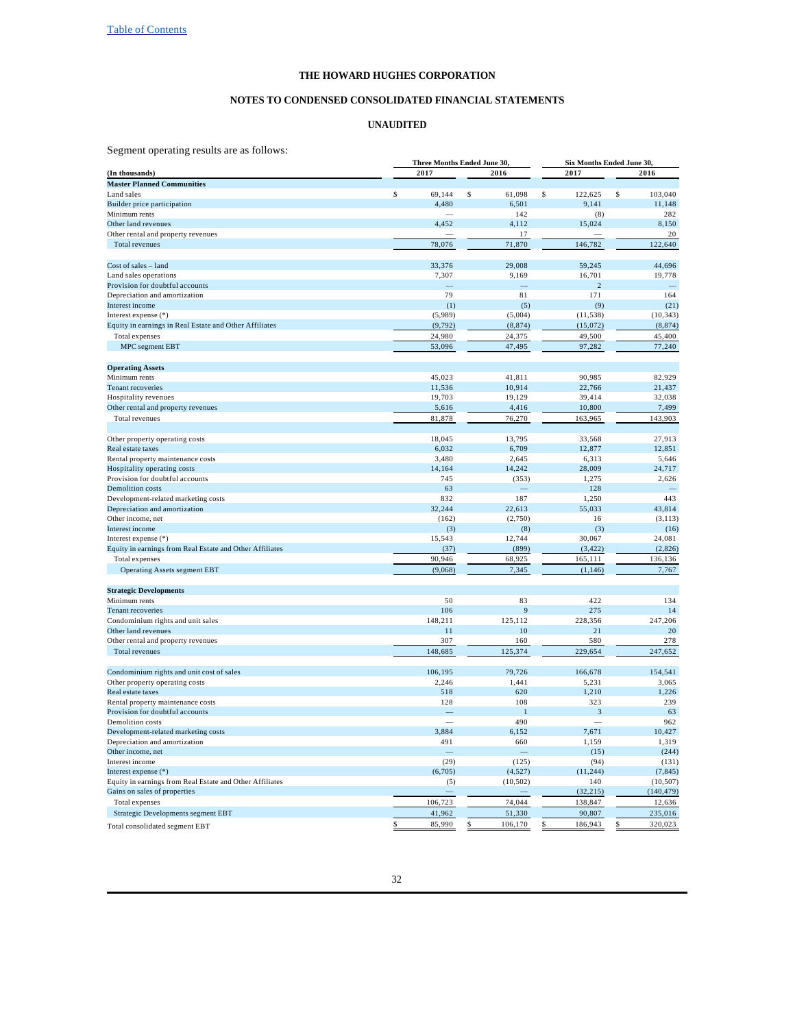# THE HOWARD HUGHES CORPORATION

## NOTES TO CONDENSED CONSOLIDATED FINANCIAL STATEMENTS

### UNAUDITED

Segment operating results are as follows:

| (In thousands) | Three Months Ended June 30, 2017 | Three Months Ended June 30, 2016 | Six Months Ended June 30, 2017 | Six Months Ended June 30, 2016 |
|---|---|---|---|---|
| **Master Planned Communities** | | | | |
| Land sales | $ 69,144 | $ 61,098 | $ 122,625 | $ 103,040 |
| Builder price participation | 4,480 | 6,501 | 9,141 | 11,148 |
| Minimum rents | — | 142 | (8) | 282 |
| Other land revenues | 4,452 | 4,112 | 15,024 | 8,150 |
| Other rental and property revenues | — | 17 | — | 20 |
| Total revenues | 78,076 | 71,870 | 146,782 | 122,640 |
| | | | | |
| Cost of sales – land | 33,376 | 29,008 | 59,245 | 44,696 |
| Land sales operations | 7,307 | 9,169 | 16,701 | 19,778 |
| Provision for doubtful accounts | — | — | 2 | — |
| Depreciation and amortization | 79 | 81 | 171 | 164 |
| Interest income | (1) | (5) | (9) | (21) |
| Interest expense (*) | (5,989) | (5,004) | (11,538) | (10,343) |
| Equity in earnings in Real Estate and Other Affiliates | (9,792) | (8,874) | (15,072) | (8,874) |
| Total expenses | 24,980 | 24,375 | 49,500 | 45,400 |
| MPC segment EBT | 53,096 | 47,495 | 97,282 | 77,240 |
| | | | | |
| **Operating Assets** | | | | |
| Minimum rents | 45,023 | 41,811 | 90,985 | 82,929 |
| Tenant recoveries | 11,536 | 10,914 | 22,766 | 21,437 |
| Hospitality revenues | 19,703 | 19,129 | 39,414 | 32,038 |
| Other rental and property revenues | 5,616 | 4,416 | 10,800 | 7,499 |
| Total revenues | 81,878 | 76,270 | 163,965 | 143,903 |
| | | | | |
| Other property operating costs | 18,045 | 13,795 | 33,568 | 27,913 |
| Real estate taxes | 6,032 | 6,709 | 12,877 | 12,851 |
| Rental property maintenance costs | 3,480 | 2,645 | 6,313 | 5,646 |
| Hospitality operating costs | 14,164 | 14,242 | 28,009 | 24,717 |
| Provision for doubtful accounts | 745 | (353) | 1,275 | 2,626 |
| Demolition costs | 63 | — | 128 | — |
| Development-related marketing costs | 832 | 187 | 1,250 | 443 |
| Depreciation and amortization | 32,244 | 22,613 | 55,033 | 43,814 |
| Other income, net | (162) | (2,750) | 16 | (3,113) |
| Interest income | (3) | (8) | (3) | (16) |
| Interest expense (*) | 15,543 | 12,744 | 30,067 | 24,081 |
| Equity in earnings from Real Estate and Other Affiliates | (37) | (899) | (3,422) | (2,826) |
| Total expenses | 90,946 | 68,925 | 165,111 | 136,136 |
| Operating Assets segment EBT | (9,068) | 7,345 | (1,146) | 7,767 |
| | | | | |
| **Strategic Developments** | | | | |
| Minimum rents | 50 | 83 | 422 | 134 |
| Tenant recoveries | 106 | 9 | 275 | 14 |
| Condominium rights and unit sales | 148,211 | 125,112 | 228,356 | 247,206 |
| Other land revenues | 11 | 10 | 21 | 20 |
| Other rental and property revenues | 307 | 160 | 580 | 278 |
| Total revenues | 148,685 | 125,374 | 229,654 | 247,652 |
| | | | | |
| Condominium rights and unit cost of sales | 106,195 | 79,726 | 166,678 | 154,541 |
| Other property operating costs | 2,246 | 1,441 | 5,231 | 3,065 |
| Real estate taxes | 518 | 620 | 1,210 | 1,226 |
| Rental property maintenance costs | 128 | 108 | 323 | 239 |
| Provision for doubtful accounts | — | 1 | 3 | 63 |
| Demolition costs | — | 490 | — | 962 |
| Development-related marketing costs | 3,884 | 6,152 | 7,671 | 10,427 |
| Depreciation and amortization | 491 | 660 | 1,159 | 1,319 |
| Other income, net | — | — | (15) | (244) |
| Interest income | (29) | (125) | (94) | (131) |
| Interest expense (*) | (6,705) | (4,527) | (11,244) | (7,845) |
| Equity in earnings from Real Estate and Other Affiliates | (5) | (10,502) | 140 | (10,507) |
| Gains on sales of properties | — | — | (32,215) | (140,479) |
| Total expenses | 106,723 | 74,044 | 138,847 | 12,636 |
| Strategic Developments segment EBT | 41,962 | 51,330 | 90,807 | 235,016 |
| Total consolidated segment EBT | $ 85,990 | $ 106,170 | $ 186,943 | $ 320,023 |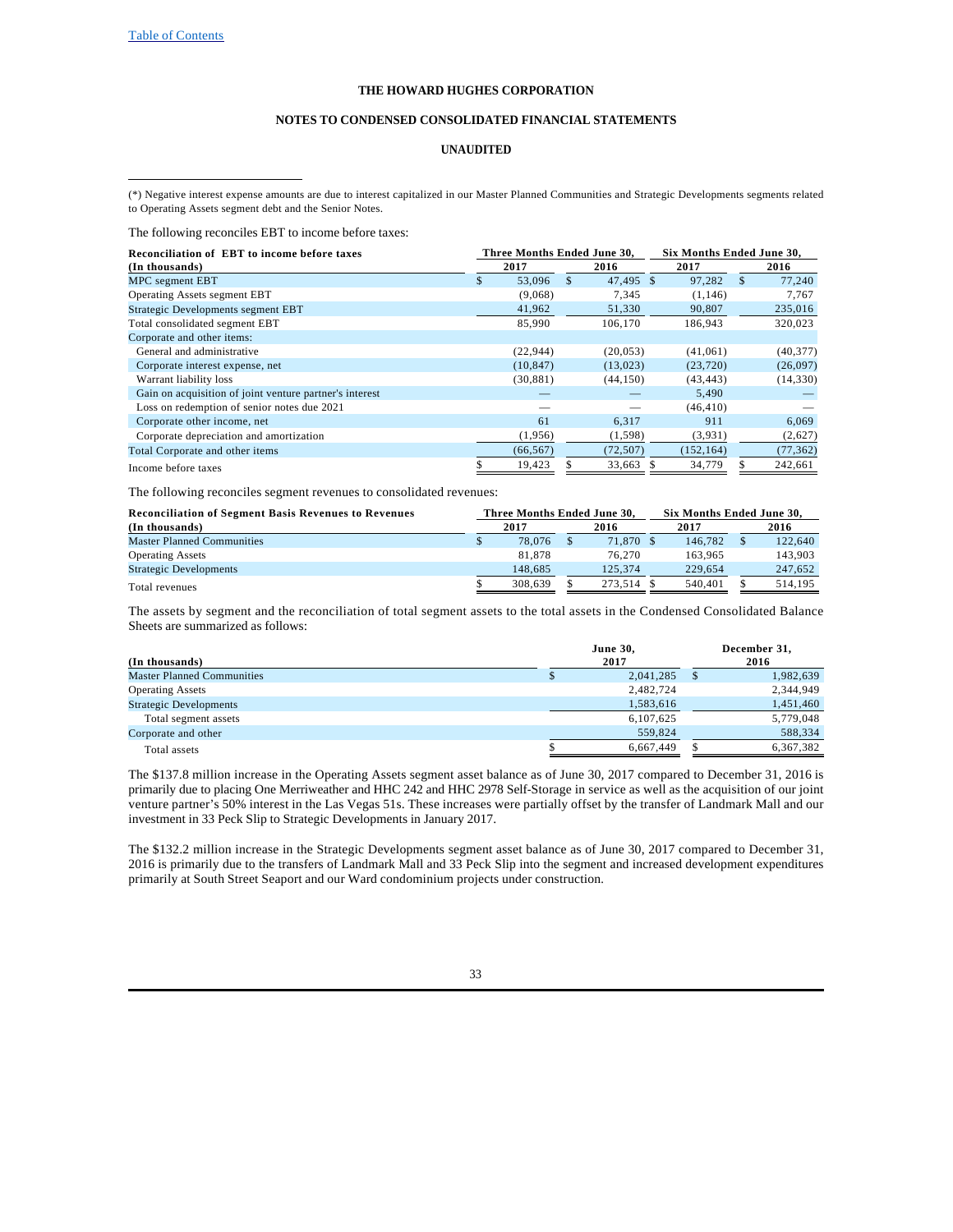THE HOWARD HUGHES CORPORATION

NOTES TO CONDENSED CONSOLIDATED FINANCIAL STATEMENTS

UNAUDITED

(*) Negative interest expense amounts are due to interest capitalized in our Master Planned Communities and Strategic Developments segments related to Operating Assets segment debt and the Senior Notes.

The following reconciles EBT to income before taxes:

| Reconciliation of EBT to income before taxes (In thousands) | Three Months Ended June 30, 2017 | Three Months Ended June 30, 2016 | Six Months Ended June 30, 2017 | Six Months Ended June 30, 2016 |
|---|---|---|---|---|
| MPC segment EBT | $ 53,096 | $ 47,495 | $ 97,282 | $ 77,240 |
| Operating Assets segment EBT | (9,068) | 7,345 | (1,146) | 7,767 |
| Strategic Developments segment EBT | 41,962 | 51,330 | 90,807 | 235,016 |
| Total consolidated segment EBT | 85,990 | 106,170 | 186,943 | 320,023 |
| Corporate and other items: | | | | |
| General and administrative | (22,944) | (20,053) | (41,061) | (40,377) |
| Corporate interest expense, net | (10,847) | (13,023) | (23,720) | (26,097) |
| Warrant liability loss | (30,881) | (44,150) | (43,443) | (14,330) |
| Gain on acquisition of joint venture partner's interest | — | — | 5,490 | — |
| Loss on redemption of senior notes due 2021 | — | — | (46,410) | — |
| Corporate other income, net | 61 | 6,317 | 911 | 6,069 |
| Corporate depreciation and amortization | (1,956) | (1,598) | (3,931) | (2,627) |
| Total Corporate and other items | (66,567) | (72,507) | (152,164) | (77,362) |
| Income before taxes | $ 19,423 | $ 33,663 | $ 34,779 | $ 242,661 |

The following reconciles segment revenues to consolidated revenues:

| Reconciliation of Segment Basis Revenues to Revenues (In thousands) | Three Months Ended June 30, 2017 | Three Months Ended June 30, 2016 | Six Months Ended June 30, 2017 | Six Months Ended June 30, 2016 |
|---|---|---|---|---|
| Master Planned Communities | $ 78,076 | $ 71,870 | $ 146,782 | $ 122,640 |
| Operating Assets | 81,878 | 76,270 | 163,965 | 143,903 |
| Strategic Developments | 148,685 | 125,374 | 229,654 | 247,652 |
| Total revenues | $ 308,639 | $ 273,514 | $ 540,401 | $ 514,195 |

The assets by segment and the reconciliation of total segment assets to the total assets in the Condensed Consolidated Balance Sheets are summarized as follows:

| (In thousands) | June 30, 2017 | December 31, 2016 |
|---|---|---|
| Master Planned Communities | $ 2,041,285 | $ 1,982,639 |
| Operating Assets | 2,482,724 | 2,344,949 |
| Strategic Developments | 1,583,616 | 1,451,460 |
| Total segment assets | 6,107,625 | 5,779,048 |
| Corporate and other | 559,824 | 588,334 |
| Total assets | $ 6,667,449 | $ 6,367,382 |

The $137.8 million increase in the Operating Assets segment asset balance as of June 30, 2017 compared to December 31, 2016 is primarily due to placing One Merriweather and HHC 242 and HHC 2978 Self-Storage in service as well as the acquisition of our joint venture partner's 50% interest in the Las Vegas 51s. These increases were partially offset by the transfer of Landmark Mall and our investment in 33 Peck Slip to Strategic Developments in January 2017.

The $132.2 million increase in the Strategic Developments segment asset balance as of June 30, 2017 compared to December 31, 2016 is primarily due to the transfers of Landmark Mall and 33 Peck Slip into the segment and increased development expenditures primarily at South Street Seaport and our Ward condominium projects under construction.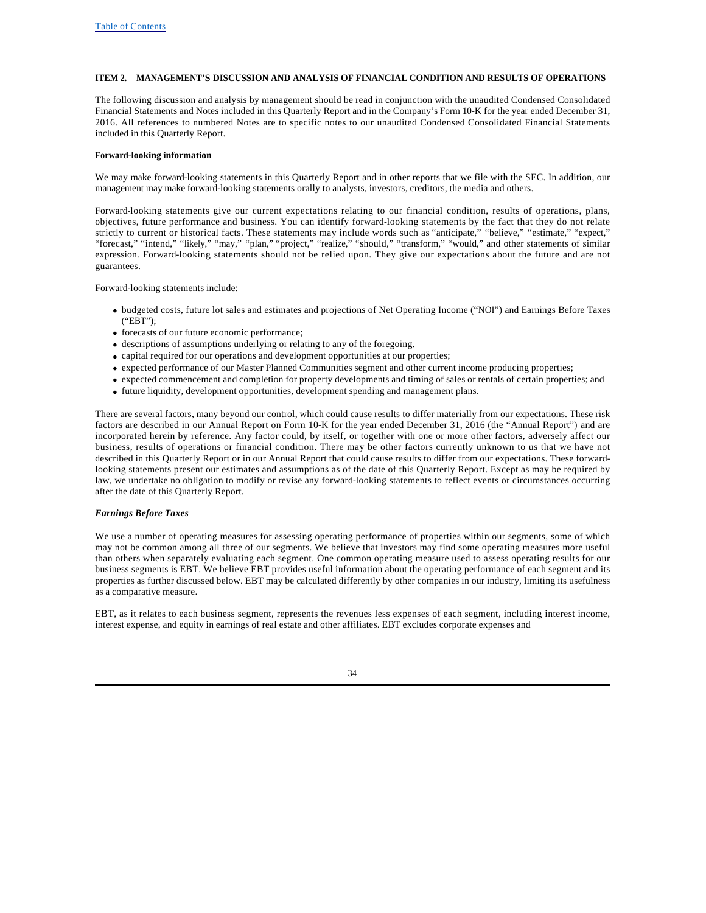## ITEM 2. MANAGEMENT'S DISCUSSION AND ANALYSIS OF FINANCIAL CONDITION AND RESULTS OF OPERATIONS

The following discussion and analysis by management should be read in conjunction with the unaudited Condensed Consolidated Financial Statements and Notes included in this Quarterly Report and in the Company's Form 10-K for the year ended December 31, 2016. All references to numbered Notes are to specific notes to our unaudited Condensed Consolidated Financial Statements included in this Quarterly Report.

**Forward-looking information**

We may make forward-looking statements in this Quarterly Report and in other reports that we file with the SEC. In addition, our management may make forward-looking statements orally to analysts, investors, creditors, the media and others.

Forward-looking statements give our current expectations relating to our financial condition, results of operations, plans, objectives, future performance and business. You can identify forward-looking statements by the fact that they do not relate strictly to current or historical facts. These statements may include words such as "anticipate," "believe," "estimate," "expect," "forecast," "intend," "likely," "may," "plan," "project," "realize," "should," "transform," "would," and other statements of similar expression. Forward-looking statements should not be relied upon. They give our expectations about the future and are not guarantees.

Forward-looking statements include:

- budgeted costs, future lot sales and estimates and projections of Net Operating Income ("NOI") and Earnings Before Taxes ("EBT");
- forecasts of our future economic performance;
- descriptions of assumptions underlying or relating to any of the foregoing.
- capital required for our operations and development opportunities at our properties;
- expected performance of our Master Planned Communities segment and other current income producing properties;
- expected commencement and completion for property developments and timing of sales or rentals of certain properties; and
- future liquidity, development opportunities, development spending and management plans.

There are several factors, many beyond our control, which could cause results to differ materially from our expectations. These risk factors are described in our Annual Report on Form 10-K for the year ended December 31, 2016 (the "Annual Report") and are incorporated herein by reference. Any factor could, by itself, or together with one or more other factors, adversely affect our business, results of operations or financial condition. There may be other factors currently unknown to us that we have not described in this Quarterly Report or in our Annual Report that could cause results to differ from our expectations. These forward-looking statements present our estimates and assumptions as of the date of this Quarterly Report. Except as may be required by law, we undertake no obligation to modify or revise any forward-looking statements to reflect events or circumstances occurring after the date of this Quarterly Report.

***Earnings Before Taxes***

We use a number of operating measures for assessing operating performance of properties within our segments, some of which may not be common among all three of our segments. We believe that investors may find some operating measures more useful than others when separately evaluating each segment. One common operating measure used to assess operating results for our business segments is EBT. We believe EBT provides useful information about the operating performance of each segment and its properties as further discussed below. EBT may be calculated differently by other companies in our industry, limiting its usefulness as a comparative measure.

EBT, as it relates to each business segment, represents the revenues less expenses of each segment, including interest income, interest expense, and equity in earnings of real estate and other affiliates. EBT excludes corporate expenses and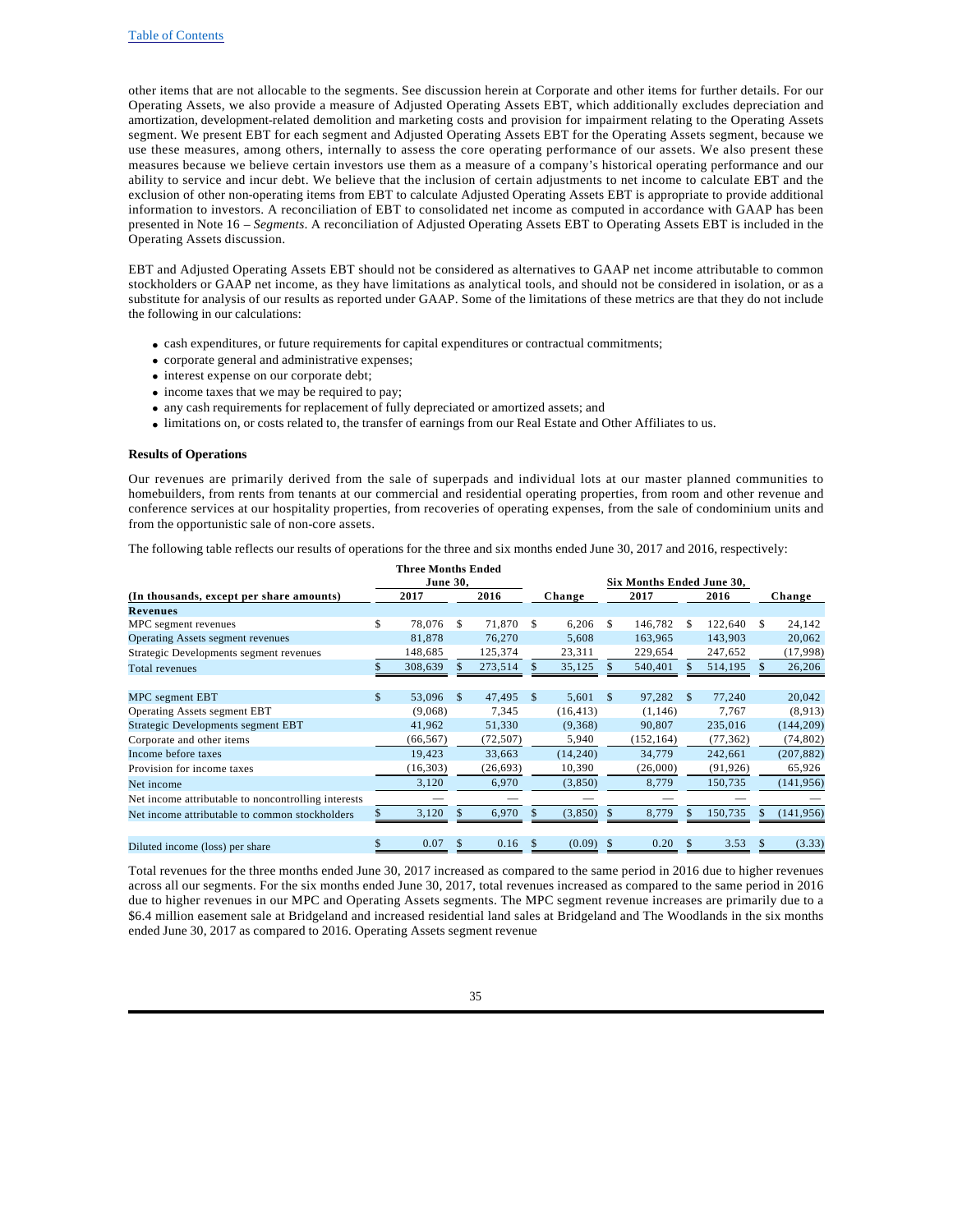other items that are not allocable to the segments. See discussion herein at Corporate and other items for further details. For our Operating Assets, we also provide a measure of Adjusted Operating Assets EBT, which additionally excludes depreciation and amortization, development-related demolition and marketing costs and provision for impairment relating to the Operating Assets segment. We present EBT for each segment and Adjusted Operating Assets EBT for the Operating Assets segment, because we use these measures, among others, internally to assess the core operating performance of our assets. We also present these measures because we believe certain investors use them as a measure of a company's historical operating performance and our ability to service and incur debt. We believe that the inclusion of certain adjustments to net income to calculate EBT and the exclusion of other non-operating items from EBT to calculate Adjusted Operating Assets EBT is appropriate to provide additional information to investors. A reconciliation of EBT to consolidated net income as computed in accordance with GAAP has been presented in Note 16 – *Segments*. A reconciliation of Adjusted Operating Assets EBT to Operating Assets EBT is included in the Operating Assets discussion.

EBT and Adjusted Operating Assets EBT should not be considered as alternatives to GAAP net income attributable to common stockholders or GAAP net income, as they have limitations as analytical tools, and should not be considered in isolation, or as a substitute for analysis of our results as reported under GAAP. Some of the limitations of these metrics are that they do not include the following in our calculations:

- cash expenditures, or future requirements for capital expenditures or contractual commitments;
- corporate general and administrative expenses;
- interest expense on our corporate debt;
- income taxes that we may be required to pay;
- any cash requirements for replacement of fully depreciated or amortized assets; and
- limitations on, or costs related to, the transfer of earnings from our Real Estate and Other Affiliates to us.

**Results of Operations**

Our revenues are primarily derived from the sale of superpads and individual lots at our master planned communities to homebuilders, from rents from tenants at our commercial and residential operating properties, from room and other revenue and conference services at our hospitality properties, from recoveries of operating expenses, from the sale of condominium units and from the opportunistic sale of non-core assets.

The following table reflects our results of operations for the three and six months ended June 30, 2017 and 2016, respectively:

| (In thousands, except per share amounts) | Three Months Ended June 30, 2017 | Three Months Ended June 30, 2016 | Change | Six Months Ended June 30, 2017 | Six Months Ended June 30, 2016 | Change |
|---|---|---|---|---|---|---|
| **Revenues** | | | | | | |
| MPC segment revenues | $ 78,076 | $ 71,870 | $ 6,206 | $ 146,782 | $ 122,640 | $ 24,142 |
| Operating Assets segment revenues | 81,878 | 76,270 | 5,608 | 163,965 | 143,903 | 20,062 |
| Strategic Developments segment revenues | 148,685 | 125,374 | 23,311 | 229,654 | 247,652 | (17,998) |
| Total revenues | $ 308,639 | $ 273,514 | $ 35,125 | $ 540,401 | $ 514,195 | $ 26,206 |
| | | | | | | |
| MPC segment EBT | $ 53,096 | $ 47,495 | $ 5,601 | $ 97,282 | $ 77,240 | 20,042 |
| Operating Assets segment EBT | (9,068) | 7,345 | (16,413) | (1,146) | 7,767 | (8,913) |
| Strategic Developments segment EBT | 41,962 | 51,330 | (9,368) | 90,807 | 235,016 | (144,209) |
| Corporate and other items | (66,567) | (72,507) | 5,940 | (152,164) | (77,362) | (74,802) |
| Income before taxes | 19,423 | 33,663 | (14,240) | 34,779 | 242,661 | (207,882) |
| Provision for income taxes | (16,303) | (26,693) | 10,390 | (26,000) | (91,926) | 65,926 |
| Net income | 3,120 | 6,970 | (3,850) | 8,779 | 150,735 | (141,956) |
| Net income attributable to noncontrolling interests | — | — | — | — | — | — |
| Net income attributable to common stockholders | $ 3,120 | $ 6,970 | $ (3,850) | $ 8,779 | $ 150,735 | $ (141,956) |
| | | | | | | |
| Diluted income (loss) per share | $ 0.07 | $ 0.16 | $ (0.09) | $ 0.20 | $ 3.53 | $ (3.33) |

Total revenues for the three months ended June 30, 2017 increased as compared to the same period in 2016 due to higher revenues across all our segments. For the six months ended June 30, 2017, total revenues increased as compared to the same period in 2016 due to higher revenues in our MPC and Operating Assets segments. The MPC segment revenue increases are primarily due to a $6.4 million easement sale at Bridgeland and increased residential land sales at Bridgeland and The Woodlands in the six months ended June 30, 2017 as compared to 2016. Operating Assets segment revenue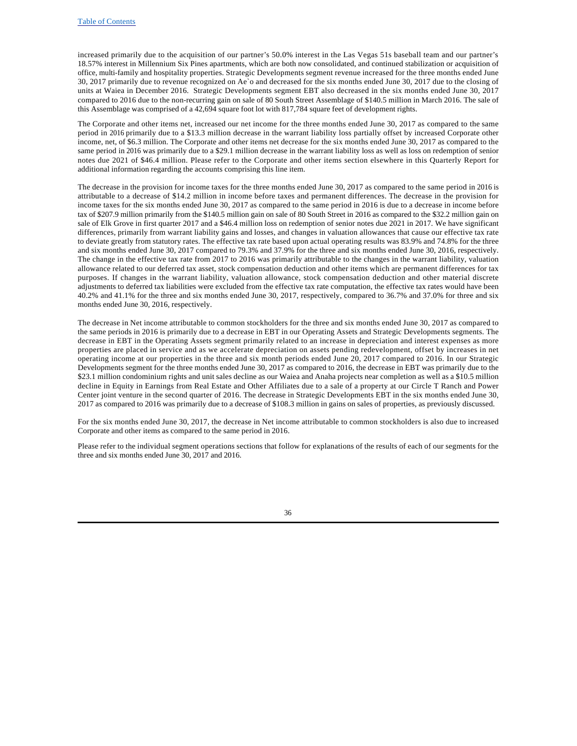increased primarily due to the acquisition of our partner's 50.0% interest in the Las Vegas 51s baseball team and our partner's 18.57% interest in Millennium Six Pines apartments, which are both now consolidated, and continued stabilization or acquisition of office, multi-family and hospitality properties. Strategic Developments segment revenue increased for the three months ended June 30, 2017 primarily due to revenue recognized on Ae`o and decreased for the six months ended June 30, 2017 due to the closing of units at Waiea in December 2016. Strategic Developments segment EBT also decreased in the six months ended June 30, 2017 compared to 2016 due to the non-recurring gain on sale of 80 South Street Assemblage of $140.5 million in March 2016. The sale of this Assemblage was comprised of a 42,694 square foot lot with 817,784 square feet of development rights.

The Corporate and other items net, increased our net income for the three months ended June 30, 2017 as compared to the same period in 2016 primarily due to a $13.3 million decrease in the warrant liability loss partially offset by increased Corporate other income, net, of $6.3 million. The Corporate and other items net decrease for the six months ended June 30, 2017 as compared to the same period in 2016 was primarily due to a $29.1 million decrease in the warrant liability loss as well as loss on redemption of senior notes due 2021 of $46.4 million. Please refer to the Corporate and other items section elsewhere in this Quarterly Report for additional information regarding the accounts comprising this line item.

The decrease in the provision for income taxes for the three months ended June 30, 2017 as compared to the same period in 2016 is attributable to a decrease of $14.2 million in income before taxes and permanent differences. The decrease in the provision for income taxes for the six months ended June 30, 2017 as compared to the same period in 2016 is due to a decrease in income before tax of $207.9 million primarily from the $140.5 million gain on sale of 80 South Street in 2016 as compared to the $32.2 million gain on sale of Elk Grove in first quarter 2017 and a $46.4 million loss on redemption of senior notes due 2021 in 2017. We have significant differences, primarily from warrant liability gains and losses, and changes in valuation allowances that cause our effective tax rate to deviate greatly from statutory rates. The effective tax rate based upon actual operating results was 83.9% and 74.8% for the three and six months ended June 30, 2017 compared to 79.3% and 37.9% for the three and six months ended June 30, 2016, respectively. The change in the effective tax rate from 2017 to 2016 was primarily attributable to the changes in the warrant liability, valuation allowance related to our deferred tax asset, stock compensation deduction and other items which are permanent differences for tax purposes. If changes in the warrant liability, valuation allowance, stock compensation deduction and other material discrete adjustments to deferred tax liabilities were excluded from the effective tax rate computation, the effective tax rates would have been 40.2% and 41.1% for the three and six months ended June 30, 2017, respectively, compared to 36.7% and 37.0% for three and six months ended June 30, 2016, respectively.

The decrease in Net income attributable to common stockholders for the three and six months ended June 30, 2017 as compared to the same periods in 2016 is primarily due to a decrease in EBT in our Operating Assets and Strategic Developments segments. The decrease in EBT in the Operating Assets segment primarily related to an increase in depreciation and interest expenses as more properties are placed in service and as we accelerate depreciation on assets pending redevelopment, offset by increases in net operating income at our properties in the three and six month periods ended June 20, 2017 compared to 2016. In our Strategic Developments segment for the three months ended June 30, 2017 as compared to 2016, the decrease in EBT was primarily due to the $23.1 million condominium rights and unit sales decline as our Waiea and Anaha projects near completion as well as a $10.5 million decline in Equity in Earnings from Real Estate and Other Affiliates due to a sale of a property at our Circle T Ranch and Power Center joint venture in the second quarter of 2016. The decrease in Strategic Developments EBT in the six months ended June 30, 2017 as compared to 2016 was primarily due to a decrease of $108.3 million in gains on sales of properties, as previously discussed.

For the six months ended June 30, 2017, the decrease in Net income attributable to common stockholders is also due to increased Corporate and other items as compared to the same period in 2016.

Please refer to the individual segment operations sections that follow for explanations of the results of each of our segments for the three and six months ended June 30, 2017 and 2016.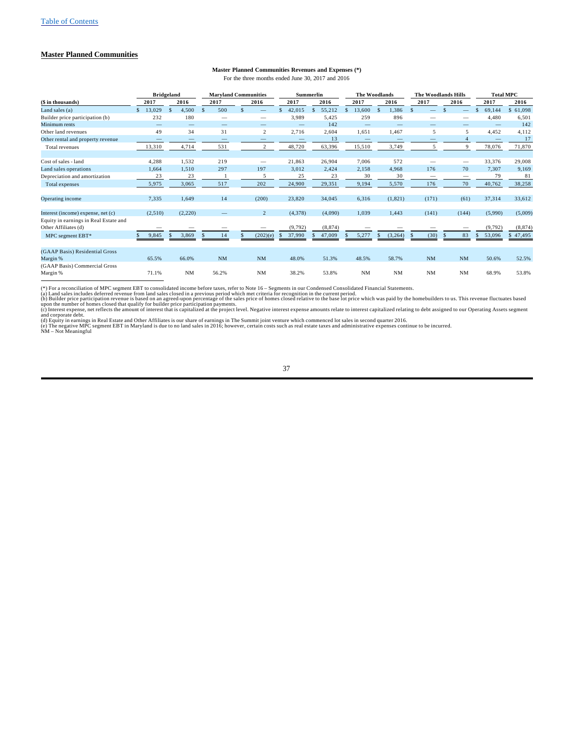## Master Planned Communities

**Master Planned Communities Revenues and Expenses (*)**

For the three months ended June 30, 2017 and 2016

| | Bridgeland | | Maryland Communities | | Summerlin | | The Woodlands | | The Woodlands Hills | | Total MPC | |
|---|---|---|---|---|---|---|---|---|---|---|---|---|
| **($ in thousands)** | **2017** | **2016** | **2017** | **2016** | **2017** | **2016** | **2017** | **2016** | **2017** | **2016** | **2017** | **2016** |
| Land sales (a) | $ 13,029 | $ 4,500 | $ 500 | $ — | $ 42,015 | $ 55,212 | $ 13,600 | $ 1,386 | $ — | $ — | $ 69,144 | $ 61,098 |
| Builder price participation (b) | 232 | 180 | — | — | 3,989 | 5,425 | 259 | 896 | — | — | 4,480 | 6,501 |
| Minimum rents | — | — | — | — | — | 142 | — | — | — | — | — | 142 |
| Other land revenues | 49 | 34 | 31 | 2 | 2,716 | 2,604 | 1,651 | 1,467 | 5 | 5 | 4,452 | 4,112 |
| Other rental and property revenue | — | — | — | — | — | 13 | — | — | — | 4 | — | 17 |
| Total revenues | 13,310 | 4,714 | 531 | 2 | 48,720 | 63,396 | 15,510 | 3,749 | 5 | 9 | 78,076 | 71,870 |
| | | | | | | | | | | | | |
| Cost of sales - land | 4,288 | 1,532 | 219 | — | 21,863 | 26,904 | 7,006 | 572 | — | — | 33,376 | 29,008 |
| Land sales operations | 1,664 | 1,510 | 297 | 197 | 3,012 | 2,424 | 2,158 | 4,968 | 176 | 70 | 7,307 | 9,169 |
| Depreciation and amortization | 23 | 23 | 1 | 5 | 25 | 23 | 30 | 30 | — | — | 79 | 81 |
| Total expenses | 5,975 | 3,065 | 517 | 202 | 24,900 | 29,351 | 9,194 | 5,570 | 176 | 70 | 40,762 | 38,258 |
| | | | | | | | | | | | | |
| Operating income | 7,335 | 1,649 | 14 | (200) | 23,820 | 34,045 | 6,316 | (1,821) | (171) | (61) | 37,314 | 33,612 |
| | | | | | | | | | | | | |
| Interest (income) expense, net (c) | (2,510) | (2,220) | — | 2 | (4,378) | (4,090) | 1,039 | 1,443 | (141) | (144) | (5,990) | (5,009) |
| Equity in earnings in Real Estate and Other Affiliates (d) | — | — | — | — | (9,792) | (8,874) | — | — | — | — | (9,792) | (8,874) |
| MPC segment EBT* | $ 9,845 | $ 3,869 | $ 14 | $ (202)(e) | $ 37,990 | $ 47,009 | $ 5,277 | $ (3,264) | $ (30) | $ 83 | $ 53,096 | $ 47,495 |
| | | | | | | | | | | | | |
| (GAAP Basis) Residential Gross Margin % | 65.5% | 66.0% | NM | NM | 48.0% | 51.3% | 48.5% | 58.7% | NM | NM | 50.6% | 52.5% |
| (GAAP Basis) Commercial Gross Margin % | 71.1% | NM | 56.2% | NM | 38.2% | 53.8% | NM | NM | NM | NM | 68.9% | 53.8% |

(*) For a reconciliation of MPC segment EBT to consolidated income before taxes, refer to Note 16 – Segments in our Condensed Consolidated Financial Statements.
(a) Land sales includes deferred revenue from land sales closed in a previous period which met criteria for recognition in the current period.
(b) Builder price participation revenue is based on an agreed-upon percentage of the sales price of homes closed relative to the base lot price which was paid by the homebuilders to us. This revenue fluctuates based upon the number of homes closed that qualify for builder price participation payments.
(c) Interest expense, net reflects the amount of interest that is capitalized at the project level. Negative interest expense amounts relate to interest capitalized relating to debt assigned to our Operating Assets segment and corporate debt.
(d) Equity in earnings in Real Estate and Other Affiliates is our share of earnings in The Summit joint venture which commenced lot sales in second quarter 2016.
(e) The negative MPC segment EBT in Maryland is due to no land sales in 2016; however, certain costs such as real estate taxes and administrative expenses continue to be incurred.
NM – Not Meaningful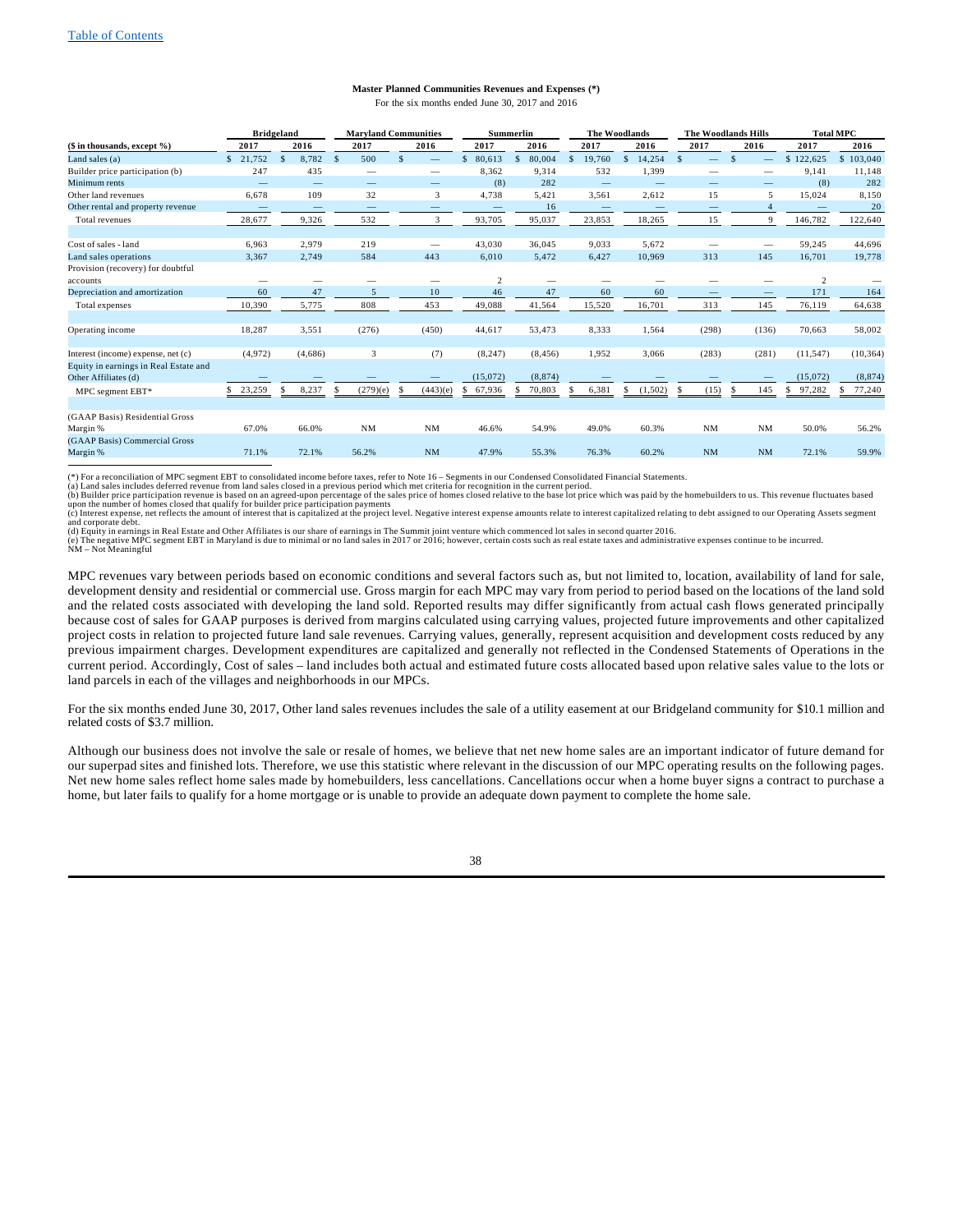**Master Planned Communities Revenues and Expenses (*)**

For the six months ended June 30, 2017 and 2016

| | Bridgeland | | Maryland Communities | | Summerlin | | The Woodlands | | The Woodlands Hills | | Total MPC | |
|---|---|---|---|---|---|---|---|---|---|---|---|---|
| ($ in thousands, except %) | 2017 | 2016 | 2017 | 2016 | 2017 | 2016 | 2017 | 2016 | 2017 | 2016 | 2017 | 2016 |
| Land sales (a) | $ 21,752 | $ 8,782 | $ 500 | $ — | $ 80,613 | $ 80,004 | $ 19,760 | $ 14,254 | $ — | $ — | $ 122,625 | $ 103,040 |
| Builder price participation (b) | 247 | 435 | — | — | 8,362 | 9,314 | 532 | 1,399 | — | — | 9,141 | 11,148 |
| Minimum rents | — | — | — | — | (8) | 282 | — | — | — | — | (8) | 282 |
| Other land revenues | 6,678 | 109 | 32 | 3 | 4,738 | 5,421 | 3,561 | 2,612 | 15 | 5 | 15,024 | 8,150 |
| Other rental and property revenue | — | — | — | — | — | 16 | — | — | — | 4 | — | 20 |
| Total revenues | 28,677 | 9,326 | 532 | 3 | 93,705 | 95,037 | 23,853 | 18,265 | 15 | 9 | 146,782 | 122,640 |
| | | | | | | | | | | | | |
| Cost of sales - land | 6,963 | 2,979 | 219 | — | 43,030 | 36,045 | 9,033 | 5,672 | — | — | 59,245 | 44,696 |
| Land sales operations | 3,367 | 2,749 | 584 | 443 | 6,010 | 5,472 | 6,427 | 10,969 | 313 | 145 | 16,701 | 19,778 |
| Provision (recovery) for doubtful accounts | — | — | — | — | 2 | — | — | — | — | — | 2 | — |
| Depreciation and amortization | 60 | 47 | 5 | 10 | 46 | 47 | 60 | 60 | — | — | 171 | 164 |
| Total expenses | 10,390 | 5,775 | 808 | 453 | 49,088 | 41,564 | 15,520 | 16,701 | 313 | 145 | 76,119 | 64,638 |
| | | | | | | | | | | | | |
| Operating income | 18,287 | 3,551 | (276) | (450) | 44,617 | 53,473 | 8,333 | 1,564 | (298) | (136) | 70,663 | 58,002 |
| | | | | | | | | | | | | |
| Interest (income) expense, net (c) | (4,972) | (4,686) | 3 | (7) | (8,247) | (8,456) | 1,952 | 3,066 | (283) | (281) | (11,547) | (10,364) |
| Equity in earnings in Real Estate and Other Affiliates (d) | — | — | — | — | (15,072) | (8,874) | — | — | — | — | (15,072) | (8,874) |
| MPC segment EBT* | $ 23,259 | $ 8,237 | $ (279)(e) | $ (443)(e) | $ 67,936 | $ 70,803 | $ 6,381 | $ (1,502) | $ (15) | $ 145 | $ 97,282 | $ 77,240 |
| | | | | | | | | | | | | |
| (GAAP Basis) Residential Gross Margin % | 67.0% | 66.0% | NM | NM | 46.6% | 54.9% | 49.0% | 60.3% | NM | NM | 50.0% | 56.2% |
| (GAAP Basis) Commercial Gross Margin % | 71.1% | 72.1% | 56.2% | NM | 47.9% | 55.3% | 76.3% | 60.2% | NM | NM | 72.1% | 59.9% |

(*) For a reconciliation of MPC segment EBT to consolidated income before taxes, refer to Note 16 – Segments in our Condensed Consolidated Financial Statements.
(a) Land sales includes deferred revenue from land sales closed in a previous period which met criteria for recognition in the current period.
(b) Builder price participation revenue is based on an agreed-upon percentage of the sales price of homes closed relative to the base lot price which was paid by the homebuilders to us. This revenue fluctuates based upon the number of homes closed that qualify for builder price participation payments
(c) Interest expense, net reflects the amount of interest that is capitalized at the project level. Negative interest expense amounts relate to interest capitalized relating to debt assigned to our Operating Assets segment and corporate debt.
(d) Equity in earnings in Real Estate and Other Affiliates is our share of earnings in The Summit joint venture which commenced lot sales in second quarter 2016.
(e) The negative MPC segment EBT in Maryland is due to minimal or no land sales in 2017 or 2016; however, certain costs such as real estate taxes and administrative expenses continue to be incurred.
NM – Not Meaningful

MPC revenues vary between periods based on economic conditions and several factors such as, but not limited to, location, availability of land for sale, development density and residential or commercial use. Gross margin for each MPC may vary from period to period based on the locations of the land sold and the related costs associated with developing the land sold. Reported results may differ significantly from actual cash flows generated principally because cost of sales for GAAP purposes is derived from margins calculated using carrying values, projected future improvements and other capitalized project costs in relation to projected future land sale revenues. Carrying values, generally, represent acquisition and development costs reduced by any previous impairment charges. Development expenditures are capitalized and generally not reflected in the Condensed Statements of Operations in the current period. Accordingly, Cost of sales – land includes both actual and estimated future costs allocated based upon relative sales value to the lots or land parcels in each of the villages and neighborhoods in our MPCs.

For the six months ended June 30, 2017, Other land sales revenues includes the sale of a utility easement at our Bridgeland community for $10.1 million and related costs of $3.7 million.

Although our business does not involve the sale or resale of homes, we believe that net new home sales are an important indicator of future demand for our superpad sites and finished lots. Therefore, we use this statistic where relevant in the discussion of our MPC operating results on the following pages. Net new home sales reflect home sales made by homebuilders, less cancellations. Cancellations occur when a home buyer signs a contract to purchase a home, but later fails to qualify for a home mortgage or is unable to provide an adequate down payment to complete the home sale.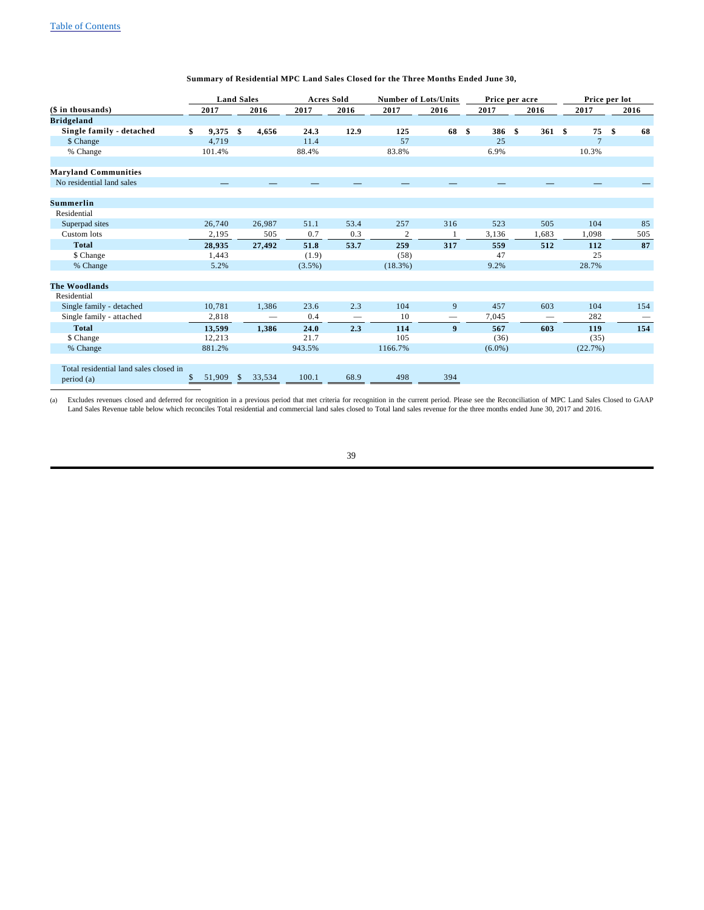**Summary of Residential MPC Land Sales Closed for the Three Months Ended June 30,**

| | Land Sales | | Acres Sold | | Number of Lots/Units | | Price per acre | | Price per lot | |
|---|---|---|---|---|---|---|---|---|---|---|
| ($ in thousands) | 2017 | 2016 | 2017 | 2016 | 2017 | 2016 | 2017 | 2016 | 2017 | 2016 |
| **Bridgeland** | | | | | | | | | | |
| **Single family - detached** | **$ 9,375** | **$ 4,656** | **24.3** | **12.9** | **125** | **68** | **$ 386** | **$ 361** | **$ 75** | **$ 68** |
| $ Change | 4,719 | | 11.4 | | 57 | | 25 | | 7 | |
| % Change | 101.4% | | 88.4% | | 83.8% | | 6.9% | | 10.3% | |
| | | | | | | | | | | |
| **Maryland Communities** | | | | | | | | | | |
| No residential land sales | — | — | — | — | — | — | — | — | — | — |
| | | | | | | | | | | |
| **Summerlin** | | | | | | | | | | |
| Residential | | | | | | | | | | |
| Superpad sites | 26,740 | 26,987 | 51.1 | 53.4 | 257 | 316 | 523 | 505 | 104 | 85 |
| Custom lots | 2,195 | 505 | 0.7 | 0.3 | 2 | 1 | 3,136 | 1,683 | 1,098 | 505 |
| **Total** | **28,935** | **27,492** | **51.8** | **53.7** | **259** | **317** | **559** | **512** | **112** | **87** |
| $ Change | 1,443 | | (1.9) | | (58) | | 47 | | 25 | |
| % Change | 5.2% | | (3.5%) | | (18.3%) | | 9.2% | | 28.7% | |
| | | | | | | | | | | |
| **The Woodlands** | | | | | | | | | | |
| Residential | | | | | | | | | | |
| Single family - detached | 10,781 | 1,386 | 23.6 | 2.3 | 104 | 9 | 457 | 603 | 104 | 154 |
| Single family - attached | 2,818 | — | 0.4 | — | 10 | — | 7,045 | — | 282 | — |
| **Total** | **13,599** | **1,386** | **24.0** | **2.3** | **114** | **9** | **567** | **603** | **119** | **154** |
| $ Change | 12,213 | | 21.7 | | 105 | | (36) | | (35) | |
| % Change | 881.2% | | 943.5% | | 1166.7% | | (6.0%) | | (22.7%) | |
| | | | | | | | | | | |
| Total residential land sales closed in period (a) | $ 51,909 | $ 33,534 | 100.1 | 68.9 | 498 | 394 | | | | |

(a) Excludes revenues closed and deferred for recognition in a previous period that met criteria for recognition in the current period. Please see the Reconciliation of MPC Land Sales Closed to GAAP Land Sales Revenue table below which reconciles Total residential and commercial land sales closed to Total land sales revenue for the three months ended June 30, 2017 and 2016.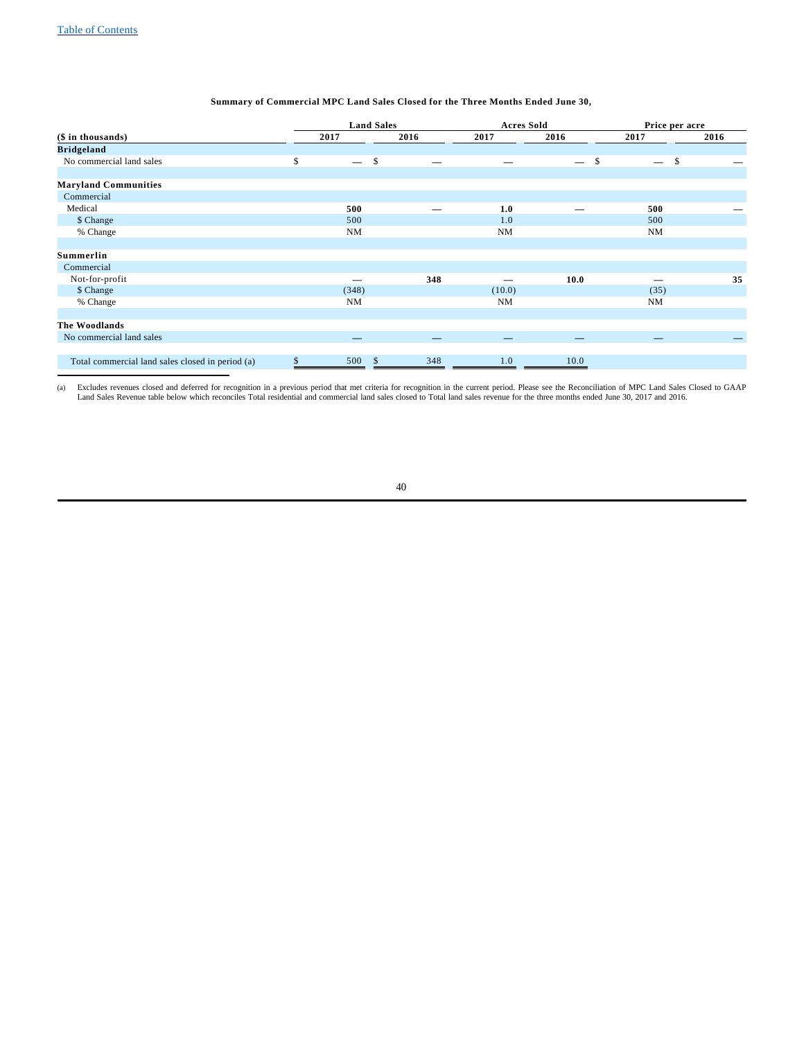**Summary of Commercial MPC Land Sales Closed for the Three Months Ended June 30,**

| | Land Sales | | Acres Sold | | Price per acre | |
|---|---|---|---|---|---|---|
| ($ in thousands) | 2017 | 2016 | 2017 | 2016 | 2017 | 2016 |
| **Bridgeland** | | | | | | |
| No commercial land sales | $ — | $ — | — | — | $ — | $ — |
| | | | | | | |
| **Maryland Communities** | | | | | | |
| Commercial | | | | | | |
| Medical | **500** | — | **1.0** | — | **500** | — |
| $ Change | 500 | | 1.0 | | 500 | |
| % Change | NM | | NM | | NM | |
| | | | | | | |
| **Summerlin** | | | | | | |
| Commercial | | | | | | |
| Not-for-profit | — | **348** | — | **10.0** | — | **35** |
| $ Change | (348) | | (10.0) | | (35) | |
| % Change | NM | | NM | | NM | |
| | | | | | | |
| **The Woodlands** | | | | | | |
| No commercial land sales | — | — | — | — | — | — |
| | | | | | | |
| Total commercial land sales closed in period (a) | $ 500 | $ 348 | 1.0 | 10.0 | | |

(a) Excludes revenues closed and deferred for recognition in a previous period that met criteria for recognition in the current period. Please see the Reconciliation of MPC Land Sales Closed to GAAP Land Sales Revenue table below which reconciles Total residential and commercial land sales closed to Total land sales revenue for the three months ended June 30, 2017 and 2016.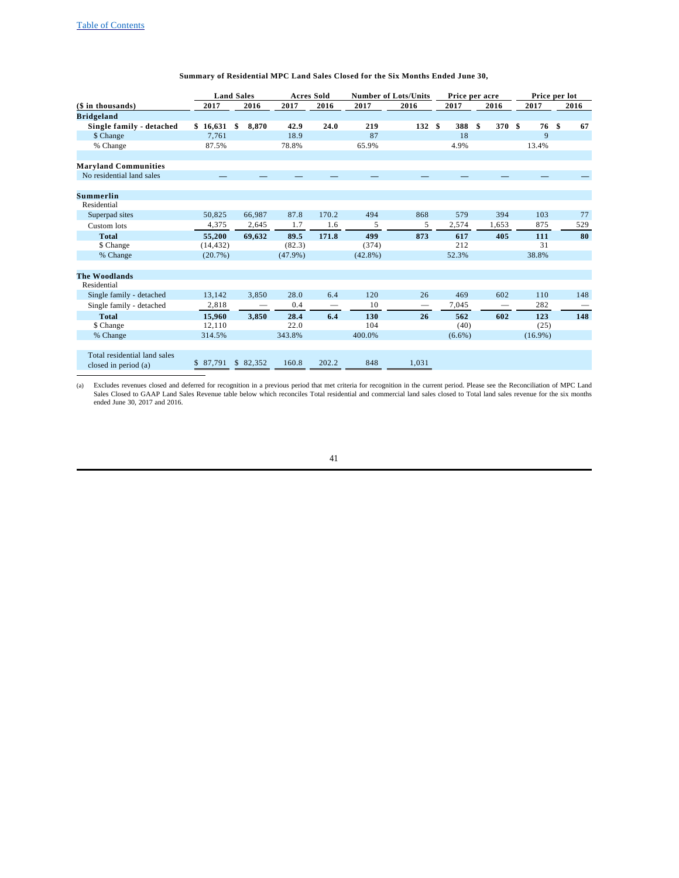**Summary of Residential MPC Land Sales Closed for the Six Months Ended June 30,**

| | Land Sales | | Acres Sold | | Number of Lots/Units | | Price per acre | | Price per lot | |
|---|---|---|---|---|---|---|---|---|---|---|
| ($ in thousands) | 2017 | 2016 | 2017 | 2016 | 2017 | 2016 | 2017 | 2016 | 2017 | 2016 |
| **Bridgeland** | | | | | | | | | | |
| **Single family - detached** | **$ 16,631** | **$ 8,870** | **42.9** | **24.0** | **219** | **132** | **$ 388** | **$ 370** | **$ 76** | **$ 67** |
| $ Change | 7,761 | | 18.9 | | 87 | | 18 | | 9 | |
| % Change | 87.5% | | 78.8% | | 65.9% | | 4.9% | | 13.4% | |
| | | | | | | | | | | |
| **Maryland Communities** | | | | | | | | | | |
| No residential land sales | — | — | — | — | — | — | — | — | — | — |
| | | | | | | | | | | |
| **Summerlin** | | | | | | | | | | |
| Residential | | | | | | | | | | |
| Superpad sites | 50,825 | 66,987 | 87.8 | 170.2 | 494 | 868 | 579 | 394 | 103 | 77 |
| Custom lots | 4,375 | 2,645 | 1.7 | 1.6 | 5 | 5 | 2,574 | 1,653 | 875 | 529 |
| **Total** | **55,200** | **69,632** | **89.5** | **171.8** | **499** | **873** | **617** | **405** | **111** | **80** |
| $ Change | (14,432) | | (82.3) | | (374) | | 212 | | 31 | |
| % Change | (20.7%) | | (47.9%) | | (42.8%) | | 52.3% | | 38.8% | |
| | | | | | | | | | | |
| **The Woodlands** | | | | | | | | | | |
| Residential | | | | | | | | | | |
| Single family - detached | 13,142 | 3,850 | 28.0 | 6.4 | 120 | 26 | 469 | 602 | 110 | 148 |
| Single family - detached | 2,818 | — | 0.4 | — | 10 | — | 7,045 | — | 282 | — |
| **Total** | **15,960** | **3,850** | **28.4** | **6.4** | **130** | **26** | **562** | **602** | **123** | **148** |
| $ Change | 12,110 | | 22.0 | | 104 | | (40) | | (25) | |
| % Change | 314.5% | | 343.8% | | 400.0% | | (6.6%) | | (16.9%) | |
| | | | | | | | | | | |
| Total residential land sales closed in period (a) | $ 87,791 | $ 82,352 | 160.8 | 202.2 | 848 | 1,031 | | | | |

(a) Excludes revenues closed and deferred for recognition in a previous period that met criteria for recognition in the current period. Please see the Reconciliation of MPC Land Sales Closed to GAAP Land Sales Revenue table below which reconciles Total residential and commercial land sales closed to Total land sales revenue for the six months ended June 30, 2017 and 2016.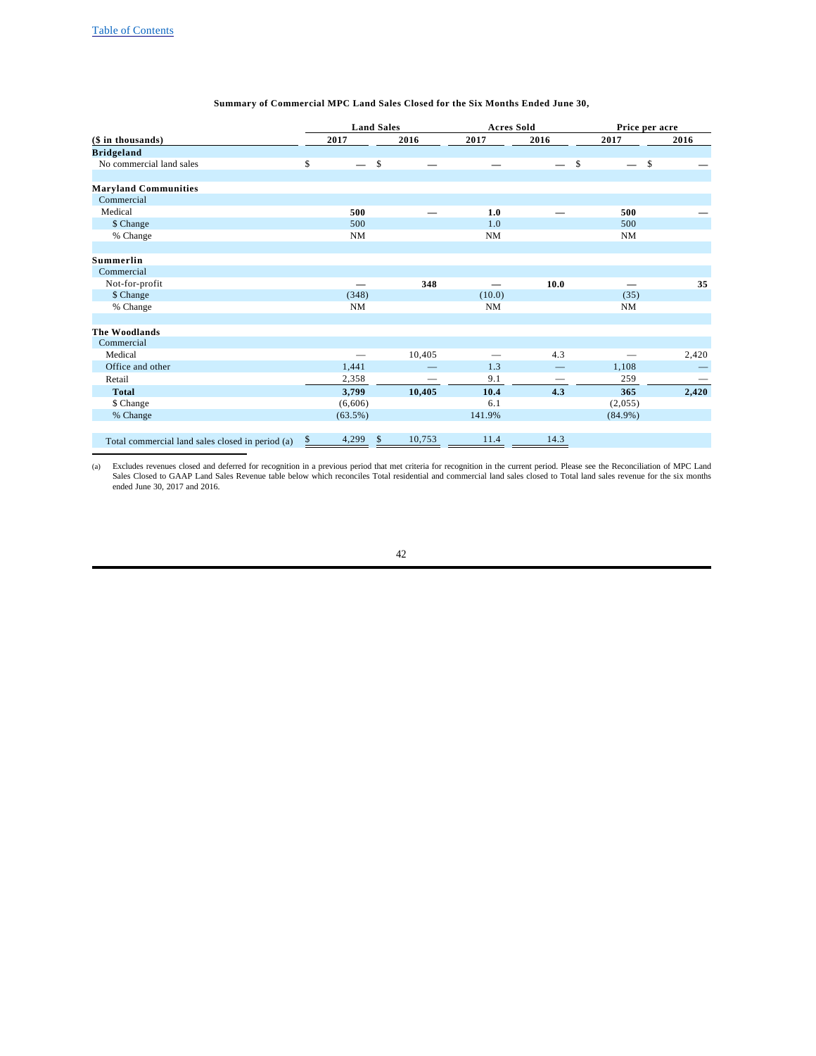**Summary of Commercial MPC Land Sales Closed for the Six Months Ended June 30,**

| | Land Sales | | Acres Sold | | Price per acre | |
|---|---|---|---|---|---|---|
| ($ in thousands) | 2017 | 2016 | 2017 | 2016 | 2017 | 2016 |
| **Bridgeland** | | | | | | |
| No commercial land sales | $ — | $ — | — | — | $ — | $ — |
| | | | | | | |
| **Maryland Communities** | | | | | | |
| Commercial | | | | | | |
| Medical | **500** | **—** | **1.0** | **—** | **500** | **—** |
| $ Change | 500 | | 1.0 | | 500 | |
| % Change | NM | | NM | | NM | |
| | | | | | | |
| **Summerlin** | | | | | | |
| Commercial | | | | | | |
| Not-for-profit | **—** | **348** | **—** | **10.0** | **—** | **35** |
| $ Change | (348) | | (10.0) | | (35) | |
| % Change | NM | | NM | | NM | |
| | | | | | | |
| **The Woodlands** | | | | | | |
| Commercial | | | | | | |
| Medical | — | 10,405 | — | 4.3 | — | 2,420 |
| Office and other | 1,441 | — | 1.3 | — | 1,108 | — |
| Retail | 2,358 | — | 9.1 | — | 259 | — |
| **Total** | **3,799** | **10,405** | **10.4** | **4.3** | **365** | **2,420** |
| $ Change | (6,606) | | 6.1 | | (2,055) | |
| % Change | (63.5%) | | 141.9% | | (84.9%) | |
| | | | | | | |
| Total commercial land sales closed in period (a) | $ 4,299 | $ 10,753 | 11.4 | 14.3 | | |

(a) Excludes revenues closed and deferred for recognition in a previous period that met criteria for recognition in the current period. Please see the Reconciliation of MPC Land Sales Closed to GAAP Land Sales Revenue table below which reconciles Total residential and commercial land sales closed to Total land sales revenue for the six months ended June 30, 2017 and 2016.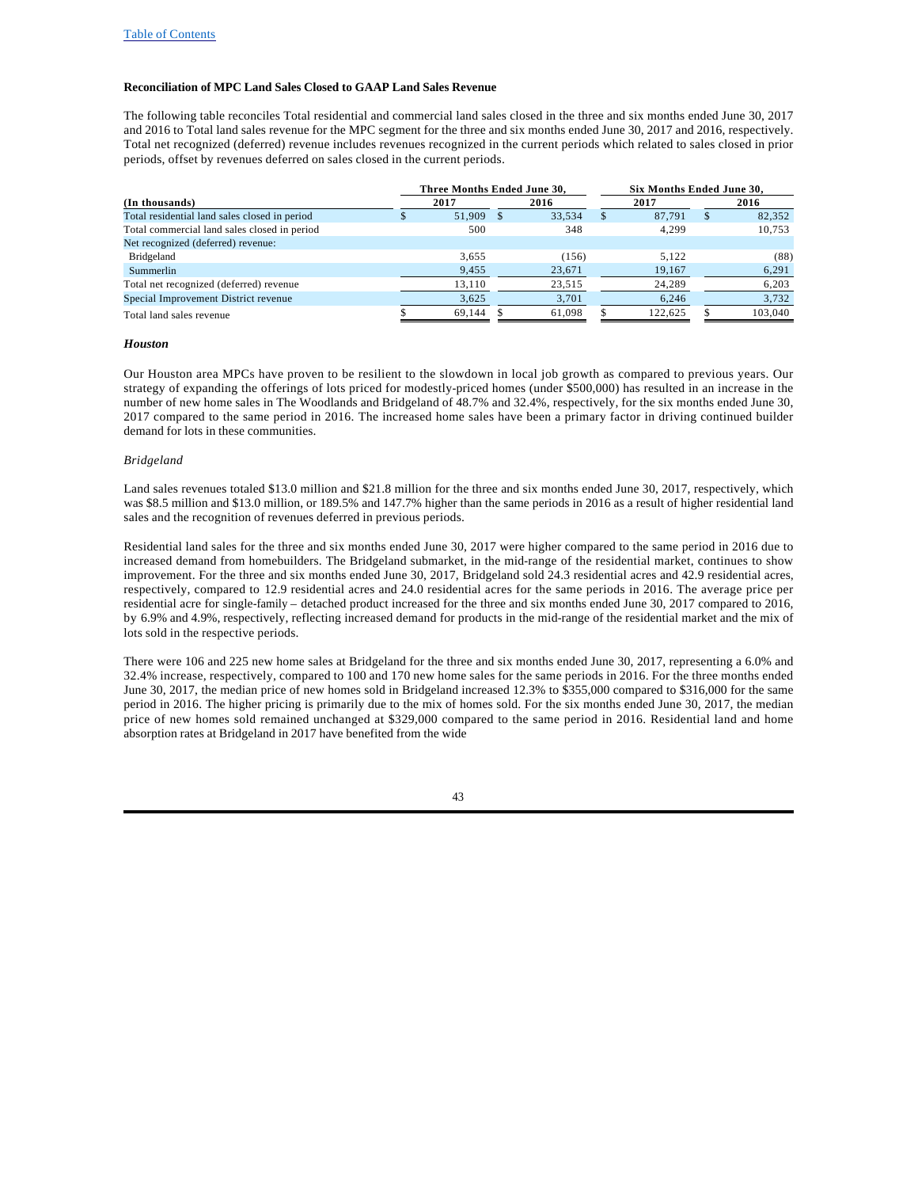Table of Contents

**Reconciliation of MPC Land Sales Closed to GAAP Land Sales Revenue**

The following table reconciles Total residential and commercial land sales closed in the three and six months ended June 30, 2017 and 2016 to Total land sales revenue for the MPC segment for the three and six months ended June 30, 2017 and 2016, respectively. Total net recognized (deferred) revenue includes revenues recognized in the current periods which related to sales closed in prior periods, offset by revenues deferred on sales closed in the current periods.

| (In thousands) | Three Months Ended June 30, | | Six Months Ended June 30, | |
|---|---|---|---|---|
| | 2017 | 2016 | 2017 | 2016 |
| Total residential land sales closed in period | $ 51,909 | $ 33,534 | $ 87,791 | $ 82,352 |
| Total commercial land sales closed in period | 500 | 348 | 4,299 | 10,753 |
| Net recognized (deferred) revenue: | | | | |
| Bridgeland | 3,655 | (156) | 5,122 | (88) |
| Summerlin | 9,455 | 23,671 | 19,167 | 6,291 |
| Total net recognized (deferred) revenue | 13,110 | 23,515 | 24,289 | 6,203 |
| Special Improvement District revenue | 3,625 | 3,701 | 6,246 | 3,732 |
| Total land sales revenue | $ 69,144 | $ 61,098 | $ 122,625 | $ 103,040 |

***Houston***

Our Houston area MPCs have proven to be resilient to the slowdown in local job growth as compared to previous years. Our strategy of expanding the offerings of lots priced for modestly-priced homes (under $500,000) has resulted in an increase in the number of new home sales in The Woodlands and Bridgeland of 48.7% and 32.4%, respectively, for the six months ended June 30, 2017 compared to the same period in 2016. The increased home sales have been a primary factor in driving continued builder demand for lots in these communities.

*Bridgeland*

Land sales revenues totaled $13.0 million and $21.8 million for the three and six months ended June 30, 2017, respectively, which was $8.5 million and $13.0 million, or 189.5% and 147.7% higher than the same periods in 2016 as a result of higher residential land sales and the recognition of revenues deferred in previous periods.

Residential land sales for the three and six months ended June 30, 2017 were higher compared to the same period in 2016 due to increased demand from homebuilders. The Bridgeland submarket, in the mid-range of the residential market, continues to show improvement. For the three and six months ended June 30, 2017, Bridgeland sold 24.3 residential acres and 42.9 residential acres, respectively, compared to 12.9 residential acres and 24.0 residential acres for the same periods in 2016. The average price per residential acre for single-family – detached product increased for the three and six months ended June 30, 2017 compared to 2016, by 6.9% and 4.9%, respectively, reflecting increased demand for products in the mid-range of the residential market and the mix of lots sold in the respective periods.

There were 106 and 225 new home sales at Bridgeland for the three and six months ended June 30, 2017, representing a 6.0% and 32.4% increase, respectively, compared to 100 and 170 new home sales for the same periods in 2016. For the three months ended June 30, 2017, the median price of new homes sold in Bridgeland increased 12.3% to $355,000 compared to $316,000 for the same period in 2016. The higher pricing is primarily due to the mix of homes sold. For the six months ended June 30, 2017, the median price of new homes sold remained unchanged at $329,000 compared to the same period in 2016. Residential land and home absorption rates at Bridgeland in 2017 have benefited from the wide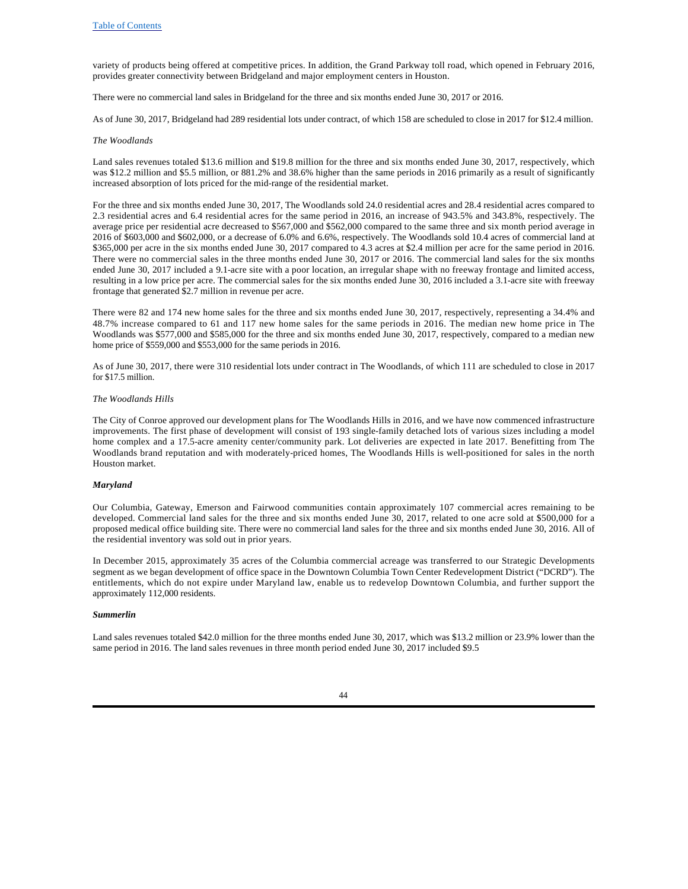variety of products being offered at competitive prices. In addition, the Grand Parkway toll road, which opened in February 2016, provides greater connectivity between Bridgeland and major employment centers in Houston.

There were no commercial land sales in Bridgeland for the three and six months ended June 30, 2017 or 2016.

As of June 30, 2017, Bridgeland had 289 residential lots under contract, of which 158 are scheduled to close in 2017 for $12.4 million.

*The Woodlands*

Land sales revenues totaled $13.6 million and $19.8 million for the three and six months ended June 30, 2017, respectively, which was $12.2 million and $5.5 million, or 881.2% and 38.6% higher than the same periods in 2016 primarily as a result of significantly increased absorption of lots priced for the mid-range of the residential market.

For the three and six months ended June 30, 2017, The Woodlands sold 24.0 residential acres and 28.4 residential acres compared to 2.3 residential acres and 6.4 residential acres for the same period in 2016, an increase of 943.5% and 343.8%, respectively. The average price per residential acre decreased to $567,000 and $562,000 compared to the same three and six month period average in 2016 of $603,000 and $602,000, or a decrease of 6.0% and 6.6%, respectively. The Woodlands sold 10.4 acres of commercial land at $365,000 per acre in the six months ended June 30, 2017 compared to 4.3 acres at $2.4 million per acre for the same period in 2016. There were no commercial sales in the three months ended June 30, 2017 or 2016. The commercial land sales for the six months ended June 30, 2017 included a 9.1-acre site with a poor location, an irregular shape with no freeway frontage and limited access, resulting in a low price per acre. The commercial sales for the six months ended June 30, 2016 included a 3.1-acre site with freeway frontage that generated $2.7 million in revenue per acre.

There were 82 and 174 new home sales for the three and six months ended June 30, 2017, respectively, representing a 34.4% and 48.7% increase compared to 61 and 117 new home sales for the same periods in 2016. The median new home price in The Woodlands was $577,000 and $585,000 for the three and six months ended June 30, 2017, respectively, compared to a median new home price of $559,000 and $553,000 for the same periods in 2016.

As of June 30, 2017, there were 310 residential lots under contract in The Woodlands, of which 111 are scheduled to close in 2017 for $17.5 million.

*The Woodlands Hills*

The City of Conroe approved our development plans for The Woodlands Hills in 2016, and we have now commenced infrastructure improvements. The first phase of development will consist of 193 single-family detached lots of various sizes including a model home complex and a 17.5-acre amenity center/community park. Lot deliveries are expected in late 2017. Benefitting from The Woodlands brand reputation and with moderately-priced homes, The Woodlands Hills is well-positioned for sales in the north Houston market.

***Maryland***

Our Columbia, Gateway, Emerson and Fairwood communities contain approximately 107 commercial acres remaining to be developed. Commercial land sales for the three and six months ended June 30, 2017, related to one acre sold at $500,000 for a proposed medical office building site. There were no commercial land sales for the three and six months ended June 30, 2016. All of the residential inventory was sold out in prior years.

In December 2015, approximately 35 acres of the Columbia commercial acreage was transferred to our Strategic Developments segment as we began development of office space in the Downtown Columbia Town Center Redevelopment District ("DCRD"). The entitlements, which do not expire under Maryland law, enable us to redevelop Downtown Columbia, and further support the approximately 112,000 residents.

***Summerlin***

Land sales revenues totaled $42.0 million for the three months ended June 30, 2017, which was $13.2 million or 23.9% lower than the same period in 2016. The land sales revenues in three month period ended June 30, 2017 included $9.5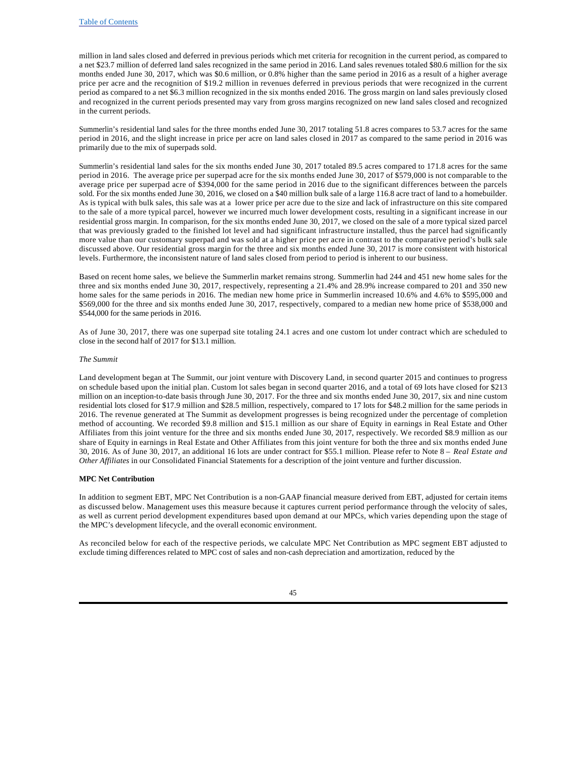million in land sales closed and deferred in previous periods which met criteria for recognition in the current period, as compared to a net $23.7 million of deferred land sales recognized in the same period in 2016. Land sales revenues totaled $80.6 million for the six months ended June 30, 2017, which was $0.6 million, or 0.8% higher than the same period in 2016 as a result of a higher average price per acre and the recognition of $19.2 million in revenues deferred in previous periods that were recognized in the current period as compared to a net $6.3 million recognized in the six months ended 2016. The gross margin on land sales previously closed and recognized in the current periods presented may vary from gross margins recognized on new land sales closed and recognized in the current periods.

Summerlin's residential land sales for the three months ended June 30, 2017 totaling 51.8 acres compares to 53.7 acres for the same period in 2016, and the slight increase in price per acre on land sales closed in 2017 as compared to the same period in 2016 was primarily due to the mix of superpads sold.

Summerlin's residential land sales for the six months ended June 30, 2017 totaled 89.5 acres compared to 171.8 acres for the same period in 2016. The average price per superpad acre for the six months ended June 30, 2017 of $579,000 is not comparable to the average price per superpad acre of $394,000 for the same period in 2016 due to the significant differences between the parcels sold. For the six months ended June 30, 2016, we closed on a $40 million bulk sale of a large 116.8 acre tract of land to a homebuilder. As is typical with bulk sales, this sale was at a lower price per acre due to the size and lack of infrastructure on this site compared to the sale of a more typical parcel, however we incurred much lower development costs, resulting in a significant increase in our residential gross margin. In comparison, for the six months ended June 30, 2017, we closed on the sale of a more typical sized parcel that was previously graded to the finished lot level and had significant infrastructure installed, thus the parcel had significantly more value than our customary superpad and was sold at a higher price per acre in contrast to the comparative period's bulk sale discussed above. Our residential gross margin for the three and six months ended June 30, 2017 is more consistent with historical levels. Furthermore, the inconsistent nature of land sales closed from period to period is inherent to our business.

Based on recent home sales, we believe the Summerlin market remains strong. Summerlin had 244 and 451 new home sales for the three and six months ended June 30, 2017, respectively, representing a 21.4% and 28.9% increase compared to 201 and 350 new home sales for the same periods in 2016. The median new home price in Summerlin increased 10.6% and 4.6% to $595,000 and $569,000 for the three and six months ended June 30, 2017, respectively, compared to a median new home price of $538,000 and $544,000 for the same periods in 2016.

As of June 30, 2017, there was one superpad site totaling 24.1 acres and one custom lot under contract which are scheduled to close in the second half of 2017 for $13.1 million.

*The Summit*

Land development began at The Summit, our joint venture with Discovery Land, in second quarter 2015 and continues to progress on schedule based upon the initial plan. Custom lot sales began in second quarter 2016, and a total of 69 lots have closed for $213 million on an inception-to-date basis through June 30, 2017. For the three and six months ended June 30, 2017, six and nine custom residential lots closed for $17.9 million and $28.5 million, respectively, compared to 17 lots for $48.2 million for the same periods in 2016. The revenue generated at The Summit as development progresses is being recognized under the percentage of completion method of accounting. We recorded $9.8 million and $15.1 million as our share of Equity in earnings in Real Estate and Other Affiliates from this joint venture for the three and six months ended June 30, 2017, respectively. We recorded $8.9 million as our share of Equity in earnings in Real Estate and Other Affiliates from this joint venture for both the three and six months ended June 30, 2016. As of June 30, 2017, an additional 16 lots are under contract for $55.1 million. Please refer to Note 8 – *Real Estate and Other Affiliates* in our Consolidated Financial Statements for a description of the joint venture and further discussion.

**MPC Net Contribution**

In addition to segment EBT, MPC Net Contribution is a non-GAAP financial measure derived from EBT, adjusted for certain items as discussed below. Management uses this measure because it captures current period performance through the velocity of sales, as well as current period development expenditures based upon demand at our MPCs, which varies depending upon the stage of the MPC's development lifecycle, and the overall economic environment.

As reconciled below for each of the respective periods, we calculate MPC Net Contribution as MPC segment EBT adjusted to exclude timing differences related to MPC cost of sales and non-cash depreciation and amortization, reduced by the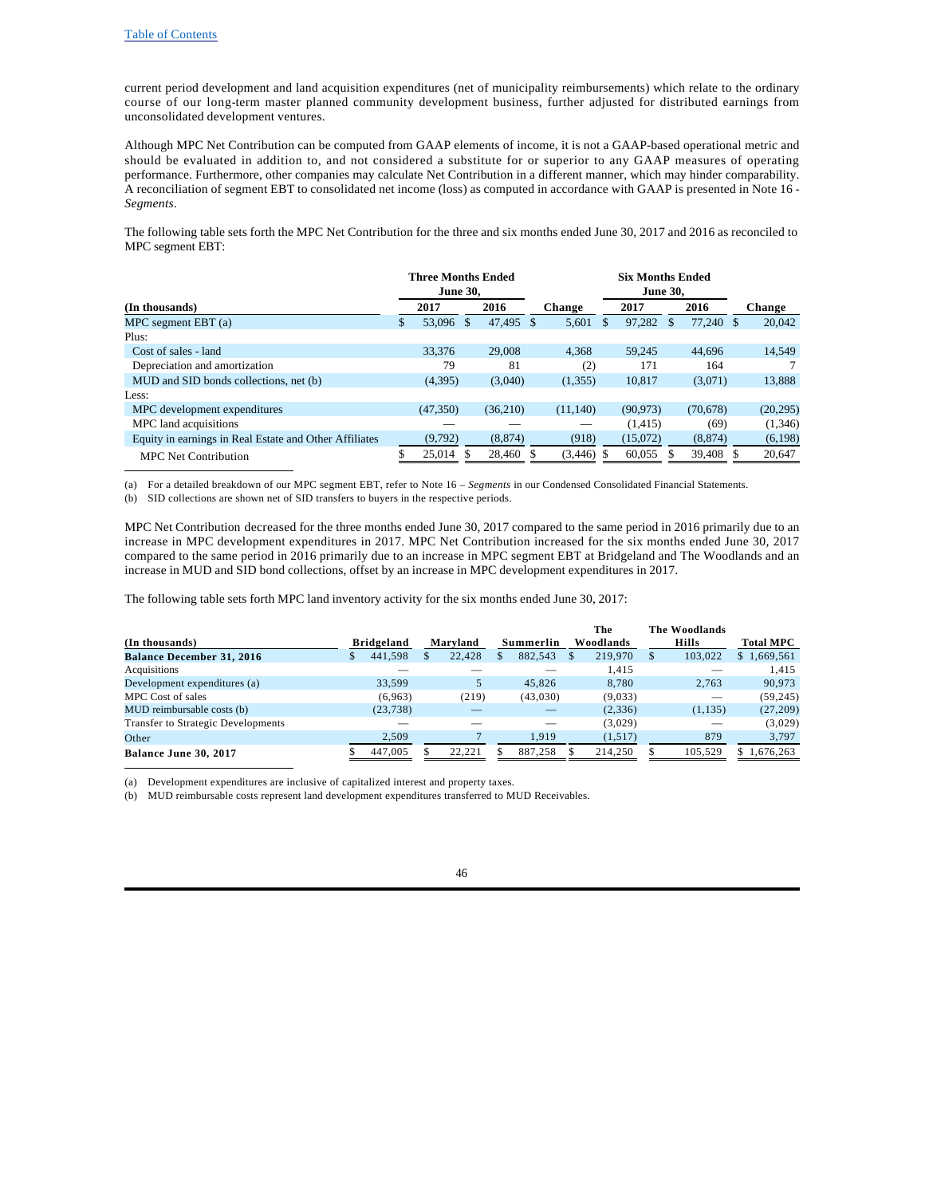current period development and land acquisition expenditures (net of municipality reimbursements) which relate to the ordinary course of our long-term master planned community development business, further adjusted for distributed earnings from unconsolidated development ventures.

Although MPC Net Contribution can be computed from GAAP elements of income, it is not a GAAP-based operational metric and should be evaluated in addition to, and not considered a substitute for or superior to any GAAP measures of operating performance. Furthermore, other companies may calculate Net Contribution in a different manner, which may hinder comparability. A reconciliation of segment EBT to consolidated net income (loss) as computed in accordance with GAAP is presented in Note 16 - *Segments*.

The following table sets forth the MPC Net Contribution for the three and six months ended June 30, 2017 and 2016 as reconciled to MPC segment EBT:

| (In thousands) | Three Months Ended June 30, 2017 | Three Months Ended June 30, 2016 | Change | Six Months Ended June 30, 2017 | Six Months Ended June 30, 2016 | Change |
|---|---|---|---|---|---|---|
| MPC segment EBT (a) | $ 53,096 | $ 47,495 | $ 5,601 | $ 97,282 | $ 77,240 | $ 20,042 |
| Plus: | | | | | | |
| Cost of sales - land | 33,376 | 29,008 | 4,368 | 59,245 | 44,696 | 14,549 |
| Depreciation and amortization | 79 | 81 | (2) | 171 | 164 | 7 |
| MUD and SID bonds collections, net (b) | (4,395) | (3,040) | (1,355) | 10,817 | (3,071) | 13,888 |
| Less: | | | | | | |
| MPC development expenditures | (47,350) | (36,210) | (11,140) | (90,973) | (70,678) | (20,295) |
| MPC land acquisitions | — | — | — | (1,415) | (69) | (1,346) |
| Equity in earnings in Real Estate and Other Affiliates | (9,792) | (8,874) | (918) | (15,072) | (8,874) | (6,198) |
| MPC Net Contribution | $ 25,014 | $ 28,460 | $ (3,446) | $ 60,055 | $ 39,408 | $ 20,647 |

(a) For a detailed breakdown of our MPC segment EBT, refer to Note 16 – *Segments* in our Condensed Consolidated Financial Statements.

(b) SID collections are shown net of SID transfers to buyers in the respective periods.

MPC Net Contribution decreased for the three months ended June 30, 2017 compared to the same period in 2016 primarily due to an increase in MPC development expenditures in 2017. MPC Net Contribution increased for the six months ended June 30, 2017 compared to the same period in 2016 primarily due to an increase in MPC segment EBT at Bridgeland and The Woodlands and an increase in MUD and SID bond collections, offset by an increase in MPC development expenditures in 2017.

The following table sets forth MPC land inventory activity for the six months ended June 30, 2017:

| (In thousands) | Bridgeland | Maryland | Summerlin | The Woodlands | The Woodlands Hills | Total MPC |
|---|---|---|---|---|---|---|
| **Balance December 31, 2016** | $ 441,598 | $ 22,428 | $ 882,543 | $ 219,970 | $ 103,022 | $ 1,669,561 |
| Acquisitions | — | — | — | 1,415 | — | 1,415 |
| Development expenditures (a) | 33,599 | 5 | 45,826 | 8,780 | 2,763 | 90,973 |
| MPC Cost of sales | (6,963) | (219) | (43,030) | (9,033) | — | (59,245) |
| MUD reimbursable costs (b) | (23,738) | — | — | (2,336) | (1,135) | (27,209) |
| Transfer to Strategic Developments | — | — | — | (3,029) | — | (3,029) |
| Other | 2,509 | 7 | 1,919 | (1,517) | 879 | 3,797 |
| **Balance June 30, 2017** | $ 447,005 | $ 22,221 | $ 887,258 | $ 214,250 | $ 105,529 | $ 1,676,263 |

(a) Development expenditures are inclusive of capitalized interest and property taxes.

(b) MUD reimbursable costs represent land development expenditures transferred to MUD Receivables.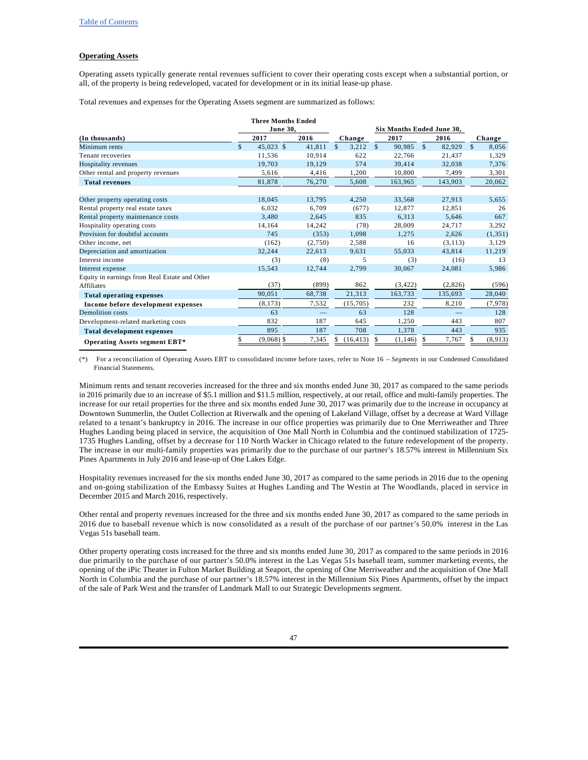**Operating Assets**

Operating assets typically generate rental revenues sufficient to cover their operating costs except when a substantial portion, or all, of the property is being redeveloped, vacated for development or in its initial lease-up phase.

Total revenues and expenses for the Operating Assets segment are summarized as follows:

| | Three Months Ended June 30, | | | Six Months Ended June 30, | | |
|---|---|---|---|---|---|---|
| (In thousands) | 2017 | 2016 | Change | 2017 | 2016 | Change |
| Minimum rents | $ 45,023 | $ 41,811 | $ 3,212 | $ 90,985 | $ 82,929 | $ 8,056 |
| Tenant recoveries | 11,536 | 10,914 | 622 | 22,766 | 21,437 | 1,329 |
| Hospitality revenues | 19,703 | 19,129 | 574 | 39,414 | 32,038 | 7,376 |
| Other rental and property revenues | 5,616 | 4,416 | 1,200 | 10,800 | 7,499 | 3,301 |
| **Total revenues** | 81,878 | 76,270 | 5,608 | 163,965 | 143,903 | 20,062 |
| | | | | | | |
| Other property operating costs | 18,045 | 13,795 | 4,250 | 33,568 | 27,913 | 5,655 |
| Rental property real estate taxes | 6,032 | 6,709 | (677) | 12,877 | 12,851 | 26 |
| Rental property maintenance costs | 3,480 | 2,645 | 835 | 6,313 | 5,646 | 667 |
| Hospitality operating costs | 14,164 | 14,242 | (78) | 28,009 | 24,717 | 3,292 |
| Provision for doubtful accounts | 745 | (353) | 1,098 | 1,275 | 2,626 | (1,351) |
| Other income, net | (162) | (2,750) | 2,588 | 16 | (3,113) | 3,129 |
| Depreciation and amortization | 32,244 | 22,613 | 9,631 | 55,033 | 43,814 | 11,219 |
| Interest income | (3) | (8) | 5 | (3) | (16) | 13 |
| Interest expense | 15,543 | 12,744 | 2,799 | 30,067 | 24,081 | 5,986 |
| Equity in earnings from Real Estate and Other Affiliates | (37) | (899) | 862 | (3,422) | (2,826) | (596) |
| **Total operating expenses** | 90,051 | 68,738 | 21,313 | 163,733 | 135,693 | 28,040 |
| **Income before development expenses** | (8,173) | 7,532 | (15,705) | 232 | 8,210 | (7,978) |
| Demolition costs | 63 | — | 63 | 128 | — | 128 |
| Development-related marketing costs | 832 | 187 | 645 | 1,250 | 443 | 807 |
| **Total development expenses** | 895 | 187 | 708 | 1,378 | 443 | 935 |
| **Operating Assets segment EBT*** | $ (9,068) | $ 7,345 | $ (16,413) | $ (1,146) | $ 7,767 | $ (8,913) |

(*) For a reconciliation of Operating Assets EBT to consolidated income before taxes, refer to Note 16 – *Segments* in our Condensed Consolidated Financial Statements.

Minimum rents and tenant recoveries increased for the three and six months ended June 30, 2017 as compared to the same periods in 2016 primarily due to an increase of $5.1 million and $11.5 million, respectively, at our retail, office and multi-family properties. The increase for our retail properties for the three and six months ended June 30, 2017 was primarily due to the increase in occupancy at Downtown Summerlin, the Outlet Collection at Riverwalk and the opening of Lakeland Village, offset by a decrease at Ward Village related to a tenant's bankruptcy in 2016. The increase in our office properties was primarily due to One Merriweather and Three Hughes Landing being placed in service, the acquisition of One Mall North in Columbia and the continued stabilization of 1725-1735 Hughes Landing, offset by a decrease for 110 North Wacker in Chicago related to the future redevelopment of the property. The increase in our multi-family properties was primarily due to the purchase of our partner's 18.57% interest in Millennium Six Pines Apartments in July 2016 and lease-up of One Lakes Edge.

Hospitality revenues increased for the six months ended June 30, 2017 as compared to the same periods in 2016 due to the opening and on-going stabilization of the Embassy Suites at Hughes Landing and The Westin at The Woodlands, placed in service in December 2015 and March 2016, respectively.

Other rental and property revenues increased for the three and six months ended June 30, 2017 as compared to the same periods in 2016 due to baseball revenue which is now consolidated as a result of the purchase of our partner's 50.0% interest in the Las Vegas 51s baseball team.

Other property operating costs increased for the three and six months ended June 30, 2017 as compared to the same periods in 2016 due primarily to the purchase of our partner's 50.0% interest in the Las Vegas 51s baseball team, summer marketing events, the opening of the iPic Theater in Fulton Market Building at Seaport, the opening of One Merriweather and the acquisition of One Mall North in Columbia and the purchase of our partner's 18.57% interest in the Millennium Six Pines Apartments, offset by the impact of the sale of Park West and the transfer of Landmark Mall to our Strategic Developments segment.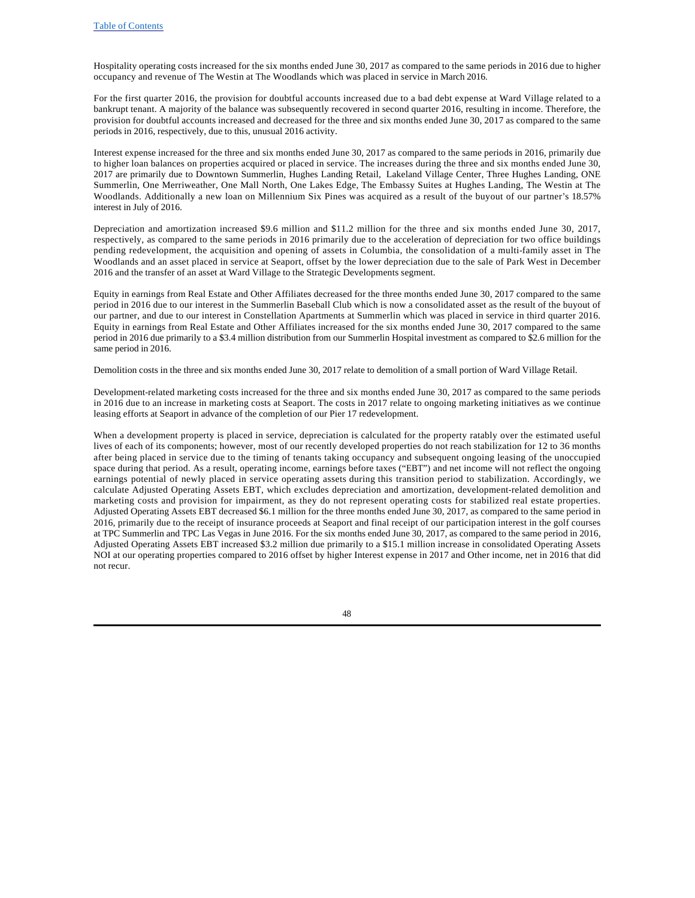Hospitality operating costs increased for the six months ended June 30, 2017 as compared to the same periods in 2016 due to higher occupancy and revenue of The Westin at The Woodlands which was placed in service in March 2016.

For the first quarter 2016, the provision for doubtful accounts increased due to a bad debt expense at Ward Village related to a bankrupt tenant. A majority of the balance was subsequently recovered in second quarter 2016, resulting in income. Therefore, the provision for doubtful accounts increased and decreased for the three and six months ended June 30, 2017 as compared to the same periods in 2016, respectively, due to this, unusual 2016 activity.

Interest expense increased for the three and six months ended June 30, 2017 as compared to the same periods in 2016, primarily due to higher loan balances on properties acquired or placed in service. The increases during the three and six months ended June 30, 2017 are primarily due to Downtown Summerlin, Hughes Landing Retail, Lakeland Village Center, Three Hughes Landing, ONE Summerlin, One Merriweather, One Mall North, One Lakes Edge, The Embassy Suites at Hughes Landing, The Westin at The Woodlands. Additionally a new loan on Millennium Six Pines was acquired as a result of the buyout of our partner's 18.57% interest in July of 2016.

Depreciation and amortization increased $9.6 million and $11.2 million for the three and six months ended June 30, 2017, respectively, as compared to the same periods in 2016 primarily due to the acceleration of depreciation for two office buildings pending redevelopment, the acquisition and opening of assets in Columbia, the consolidation of a multi-family asset in The Woodlands and an asset placed in service at Seaport, offset by the lower depreciation due to the sale of Park West in December 2016 and the transfer of an asset at Ward Village to the Strategic Developments segment.

Equity in earnings from Real Estate and Other Affiliates decreased for the three months ended June 30, 2017 compared to the same period in 2016 due to our interest in the Summerlin Baseball Club which is now a consolidated asset as the result of the buyout of our partner, and due to our interest in Constellation Apartments at Summerlin which was placed in service in third quarter 2016. Equity in earnings from Real Estate and Other Affiliates increased for the six months ended June 30, 2017 compared to the same period in 2016 due primarily to a $3.4 million distribution from our Summerlin Hospital investment as compared to $2.6 million for the same period in 2016.

Demolition costs in the three and six months ended June 30, 2017 relate to demolition of a small portion of Ward Village Retail.

Development-related marketing costs increased for the three and six months ended June 30, 2017 as compared to the same periods in 2016 due to an increase in marketing costs at Seaport. The costs in 2017 relate to ongoing marketing initiatives as we continue leasing efforts at Seaport in advance of the completion of our Pier 17 redevelopment.

When a development property is placed in service, depreciation is calculated for the property ratably over the estimated useful lives of each of its components; however, most of our recently developed properties do not reach stabilization for 12 to 36 months after being placed in service due to the timing of tenants taking occupancy and subsequent ongoing leasing of the unoccupied space during that period. As a result, operating income, earnings before taxes ("EBT") and net income will not reflect the ongoing earnings potential of newly placed in service operating assets during this transition period to stabilization. Accordingly, we calculate Adjusted Operating Assets EBT, which excludes depreciation and amortization, development-related demolition and marketing costs and provision for impairment, as they do not represent operating costs for stabilized real estate properties. Adjusted Operating Assets EBT decreased $6.1 million for the three months ended June 30, 2017, as compared to the same period in 2016, primarily due to the receipt of insurance proceeds at Seaport and final receipt of our participation interest in the golf courses at TPC Summerlin and TPC Las Vegas in June 2016. For the six months ended June 30, 2017, as compared to the same period in 2016, Adjusted Operating Assets EBT increased $3.2 million due primarily to a $15.1 million increase in consolidated Operating Assets NOI at our operating properties compared to 2016 offset by higher Interest expense in 2017 and Other income, net in 2016 that did not recur.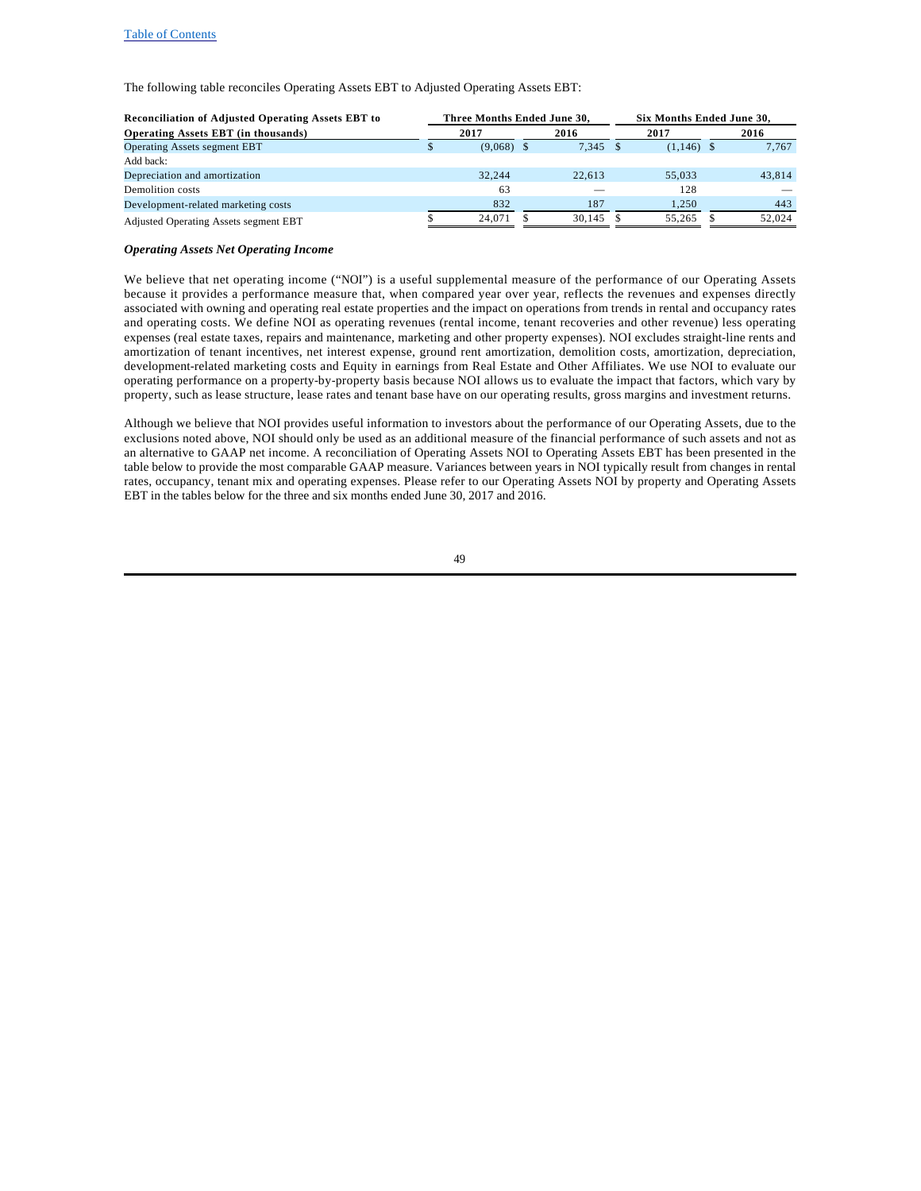The following table reconciles Operating Assets EBT to Adjusted Operating Assets EBT:

| Reconciliation of Adjusted Operating Assets EBT to Operating Assets EBT (in thousands) | Three Months Ended June 30, 2017 | Three Months Ended June 30, 2016 | Six Months Ended June 30, 2017 | Six Months Ended June 30, 2016 |
|---|---|---|---|---|
| Operating Assets segment EBT | $ (9,068) | $ 7,345 | $ (1,146) | $ 7,767 |
| Add back: | | | | |
| Depreciation and amortization | 32,244 | 22,613 | 55,033 | 43,814 |
| Demolition costs | 63 | — | 128 | — |
| Development-related marketing costs | 832 | 187 | 1,250 | 443 |
| Adjusted Operating Assets segment EBT | $ 24,071 | $ 30,145 | $ 55,265 | $ 52,024 |

***Operating Assets Net Operating Income***

We believe that net operating income ("NOI") is a useful supplemental measure of the performance of our Operating Assets because it provides a performance measure that, when compared year over year, reflects the revenues and expenses directly associated with owning and operating real estate properties and the impact on operations from trends in rental and occupancy rates and operating costs. We define NOI as operating revenues (rental income, tenant recoveries and other revenue) less operating expenses (real estate taxes, repairs and maintenance, marketing and other property expenses). NOI excludes straight-line rents and amortization of tenant incentives, net interest expense, ground rent amortization, demolition costs, amortization, depreciation, development-related marketing costs and Equity in earnings from Real Estate and Other Affiliates. We use NOI to evaluate our operating performance on a property-by-property basis because NOI allows us to evaluate the impact that factors, which vary by property, such as lease structure, lease rates and tenant base have on our operating results, gross margins and investment returns.

Although we believe that NOI provides useful information to investors about the performance of our Operating Assets, due to the exclusions noted above, NOI should only be used as an additional measure of the financial performance of such assets and not as an alternative to GAAP net income. A reconciliation of Operating Assets NOI to Operating Assets EBT has been presented in the table below to provide the most comparable GAAP measure. Variances between years in NOI typically result from changes in rental rates, occupancy, tenant mix and operating expenses. Please refer to our Operating Assets NOI by property and Operating Assets EBT in the tables below for the three and six months ended June 30, 2017 and 2016.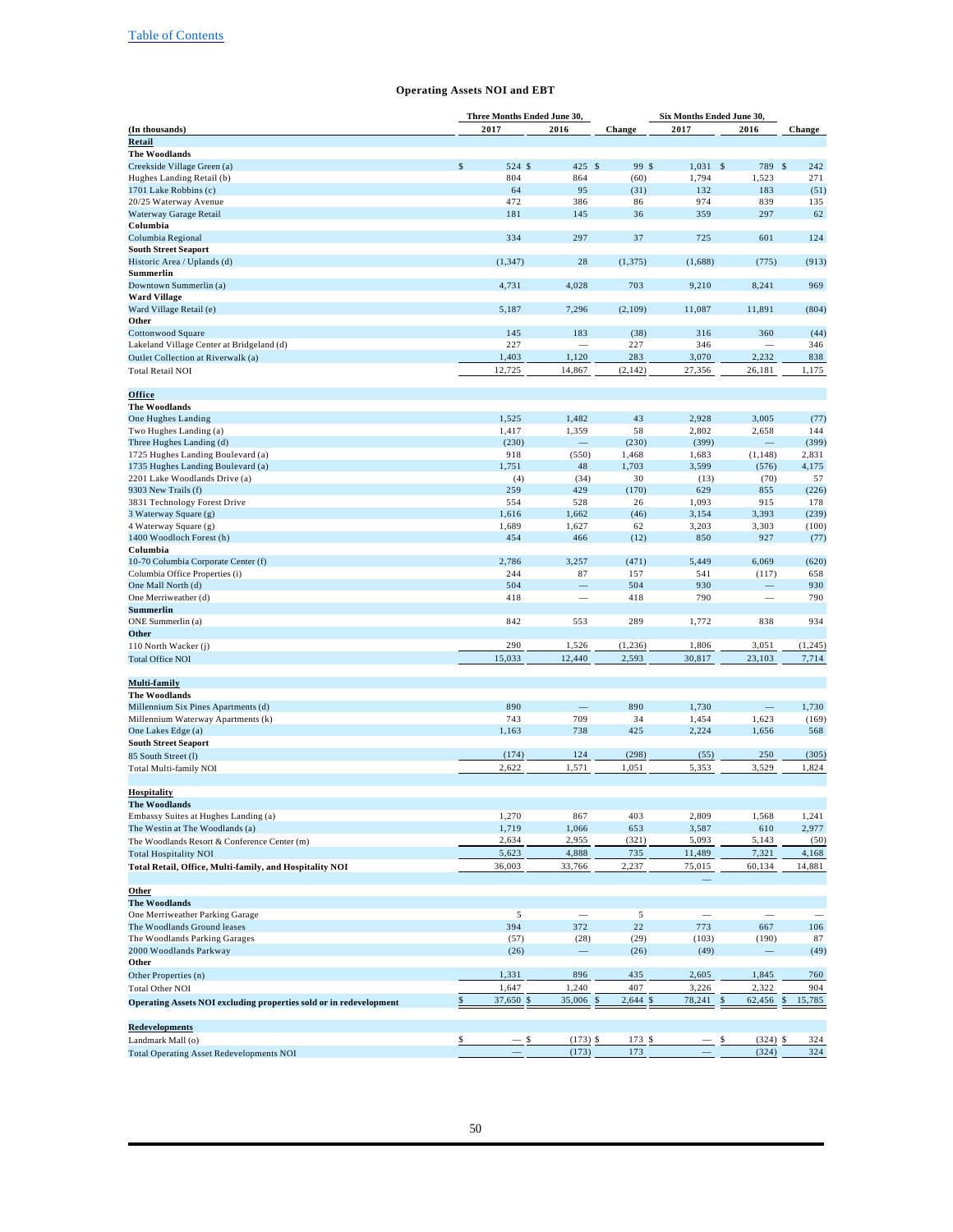Table of Contents

## Operating Assets NOI and EBT

| (In thousands) | Three Months Ended June 30, 2017 | 2016 | Change | Six Months Ended June 30, 2017 | 2016 | Change |
|---|---|---|---|---|---|---|
| **Retail** | | | | | | |
| **The Woodlands** | | | | | | |
| Creekside Village Green (a) | $ 524 | $ 425 | $ 99 | $ 1,031 | $ 789 | $ 242 |
| Hughes Landing Retail (b) | 804 | 864 | (60) | 1,794 | 1,523 | 271 |
| 1701 Lake Robbins (c) | 64 | 95 | (31) | 132 | 183 | (51) |
| 20/25 Waterway Avenue | 472 | 386 | 86 | 974 | 839 | 135 |
| Waterway Garage Retail | 181 | 145 | 36 | 359 | 297 | 62 |
| **Columbia** | | | | | | |
| Columbia Regional | 334 | 297 | 37 | 725 | 601 | 124 |
| **South Street Seaport** | | | | | | |
| Historic Area / Uplands (d) | (1,347) | 28 | (1,375) | (1,688) | (775) | (913) |
| **Summerlin** | | | | | | |
| Downtown Summerlin (a) | 4,731 | 4,028 | 703 | 9,210 | 8,241 | 969 |
| **Ward Village** | | | | | | |
| Ward Village Retail (e) | 5,187 | 7,296 | (2,109) | 11,087 | 11,891 | (804) |
| **Other** | | | | | | |
| Cottonwood Square | 145 | 183 | (38) | 316 | 360 | (44) |
| Lakeland Village Center at Bridgeland (d) | 227 | — | 227 | 346 | — | 346 |
| Outlet Collection at Riverwalk (a) | 1,403 | 1,120 | 283 | 3,070 | 2,232 | 838 |
| Total Retail NOI | 12,725 | 14,867 | (2,142) | 27,356 | 26,181 | 1,175 |
| **Office** | | | | | | |
| **The Woodlands** | | | | | | |
| One Hughes Landing | 1,525 | 1,482 | 43 | 2,928 | 3,005 | (77) |
| Two Hughes Landing (a) | 1,417 | 1,359 | 58 | 2,802 | 2,658 | 144 |
| Three Hughes Landing (d) | (230) | — | (230) | (399) | — | (399) |
| 1725 Hughes Landing Boulevard (a) | 918 | (550) | 1,468 | 1,683 | (1,148) | 2,831 |
| 1735 Hughes Landing Boulevard (a) | 1,751 | 48 | 1,703 | 3,599 | (576) | 4,175 |
| 2201 Lake Woodlands Drive (a) | (4) | (34) | 30 | (13) | (70) | 57 |
| 9303 New Trails (f) | 259 | 429 | (170) | 629 | 855 | (226) |
| 3831 Technology Forest Drive | 554 | 528 | 26 | 1,093 | 915 | 178 |
| 3 Waterway Square (g) | 1,616 | 1,662 | (46) | 3,154 | 3,393 | (239) |
| 4 Waterway Square (g) | 1,689 | 1,627 | 62 | 3,203 | 3,303 | (100) |
| 1400 Woodloch Forest (h) | 454 | 466 | (12) | 850 | 927 | (77) |
| **Columbia** | | | | | | |
| 10-70 Columbia Corporate Center (f) | 2,786 | 3,257 | (471) | 5,449 | 6,069 | (620) |
| Columbia Office Properties (i) | 244 | 87 | 157 | 541 | (117) | 658 |
| One Mall North (d) | 504 | — | 504 | 930 | — | 930 |
| One Merriweather (d) | 418 | — | 418 | 790 | — | 790 |
| **Summerlin** | | | | | | |
| ONE Summerlin (a) | 842 | 553 | 289 | 1,772 | 838 | 934 |
| **Other** | | | | | | |
| 110 North Wacker (j) | 290 | 1,526 | (1,236) | 1,806 | 3,051 | (1,245) |
| Total Office NOI | 15,033 | 12,440 | 2,593 | 30,817 | 23,103 | 7,714 |
| **Multi-family** | | | | | | |
| **The Woodlands** | | | | | | |
| Millennium Six Pines Apartments (d) | 890 | — | 890 | 1,730 | — | 1,730 |
| Millennium Waterway Apartments (k) | 743 | 709 | 34 | 1,454 | 1,623 | (169) |
| One Lakes Edge (a) | 1,163 | 738 | 425 | 2,224 | 1,656 | 568 |
| **South Street Seaport** | | | | | | |
| 85 South Street (l) | (174) | 124 | (298) | (55) | 250 | (305) |
| Total Multi-family NOI | 2,622 | 1,571 | 1,051 | 5,353 | 3,529 | 1,824 |
| **Hospitality** | | | | | | |
| **The Woodlands** | | | | | | |
| Embassy Suites at Hughes Landing (a) | 1,270 | 867 | 403 | 2,809 | 1,568 | 1,241 |
| The Westin at The Woodlands (a) | 1,719 | 1,066 | 653 | 3,587 | 610 | 2,977 |
| The Woodlands Resort & Conference Center (m) | 2,634 | 2,955 | (321) | 5,093 | 5,143 | (50) |
| Total Hospitality NOI | 5,623 | 4,888 | 735 | 11,489 | 7,321 | 4,168 |
| **Total Retail, Office, Multi-family, and Hospitality NOI** | 36,003 | 33,766 | 2,237 | 75,015 | 60,134 | 14,881 |
| | | | | — | | |
| **Other** | | | | | | |
| **The Woodlands** | | | | | | |
| One Merriweather Parking Garage | 5 | — | 5 | — | — | — |
| The Woodlands Ground leases | 394 | 372 | 22 | 773 | 667 | 106 |
| The Woodlands Parking Garages | (57) | (28) | (29) | (103) | (190) | 87 |
| 2000 Woodlands Parkway | (26) | — | (26) | (49) | — | (49) |
| **Other** | | | | | | |
| Other Properties (n) | 1,331 | 896 | 435 | 2,605 | 1,845 | 760 |
| Total Other NOI | 1,647 | 1,240 | 407 | 3,226 | 2,322 | 904 |
| **Operating Assets NOI excluding properties sold or in redevelopment** | $ 37,650 | $ 35,006 | $ 2,644 | $ 78,241 | $ 62,456 | $ 15,785 |
| **Redevelopments** | | | | | | |
| Landmark Mall (o) | $ — | $ (173) | $ 173 | $ — | $ (324) | $ 324 |
| Total Operating Asset Redevelopments NOI | — | (173) | 173 | — | (324) | 324 |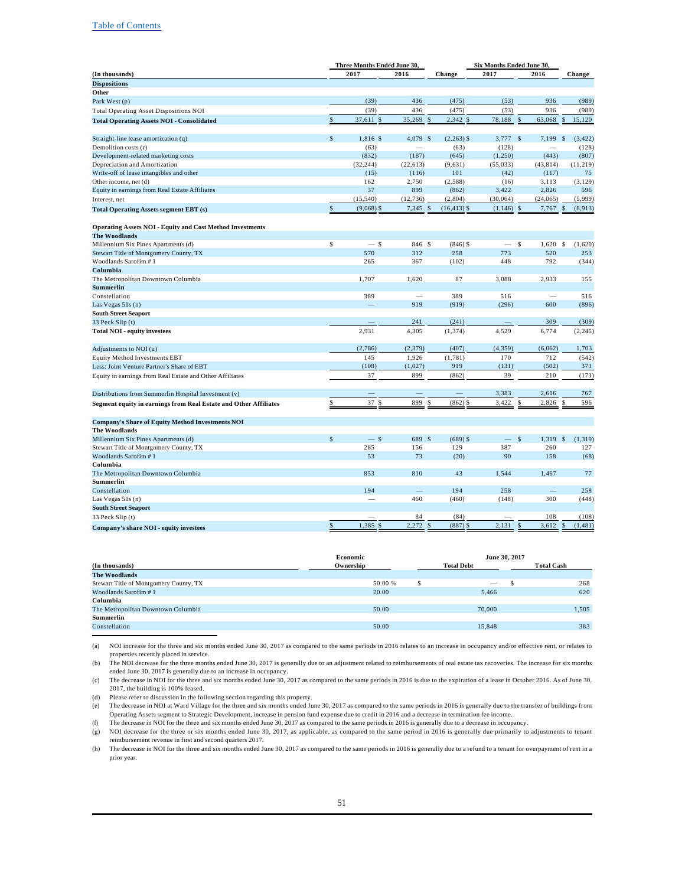[Table of Contents](#)

| (In thousands) | Three Months Ended June 30, 2017 | 2016 | Change | Six Months Ended June 30, 2017 | 2016 | Change |
|---|---|---|---|---|---|---|
| **Dispositions** | | | | | | |
| **Other** | | | | | | |
| Park West (p) | (39) | 436 | (475) | (53) | 936 | (989) |
| Total Operating Asset Dispositions NOI | (39) | 436 | (475) | (53) | 936 | (989) |
| **Total Operating Assets NOI - Consolidated** | $ 37,611 | $ 35,269 | $ 2,342 | $ 78,188 | $ 63,068 | $ 15,120 |
| | | | | | | |
| Straight-line lease amortization (q) | $ 1,816 | $ 4,079 | $ (2,263) | $ 3,777 | $ 7,199 | $ (3,422) |
| Demolition costs (r) | (63) | — | (63) | (128) | — | (128) |
| Development-related marketing costs | (832) | (187) | (645) | (1,250) | (443) | (807) |
| Depreciation and Amortization | (32,244) | (22,613) | (9,631) | (55,033) | (43,814) | (11,219) |
| Write-off of lease intangibles and other | (15) | (116) | 101 | (42) | (117) | 75 |
| Other income, net (d) | 162 | 2,750 | (2,588) | (16) | 3,113 | (3,129) |
| Equity in earnings from Real Estate Affiliates | 37 | 899 | (862) | 3,422 | 2,826 | 596 |
| Interest, net | (15,540) | (12,736) | (2,804) | (30,064) | (24,065) | (5,999) |
| **Total Operating Assets segment EBT (s)** | $ (9,068) | $ 7,345 | $ (16,413) | $ (1,146) | $ 7,767 | $ (8,913) |
| | | | | | | |
| **Operating Assets NOI - Equity and Cost Method Investments** | | | | | | |
| **The Woodlands** | | | | | | |
| Millennium Six Pines Apartments (d) | $ — | $ 846 | $ (846) | $ — | $ 1,620 | $ (1,620) |
| Stewart Title of Montgomery County, TX | 570 | 312 | 258 | 773 | 520 | 253 |
| Woodlands Sarofim # 1 | 265 | 367 | (102) | 448 | 792 | (344) |
| **Columbia** | | | | | | |
| The Metropolitan Downtown Columbia | 1,707 | 1,620 | 87 | 3,088 | 2,933 | 155 |
| **Summerlin** | | | | | | |
| Constellation | 389 | — | 389 | 516 | — | 516 |
| Las Vegas 51s (n) | — | 919 | (919) | (296) | 600 | (896) |
| **South Street Seaport** | | | | | | |
| 33 Peck Slip (t) | — | 241 | (241) | — | 309 | (309) |
| **Total NOI - equity investees** | 2,931 | 4,305 | (1,374) | 4,529 | 6,774 | (2,245) |
| | | | | | | |
| Adjustments to NOI (u) | (2,786) | (2,379) | (407) | (4,359) | (6,062) | 1,703 |
| Equity Method Investments EBT | 145 | 1,926 | (1,781) | 170 | 712 | (542) |
| Less: Joint Venture Partner's Share of EBT | (108) | (1,027) | 919 | (131) | (502) | 371 |
| Equity in earnings from Real Estate and Other Affiliates | 37 | 899 | (862) | 39 | 210 | (171) |
| | | | | | | |
| Distributions from Summerlin Hospital Investment (v) | — | — | — | 3,383 | 2,616 | 767 |
| **Segment equity in earnings from Real Estate and Other Affiliates** | $ 37 | $ 899 | $ (862) | $ 3,422 | $ 2,826 | $ 596 |
| | | | | | | |
| **Company's Share of Equity Method Investments NOI** | | | | | | |
| **The Woodlands** | | | | | | |
| Millennium Six Pines Apartments (d) | $ — | $ 689 | $ (689) | $ — | $ 1,319 | $ (1,319) |
| Stewart Title of Montgomery County, TX | 285 | 156 | 129 | 387 | 260 | 127 |
| Woodlands Sarofim # 1 | 53 | 73 | (20) | 90 | 158 | (68) |
| **Columbia** | | | | | | |
| The Metropolitan Downtown Columbia | 853 | 810 | 43 | 1,544 | 1,467 | 77 |
| **Summerlin** | | | | | | |
| Constellation | 194 | — | 194 | 258 | — | 258 |
| Las Vegas 51s (n) | — | 460 | (460) | (148) | 300 | (448) |
| **South Street Seaport** | | | | | | |
| 33 Peck Slip (t) | — | 84 | (84) | — | 108 | (108) |
| **Company's share NOI - equity investees** | $ 1,385 | $ 2,272 | $ (887) | $ 2,131 | $ 3,612 | $ (1,481) |

| (In thousands) | Economic Ownership | June 30, 2017 Total Debt | Total Cash |
|---|---|---|---|
| **The Woodlands** | | | |
| Stewart Title of Montgomery County, TX | 50.00 % | $ — | $ 268 |
| Woodlands Sarofim # 1 | 20.00 | 5,466 | 620 |
| **Columbia** | | | |
| The Metropolitan Downtown Columbia | 50.00 | 70,000 | 1,505 |
| **Summerlin** | | | |
| Constellation | 50.00 | 15,848 | 383 |

(a) NOI increase for the three and six months ended June 30, 2017 as compared to the same periods in 2016 relates to an increase in occupancy and/or effective rent, or relates to properties recently placed in service.

(b) The NOI decrease for the three months ended June 30, 2017 is generally due to an adjustment related to reimbursements of real estate tax recoveries. The increase for six months ended June 30, 2017 is generally due to an increase in occupancy.

(c) The decrease in NOI for the three and six months ended June 30, 2017 as compared to the same periods in 2016 is due to the expiration of a lease in October 2016. As of June 30, 2017, the building is 100% leased.

(d) Please refer to discussion in the following section regarding this property.

(e) The decrease in NOI at Ward Village for the three and six months ended June 30, 2017 as compared to the same periods in 2016 is generally due to the transfer of buildings from Operating Assets segment to Strategic Development, increase in pension fund expense due to credit in 2016 and a decrease in termination fee income.

(f) The decrease in NOI for the three and six months ended June 30, 2017 as compared to the same periods in 2016 is generally due to a decrease in occupancy.

(g) NOI decrease for the three or six months ended June 30, 2017, as applicable, as compared to the same period in 2016 is generally due primarily to adjustments to tenant reimbursement revenue in first and second quarters 2017.

(h) The decrease in NOI for the three and six months ended June 30, 2017 as compared to the same periods in 2016 is generally due to a refund to a tenant for overpayment of rent in a prior year.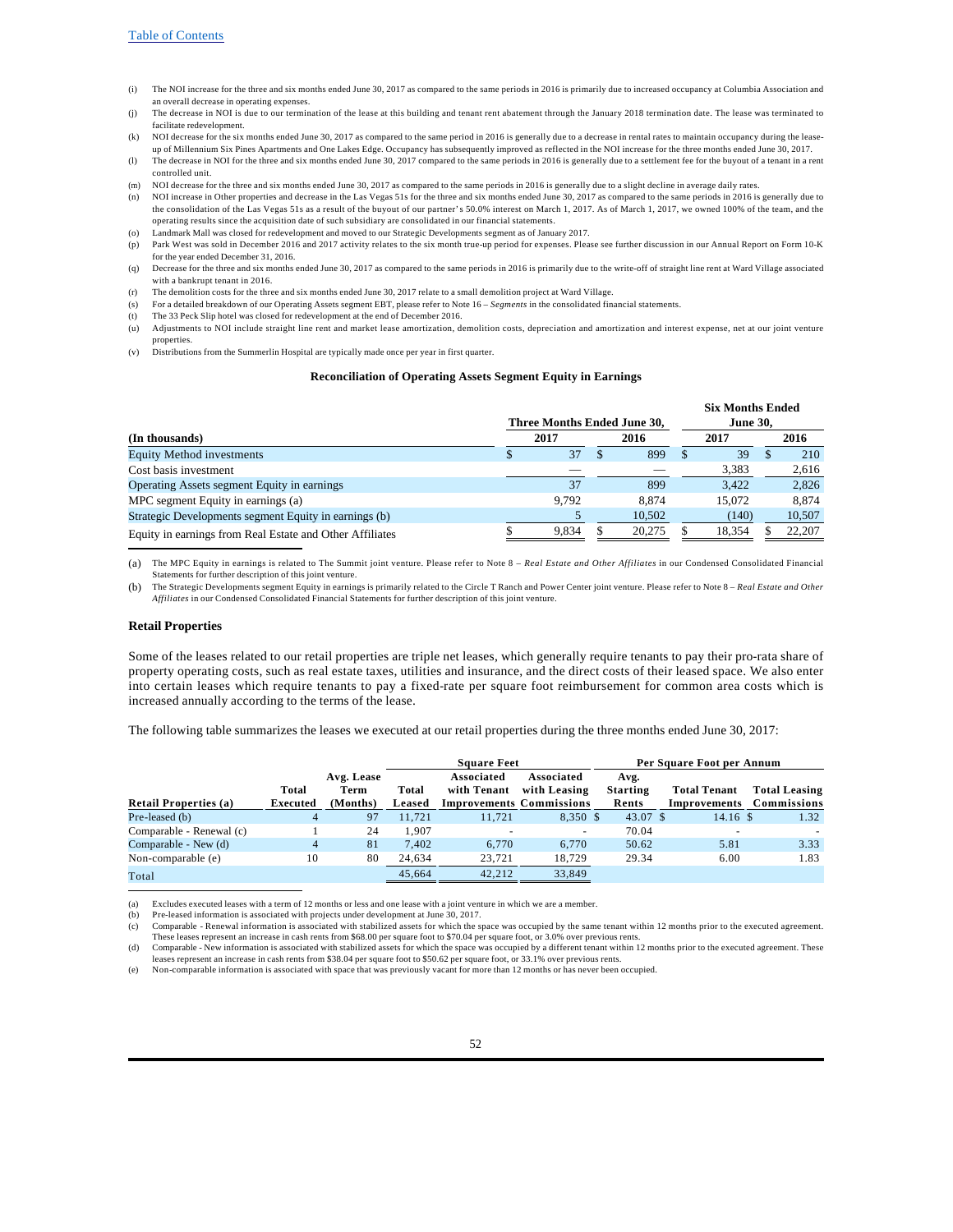[Table of Contents](#)

(i) The NOI increase for the three and six months ended June 30, 2017 as compared to the same periods in 2016 is primarily due to increased occupancy at Columbia Association and an overall decrease in operating expenses.

(j) The decrease in NOI is due to our termination of the lease at this building and tenant rent abatement through the January 2018 termination date. The lease was terminated to facilitate redevelopment.

(k) NOI decrease for the six months ended June 30, 2017 as compared to the same period in 2016 is generally due to a decrease in rental rates to maintain occupancy during the lease-up of Millennium Six Pines Apartments and One Lakes Edge. Occupancy has subsequently improved as reflected in the NOI increase for the three months ended June 30, 2017.

(l) The decrease in NOI for the three and six months ended June 30, 2017 compared to the same periods in 2016 is generally due to a settlement fee for the buyout of a tenant in a rent controlled unit.

(m) NOI decrease for the three and six months ended June 30, 2017 as compared to the same periods in 2016 is generally due to a slight decline in average daily rates.

(n) NOI increase in Other properties and decrease in the Las Vegas 51s for the three and six months ended June 30, 2017 as compared to the same periods in 2016 is generally due to the consolidation of the Las Vegas 51s as a result of the buyout of our partner's 50.0% interest on March 1, 2017. As of March 1, 2017, we owned 100% of the team, and the operating results since the acquisition date of such subsidiary are consolidated in our financial statements.

(o) Landmark Mall was closed for redevelopment and moved to our Strategic Developments segment as of January 2017.

(p) Park West was sold in December 2016 and 2017 activity relates to the six month true-up period for expenses. Please see further discussion in our Annual Report on Form 10-K for the year ended December 31, 2016.

(q) Decrease for the three and six months ended June 30, 2017 as compared to the same periods in 2016 is primarily due to the write-off of straight line rent at Ward Village associated with a bankrupt tenant in 2016.

(r) The demolition costs for the three and six months ended June 30, 2017 relate to a small demolition project at Ward Village.

(s) For a detailed breakdown of our Operating Assets segment EBT, please refer to Note 16 – *Segments* in the consolidated financial statements.

(t) The 33 Peck Slip hotel was closed for redevelopment at the end of December 2016.

(u) Adjustments to NOI include straight line rent and market lease amortization, demolition costs, depreciation and amortization and interest expense, net at our joint venture properties.

(v) Distributions from the Summerlin Hospital are typically made once per year in first quarter.

**Reconciliation of Operating Assets Segment Equity in Earnings**

| (In thousands) | Three Months Ended June 30, 2017 | Three Months Ended June 30, 2016 | Six Months Ended June 30, 2017 | Six Months Ended June 30, 2016 |
|---|---|---|---|---|
| Equity Method investments | $ 37 | $ 899 | $ 39 | $ 210 |
| Cost basis investment | — | — | 3,383 | 2,616 |
| Operating Assets segment Equity in earnings | 37 | 899 | 3,422 | 2,826 |
| MPC segment Equity in earnings (a) | 9,792 | 8,874 | 15,072 | 8,874 |
| Strategic Developments segment Equity in earnings (b) | 5 | 10,502 | (140) | 10,507 |
| Equity in earnings from Real Estate and Other Affiliates | $ 9,834 | $ 20,275 | $ 18,354 | $ 22,207 |

(a) The MPC Equity in earnings is related to The Summit joint venture. Please refer to Note 8 – *Real Estate and Other Affiliates* in our Condensed Consolidated Financial Statements for further description of this joint venture.

(b) The Strategic Developments segment Equity in earnings is primarily related to the Circle T Ranch and Power Center joint venture. Please refer to Note 8 – *Real Estate and Other Affiliates* in our Condensed Consolidated Financial Statements for further description of this joint venture.

**Retail Properties**

Some of the leases related to our retail properties are triple net leases, which generally require tenants to pay their pro-rata share of property operating costs, such as real estate taxes, utilities and insurance, and the direct costs of their leased space. We also enter into certain leases which require tenants to pay a fixed-rate per square foot reimbursement for common area costs which is increased annually according to the terms of the lease.

The following table summarizes the leases we executed at our retail properties during the three months ended June 30, 2017:

| | | | Square Feet | | | Per Square Foot per Annum | | |
|---|---|---|---|---|---|---|---|---|
| **Retail Properties (a)** | **Total Executed** | **Avg. Lease Term (Months)** | **Total Leased** | **Associated with Tenant Improvements** | **Associated with Leasing Commissions** | **Avg. Starting Rents** | **Total Tenant Improvements** | **Total Leasing Commissions** |
| Pre-leased (b) | 4 | 97 | 11,721 | 11,721 | 8,350 | $ 43.07 | $ 14.16 | $ 1.32 |
| Comparable - Renewal (c) | 1 | 24 | 1,907 | - | - | 70.04 | - | - |
| Comparable - New (d) | 4 | 81 | 7,402 | 6,770 | 6,770 | 50.62 | 5.81 | 3.33 |
| Non-comparable (e) | 10 | 80 | 24,634 | 23,721 | 18,729 | 29.34 | 6.00 | 1.83 |
| Total | | | 45,664 | 42,212 | 33,849 | | | |

(a) Excludes executed leases with a term of 12 months or less and one lease with a joint venture in which we are a member.

(b) Pre-leased information is associated with projects under development at June 30, 2017.

(c) Comparable - Renewal information is associated with stabilized assets for which the space was occupied by the same tenant within 12 months prior to the executed agreement. These leases represent an increase in cash rents from $68.00 per square foot to $70.04 per square foot, or 3.0% over previous rents.

(d) Comparable - New information is associated with stabilized assets for which the space was occupied by a different tenant within 12 months prior to the executed agreement. These leases represent an increase in cash rents from $38.04 per square foot to $50.62 per square foot, or 33.1% over previous rents.

(e) Non-comparable information is associated with space that was previously vacant for more than 12 months or has never been occupied.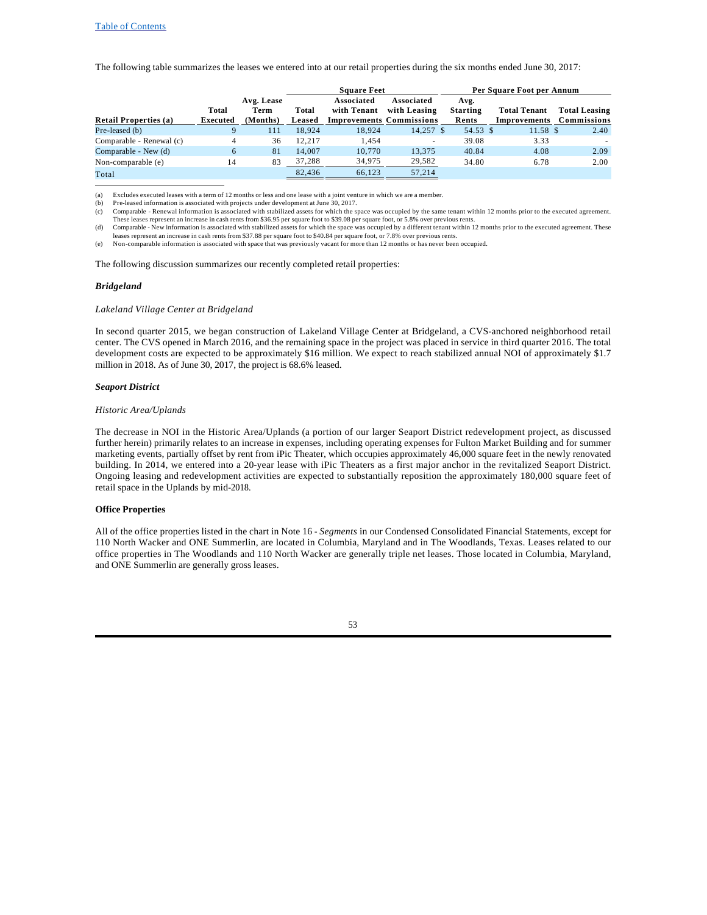The following table summarizes the leases we entered into at our retail properties during the six months ended June 30, 2017:

| | | | Square Feet | | | Per Square Foot per Annum | | |
|---|---|---|---|---|---|---|---|---|
| **Retail Properties (a)** | **Total Executed** | **Avg. Lease Term (Months)** | **Total Leased** | **Associated with Tenant Improvements** | **Associated with Leasing Commissions** | **Avg. Starting Rents** | **Total Tenant Improvements** | **Total Leasing Commissions** |
| Pre-leased (b) | 9 | 111 | 18,924 | 18,924 | 14,257 | $ 54.53 | $ 11.58 | $ 2.40 |
| Comparable - Renewal (c) | 4 | 36 | 12,217 | 1,454 | - | 39.08 | 3.33 | - |
| Comparable - New (d) | 6 | 81 | 14,007 | 10,770 | 13,375 | 40.84 | 4.08 | 2.09 |
| Non-comparable (e) | 14 | 83 | 37,288 | 34,975 | 29,582 | 34.80 | 6.78 | 2.00 |
| Total | | | 82,436 | 66,123 | 57,214 | | | |

(a) Excludes executed leases with a term of 12 months or less and one lease with a joint venture in which we are a member.
(b) Pre-leased information is associated with projects under development at June 30, 2017.
(c) Comparable - Renewal information is associated with stabilized assets for which the space was occupied by the same tenant within 12 months prior to the executed agreement. These leases represent an increase in cash rents from $36.95 per square foot to $39.08 per square foot, or 5.8% over previous rents.
(d) Comparable - New information is associated with stabilized assets for which the space was occupied by a different tenant within 12 months prior to the executed agreement. These leases represent an increase in cash rents from $37.88 per square foot to $40.84 per square foot, or 7.8% over previous rents.
(e) Non-comparable information is associated with space that was previously vacant for more than 12 months or has never been occupied.

The following discussion summarizes our recently completed retail properties:

***Bridgeland***

*Lakeland Village Center at Bridgeland*

In second quarter 2015, we began construction of Lakeland Village Center at Bridgeland, a CVS-anchored neighborhood retail center. The CVS opened in March 2016, and the remaining space in the project was placed in service in third quarter 2016. The total development costs are expected to be approximately $16 million. We expect to reach stabilized annual NOI of approximately $1.7 million in 2018. As of June 30, 2017, the project is 68.6% leased.

***Seaport District***

*Historic Area/Uplands*

The decrease in NOI in the Historic Area/Uplands (a portion of our larger Seaport District redevelopment project, as discussed further herein) primarily relates to an increase in expenses, including operating expenses for Fulton Market Building and for summer marketing events, partially offset by rent from iPic Theater, which occupies approximately 46,000 square feet in the newly renovated building. In 2014, we entered into a 20-year lease with iPic Theaters as a first major anchor in the revitalized Seaport District. Ongoing leasing and redevelopment activities are expected to substantially reposition the approximately 180,000 square feet of retail space in the Uplands by mid-2018.

**Office Properties**

All of the office properties listed in the chart in Note 16 - *Segments* in our Condensed Consolidated Financial Statements, except for 110 North Wacker and ONE Summerlin, are located in Columbia, Maryland and in The Woodlands, Texas. Leases related to our office properties in The Woodlands and 110 North Wacker are generally triple net leases. Those located in Columbia, Maryland, and ONE Summerlin are generally gross leases.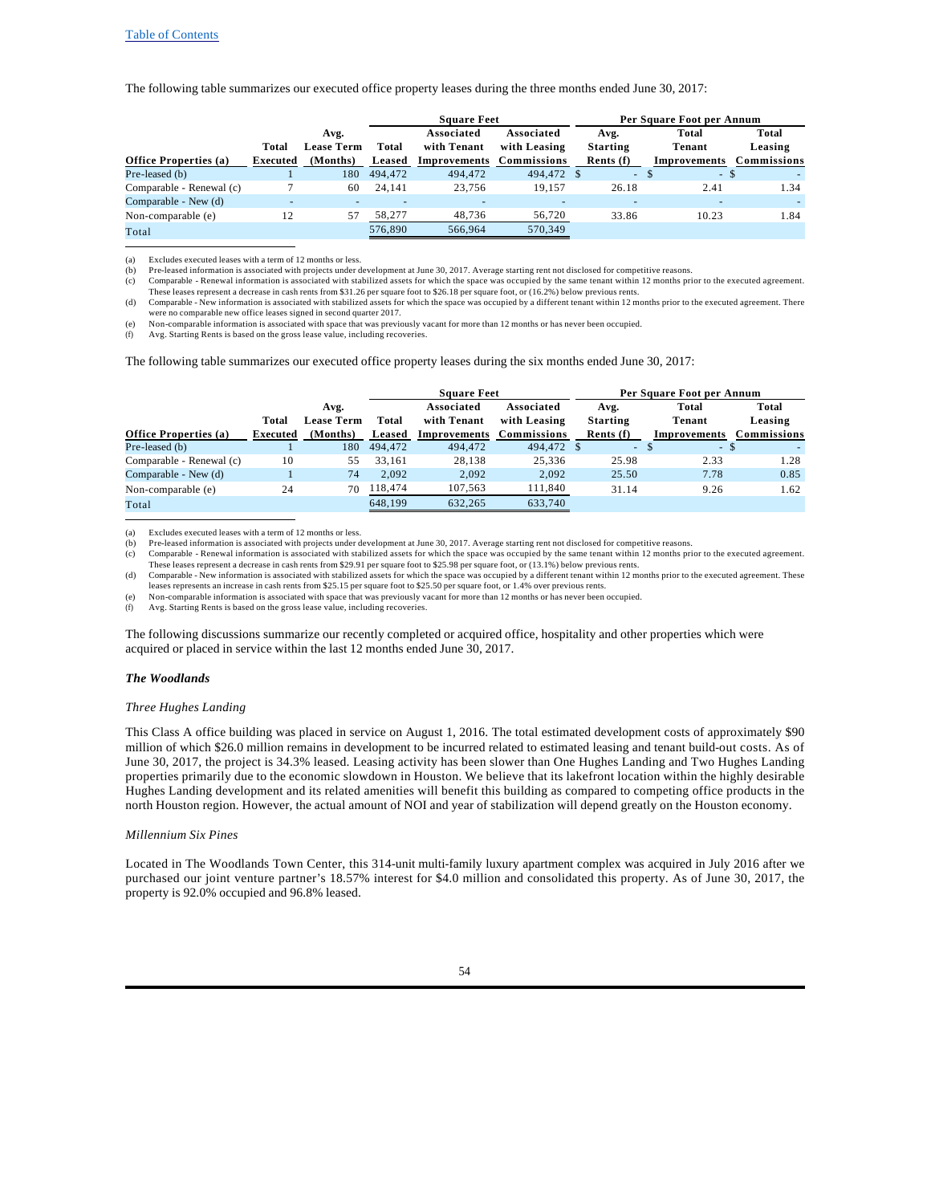The following table summarizes our executed office property leases during the three months ended June 30, 2017:

| | | | Square Feet | | | Per Square Foot per Annum | | |
|---|---|---|---|---|---|---|---|---|
| **Office Properties (a)** | **Total Executed** | **Avg. Lease Term (Months)** | **Total Leased** | **Associated with Tenant Improvements** | **Associated with Leasing Commissions** | **Avg. Starting Rents (f)** | **Total Tenant Improvements** | **Total Leasing Commissions** |
| Pre-leased (b) | 1 | 180 | 494,472 | 494,472 | 494,472 | $ - | $ - | $ - |
| Comparable - Renewal (c) | 7 | 60 | 24,141 | 23,756 | 19,157 | 26.18 | 2.41 | 1.34 |
| Comparable - New (d) | - | - | - | - | - | - | - | - |
| Non-comparable (e) | 12 | 57 | 58,277 | 48,736 | 56,720 | 33.86 | 10.23 | 1.84 |
| Total | | | 576,890 | 566,964 | 570,349 | | | |

(a) Excludes executed leases with a term of 12 months or less.
(b) Pre-leased information is associated with projects under development at June 30, 2017. Average starting rent not disclosed for competitive reasons.
(c) Comparable - Renewal information is associated with stabilized assets for which the space was occupied by the same tenant within 12 months prior to the executed agreement. These leases represent a decrease in cash rents from $31.26 per square foot to $26.18 per square foot, or (16.2%) below previous rents.
(d) Comparable - New information is associated with stabilized assets for which the space was occupied by a different tenant within 12 months prior to the executed agreement. There were no comparable new office leases signed in second quarter 2017.
(e) Non-comparable information is associated with space that was previously vacant for more than 12 months or has never been occupied.
(f) Avg. Starting Rents is based on the gross lease value, including recoveries.

The following table summarizes our executed office property leases during the six months ended June 30, 2017:

| | | | Square Feet | | | Per Square Foot per Annum | | |
|---|---|---|---|---|---|---|---|---|
| **Office Properties (a)** | **Total Executed** | **Avg. Lease Term (Months)** | **Total Leased** | **Associated with Tenant Improvements** | **Associated with Leasing Commissions** | **Avg. Starting Rents (f)** | **Total Tenant Improvements** | **Total Leasing Commissions** |
| Pre-leased (b) | 1 | 180 | 494,472 | 494,472 | 494,472 | $ - | $ - | $ - |
| Comparable - Renewal (c) | 10 | 55 | 33,161 | 28,138 | 25,336 | 25.98 | 2.33 | 1.28 |
| Comparable - New (d) | 1 | 74 | 2,092 | 2,092 | 2,092 | 25.50 | 7.78 | 0.85 |
| Non-comparable (e) | 24 | 70 | 118,474 | 107,563 | 111,840 | 31.14 | 9.26 | 1.62 |
| Total | | | 648,199 | 632,265 | 633,740 | | | |

(a) Excludes executed leases with a term of 12 months or less.
(b) Pre-leased information is associated with projects under development at June 30, 2017. Average starting rent not disclosed for competitive reasons.
(c) Comparable - Renewal information is associated with stabilized assets for which the space was occupied by the same tenant within 12 months prior to the executed agreement. These leases represent a decrease in cash rents from $29.91 per square foot to $25.98 per square foot, or (13.1%) below previous rents.
(d) Comparable - New information is associated with stabilized assets for which the space was occupied by a different tenant within 12 months prior to the executed agreement. These leases represents an increase in cash rents from $25.15 per square foot to $25.50 per square foot, or 1.4% over previous rents.
(e) Non-comparable information is associated with space that was previously vacant for more than 12 months or has never been occupied.
(f) Avg. Starting Rents is based on the gross lease value, including recoveries.

The following discussions summarize our recently completed or acquired office, hospitality and other properties which were acquired or placed in service within the last 12 months ended June 30, 2017.

***The Woodlands***

*Three Hughes Landing*

This Class A office building was placed in service on August 1, 2016. The total estimated development costs of approximately $90 million of which $26.0 million remains in development to be incurred related to estimated leasing and tenant build-out costs. As of June 30, 2017, the project is 34.3% leased. Leasing activity has been slower than One Hughes Landing and Two Hughes Landing properties primarily due to the economic slowdown in Houston. We believe that its lakefront location within the highly desirable Hughes Landing development and its related amenities will benefit this building as compared to competing office products in the north Houston region. However, the actual amount of NOI and year of stabilization will depend greatly on the Houston economy.

*Millennium Six Pines*

Located in The Woodlands Town Center, this 314-unit multi-family luxury apartment complex was acquired in July 2016 after we purchased our joint venture partner's 18.57% interest for $4.0 million and consolidated this property. As of June 30, 2017, the property is 92.0% occupied and 96.8% leased.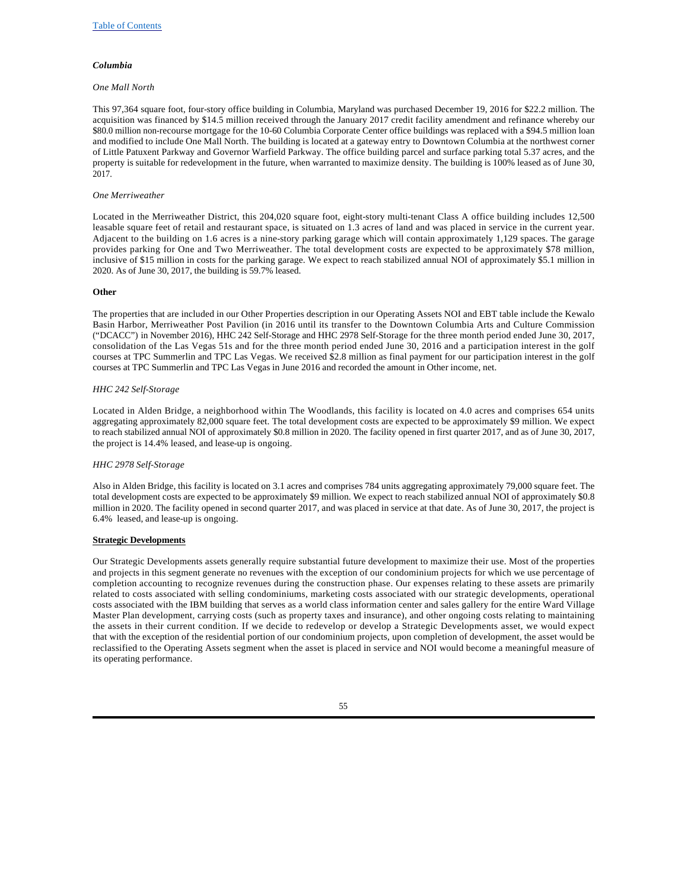***Columbia***

*One Mall North*

This 97,364 square foot, four-story office building in Columbia, Maryland was purchased December 19, 2016 for $22.2 million. The acquisition was financed by $14.5 million received through the January 2017 credit facility amendment and refinance whereby our $80.0 million non-recourse mortgage for the 10-60 Columbia Corporate Center office buildings was replaced with a $94.5 million loan and modified to include One Mall North. The building is located at a gateway entry to Downtown Columbia at the northwest corner of Little Patuxent Parkway and Governor Warfield Parkway. The office building parcel and surface parking total 5.37 acres, and the property is suitable for redevelopment in the future, when warranted to maximize density. The building is 100% leased as of June 30, 2017.

*One Merriweather*

Located in the Merriweather District, this 204,020 square foot, eight-story multi-tenant Class A office building includes 12,500 leasable square feet of retail and restaurant space, is situated on 1.3 acres of land and was placed in service in the current year. Adjacent to the building on 1.6 acres is a nine-story parking garage which will contain approximately 1,129 spaces. The garage provides parking for One and Two Merriweather. The total development costs are expected to be approximately $78 million, inclusive of $15 million in costs for the parking garage. We expect to reach stabilized annual NOI of approximately $5.1 million in 2020. As of June 30, 2017, the building is 59.7% leased.

**Other**

The properties that are included in our Other Properties description in our Operating Assets NOI and EBT table include the Kewalo Basin Harbor, Merriweather Post Pavilion (in 2016 until its transfer to the Downtown Columbia Arts and Culture Commission ("DCACC") in November 2016), HHC 242 Self-Storage and HHC 2978 Self-Storage for the three month period ended June 30, 2017, consolidation of the Las Vegas 51s and for the three month period ended June 30, 2016 and a participation interest in the golf courses at TPC Summerlin and TPC Las Vegas. We received $2.8 million as final payment for our participation interest in the golf courses at TPC Summerlin and TPC Las Vegas in June 2016 and recorded the amount in Other income, net.

*HHC 242 Self-Storage*

Located in Alden Bridge, a neighborhood within The Woodlands, this facility is located on 4.0 acres and comprises 654 units aggregating approximately 82,000 square feet. The total development costs are expected to be approximately $9 million. We expect to reach stabilized annual NOI of approximately $0.8 million in 2020. The facility opened in first quarter 2017, and as of June 30, 2017, the project is 14.4% leased, and lease-up is ongoing.

*HHC 2978 Self-Storage*

Also in Alden Bridge, this facility is located on 3.1 acres and comprises 784 units aggregating approximately 79,000 square feet. The total development costs are expected to be approximately $9 million. We expect to reach stabilized annual NOI of approximately $0.8 million in 2020. The facility opened in second quarter 2017, and was placed in service at that date. As of June 30, 2017, the project is 6.4% leased, and lease-up is ongoing.

**Strategic Developments**

Our Strategic Developments assets generally require substantial future development to maximize their use. Most of the properties and projects in this segment generate no revenues with the exception of our condominium projects for which we use percentage of completion accounting to recognize revenues during the construction phase. Our expenses relating to these assets are primarily related to costs associated with selling condominiums, marketing costs associated with our strategic developments, operational costs associated with the IBM building that serves as a world class information center and sales gallery for the entire Ward Village Master Plan development, carrying costs (such as property taxes and insurance), and other ongoing costs relating to maintaining the assets in their current condition. If we decide to redevelop or develop a Strategic Developments asset, we would expect that with the exception of the residential portion of our condominium projects, upon completion of development, the asset would be reclassified to the Operating Assets segment when the asset is placed in service and NOI would become a meaningful measure of its operating performance.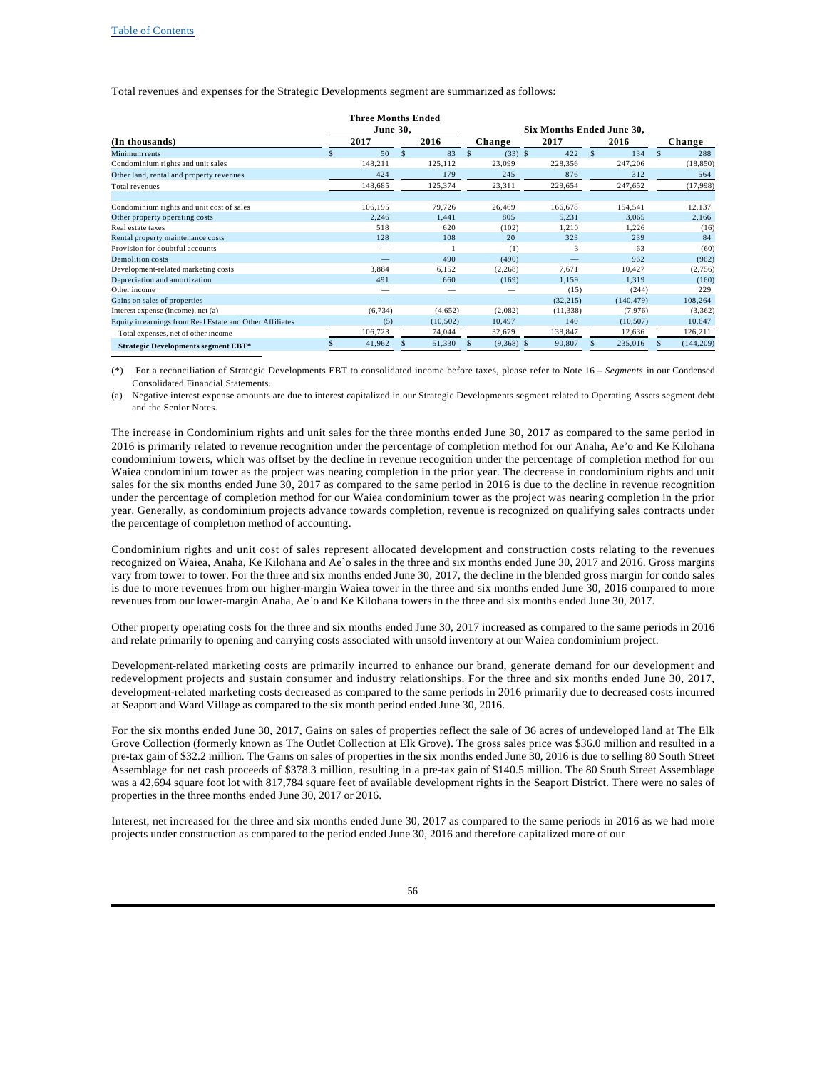Total revenues and expenses for the Strategic Developments segment are summarized as follows:

| (In thousands) | Three Months Ended June 30, 2017 | Three Months Ended June 30, 2016 | Change | Six Months Ended June 30, 2017 | Six Months Ended June 30, 2016 | Change |
|---|---|---|---|---|---|---|
| Minimum rents | $ 50 | $ 83 | $ (33) | $ 422 | $ 134 | $ 288 |
| Condominium rights and unit sales | 148,211 | 125,112 | 23,099 | 228,356 | 247,206 | (18,850) |
| Other land, rental and property revenues | 424 | 179 | 245 | 876 | 312 | 564 |
| Total revenues | 148,685 | 125,374 | 23,311 | 229,654 | 247,652 | (17,998) |
| | | | | | | |
| Condominium rights and unit cost of sales | 106,195 | 79,726 | 26,469 | 166,678 | 154,541 | 12,137 |
| Other property operating costs | 2,246 | 1,441 | 805 | 5,231 | 3,065 | 2,166 |
| Real estate taxes | 518 | 620 | (102) | 1,210 | 1,226 | (16) |
| Rental property maintenance costs | 128 | 108 | 20 | 323 | 239 | 84 |
| Provision for doubtful accounts | — | 1 | (1) | 3 | 63 | (60) |
| Demolition costs | — | 490 | (490) | — | 962 | (962) |
| Development-related marketing costs | 3,884 | 6,152 | (2,268) | 7,671 | 10,427 | (2,756) |
| Depreciation and amortization | 491 | 660 | (169) | 1,159 | 1,319 | (160) |
| Other income | — | — | — | (15) | (244) | 229 |
| Gains on sales of properties | — | — | — | (32,215) | (140,479) | 108,264 |
| Interest expense (income), net (a) | (6,734) | (4,652) | (2,082) | (11,338) | (7,976) | (3,362) |
| Equity in earnings from Real Estate and Other Affiliates | (5) | (10,502) | 10,497 | 140 | (10,507) | 10,647 |
| Total expenses, net of other income | 106,723 | 74,044 | 32,679 | 138,847 | 12,636 | 126,211 |
| **Strategic Developments segment EBT*** | $ 41,962 | $ 51,330 | $ (9,368) | $ 90,807 | $ 235,016 | $ (144,209) |

(*) For a reconciliation of Strategic Developments EBT to consolidated income before taxes, please refer to Note 16 – *Segments* in our Condensed Consolidated Financial Statements.

(a) Negative interest expense amounts are due to interest capitalized in our Strategic Developments segment related to Operating Assets segment debt and the Senior Notes.

The increase in Condominium rights and unit sales for the three months ended June 30, 2017 as compared to the same period in 2016 is primarily related to revenue recognition under the percentage of completion method for our Anaha, Ae'o and Ke Kilohana condominium towers, which was offset by the decline in revenue recognition under the percentage of completion method for our Waiea condominium tower as the project was nearing completion in the prior year. The decrease in condominium rights and unit sales for the six months ended June 30, 2017 as compared to the same period in 2016 is due to the decline in revenue recognition under the percentage of completion method for our Waiea condominium tower as the project was nearing completion in the prior year. Generally, as condominium projects advance towards completion, revenue is recognized on qualifying sales contracts under the percentage of completion method of accounting.

Condominium rights and unit cost of sales represent allocated development and construction costs relating to the revenues recognized on Waiea, Anaha, Ke Kilohana and Ae`o sales in the three and six months ended June 30, 2017 and 2016. Gross margins vary from tower to tower. For the three and six months ended June 30, 2017, the decline in the blended gross margin for condo sales is due to more revenues from our higher-margin Waiea tower in the three and six months ended June 30, 2016 compared to more revenues from our lower-margin Anaha, Ae`o and Ke Kilohana towers in the three and six months ended June 30, 2017.

Other property operating costs for the three and six months ended June 30, 2017 increased as compared to the same periods in 2016 and relate primarily to opening and carrying costs associated with unsold inventory at our Waiea condominium project.

Development-related marketing costs are primarily incurred to enhance our brand, generate demand for our development and redevelopment projects and sustain consumer and industry relationships. For the three and six months ended June 30, 2017, development-related marketing costs decreased as compared to the same periods in 2016 primarily due to decreased costs incurred at Seaport and Ward Village as compared to the six month period ended June 30, 2016.

For the six months ended June 30, 2017, Gains on sales of properties reflect the sale of 36 acres of undeveloped land at The Elk Grove Collection (formerly known as The Outlet Collection at Elk Grove). The gross sales price was $36.0 million and resulted in a pre-tax gain of $32.2 million. The Gains on sales of properties in the six months ended June 30, 2016 is due to selling 80 South Street Assemblage for net cash proceeds of $378.3 million, resulting in a pre-tax gain of $140.5 million. The 80 South Street Assemblage was a 42,694 square foot lot with 817,784 square feet of available development rights in the Seaport District. There were no sales of properties in the three months ended June 30, 2017 or 2016.

Interest, net increased for the three and six months ended June 30, 2017 as compared to the same periods in 2016 as we had more projects under construction as compared to the period ended June 30, 2016 and therefore capitalized more of our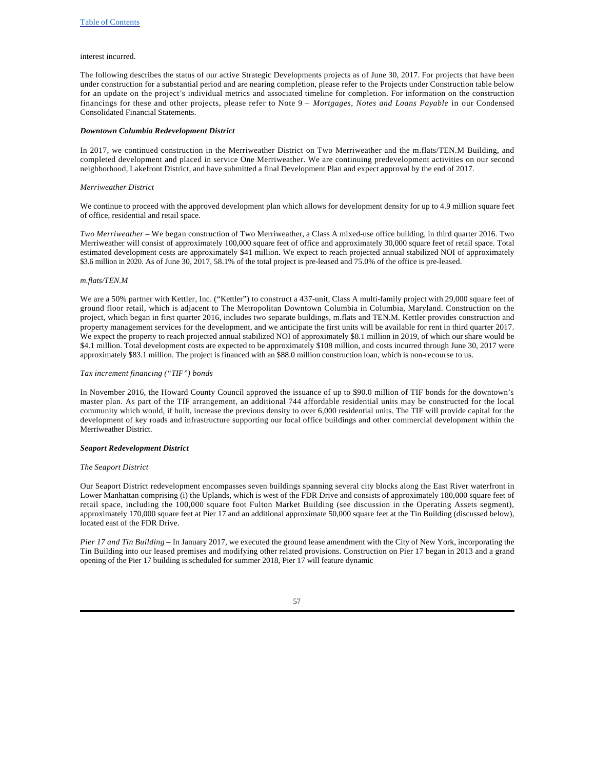interest incurred.

The following describes the status of our active Strategic Developments projects as of June 30, 2017. For projects that have been under construction for a substantial period and are nearing completion, please refer to the Projects under Construction table below for an update on the project's individual metrics and associated timeline for completion. For information on the construction financings for these and other projects, please refer to Note 9 – *Mortgages, Notes and Loans Payable* in our Condensed Consolidated Financial Statements.

***Downtown Columbia Redevelopment District***

In 2017, we continued construction in the Merriweather District on Two Merriweather and the m.flats/TEN.M Building, and completed development and placed in service One Merriweather. We are continuing predevelopment activities on our second neighborhood, Lakefront District, and have submitted a final Development Plan and expect approval by the end of 2017.

*Merriweather District*

We continue to proceed with the approved development plan which allows for development density for up to 4.9 million square feet of office, residential and retail space.

*Two Merriweather* – We began construction of Two Merriweather, a Class A mixed-use office building, in third quarter 2016. Two Merriweather will consist of approximately 100,000 square feet of office and approximately 30,000 square feet of retail space. Total estimated development costs are approximately $41 million. We expect to reach projected annual stabilized NOI of approximately $3.6 million in 2020. As of June 30, 2017, 58.1% of the total project is pre-leased and 75.0% of the office is pre-leased.

*m.flats/TEN.M*

We are a 50% partner with Kettler, Inc. ("Kettler") to construct a 437-unit, Class A multi-family project with 29,000 square feet of ground floor retail, which is adjacent to The Metropolitan Downtown Columbia in Columbia, Maryland. Construction on the project, which began in first quarter 2016, includes two separate buildings, m.flats and TEN.M. Kettler provides construction and property management services for the development, and we anticipate the first units will be available for rent in third quarter 2017. We expect the property to reach projected annual stabilized NOI of approximately $8.1 million in 2019, of which our share would be $4.1 million. Total development costs are expected to be approximately $108 million, and costs incurred through June 30, 2017 were approximately $83.1 million. The project is financed with an $88.0 million construction loan, which is non-recourse to us.

*Tax increment financing ("TIF") bonds*

In November 2016, the Howard County Council approved the issuance of up to $90.0 million of TIF bonds for the downtown's master plan. As part of the TIF arrangement, an additional 744 affordable residential units may be constructed for the local community which would, if built, increase the previous density to over 6,000 residential units. The TIF will provide capital for the development of key roads and infrastructure supporting our local office buildings and other commercial development within the Merriweather District.

***Seaport Redevelopment District***

*The Seaport District*

Our Seaport District redevelopment encompasses seven buildings spanning several city blocks along the East River waterfront in Lower Manhattan comprising (i) the Uplands, which is west of the FDR Drive and consists of approximately 180,000 square feet of retail space, including the 100,000 square foot Fulton Market Building (see discussion in the Operating Assets segment), approximately 170,000 square feet at Pier 17 and an additional approximate 50,000 square feet at the Tin Building (discussed below), located east of the FDR Drive.

*Pier 17 and Tin Building* **–** In January 2017, we executed the ground lease amendment with the City of New York, incorporating the Tin Building into our leased premises and modifying other related provisions. Construction on Pier 17 began in 2013 and a grand opening of the Pier 17 building is scheduled for summer 2018, Pier 17 will feature dynamic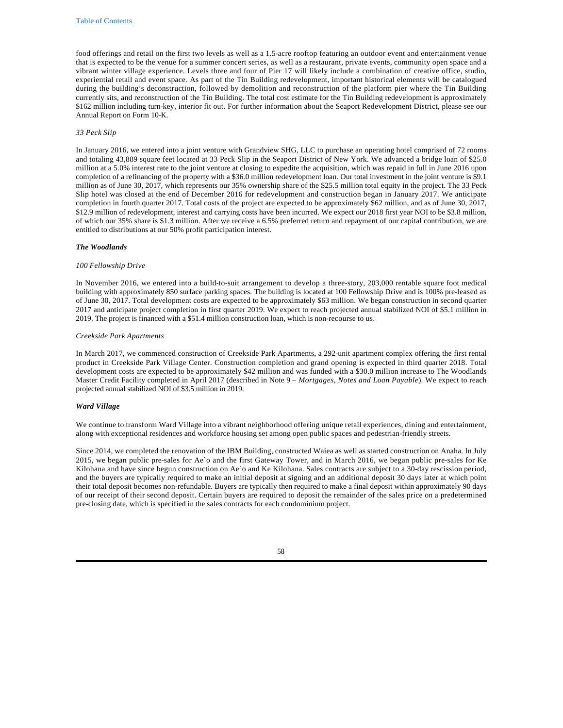food offerings and retail on the first two levels as well as a 1.5-acre rooftop featuring an outdoor event and entertainment venue that is expected to be the venue for a summer concert series, as well as a restaurant, private events, community open space and a vibrant winter village experience. Levels three and four of Pier 17 will likely include a combination of creative office, studio, experiential retail and event space. As part of the Tin Building redevelopment, important historical elements will be catalogued during the building's deconstruction, followed by demolition and reconstruction of the platform pier where the Tin Building currently sits, and reconstruction of the Tin Building. The total cost estimate for the Tin Building redevelopment is approximately $162 million including turn-key, interior fit out. For further information about the Seaport Redevelopment District, please see our Annual Report on Form 10-K.

*33 Peck Slip*

In January 2016, we entered into a joint venture with Grandview SHG, LLC to purchase an operating hotel comprised of 72 rooms and totaling 43,889 square feet located at 33 Peck Slip in the Seaport District of New York. We advanced a bridge loan of $25.0 million at a 5.0% interest rate to the joint venture at closing to expedite the acquisition, which was repaid in full in June 2016 upon completion of a refinancing of the property with a $36.0 million redevelopment loan. Our total investment in the joint venture is $9.1 million as of June 30, 2017, which represents our 35% ownership share of the $25.5 million total equity in the project. The 33 Peck Slip hotel was closed at the end of December 2016 for redevelopment and construction began in January 2017. We anticipate completion in fourth quarter 2017. Total costs of the project are expected to be approximately $62 million, and as of June 30, 2017, $12.9 million of redevelopment, interest and carrying costs have been incurred. We expect our 2018 first year NOI to be $3.8 million, of which our 35% share is $1.3 million. After we receive a 6.5% preferred return and repayment of our capital contribution, we are entitled to distributions at our 50% profit participation interest.

***The Woodlands***

*100 Fellowship Drive*

In November 2016, we entered into a build-to-suit arrangement to develop a three-story, 203,000 rentable square foot medical building with approximately 850 surface parking spaces. The building is located at 100 Fellowship Drive and is 100% pre-leased as of June 30, 2017. Total development costs are expected to be approximately $63 million. We began construction in second quarter 2017 and anticipate project completion in first quarter 2019. We expect to reach projected annual stabilized NOI of $5.1 million in 2019. The project is financed with a $51.4 million construction loan, which is non-recourse to us.

*Creekside Park Apartments*

In March 2017, we commenced construction of Creekside Park Apartments, a 292-unit apartment complex offering the first rental product in Creekside Park Village Center. Construction completion and grand opening is expected in third quarter 2018. Total development costs are expected to be approximately $42 million and was funded with a $30.0 million increase to The Woodlands Master Credit Facility completed in April 2017 (described in Note 9 – *Mortgages, Notes and Loan Payable*). We expect to reach projected annual stabilized NOI of $3.5 million in 2019.

***Ward Village***

We continue to transform Ward Village into a vibrant neighborhood offering unique retail experiences, dining and entertainment, along with exceptional residences and workforce housing set among open public spaces and pedestrian-friendly streets.

Since 2014, we completed the renovation of the IBM Building, constructed Waiea as well as started construction on Anaha. In July 2015, we began public pre-sales for Ae`o and the first Gateway Tower, and in March 2016, we began public pre-sales for Ke Kilohana and have since begun construction on Ae`o and Ke Kilohana. Sales contracts are subject to a 30-day rescission period, and the buyers are typically required to make an initial deposit at signing and an additional deposit 30 days later at which point their total deposit becomes non-refundable. Buyers are typically then required to make a final deposit within approximately 90 days of our receipt of their second deposit. Certain buyers are required to deposit the remainder of the sales price on a predetermined pre-closing date, which is specified in the sales contracts for each condominium project.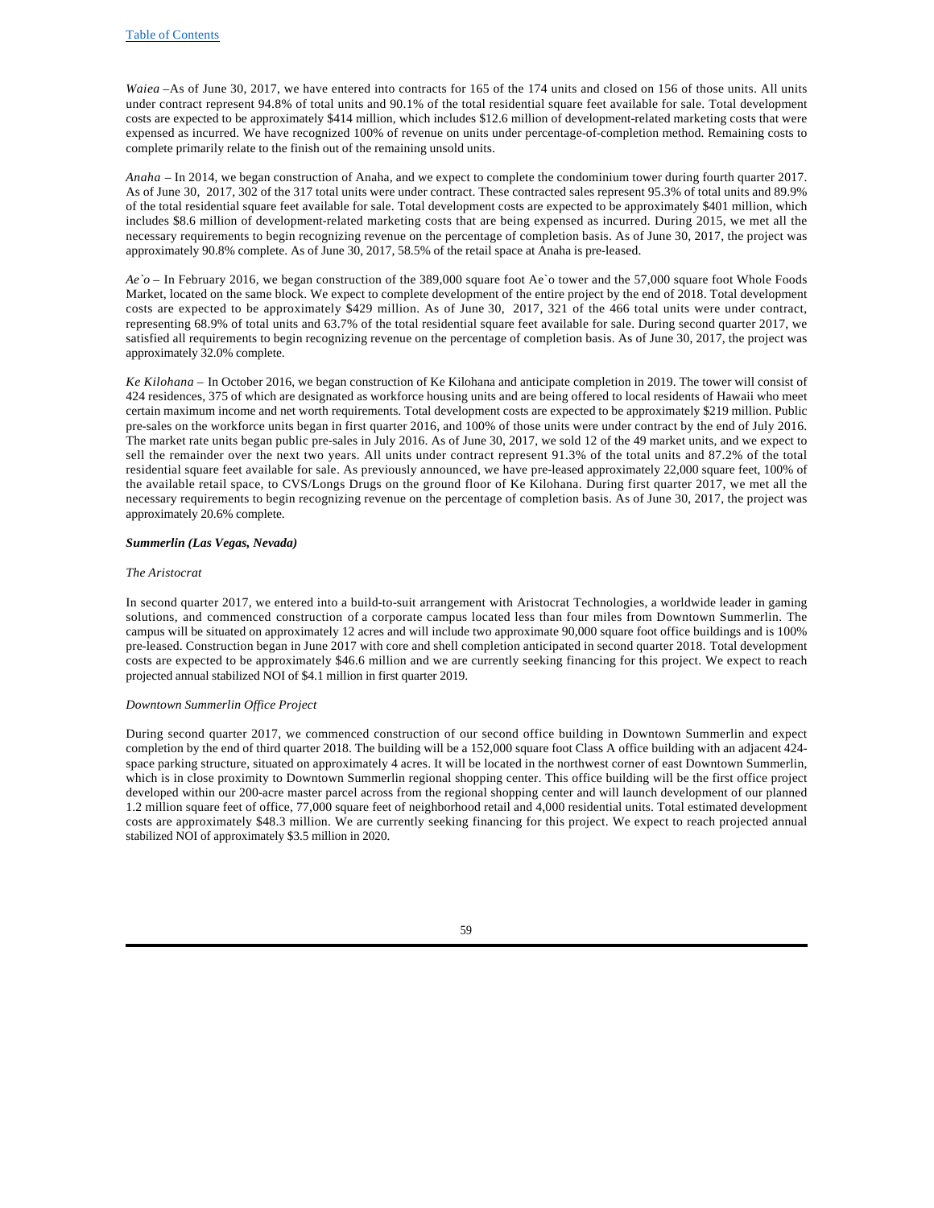*Waiea* –As of June 30, 2017, we have entered into contracts for 165 of the 174 units and closed on 156 of those units. All units under contract represent 94.8% of total units and 90.1% of the total residential square feet available for sale. Total development costs are expected to be approximately $414 million, which includes $12.6 million of development-related marketing costs that were expensed as incurred. We have recognized 100% of revenue on units under percentage-of-completion method. Remaining costs to complete primarily relate to the finish out of the remaining unsold units.

*Anaha* – In 2014, we began construction of Anaha, and we expect to complete the condominium tower during fourth quarter 2017. As of June 30, 2017, 302 of the 317 total units were under contract. These contracted sales represent 95.3% of total units and 89.9% of the total residential square feet available for sale. Total development costs are expected to be approximately $401 million, which includes $8.6 million of development-related marketing costs that are being expensed as incurred. During 2015, we met all the necessary requirements to begin recognizing revenue on the percentage of completion basis. As of June 30, 2017, the project was approximately 90.8% complete. As of June 30, 2017, 58.5% of the retail space at Anaha is pre-leased.

*Ae`o* – In February 2016, we began construction of the 389,000 square foot Ae`o tower and the 57,000 square foot Whole Foods Market, located on the same block. We expect to complete development of the entire project by the end of 2018. Total development costs are expected to be approximately $429 million. As of June 30, 2017, 321 of the 466 total units were under contract, representing 68.9% of total units and 63.7% of the total residential square feet available for sale. During second quarter 2017, we satisfied all requirements to begin recognizing revenue on the percentage of completion basis. As of June 30, 2017, the project was approximately 32.0% complete.

*Ke Kilohana* – In October 2016, we began construction of Ke Kilohana and anticipate completion in 2019. The tower will consist of 424 residences, 375 of which are designated as workforce housing units and are being offered to local residents of Hawaii who meet certain maximum income and net worth requirements. Total development costs are expected to be approximately $219 million. Public pre-sales on the workforce units began in first quarter 2016, and 100% of those units were under contract by the end of July 2016. The market rate units began public pre-sales in July 2016. As of June 30, 2017, we sold 12 of the 49 market units, and we expect to sell the remainder over the next two years. All units under contract represent 91.3% of the total units and 87.2% of the total residential square feet available for sale. As previously announced, we have pre-leased approximately 22,000 square feet, 100% of the available retail space, to CVS/Longs Drugs on the ground floor of Ke Kilohana. During first quarter 2017, we met all the necessary requirements to begin recognizing revenue on the percentage of completion basis. As of June 30, 2017, the project was approximately 20.6% complete.

***Summerlin (Las Vegas, Nevada)***

*The Aristocrat*

In second quarter 2017, we entered into a build-to-suit arrangement with Aristocrat Technologies, a worldwide leader in gaming solutions, and commenced construction of a corporate campus located less than four miles from Downtown Summerlin. The campus will be situated on approximately 12 acres and will include two approximate 90,000 square foot office buildings and is 100% pre-leased. Construction began in June 2017 with core and shell completion anticipated in second quarter 2018. Total development costs are expected to be approximately $46.6 million and we are currently seeking financing for this project. We expect to reach projected annual stabilized NOI of $4.1 million in first quarter 2019.

*Downtown Summerlin Office Project*

During second quarter 2017, we commenced construction of our second office building in Downtown Summerlin and expect completion by the end of third quarter 2018. The building will be a 152,000 square foot Class A office building with an adjacent 424-space parking structure, situated on approximately 4 acres. It will be located in the northwest corner of east Downtown Summerlin, which is in close proximity to Downtown Summerlin regional shopping center. This office building will be the first office project developed within our 200-acre master parcel across from the regional shopping center and will launch development of our planned 1.2 million square feet of office, 77,000 square feet of neighborhood retail and 4,000 residential units. Total estimated development costs are approximately $48.3 million. We are currently seeking financing for this project. We expect to reach projected annual stabilized NOI of approximately $3.5 million in 2020.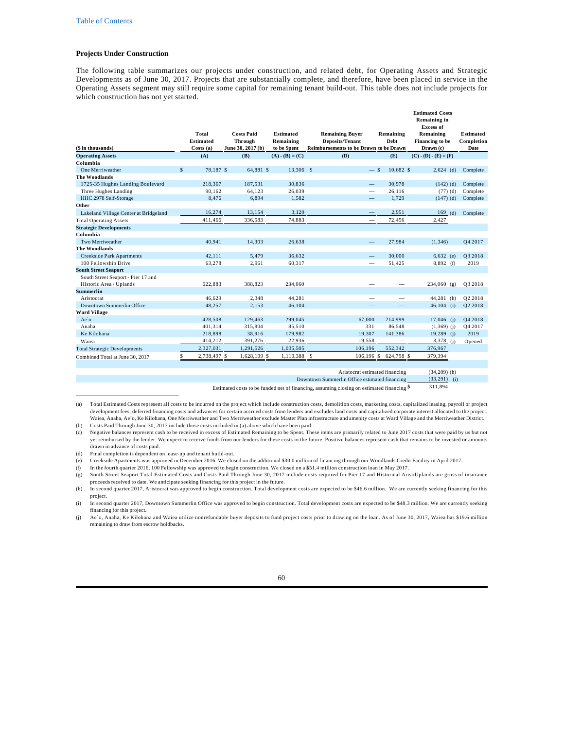[Table of Contents](#)

### Projects Under Construction

The following table summarizes our projects under construction, and related debt, for Operating Assets and Strategic Developments as of June 30, 2017. Projects that are substantially complete, and therefore, have been placed in service in the Operating Assets segment may still require some capital for remaining tenant build-out. This table does not include projects for which construction has not yet started.

| ($ in thousands) | Total Estimated Costs (a) | Costs Paid Through June 30, 2017 (b) | Estimated Remaining to be Spent | Remaining Buyer Deposits/Tenant Reimbursements to be Drawn | Remaining Debt to be Drawn | Estimated Costs Remaining in Excess of Remaining Financing to be Drawn (c) | Estimated Completion Date |
|---|---|---|---|---|---|---|---|
| **Operating Assets** | (A) | (B) | (A) - (B) = (C) | (D) | (E) | (C) - (D) - (E) = (F) | |
| **Columbia** | | | | | | | |
| One Merriweather | $ 78,187 | $ 64,881 | $ 13,306 | $ — | $ 10,682 | $ 2,624 (d) | Complete |
| **The Woodlands** | | | | | | | |
| 1725-35 Hughes Landing Boulevard | 218,367 | 187,531 | 30,836 | — | 30,978 | (142) (d) | Complete |
| Three Hughes Landing | 90,162 | 64,123 | 26,039 | — | 26,116 | (77) (d) | Complete |
| HHC 2978 Self-Storage | 8,476 | 6,894 | 1,582 | — | 1,729 | (147) (d) | Complete |
| **Other** | | | | | | | |
| Lakeland Village Center at Bridgeland | 16,274 | 13,154 | 3,120 | — | 2,951 | 169 (d) | Complete |
| Total Operating Assets | 411,466 | 336,583 | 74,883 | — | 72,456 | 2,427 | |
| **Strategic Developments** | | | | | | | |
| **Columbia** | | | | | | | |
| Two Merriweather | 40,941 | 14,303 | 26,638 | — | 27,984 | (1,346) | Q4 2017 |
| **The Woodlands** | | | | | | | |
| Creekside Park Apartments | 42,111 | 5,479 | 36,632 | — | 30,000 | 6,632 (e) | Q3 2018 |
| 100 Fellowship Drive | 63,278 | 2,961 | 60,317 | — | 51,425 | 8,892 (f) | 2019 |
| **South Street Seaport** | | | | | | | |
| South Street Seaport - Pier 17 and Historic Area / Uplands | 622,883 | 388,823 | 234,060 | — | — | 234,060 (g) | Q3 2018 |
| **Summerlin** | | | | | | | |
| Aristocrat | 46,629 | 2,348 | 44,281 | — | — | 44,281 (h) | Q2 2018 |
| Downtown Summerlin Office | 48,257 | 2,153 | 46,104 | — | — | 46,104 (i) | Q2 2018 |
| **Ward Village** | | | | | | | |
| Ae`o | 428,508 | 129,463 | 299,045 | 67,000 | 214,999 | 17,046 (j) | Q4 2018 |
| Anaha | 401,314 | 315,804 | 85,510 | 331 | 86,548 | (1,369) (j) | Q4 2017 |
| Ke Kilohana | 218,898 | 38,916 | 179,982 | 19,307 | 141,386 | 19,289 (j) | 2019 |
| Waiea | 414,212 | 391,276 | 22,936 | 19,558 | — | 3,378 (j) | Opened |
| Total Strategic Developments | 2,327,031 | 1,291,526 | 1,035,505 | 106,196 | 552,342 | 376,967 | |
| Combined Total at June 30, 2017 | $ 2,738,497 | $ 1,628,109 | $ 1,110,388 | $ 106,196 | $ 624,798 | $ 379,394 | |
| | | | | | Aristocrat estimated financing | (34,209) (h) | |
| | | | | | Downtown Summerlin Office estimated financing | (33,291) (i) | |
| | | | | | Estimated costs to be funded net of financing, assuming closing on estimated financing | $ 311,894 | |

(a) Total Estimated Costs represent all costs to be incurred on the project which include construction costs, demolition costs, marketing costs, capitalized leasing, payroll or project development fees, deferred financing costs and advances for certain accrued costs from lenders and excludes land costs and capitalized corporate interest allocated to the project. Waiea, Anaha, Ae`o, Ke Kilohana, One Merriweather and Two Merriweather exclude Master Plan infrastructure and amenity costs at Ward Village and the Merriweather District.

(b) Costs Paid Through June 30, 2017 include those costs included in (a) above which have been paid.

(c) Negative balances represent cash to be received in excess of Estimated Remaining to be Spent. These items are primarily related to June 2017 costs that were paid by us but not yet reimbursed by the lender. We expect to receive funds from our lenders for these costs in the future. Positive balances represent cash that remains to be invested or amounts drawn in advance of costs paid.

(d) Final completion is dependent on lease-up and tenant build-out.

(e) Creekside Apartments was approved in December 2016. We closed on the additional $30.0 million of financing through our Woodlands Credit Facility in April 2017.

(f) In the fourth quarter 2016, 100 Fellowship was approved to begin construction. We closed on a $51.4 million construction loan in May 2017.

(g) South Street Seaport Total Estimated Costs and Costs Paid Through June 30, 2017 include costs required for Pier 17 and Historical Area/Uplands are gross of insurance proceeds received to date. We anticipate seeking financing for this project in the future.

(h) In second quarter 2017, Aristocrat was approved to begin construction. Total development costs are expected to be $46.6 million. We are currently seeking financing for this project.

(i) In second quarter 2017, Downtown Summerlin Office was approved to begin construction. Total development costs are expected to be $48.3 million. We are currently seeking financing for this project.

(j) Ae`o, Anaha, Ke Kilohana and Waiea utilize nonrefundable buyer deposits to fund project costs prior to drawing on the loan. As of June 30, 2017, Waiea has $19.6 million remaining to draw from escrow holdbacks.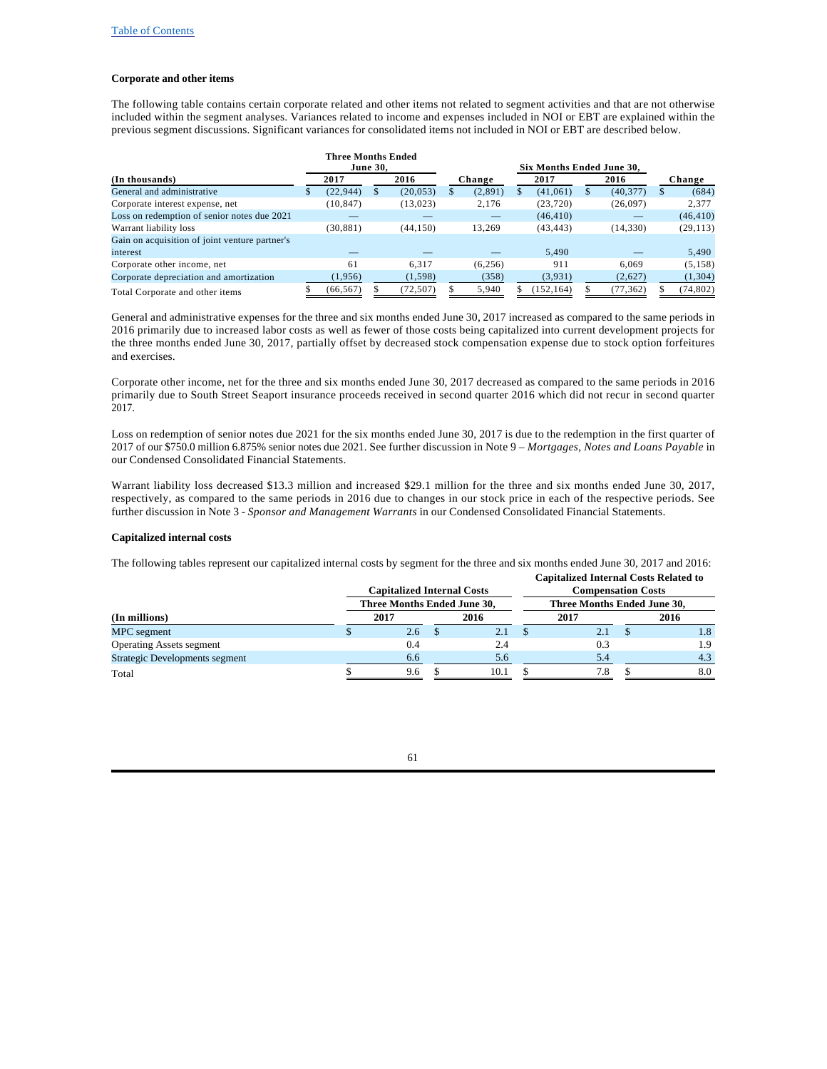**Corporate and other items**

The following table contains certain corporate related and other items not related to segment activities and that are not otherwise included within the segment analyses. Variances related to income and expenses included in NOI or EBT are explained within the previous segment discussions. Significant variances for consolidated items not included in NOI or EBT are described below.

| (In thousands) | Three Months Ended June 30, 2017 | Three Months Ended June 30, 2016 | Change | Six Months Ended June 30, 2017 | Six Months Ended June 30, 2016 | Change |
|---|---|---|---|---|---|---|
| General and administrative | $ (22,944) | $ (20,053) | $ (2,891) | $ (41,061) | $ (40,377) | $ (684) |
| Corporate interest expense, net | (10,847) | (13,023) | 2,176 | (23,720) | (26,097) | 2,377 |
| Loss on redemption of senior notes due 2021 | — | — | — | (46,410) | — | (46,410) |
| Warrant liability loss | (30,881) | (44,150) | 13,269 | (43,443) | (14,330) | (29,113) |
| Gain on acquisition of joint venture partner's interest | — | — | — | 5,490 | — | 5,490 |
| Corporate other income, net | 61 | 6,317 | (6,256) | 911 | 6,069 | (5,158) |
| Corporate depreciation and amortization | (1,956) | (1,598) | (358) | (3,931) | (2,627) | (1,304) |
| Total Corporate and other items | $ (66,567) | $ (72,507) | $ 5,940 | $ (152,164) | $ (77,362) | $ (74,802) |

General and administrative expenses for the three and six months ended June 30, 2017 increased as compared to the same periods in 2016 primarily due to increased labor costs as well as fewer of those costs being capitalized into current development projects for the three months ended June 30, 2017, partially offset by decreased stock compensation expense due to stock option forfeitures and exercises.

Corporate other income, net for the three and six months ended June 30, 2017 decreased as compared to the same periods in 2016 primarily due to South Street Seaport insurance proceeds received in second quarter 2016 which did not recur in second quarter 2017.

Loss on redemption of senior notes due 2021 for the six months ended June 30, 2017 is due to the redemption in the first quarter of 2017 of our $750.0 million 6.875% senior notes due 2021. See further discussion in Note 9 – *Mortgages, Notes and Loans Payable* in our Condensed Consolidated Financial Statements.

Warrant liability loss decreased $13.3 million and increased $29.1 million for the three and six months ended June 30, 2017, respectively, as compared to the same periods in 2016 due to changes in our stock price in each of the respective periods. See further discussion in Note 3 - *Sponsor and Management Warrants* in our Condensed Consolidated Financial Statements.

**Capitalized internal costs**

The following tables represent our capitalized internal costs by segment for the three and six months ended June 30, 2017 and 2016:

| | Capitalized Internal Costs | | Capitalized Internal Costs Related to Compensation Costs | |
|---|---|---|---|---|
| | Three Months Ended June 30, | | Three Months Ended June 30, | |
| (In millions) | 2017 | 2016 | 2017 | 2016 |
| MPC segment | $ 2.6 | $ 2.1 | $ 2.1 | $ 1.8 |
| Operating Assets segment | 0.4 | 2.4 | 0.3 | 1.9 |
| Strategic Developments segment | 6.6 | 5.6 | 5.4 | 4.3 |
| Total | $ 9.6 | $ 10.1 | $ 7.8 | $ 8.0 |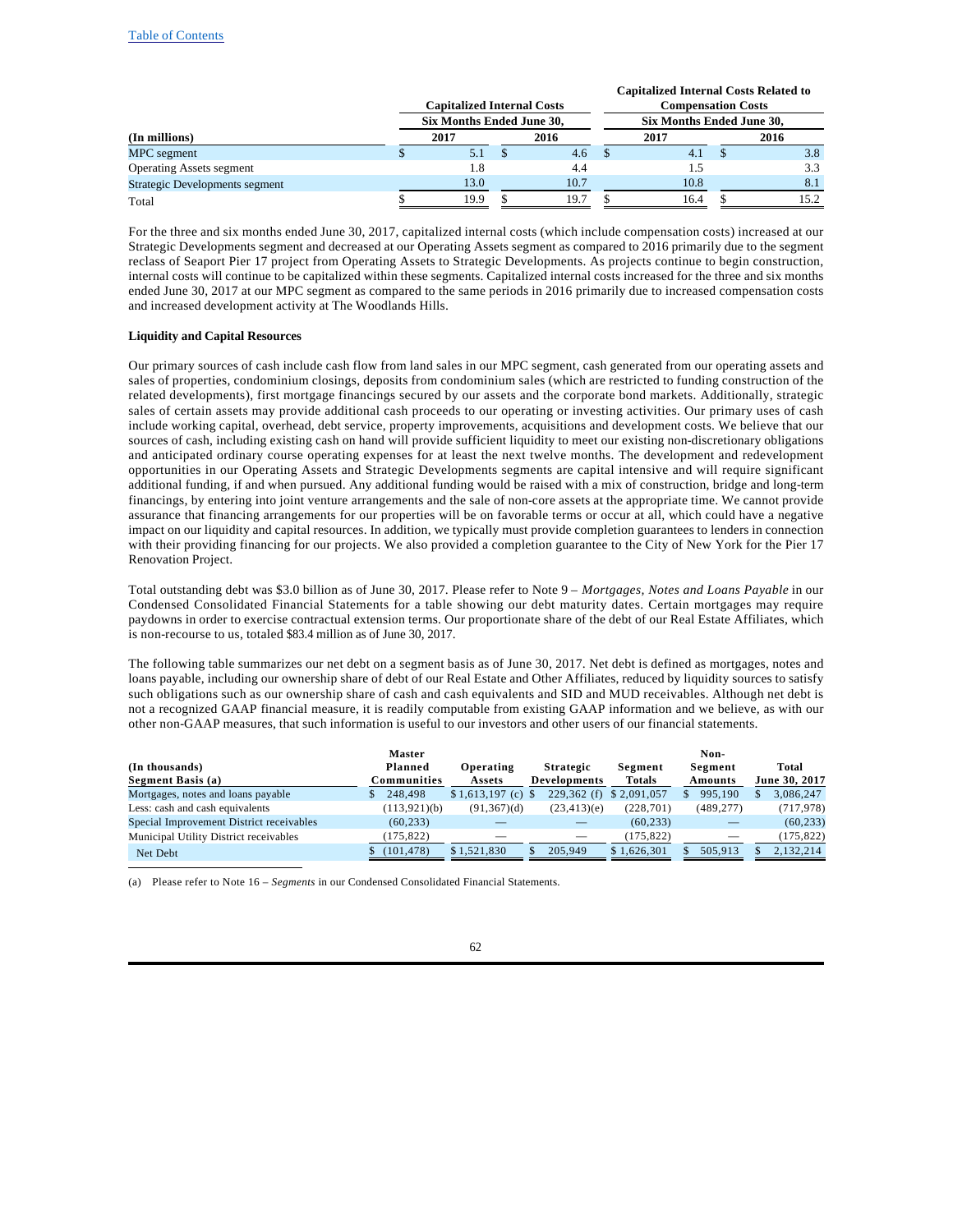| (In millions) | Capitalized Internal Costs | | Capitalized Internal Costs Related to Compensation Costs | |
|---|---|---|---|---|
| | Six Months Ended June 30, | | Six Months Ended June 30, | |
| | 2017 | 2016 | 2017 | 2016 |
| MPC segment | $ 5.1 | $ 4.6 | $ 4.1 | $ 3.8 |
| Operating Assets segment | 1.8 | 4.4 | 1.5 | 3.3 |
| Strategic Developments segment | 13.0 | 10.7 | 10.8 | 8.1 |
| Total | $ 19.9 | $ 19.7 | $ 16.4 | $ 15.2 |

For the three and six months ended June 30, 2017, capitalized internal costs (which include compensation costs) increased at our Strategic Developments segment and decreased at our Operating Assets segment as compared to 2016 primarily due to the segment reclass of Seaport Pier 17 project from Operating Assets to Strategic Developments. As projects continue to begin construction, internal costs will continue to be capitalized within these segments. Capitalized internal costs increased for the three and six months ended June 30, 2017 at our MPC segment as compared to the same periods in 2016 primarily due to increased compensation costs and increased development activity at The Woodlands Hills.

**Liquidity and Capital Resources**

Our primary sources of cash include cash flow from land sales in our MPC segment, cash generated from our operating assets and sales of properties, condominium closings, deposits from condominium sales (which are restricted to funding construction of the related developments), first mortgage financings secured by our assets and the corporate bond markets. Additionally, strategic sales of certain assets may provide additional cash proceeds to our operating or investing activities. Our primary uses of cash include working capital, overhead, debt service, property improvements, acquisitions and development costs. We believe that our sources of cash, including existing cash on hand will provide sufficient liquidity to meet our existing non-discretionary obligations and anticipated ordinary course operating expenses for at least the next twelve months. The development and redevelopment opportunities in our Operating Assets and Strategic Developments segments are capital intensive and will require significant additional funding, if and when pursued. Any additional funding would be raised with a mix of construction, bridge and long-term financings, by entering into joint venture arrangements and the sale of non-core assets at the appropriate time. We cannot provide assurance that financing arrangements for our properties will be on favorable terms or occur at all, which could have a negative impact on our liquidity and capital resources. In addition, we typically must provide completion guarantees to lenders in connection with their providing financing for our projects. We also provided a completion guarantee to the City of New York for the Pier 17 Renovation Project.

Total outstanding debt was $3.0 billion as of June 30, 2017. Please refer to Note 9 – *Mortgages, Notes and Loans Payable* in our Condensed Consolidated Financial Statements for a table showing our debt maturity dates. Certain mortgages may require paydowns in order to exercise contractual extension terms. Our proportionate share of the debt of our Real Estate Affiliates, which is non-recourse to us, totaled $83.4 million as of June 30, 2017.

The following table summarizes our net debt on a segment basis as of June 30, 2017. Net debt is defined as mortgages, notes and loans payable, including our ownership share of debt of our Real Estate and Other Affiliates, reduced by liquidity sources to satisfy such obligations such as our ownership share of cash and cash equivalents and SID and MUD receivables. Although net debt is not a recognized GAAP financial measure, it is readily computable from existing GAAP information and we believe, as with our other non-GAAP measures, that such information is useful to our investors and other users of our financial statements.

| (In thousands) Segment Basis (a) | Master Planned Communities | Operating Assets | Strategic Developments | Segment Totals | Non-Segment Amounts | Total June 30, 2017 |
|---|---|---|---|---|---|---|
| Mortgages, notes and loans payable | $ 248,498 | $ 1,613,197 (c) | $ 229,362 (f) | $ 2,091,057 | $ 995,190 | $ 3,086,247 |
| Less: cash and cash equivalents | (113,921)(b) | (91,367)(d) | (23,413)(e) | (228,701) | (489,277) | (717,978) |
| Special Improvement District receivables | (60,233) | — | — | (60,233) | — | (60,233) |
| Municipal Utility District receivables | (175,822) | — | — | (175,822) | — | (175,822) |
| Net Debt | $ (101,478) | $ 1,521,830 | $ 205,949 | $ 1,626,301 | $ 505,913 | $ 2,132,214 |

(a) Please refer to Note 16 – *Segments* in our Condensed Consolidated Financial Statements.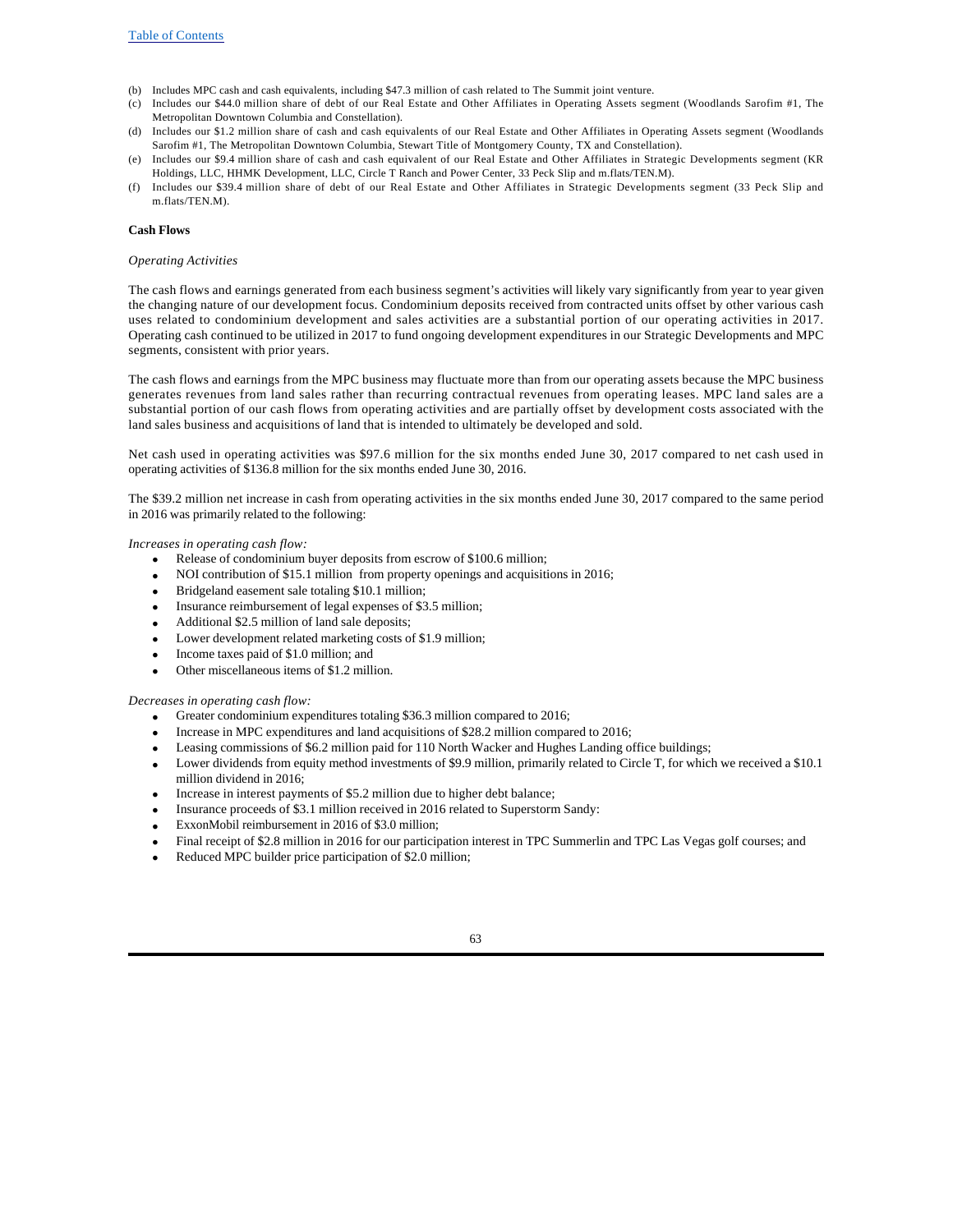(b) Includes MPC cash and cash equivalents, including $47.3 million of cash related to The Summit joint venture.

(c) Includes our $44.0 million share of debt of our Real Estate and Other Affiliates in Operating Assets segment (Woodlands Sarofim #1, The Metropolitan Downtown Columbia and Constellation).

(d) Includes our $1.2 million share of cash and cash equivalents of our Real Estate and Other Affiliates in Operating Assets segment (Woodlands Sarofim #1, The Metropolitan Downtown Columbia, Stewart Title of Montgomery County, TX and Constellation).

(e) Includes our $9.4 million share of cash and cash equivalent of our Real Estate and Other Affiliates in Strategic Developments segment (KR Holdings, LLC, HHMK Development, LLC, Circle T Ranch and Power Center, 33 Peck Slip and m.flats/TEN.M).

(f) Includes our $39.4 million share of debt of our Real Estate and Other Affiliates in Strategic Developments segment (33 Peck Slip and m.flats/TEN.M).

**Cash Flows**

*Operating Activities*

The cash flows and earnings generated from each business segment's activities will likely vary significantly from year to year given the changing nature of our development focus. Condominium deposits received from contracted units offset by other various cash uses related to condominium development and sales activities are a substantial portion of our operating activities in 2017. Operating cash continued to be utilized in 2017 to fund ongoing development expenditures in our Strategic Developments and MPC segments, consistent with prior years.

The cash flows and earnings from the MPC business may fluctuate more than from our operating assets because the MPC business generates revenues from land sales rather than recurring contractual revenues from operating leases. MPC land sales are a substantial portion of our cash flows from operating activities and are partially offset by development costs associated with the land sales business and acquisitions of land that is intended to ultimately be developed and sold.

Net cash used in operating activities was $97.6 million for the six months ended June 30, 2017 compared to net cash used in operating activities of $136.8 million for the six months ended June 30, 2016.

The $39.2 million net increase in cash from operating activities in the six months ended June 30, 2017 compared to the same period in 2016 was primarily related to the following:

*Increases in operating cash flow:*

- Release of condominium buyer deposits from escrow of $100.6 million;
- NOI contribution of $15.1 million from property openings and acquisitions in 2016;
- Bridgeland easement sale totaling $10.1 million;
- Insurance reimbursement of legal expenses of $3.5 million;
- Additional $2.5 million of land sale deposits;
- Lower development related marketing costs of $1.9 million;
- Income taxes paid of $1.0 million; and
- Other miscellaneous items of $1.2 million.

*Decreases in operating cash flow:*

- Greater condominium expenditures totaling $36.3 million compared to 2016;
- Increase in MPC expenditures and land acquisitions of $28.2 million compared to 2016;
- Leasing commissions of $6.2 million paid for 110 North Wacker and Hughes Landing office buildings;
- Lower dividends from equity method investments of $9.9 million, primarily related to Circle T, for which we received a $10.1 million dividend in 2016;
- Increase in interest payments of $5.2 million due to higher debt balance;
- Insurance proceeds of $3.1 million received in 2016 related to Superstorm Sandy:
- ExxonMobil reimbursement in 2016 of $3.0 million;
- Final receipt of $2.8 million in 2016 for our participation interest in TPC Summerlin and TPC Las Vegas golf courses; and
- Reduced MPC builder price participation of $2.0 million;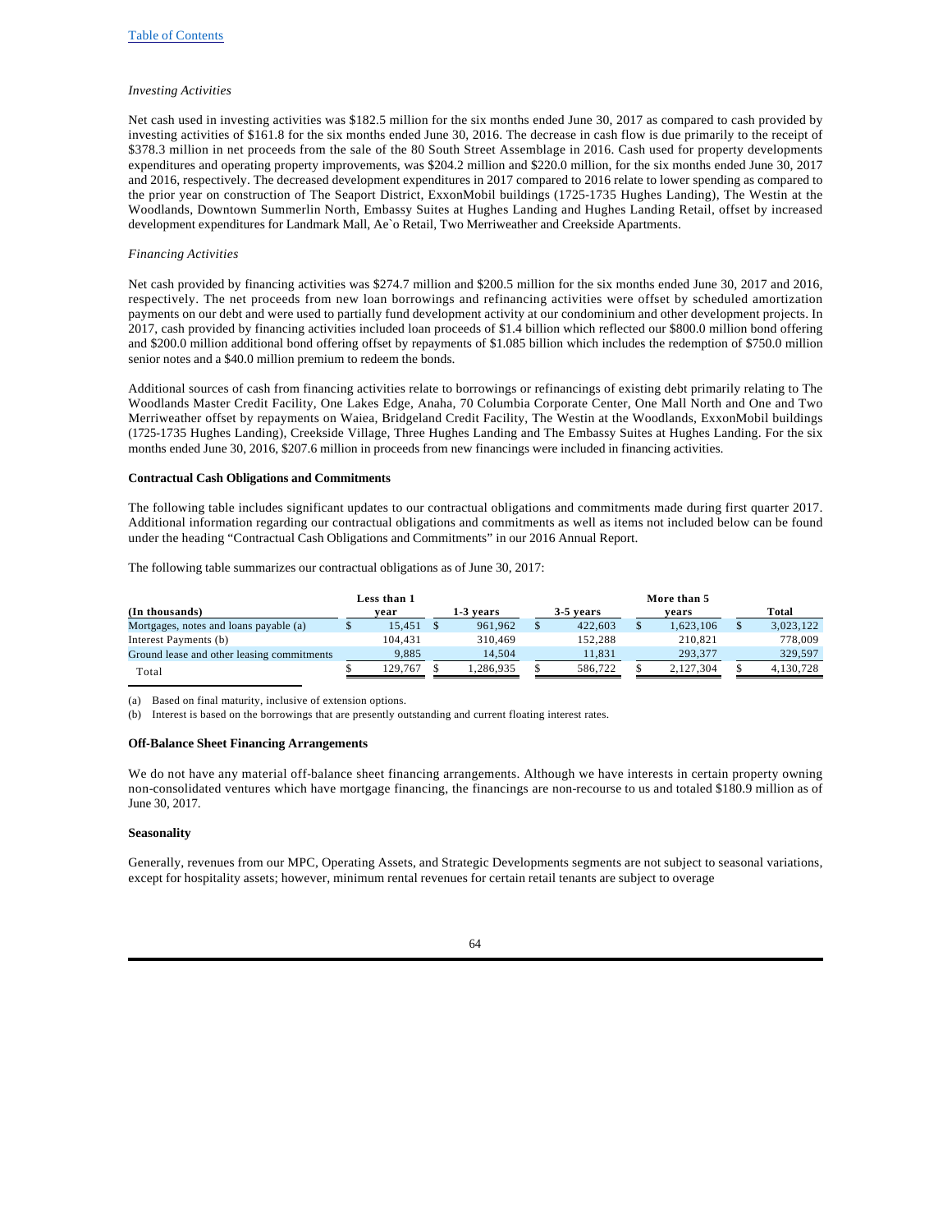*Investing Activities*

Net cash used in investing activities was $182.5 million for the six months ended June 30, 2017 as compared to cash provided by investing activities of $161.8 for the six months ended June 30, 2016. The decrease in cash flow is due primarily to the receipt of $378.3 million in net proceeds from the sale of the 80 South Street Assemblage in 2016. Cash used for property developments expenditures and operating property improvements, was $204.2 million and $220.0 million, for the six months ended June 30, 2017 and 2016, respectively. The decreased development expenditures in 2017 compared to 2016 relate to lower spending as compared to the prior year on construction of The Seaport District, ExxonMobil buildings (1725-1735 Hughes Landing), The Westin at the Woodlands, Downtown Summerlin North, Embassy Suites at Hughes Landing and Hughes Landing Retail, offset by increased development expenditures for Landmark Mall, Ae`o Retail, Two Merriweather and Creekside Apartments.

*Financing Activities*

Net cash provided by financing activities was $274.7 million and $200.5 million for the six months ended June 30, 2017 and 2016, respectively. The net proceeds from new loan borrowings and refinancing activities were offset by scheduled amortization payments on our debt and were used to partially fund development activity at our condominium and other development projects. In 2017, cash provided by financing activities included loan proceeds of $1.4 billion which reflected our $800.0 million bond offering and $200.0 million additional bond offering offset by repayments of $1.085 billion which includes the redemption of $750.0 million senior notes and a $40.0 million premium to redeem the bonds.

Additional sources of cash from financing activities relate to borrowings or refinancings of existing debt primarily relating to The Woodlands Master Credit Facility, One Lakes Edge, Anaha, 70 Columbia Corporate Center, One Mall North and One and Two Merriweather offset by repayments on Waiea, Bridgeland Credit Facility, The Westin at the Woodlands, ExxonMobil buildings (1725-1735 Hughes Landing), Creekside Village, Three Hughes Landing and The Embassy Suites at Hughes Landing. For the six months ended June 30, 2016, $207.6 million in proceeds from new financings were included in financing activities.

**Contractual Cash Obligations and Commitments**

The following table includes significant updates to our contractual obligations and commitments made during first quarter 2017. Additional information regarding our contractual obligations and commitments as well as items not included below can be found under the heading "Contractual Cash Obligations and Commitments" in our 2016 Annual Report.

The following table summarizes our contractual obligations as of June 30, 2017:

| (In thousands) | Less than 1 year | 1-3 years | 3-5 years | More than 5 years | Total |
|---|---|---|---|---|---|
| Mortgages, notes and loans payable (a) | $ 15,451 | $ 961,962 | $ 422,603 | $ 1,623,106 | $ 3,023,122 |
| Interest Payments (b) | 104,431 | 310,469 | 152,288 | 210,821 | 778,009 |
| Ground lease and other leasing commitments | 9,885 | 14,504 | 11,831 | 293,377 | 329,597 |
| Total | $ 129,767 | $ 1,286,935 | $ 586,722 | $ 2,127,304 | $ 4,130,728 |

(a) Based on final maturity, inclusive of extension options.
(b) Interest is based on the borrowings that are presently outstanding and current floating interest rates.

**Off-Balance Sheet Financing Arrangements**

We do not have any material off-balance sheet financing arrangements. Although we have interests in certain property owning non-consolidated ventures which have mortgage financing, the financings are non-recourse to us and totaled $180.9 million as of June 30, 2017.

**Seasonality**

Generally, revenues from our MPC, Operating Assets, and Strategic Developments segments are not subject to seasonal variations, except for hospitality assets; however, minimum rental revenues for certain retail tenants are subject to overage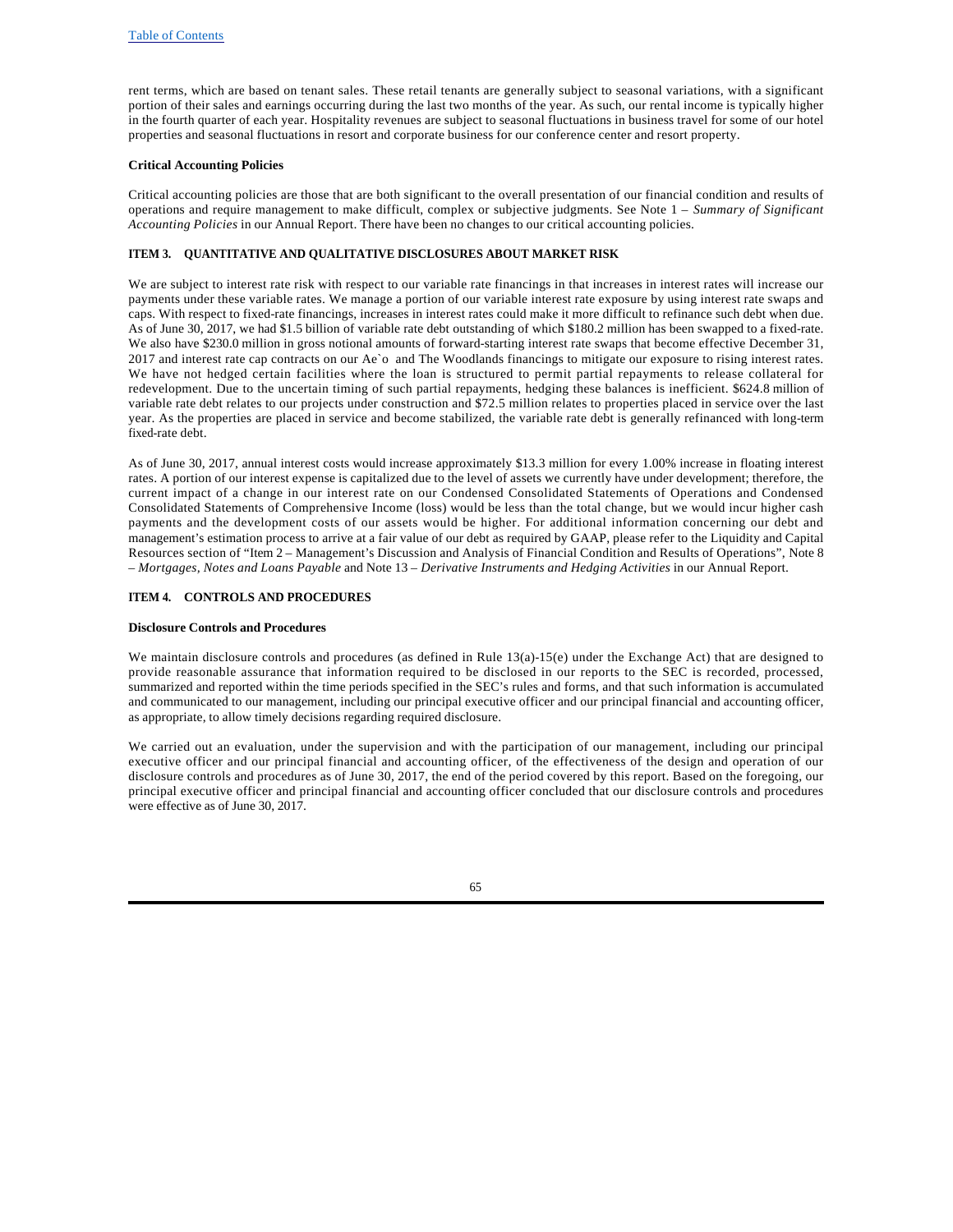rent terms, which are based on tenant sales. These retail tenants are generally subject to seasonal variations, with a significant portion of their sales and earnings occurring during the last two months of the year. As such, our rental income is typically higher in the fourth quarter of each year. Hospitality revenues are subject to seasonal fluctuations in business travel for some of our hotel properties and seasonal fluctuations in resort and corporate business for our conference center and resort property.

**Critical Accounting Policies**

Critical accounting policies are those that are both significant to the overall presentation of our financial condition and results of operations and require management to make difficult, complex or subjective judgments. See Note 1 – *Summary of Significant Accounting Policies* in our Annual Report. There have been no changes to our critical accounting policies.

## ITEM 3. QUANTITATIVE AND QUALITATIVE DISCLOSURES ABOUT MARKET RISK

We are subject to interest rate risk with respect to our variable rate financings in that increases in interest rates will increase our payments under these variable rates. We manage a portion of our variable interest rate exposure by using interest rate swaps and caps. With respect to fixed-rate financings, increases in interest rates could make it more difficult to refinance such debt when due. As of June 30, 2017, we had $1.5 billion of variable rate debt outstanding of which $180.2 million has been swapped to a fixed-rate. We also have $230.0 million in gross notional amounts of forward-starting interest rate swaps that become effective December 31, 2017 and interest rate cap contracts on our Ae`o and The Woodlands financings to mitigate our exposure to rising interest rates. We have not hedged certain facilities where the loan is structured to permit partial repayments to release collateral for redevelopment. Due to the uncertain timing of such partial repayments, hedging these balances is inefficient. $624.8 million of variable rate debt relates to our projects under construction and $72.5 million relates to properties placed in service over the last year. As the properties are placed in service and become stabilized, the variable rate debt is generally refinanced with long-term fixed-rate debt.

As of June 30, 2017, annual interest costs would increase approximately $13.3 million for every 1.00% increase in floating interest rates. A portion of our interest expense is capitalized due to the level of assets we currently have under development; therefore, the current impact of a change in our interest rate on our Condensed Consolidated Statements of Operations and Condensed Consolidated Statements of Comprehensive Income (loss) would be less than the total change, but we would incur higher cash payments and the development costs of our assets would be higher. For additional information concerning our debt and management's estimation process to arrive at a fair value of our debt as required by GAAP, please refer to the Liquidity and Capital Resources section of "Item 2 – Management's Discussion and Analysis of Financial Condition and Results of Operations", Note 8 – *Mortgages, Notes and Loans Payable* and Note 13 – *Derivative Instruments and Hedging Activities* in our Annual Report.

## ITEM 4. CONTROLS AND PROCEDURES

**Disclosure Controls and Procedures**

We maintain disclosure controls and procedures (as defined in Rule 13(a)-15(e) under the Exchange Act) that are designed to provide reasonable assurance that information required to be disclosed in our reports to the SEC is recorded, processed, summarized and reported within the time periods specified in the SEC's rules and forms, and that such information is accumulated and communicated to our management, including our principal executive officer and our principal financial and accounting officer, as appropriate, to allow timely decisions regarding required disclosure.

We carried out an evaluation, under the supervision and with the participation of our management, including our principal executive officer and our principal financial and accounting officer, of the effectiveness of the design and operation of our disclosure controls and procedures as of June 30, 2017, the end of the period covered by this report. Based on the foregoing, our principal executive officer and principal financial and accounting officer concluded that our disclosure controls and procedures were effective as of June 30, 2017.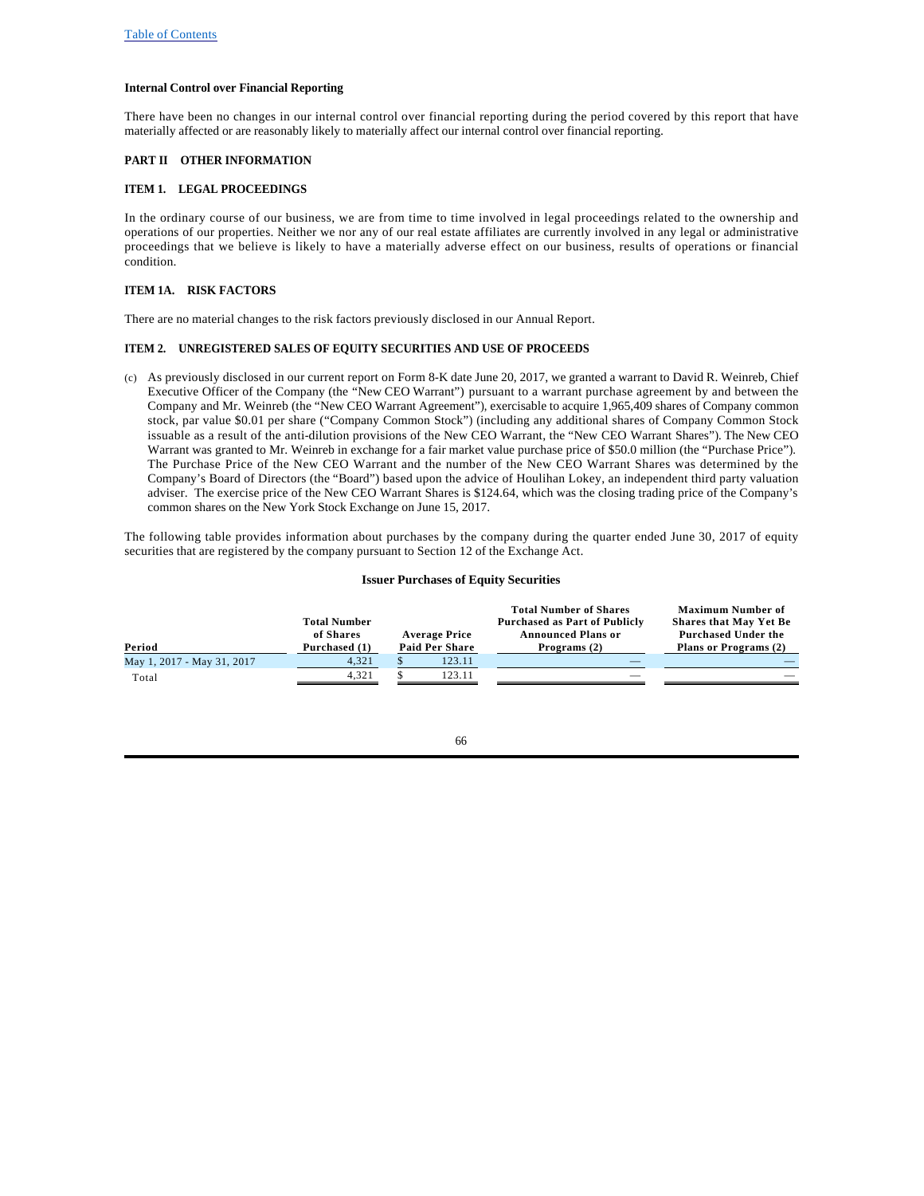**Internal Control over Financial Reporting**

There have been no changes in our internal control over financial reporting during the period covered by this report that have materially affected or are reasonably likely to materially affect our internal control over financial reporting.

## PART II OTHER INFORMATION

### ITEM 1. LEGAL PROCEEDINGS

In the ordinary course of our business, we are from time to time involved in legal proceedings related to the ownership and operations of our properties. Neither we nor any of our real estate affiliates are currently involved in any legal or administrative proceedings that we believe is likely to have a materially adverse effect on our business, results of operations or financial condition.

### ITEM 1A. RISK FACTORS

There are no material changes to the risk factors previously disclosed in our Annual Report.

### ITEM 2. UNREGISTERED SALES OF EQUITY SECURITIES AND USE OF PROCEEDS

(c) As previously disclosed in our current report on Form 8-K date June 20, 2017, we granted a warrant to David R. Weinreb, Chief Executive Officer of the Company (the "New CEO Warrant") pursuant to a warrant purchase agreement by and between the Company and Mr. Weinreb (the "New CEO Warrant Agreement"), exercisable to acquire 1,965,409 shares of Company common stock, par value $0.01 per share ("Company Common Stock") (including any additional shares of Company Common Stock issuable as a result of the anti-dilution provisions of the New CEO Warrant, the "New CEO Warrant Shares"). The New CEO Warrant was granted to Mr. Weinreb in exchange for a fair market value purchase price of $50.0 million (the "Purchase Price"). The Purchase Price of the New CEO Warrant and the number of the New CEO Warrant Shares was determined by the Company's Board of Directors (the "Board") based upon the advice of Houlihan Lokey, an independent third party valuation adviser. The exercise price of the New CEO Warrant Shares is $124.64, which was the closing trading price of the Company's common shares on the New York Stock Exchange on June 15, 2017.

The following table provides information about purchases by the company during the quarter ended June 30, 2017 of equity securities that are registered by the company pursuant to Section 12 of the Exchange Act.

**Issuer Purchases of Equity Securities**

| Period | Total Number of Shares Purchased (1) | Average Price Paid Per Share | Total Number of Shares Purchased as Part of Publicly Announced Plans or Programs (2) | Maximum Number of Shares that May Yet Be Purchased Under the Plans or Programs (2) |
|---|---|---|---|---|
| May 1, 2017 - May 31, 2017 | 4,321 | $ 123.11 | — | — |
| Total | 4,321 | $ 123.11 | — | — |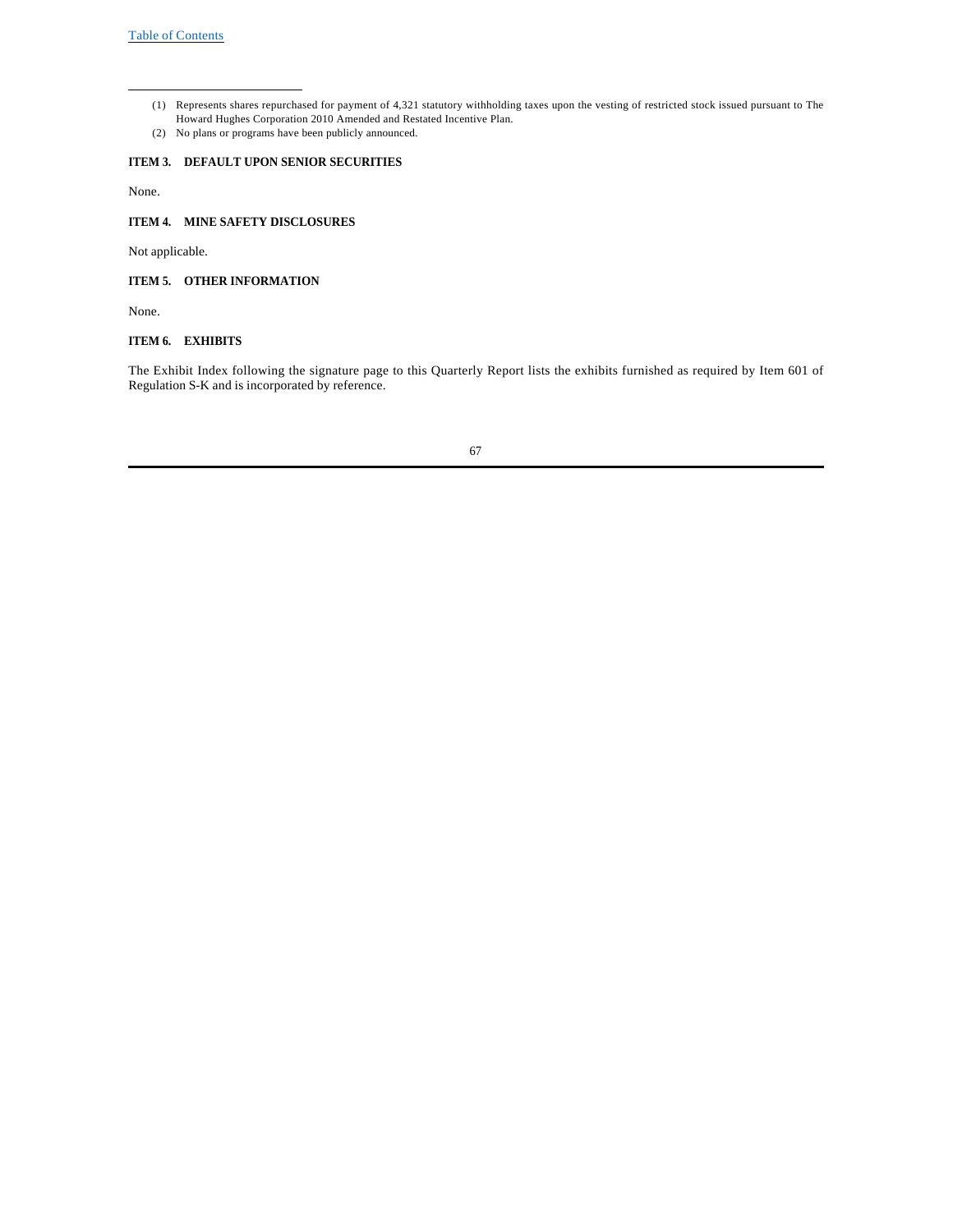(1) Represents shares repurchased for payment of 4,321 statutory withholding taxes upon the vesting of restricted stock issued pursuant to The Howard Hughes Corporation 2010 Amended and Restated Incentive Plan.

(2) No plans or programs have been publicly announced.

## ITEM 3. DEFAULT UPON SENIOR SECURITIES

None.

## ITEM 4. MINE SAFETY DISCLOSURES

Not applicable.

## ITEM 5. OTHER INFORMATION

None.

## ITEM 6. EXHIBITS

The Exhibit Index following the signature page to this Quarterly Report lists the exhibits furnished as required by Item 601 of Regulation S-K and is incorporated by reference.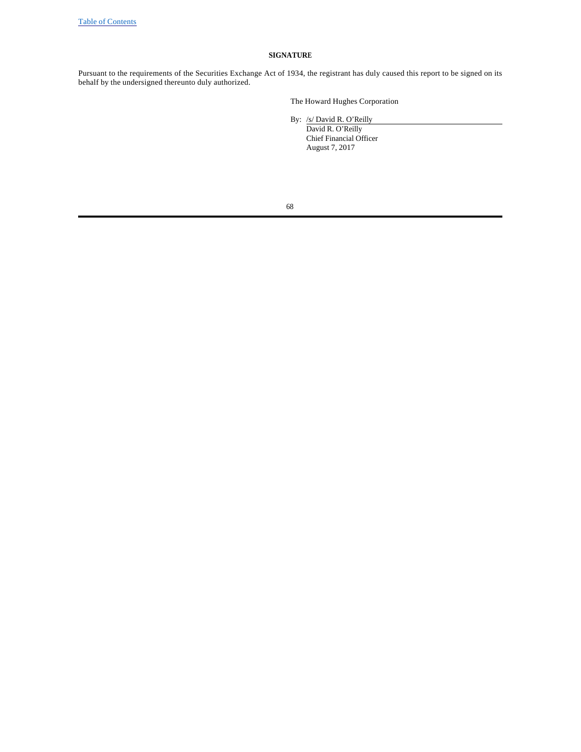**SIGNATURE**

Pursuant to the requirements of the Securities Exchange Act of 1934, the registrant has duly caused this report to be signed on its behalf by the undersigned thereunto duly authorized.

The Howard Hughes Corporation

By: /s/ David R. O'Reilly

David R. O'Reilly
Chief Financial Officer
August 7, 2017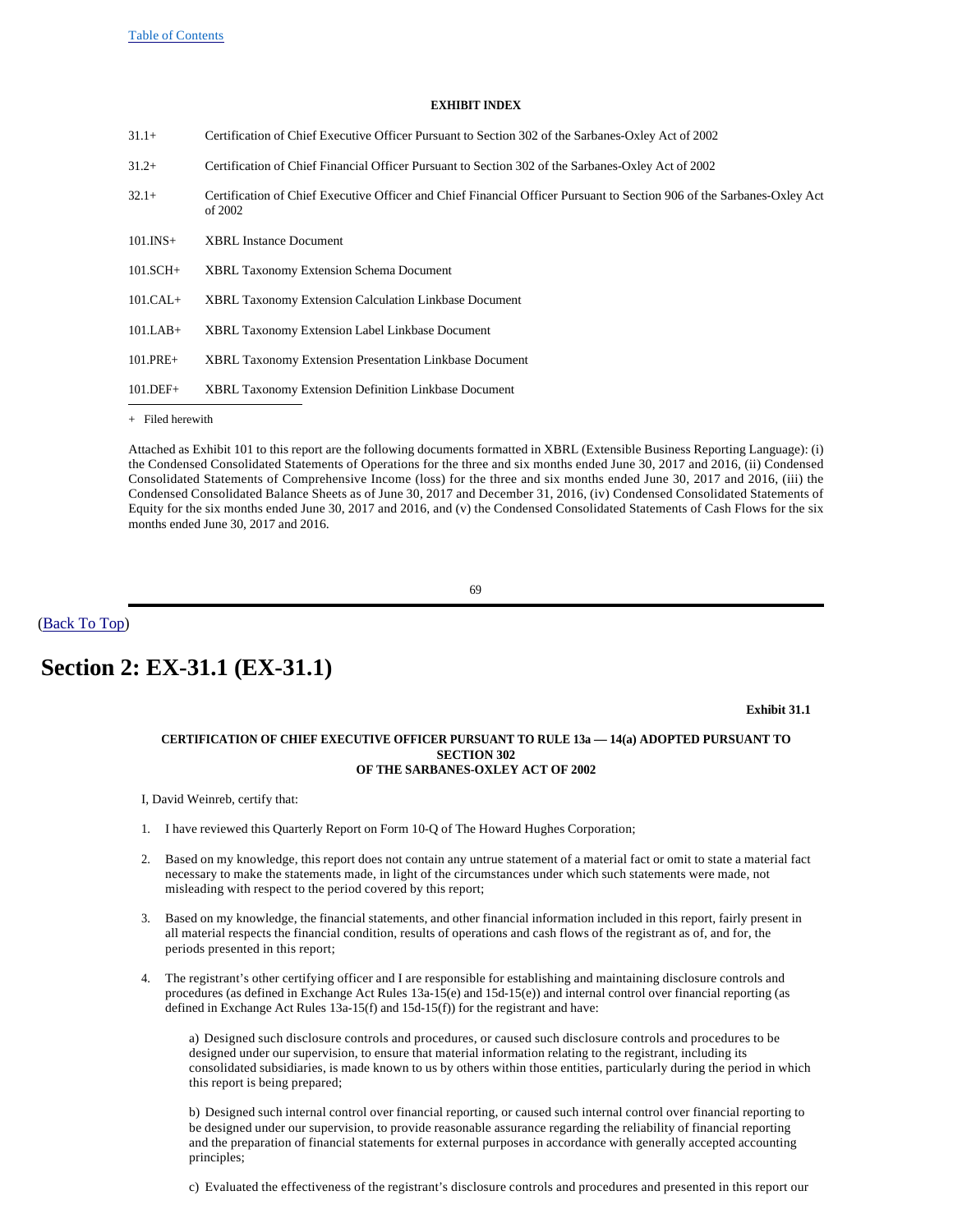**EXHIBIT INDEX**

| | |
|---|---|
| 31.1+ | Certification of Chief Executive Officer Pursuant to Section 302 of the Sarbanes-Oxley Act of 2002 |
| 31.2+ | Certification of Chief Financial Officer Pursuant to Section 302 of the Sarbanes-Oxley Act of 2002 |
| 32.1+ | Certification of Chief Executive Officer and Chief Financial Officer Pursuant to Section 906 of the Sarbanes-Oxley Act of 2002 |
| 101.INS+ | XBRL Instance Document |
| 101.SCH+ | XBRL Taxonomy Extension Schema Document |
| 101.CAL+ | XBRL Taxonomy Extension Calculation Linkbase Document |
| 101.LAB+ | XBRL Taxonomy Extension Label Linkbase Document |
| 101.PRE+ | XBRL Taxonomy Extension Presentation Linkbase Document |
| 101.DEF+ | XBRL Taxonomy Extension Definition Linkbase Document |

+ Filed herewith

Attached as Exhibit 101 to this report are the following documents formatted in XBRL (Extensible Business Reporting Language): (i) the Condensed Consolidated Statements of Operations for the three and six months ended June 30, 2017 and 2016, (ii) Condensed Consolidated Statements of Comprehensive Income (loss) for the three and six months ended June 30, 2017 and 2016, (iii) the Condensed Consolidated Balance Sheets as of June 30, 2017 and December 31, 2016, (iv) Condensed Consolidated Statements of Equity for the six months ended June 30, 2017 and 2016, and (v) the Condensed Consolidated Statements of Cash Flows for the six months ended June 30, 2017 and 2016.

(Back To Top)

# Section 2: EX-31.1 (EX-31.1)

**Exhibit 31.1**

**CERTIFICATION OF CHIEF EXECUTIVE OFFICER PURSUANT TO RULE 13a — 14(a) ADOPTED PURSUANT TO SECTION 302 OF THE SARBANES-OXLEY ACT OF 2002**

I, David Weinreb, certify that:

1. I have reviewed this Quarterly Report on Form 10-Q of The Howard Hughes Corporation;

2. Based on my knowledge, this report does not contain any untrue statement of a material fact or omit to state a material fact necessary to make the statements made, in light of the circumstances under which such statements were made, not misleading with respect to the period covered by this report;

3. Based on my knowledge, the financial statements, and other financial information included in this report, fairly present in all material respects the financial condition, results of operations and cash flows of the registrant as of, and for, the periods presented in this report;

4. The registrant's other certifying officer and I are responsible for establishing and maintaining disclosure controls and procedures (as defined in Exchange Act Rules 13a-15(e) and 15d-15(e)) and internal control over financial reporting (as defined in Exchange Act Rules 13a-15(f) and 15d-15(f)) for the registrant and have:

   a) Designed such disclosure controls and procedures, or caused such disclosure controls and procedures to be designed under our supervision, to ensure that material information relating to the registrant, including its consolidated subsidiaries, is made known to us by others within those entities, particularly during the period in which this report is being prepared;

   b) Designed such internal control over financial reporting, or caused such internal control over financial reporting to be designed under our supervision, to provide reasonable assurance regarding the reliability of financial reporting and the preparation of financial statements for external purposes in accordance with generally accepted accounting principles;

   c) Evaluated the effectiveness of the registrant's disclosure controls and procedures and presented in this report our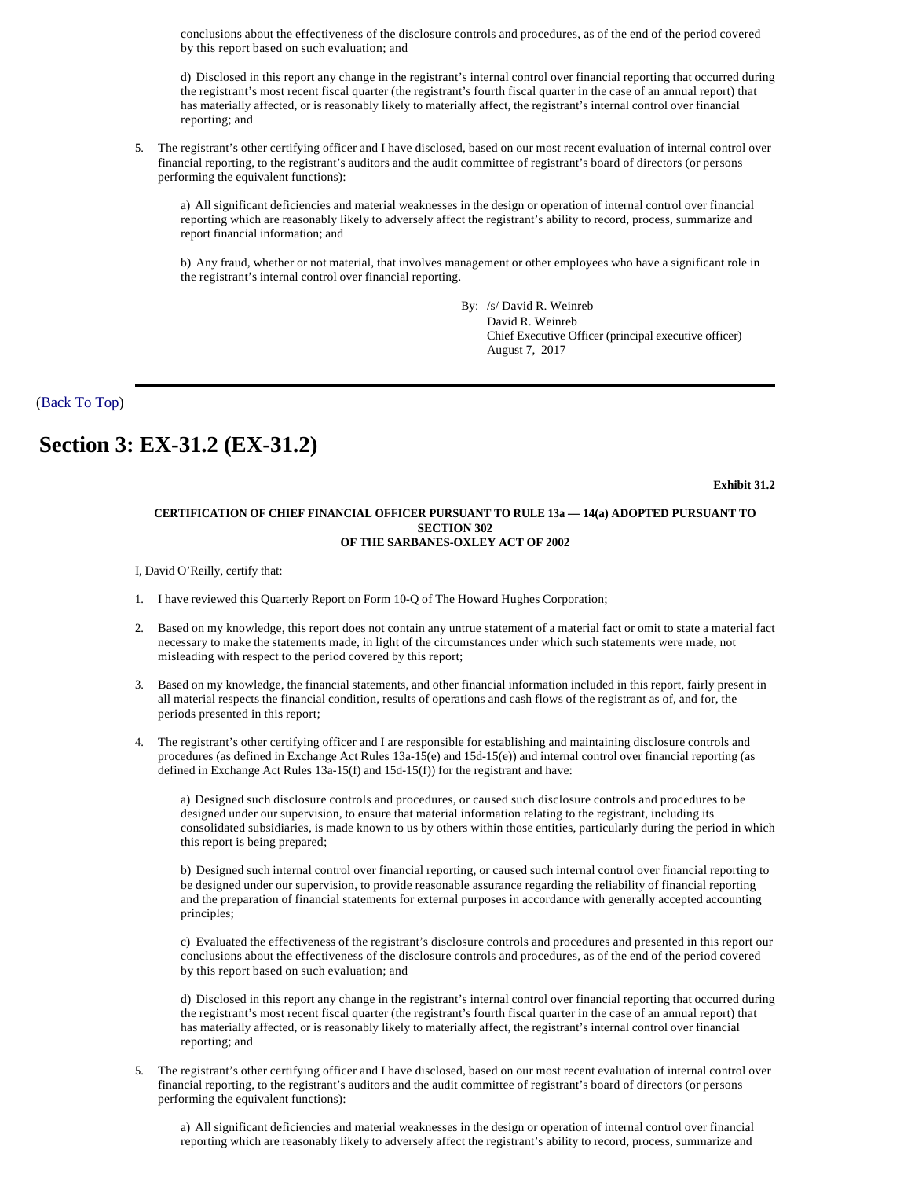conclusions about the effectiveness of the disclosure controls and procedures, as of the end of the period covered by this report based on such evaluation; and

d) Disclosed in this report any change in the registrant's internal control over financial reporting that occurred during the registrant's most recent fiscal quarter (the registrant's fourth fiscal quarter in the case of an annual report) that has materially affected, or is reasonably likely to materially affect, the registrant's internal control over financial reporting; and

5. The registrant's other certifying officer and I have disclosed, based on our most recent evaluation of internal control over financial reporting, to the registrant's auditors and the audit committee of registrant's board of directors (or persons performing the equivalent functions):

   a) All significant deficiencies and material weaknesses in the design or operation of internal control over financial reporting which are reasonably likely to adversely affect the registrant's ability to record, process, summarize and report financial information; and

   b) Any fraud, whether or not material, that involves management or other employees who have a significant role in the registrant's internal control over financial reporting.

By: /s/ David R. Weinreb
David R. Weinreb
Chief Executive Officer (principal executive officer)
August 7, 2017

(Back To Top)

# Section 3: EX-31.2 (EX-31.2)

**Exhibit 31.2**

**CERTIFICATION OF CHIEF FINANCIAL OFFICER PURSUANT TO RULE 13a — 14(a) ADOPTED PURSUANT TO SECTION 302 OF THE SARBANES-OXLEY ACT OF 2002**

I, David O'Reilly, certify that:

1. I have reviewed this Quarterly Report on Form 10-Q of The Howard Hughes Corporation;

2. Based on my knowledge, this report does not contain any untrue statement of a material fact or omit to state a material fact necessary to make the statements made, in light of the circumstances under which such statements were made, not misleading with respect to the period covered by this report;

3. Based on my knowledge, the financial statements, and other financial information included in this report, fairly present in all material respects the financial condition, results of operations and cash flows of the registrant as of, and for, the periods presented in this report;

4. The registrant's other certifying officer and I are responsible for establishing and maintaining disclosure controls and procedures (as defined in Exchange Act Rules 13a-15(e) and 15d-15(e)) and internal control over financial reporting (as defined in Exchange Act Rules 13a-15(f) and 15d-15(f)) for the registrant and have:

   a) Designed such disclosure controls and procedures, or caused such disclosure controls and procedures to be designed under our supervision, to ensure that material information relating to the registrant, including its consolidated subsidiaries, is made known to us by others within those entities, particularly during the period in which this report is being prepared;

   b) Designed such internal control over financial reporting, or caused such internal control over financial reporting to be designed under our supervision, to provide reasonable assurance regarding the reliability of financial reporting and the preparation of financial statements for external purposes in accordance with generally accepted accounting principles;

   c) Evaluated the effectiveness of the registrant's disclosure controls and procedures and presented in this report our conclusions about the effectiveness of the disclosure controls and procedures, as of the end of the period covered by this report based on such evaluation; and

   d) Disclosed in this report any change in the registrant's internal control over financial reporting that occurred during the registrant's most recent fiscal quarter (the registrant's fourth fiscal quarter in the case of an annual report) that has materially affected, or is reasonably likely to materially affect, the registrant's internal control over financial reporting; and

5. The registrant's other certifying officer and I have disclosed, based on our most recent evaluation of internal control over financial reporting, to the registrant's auditors and the audit committee of registrant's board of directors (or persons performing the equivalent functions):

   a) All significant deficiencies and material weaknesses in the design or operation of internal control over financial reporting which are reasonably likely to adversely affect the registrant's ability to record, process, summarize and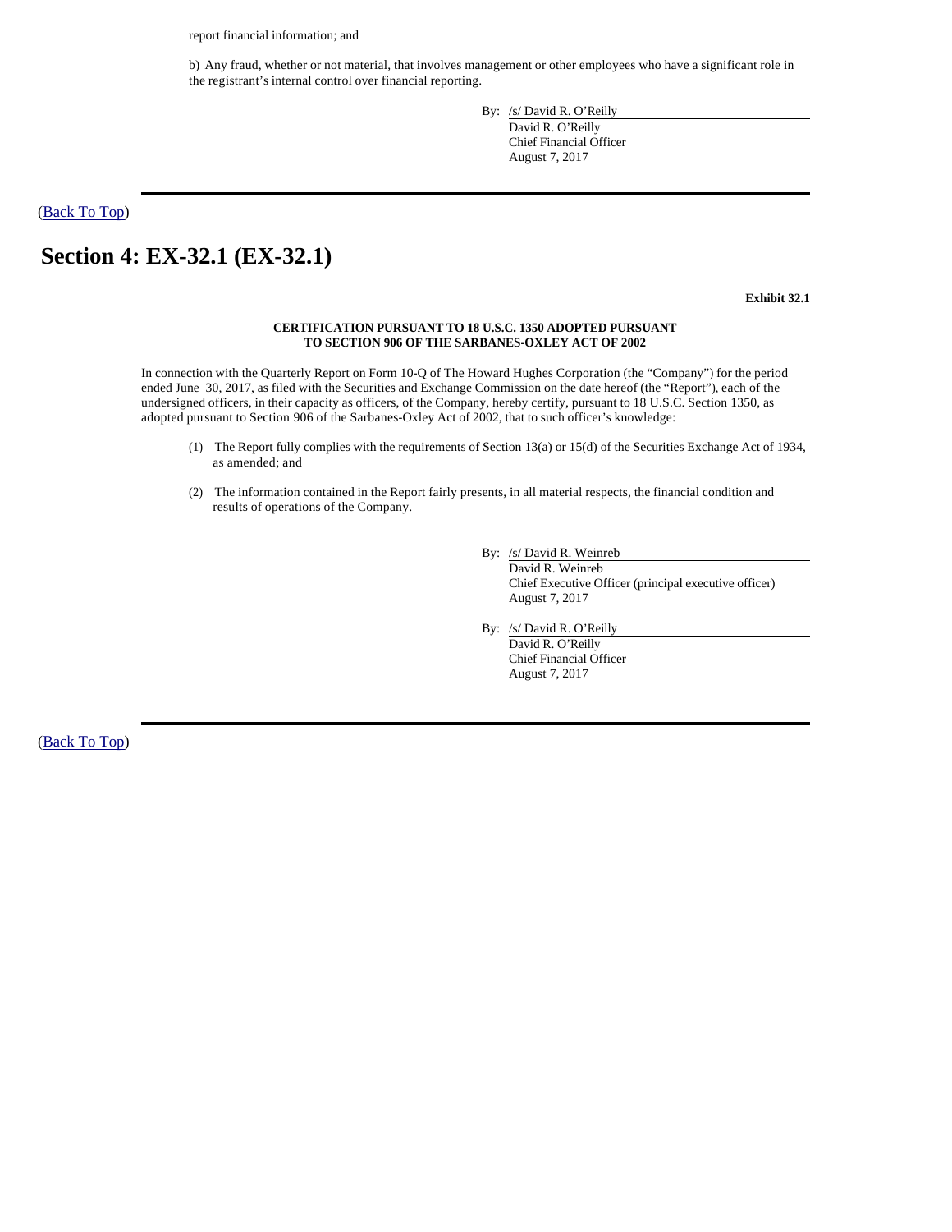report financial information; and

b) Any fraud, whether or not material, that involves management or other employees who have a significant role in the registrant's internal control over financial reporting.

By: /s/ David R. O'Reilly
David R. O'Reilly
Chief Financial Officer
August 7, 2017

(Back To Top)

# Section 4: EX-32.1 (EX-32.1)

**Exhibit 32.1**

**CERTIFICATION PURSUANT TO 18 U.S.C. 1350 ADOPTED PURSUANT TO SECTION 906 OF THE SARBANES-OXLEY ACT OF 2002**

In connection with the Quarterly Report on Form 10-Q of The Howard Hughes Corporation (the "Company") for the period ended June 30, 2017, as filed with the Securities and Exchange Commission on the date hereof (the "Report"), each of the undersigned officers, in their capacity as officers, of the Company, hereby certify, pursuant to 18 U.S.C. Section 1350, as adopted pursuant to Section 906 of the Sarbanes-Oxley Act of 2002, that to such officer's knowledge:

(1) The Report fully complies with the requirements of Section 13(a) or 15(d) of the Securities Exchange Act of 1934, as amended; and

(2) The information contained in the Report fairly presents, in all material respects, the financial condition and results of operations of the Company.

By: /s/ David R. Weinreb
David R. Weinreb
Chief Executive Officer (principal executive officer)
August 7, 2017

By: /s/ David R. O'Reilly
David R. O'Reilly
Chief Financial Officer
August 7, 2017

(Back To Top)